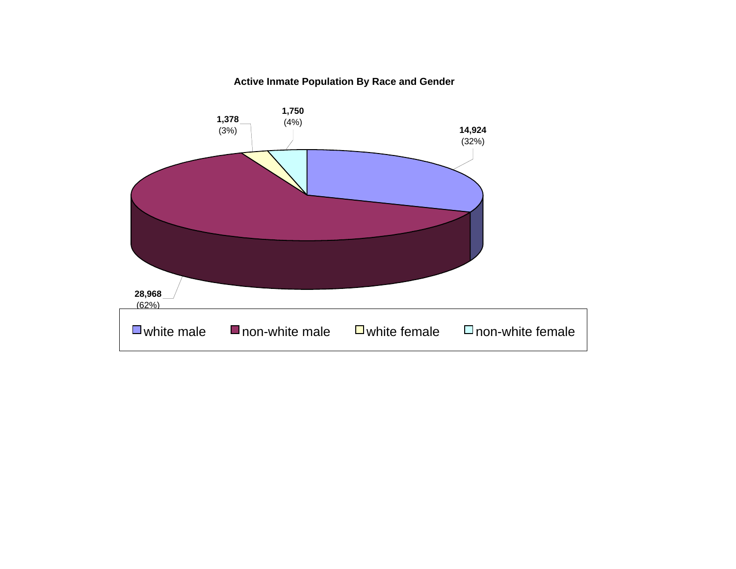**Active Inmate Population By Race and Gender**

1,750
(4%)

1,378
(3%)

14,924
(32%)

28,968
(62%)

white male
non-white male
white female
non-white female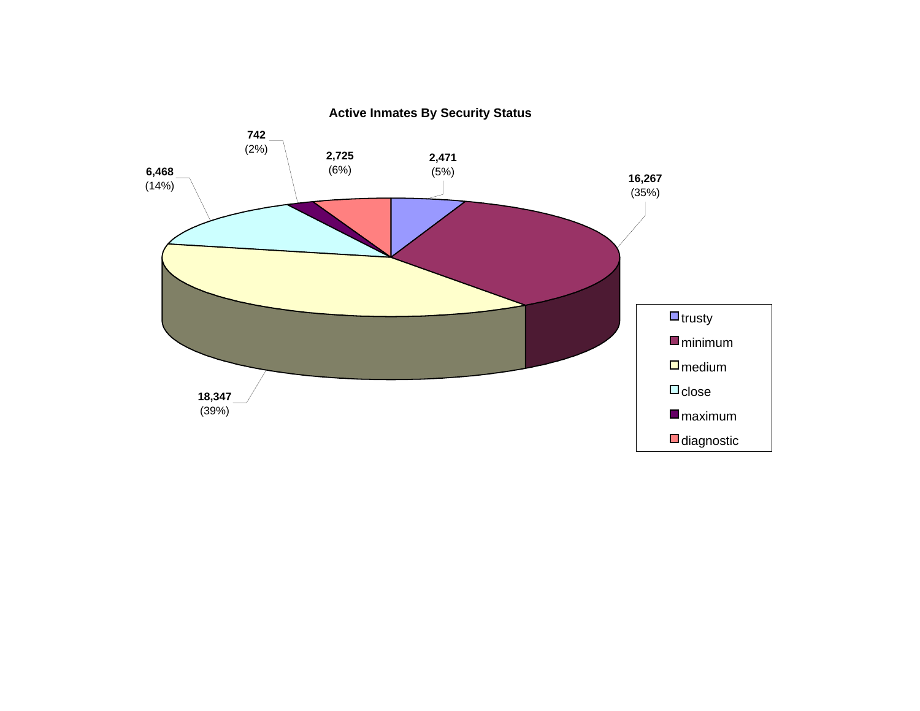**Active Inmates By Security Status**

742
(2%)

2,725
(6%)

2,471
(5%)

6,468
(14%)

16,267
(35%)

18,347
(39%)

trusty
minimum
medium
close
maximum
diagnostic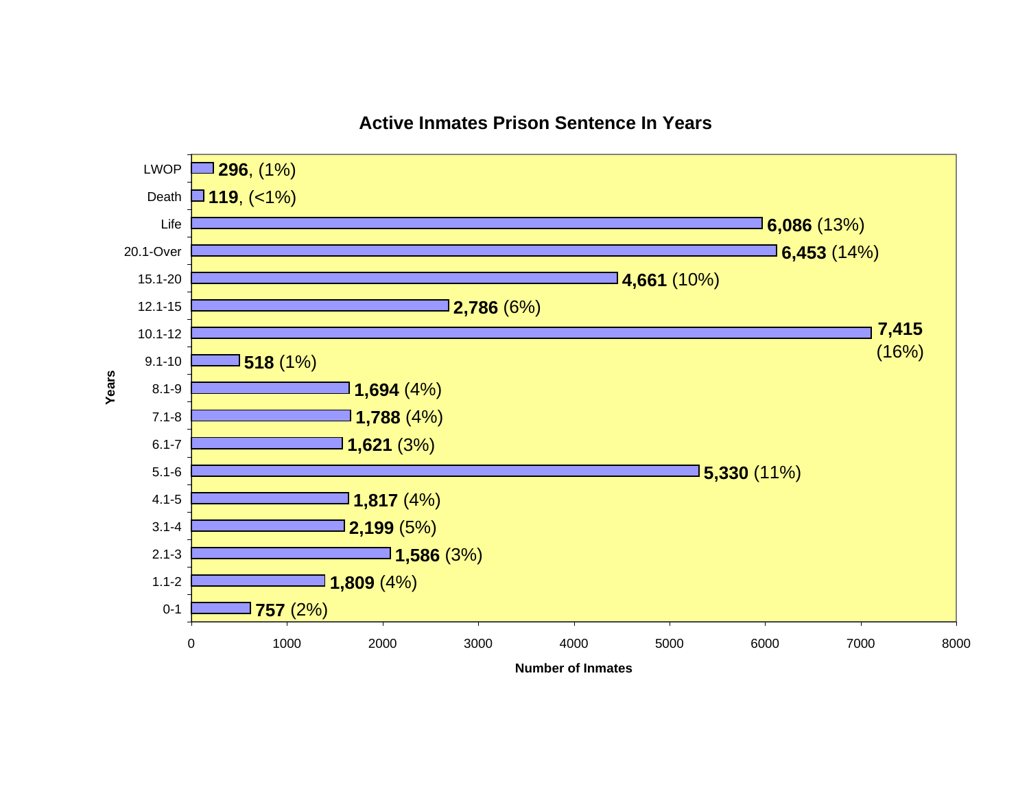## Active Inmates Prison Sentence In Years

| Years | Number of Inmates |
| --- | --- |
| LWOP | **296**, (1%) |
| Death | **119**, (<1%) |
| Life | **6,086** (13%) |
| 20.1-Over | **6,453** (14%) |
| 15.1-20 | **4,661** (10%) |
| 12.1-15 | **2,786** (6%) |
| 10.1-12 | **7,415** (16%) |
| 9.1-10 | **518** (1%) |
| 8.1-9 | **1,694** (4%) |
| 7.1-8 | **1,788** (4%) |
| 6.1-7 | **1,621** (3%) |
| 5.1-6 | **5,330** (11%) |
| 4.1-5 | **1,817** (4%) |
| 3.1-4 | **2,199** (5%) |
| 2.1-3 | **1,586** (3%) |
| 1.1-2 | **1,809** (4%) |
| 0-1 | **757** (2%) |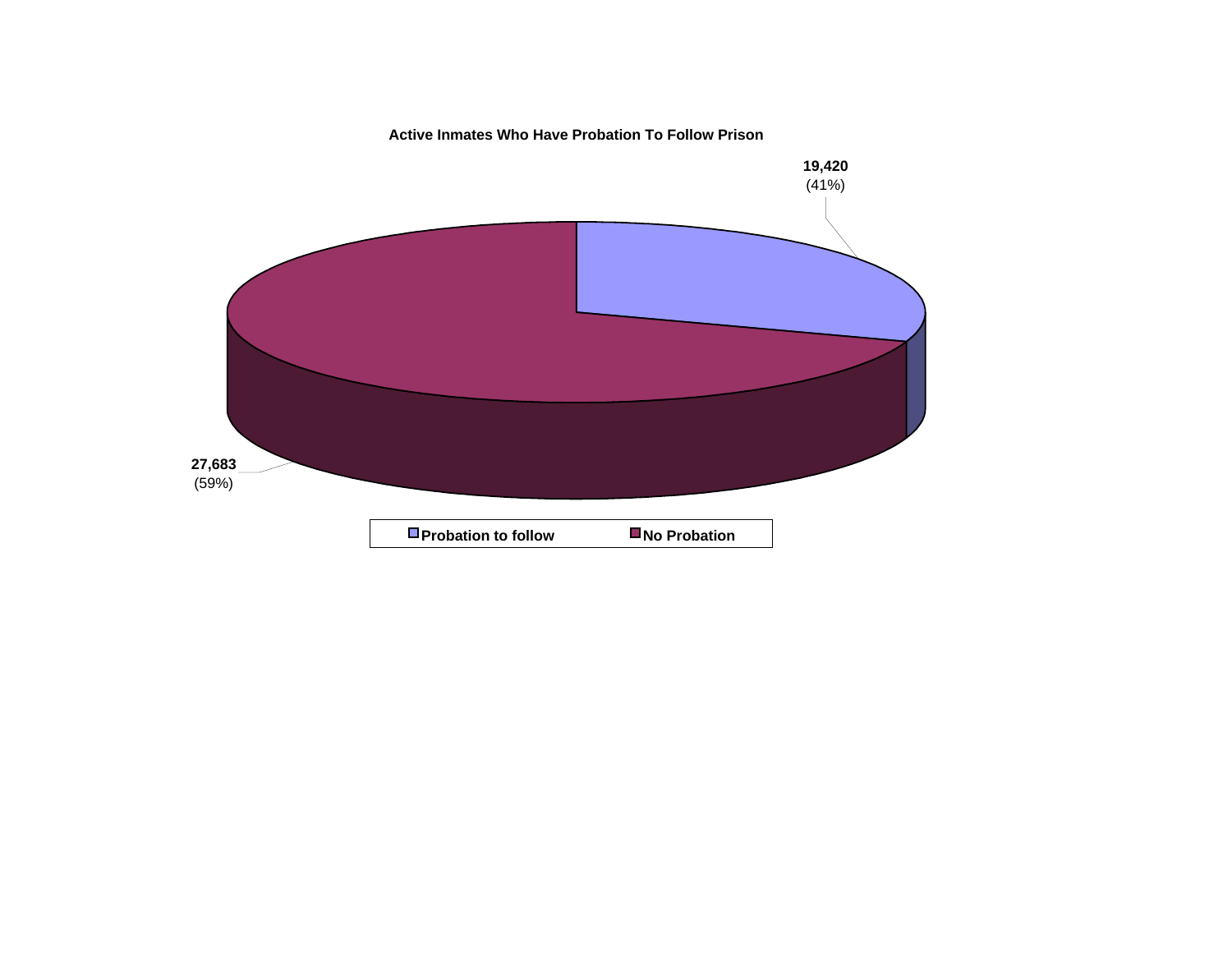**Active Inmates Who Have Probation To Follow Prison**

19,420
(41%)

27,683
(59%)

Probation to follow

No Probation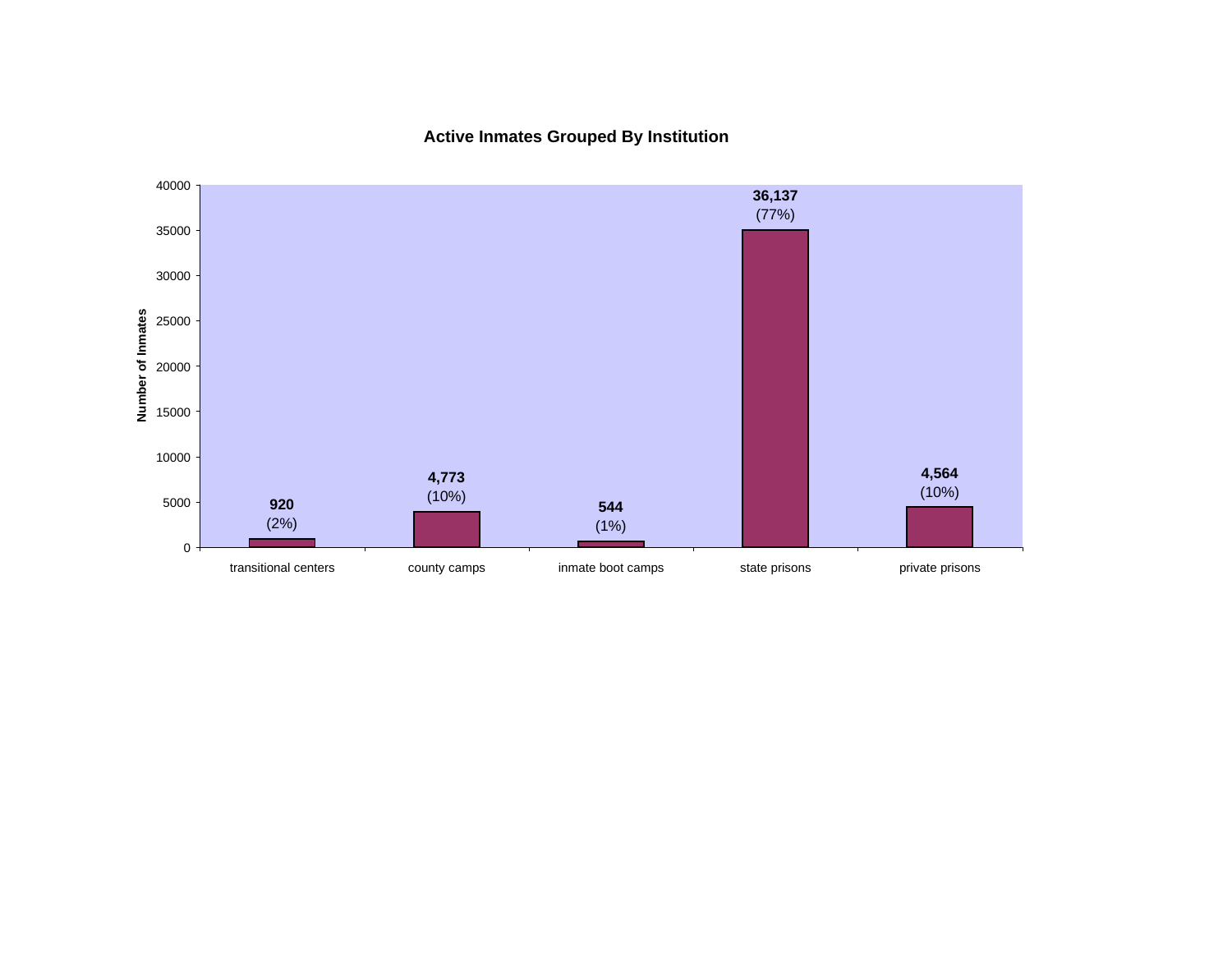**Active Inmates Grouped By Institution**

Number of Inmates

40000
35000
30000
25000
20000
15000
10000
5000
0

920
(2%)

4,773
(10%)

544
(1%)

36,137
(77%)

4,564
(10%)

transitional centers
county camps
inmate boot camps
state prisons
private prisons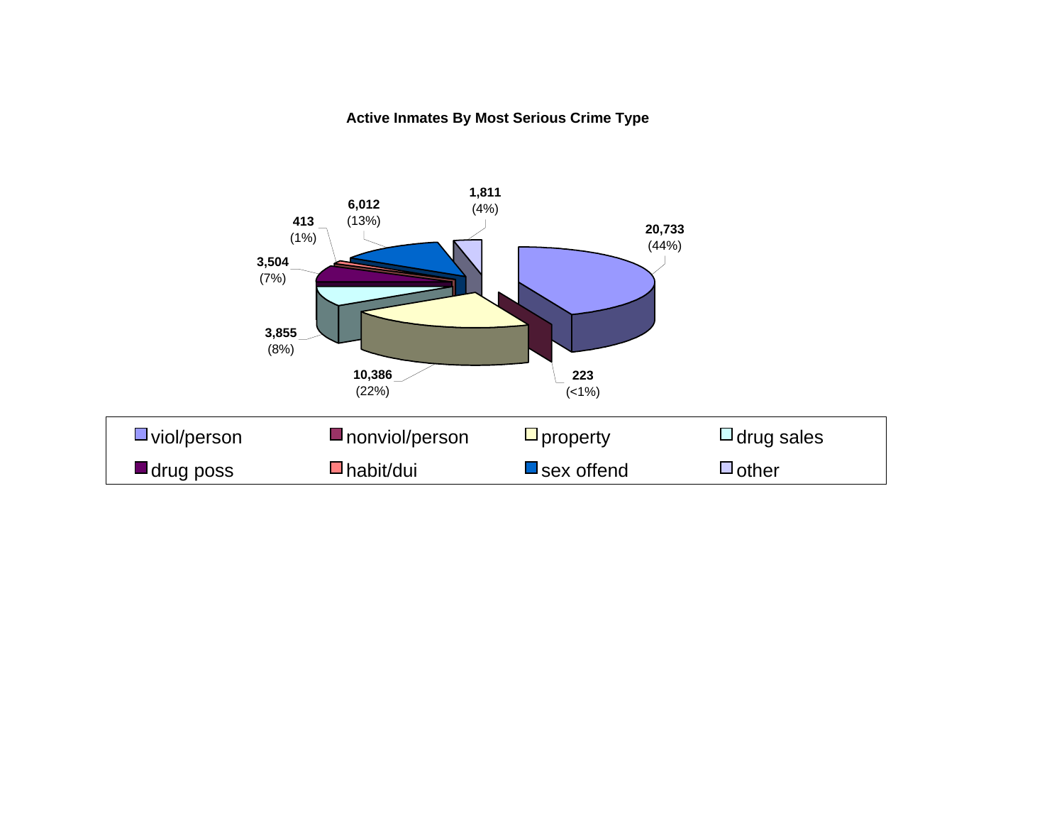**Active Inmates By Most Serious Crime Type**

20,733
(44%)

223
(<1%)

10,386
(22%)

3,855
(8%)

3,504
(7%)

413
(1%)

6,012
(13%)

1,811
(4%)

viol/person
nonviol/person
property
drug sales
drug poss
habit/dui
sex offend
other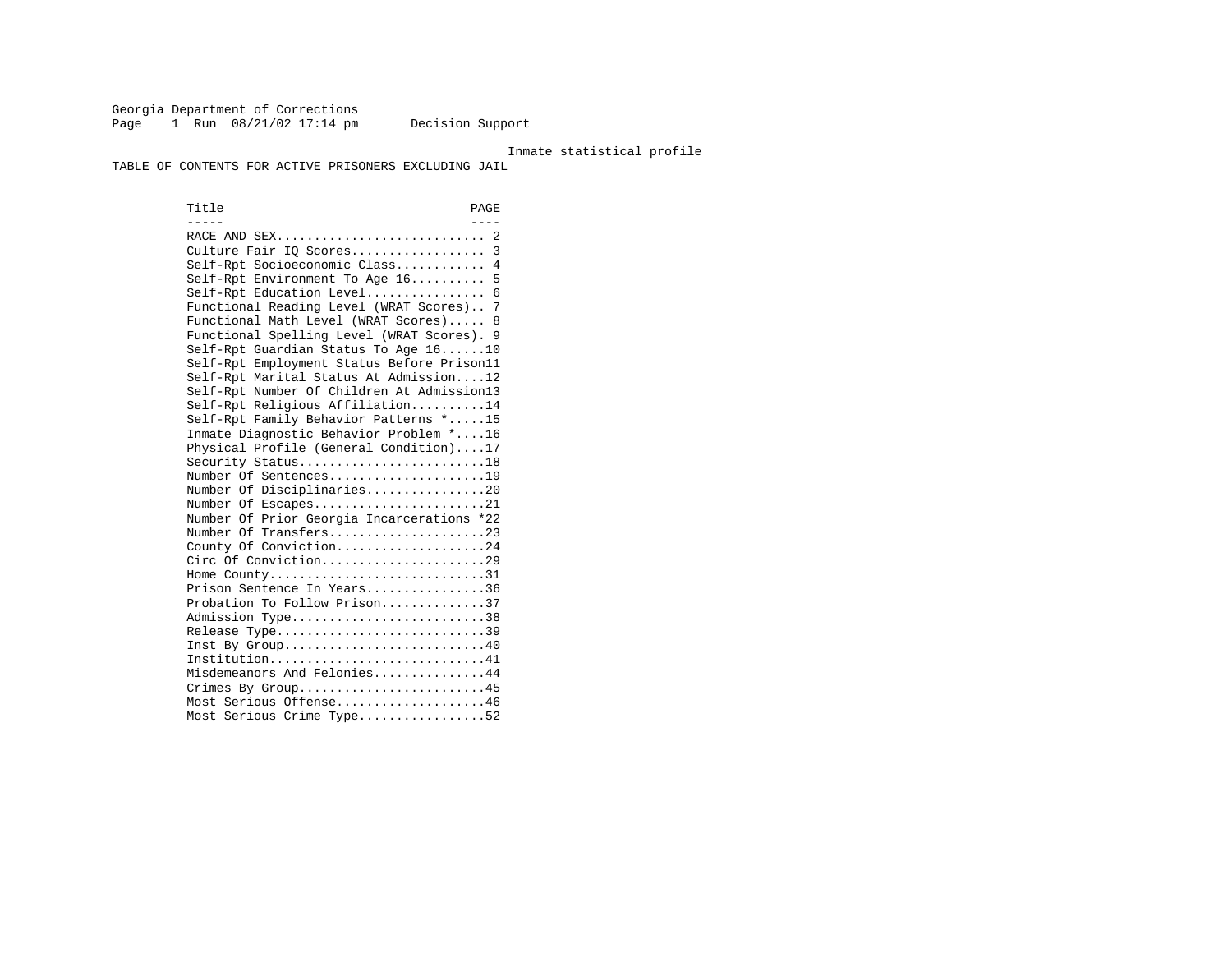Georgia Department of Corrections
Page 1 Run 08/21/02 17:14 pm Decision Support

Inmate statistical profile

TABLE OF CONTENTS FOR ACTIVE PRISONERS EXCLUDING JAIL

| Title | PAGE |
|---|---|
| RACE AND SEX | 2 |
| Culture Fair IQ Scores | 3 |
| Self-Rpt Socioeconomic Class | 4 |
| Self-Rpt Environment To Age 16 | 5 |
| Self-Rpt Education Level | 6 |
| Functional Reading Level (WRAT Scores) | 7 |
| Functional Math Level (WRAT Scores) | 8 |
| Functional Spelling Level (WRAT Scores) | 9 |
| Self-Rpt Guardian Status To Age 16 | 10 |
| Self-Rpt Employment Status Before Prison | 11 |
| Self-Rpt Marital Status At Admission | 12 |
| Self-Rpt Number Of Children At Admission | 13 |
| Self-Rpt Religious Affiliation | 14 |
| Self-Rpt Family Behavior Patterns * | 15 |
| Inmate Diagnostic Behavior Problem * | 16 |
| Physical Profile (General Condition) | 17 |
| Security Status | 18 |
| Number Of Sentences | 19 |
| Number Of Disciplinaries | 20 |
| Number Of Escapes | 21 |
| Number Of Prior Georgia Incarcerations * | 22 |
| Number Of Transfers | 23 |
| County Of Conviction | 24 |
| Circ Of Conviction | 29 |
| Home County | 31 |
| Prison Sentence In Years | 36 |
| Probation To Follow Prison | 37 |
| Admission Type | 38 |
| Release Type | 39 |
| Inst By Group | 40 |
| Institution | 41 |
| Misdemeanors And Felonies | 44 |
| Crimes By Group | 45 |
| Most Serious Offense | 46 |
| Most Serious Crime Type | 52 |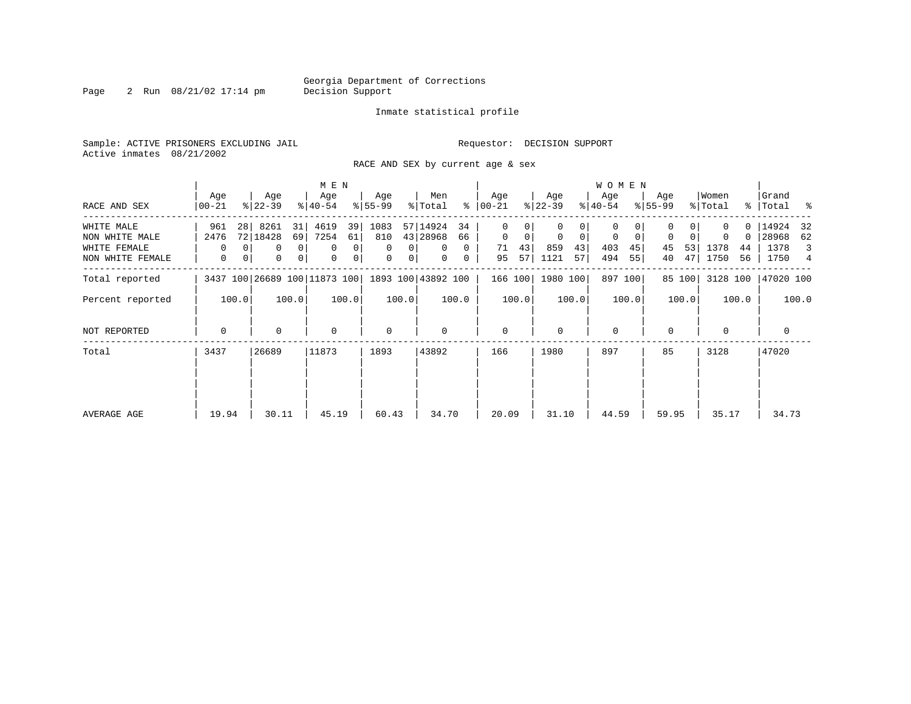Georgia Department of Corrections
Decision Support

Inmate statistical profile

Sample: ACTIVE PRISONERS EXCLUDING JAIL          Requestor: DECISION SUPPORT
Active inmates 08/21/2002

RACE AND SEX by current age & sex

| | MEN | | | | | | | | | | WOMEN | | | | | | | | | | | |
|---|---|---|---|---|---|---|---|---|---|---|---|---|---|---|---|---|---|---|---|---|---|---|
| RACE AND SEX | Age 00-21 | % | Age 22-39 | % | Age 40-54 | % | Age 55-99 | % | Men Total | % | Age 00-21 | % | Age 22-39 | % | Age 40-54 | % | Age 55-99 | % | Women Total | % | Grand Total | % |
| WHITE MALE | 961 | 28 | 8261 | 31 | 4619 | 39 | 1083 | 57 | 14924 | 34 | 0 | 0 | 0 | 0 | 0 | 0 | 0 | 0 | 0 | 0 | 14924 | 32 |
| NON WHITE MALE | 2476 | 72 | 18428 | 69 | 7254 | 61 | 810 | 43 | 28968 | 66 | 0 | 0 | 0 | 0 | 0 | 0 | 0 | 0 | 0 | 0 | 28968 | 62 |
| WHITE FEMALE | 0 | 0 | 0 | 0 | 0 | 0 | 0 | 0 | 0 | 0 | 71 | 43 | 859 | 43 | 403 | 45 | 45 | 53 | 1378 | 44 | 1378 | 3 |
| NON WHITE FEMALE | 0 | 0 | 0 | 0 | 0 | 0 | 0 | 0 | 0 | 0 | 95 | 57 | 1121 | 57 | 494 | 55 | 40 | 47 | 1750 | 56 | 1750 | 4 |
| Total reported | 3437 | 100 | 26689 | 100 | 11873 | 100 | 1893 | 100 | 43892 | 100 | 166 | 100 | 1980 | 100 | 897 | 100 | 85 | 100 | 3128 | 100 | 47020 | 100 |
| Percent reported | | 100.0 | | 100.0 | | 100.0 | | 100.0 | | 100.0 | | 100.0 | | 100.0 | | 100.0 | | 100.0 | | 100.0 | | 100.0 |
| NOT REPORTED | 0 | | 0 | | 0 | | 0 | | 0 | | 0 | | 0 | | 0 | | 0 | | 0 | | 0 | |
| Total | 3437 | | 26689 | | 11873 | | 1893 | | 43892 | | 166 | | 1980 | | 897 | | 85 | | 3128 | | 47020 | |
| AVERAGE AGE | 19.94 | | 30.11 | | 45.19 | | 60.43 | | 34.70 | | 20.09 | | 31.10 | | 44.59 | | 59.95 | | 35.17 | | 34.73 | |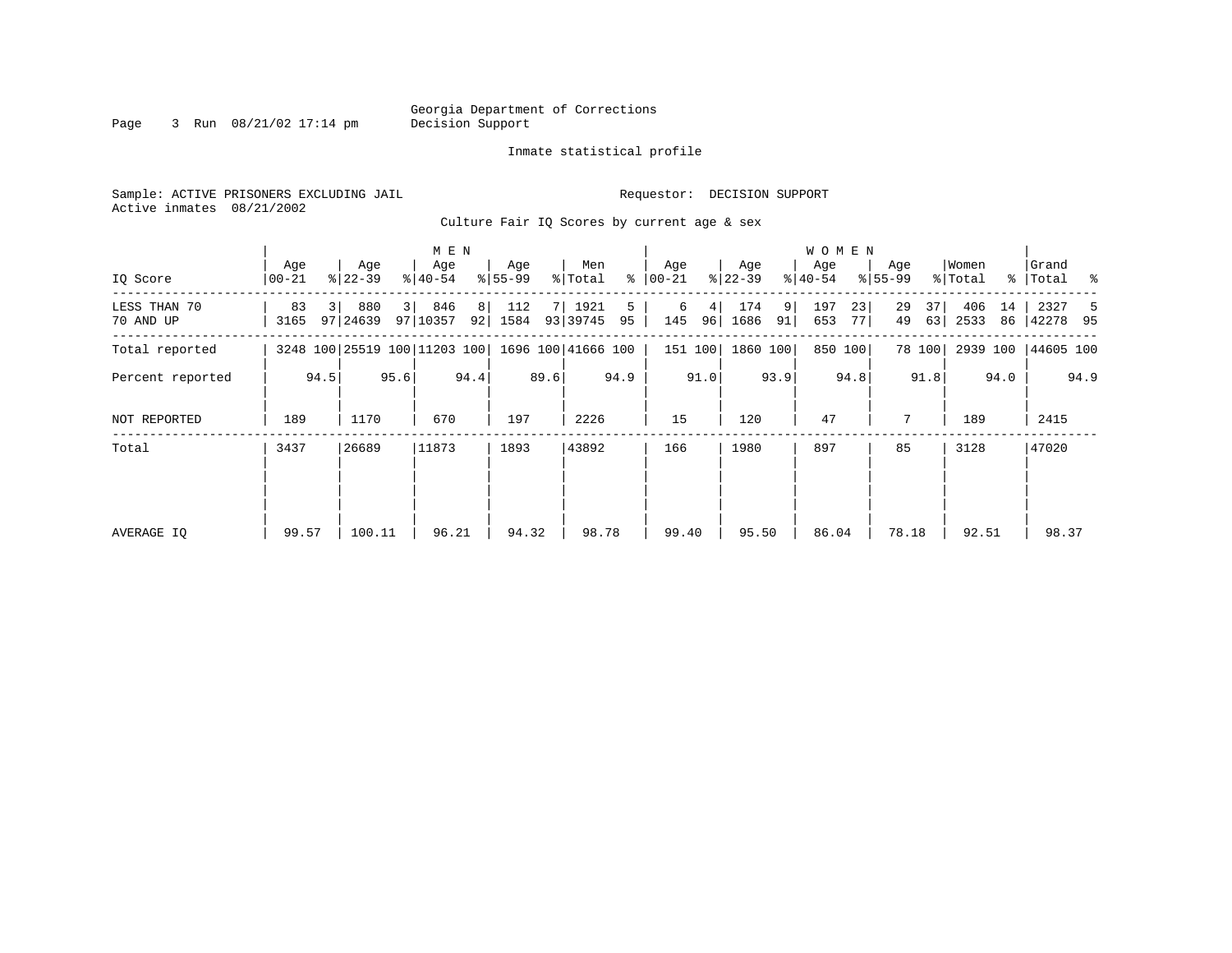Georgia Department of Corrections
Decision Support

Inmate statistical profile

Sample: ACTIVE PRISONERS EXCLUDING JAIL

Requestor: DECISION SUPPORT

Active inmates 08/21/2002

Culture Fair IQ Scores by current age & sex

| IQ Score | MEN Age 00-21 | % | Age 22-39 | % | Age 40-54 | % | Age 55-99 | % | Men Total | % | WOMEN Age 00-21 | % | Age 22-39 | % | Age 40-54 | % | Age 55-99 | % | Women Total | % | Grand Total | % |
|---|---|---|---|---|---|---|---|---|---|---|---|---|---|---|---|---|---|---|---|---|---|---|
| LESS THAN 70 | 83 | 3 | 880 | 3 | 846 | 8 | 112 | 7 | 1921 | 5 | 6 | 4 | 174 | 9 | 197 | 23 | 29 | 37 | 406 | 14 | 2327 | 5 |
| 70 AND UP | 3165 | 97 | 24639 | 97 | 10357 | 92 | 1584 | 93 | 39745 | 95 | 145 | 96 | 1686 | 91 | 653 | 77 | 49 | 63 | 2533 | 86 | 42278 | 95 |
| Total reported | 3248 | 100 | 25519 | 100 | 11203 | 100 | 1696 | 100 | 41666 | 100 | 151 | 100 | 1860 | 100 | 850 | 100 | 78 | 100 | 2939 | 100 | 44605 | 100 |
| Percent reported | | 94.5 | | 95.6 | | 94.4 | | 89.6 | | 94.9 | | 91.0 | | 93.9 | | 94.8 | | 91.8 | | 94.0 | | 94.9 |
| NOT REPORTED | 189 | | 1170 | | 670 | | 197 | | 2226 | | 15 | | 120 | | 47 | | 7 | | 189 | | 2415 | |
| Total | 3437 | | 26689 | | 11873 | | 1893 | | 43892 | | 166 | | 1980 | | 897 | | 85 | | 3128 | | 47020 | |
| AVERAGE IQ | 99.57 | | 100.11 | | 96.21 | | 94.32 | | 98.78 | | 99.40 | | 95.50 | | 86.04 | | 78.18 | | 92.51 | | 98.37 | |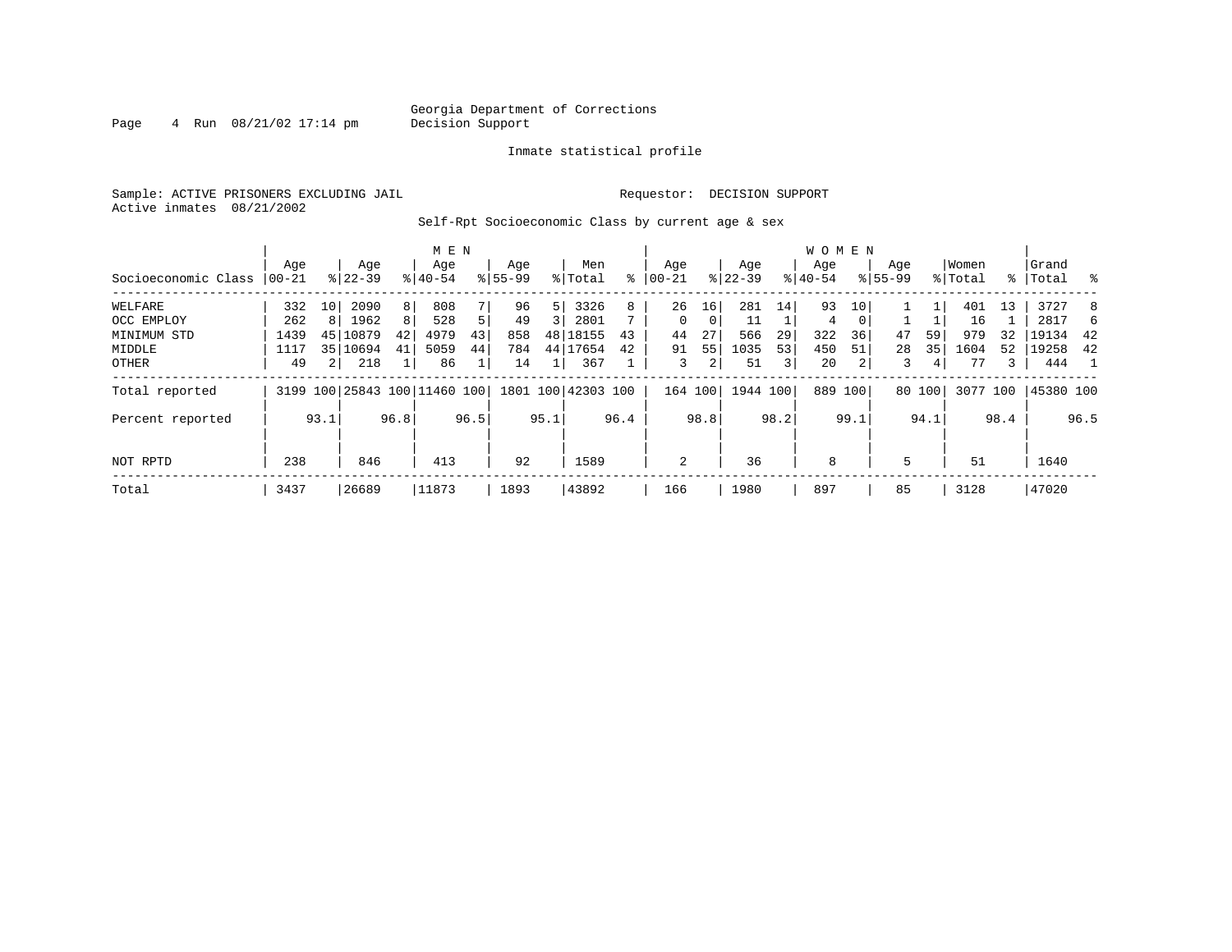Georgia Department of Corrections
Decision Support

Inmate statistical profile

Sample: ACTIVE PRISONERS EXCLUDING JAIL

Requestor: DECISION SUPPORT

Active inmates 08/21/2002

Self-Rpt Socioeconomic Class by current age & sex

| Socioeconomic Class | MEN Age 00-21 | % | Age 22-39 | % | Age 40-54 | % | Age 55-99 | % | Men Total | % | WOMEN Age 00-21 | % | Age 22-39 | % | Age 40-54 | % | Age 55-99 | % | Women Total | % | Grand Total | % |
|---|---|---|---|---|---|---|---|---|---|---|---|---|---|---|---|---|---|---|---|---|---|---|
| WELFARE | 332 | 10 | 2090 | 8 | 808 | 7 | 96 | 5 | 3326 | 8 | 26 | 16 | 281 | 14 | 93 | 10 | 1 | 1 | 401 | 13 | 3727 | 8 |
| OCC EMPLOY | 262 | 8 | 1962 | 8 | 528 | 5 | 49 | 3 | 2801 | 7 | 0 | 0 | 11 | 1 | 4 | 0 | 1 | 1 | 16 | 1 | 2817 | 6 |
| MINIMUM STD | 1439 | 45 | 10879 | 42 | 4979 | 43 | 858 | 48 | 18155 | 43 | 44 | 27 | 566 | 29 | 322 | 36 | 47 | 59 | 979 | 32 | 19134 | 42 |
| MIDDLE | 1117 | 35 | 10694 | 41 | 5059 | 44 | 784 | 44 | 17654 | 42 | 91 | 55 | 1035 | 53 | 450 | 51 | 28 | 35 | 1604 | 52 | 19258 | 42 |
| OTHER | 49 | 2 | 218 | 1 | 86 | 1 | 14 | 1 | 367 | 1 | 3 | 2 | 51 | 3 | 20 | 2 | 3 | 4 | 77 | 3 | 444 | 1 |
| Total reported | 3199 | 100 | 25843 | 100 | 11460 | 100 | 1801 | 100 | 42303 | 100 | 164 | 100 | 1944 | 100 | 889 | 100 | 80 | 100 | 3077 | 100 | 45380 | 100 |
| Percent reported | | 93.1 | | 96.8 | | 96.5 | | 95.1 | | 96.4 | | 98.8 | | 98.2 | | 99.1 | | 94.1 | | 98.4 | | 96.5 |
| NOT RPTD | 238 | | 846 | | 413 | | 92 | | 1589 | | 2 | | 36 | | 8 | | 5 | | 51 | | 1640 | |
| Total | 3437 | | 26689 | | 11873 | | 1893 | | 43892 | | 166 | | 1980 | | 897 | | 85 | | 3128 | | 47020 | |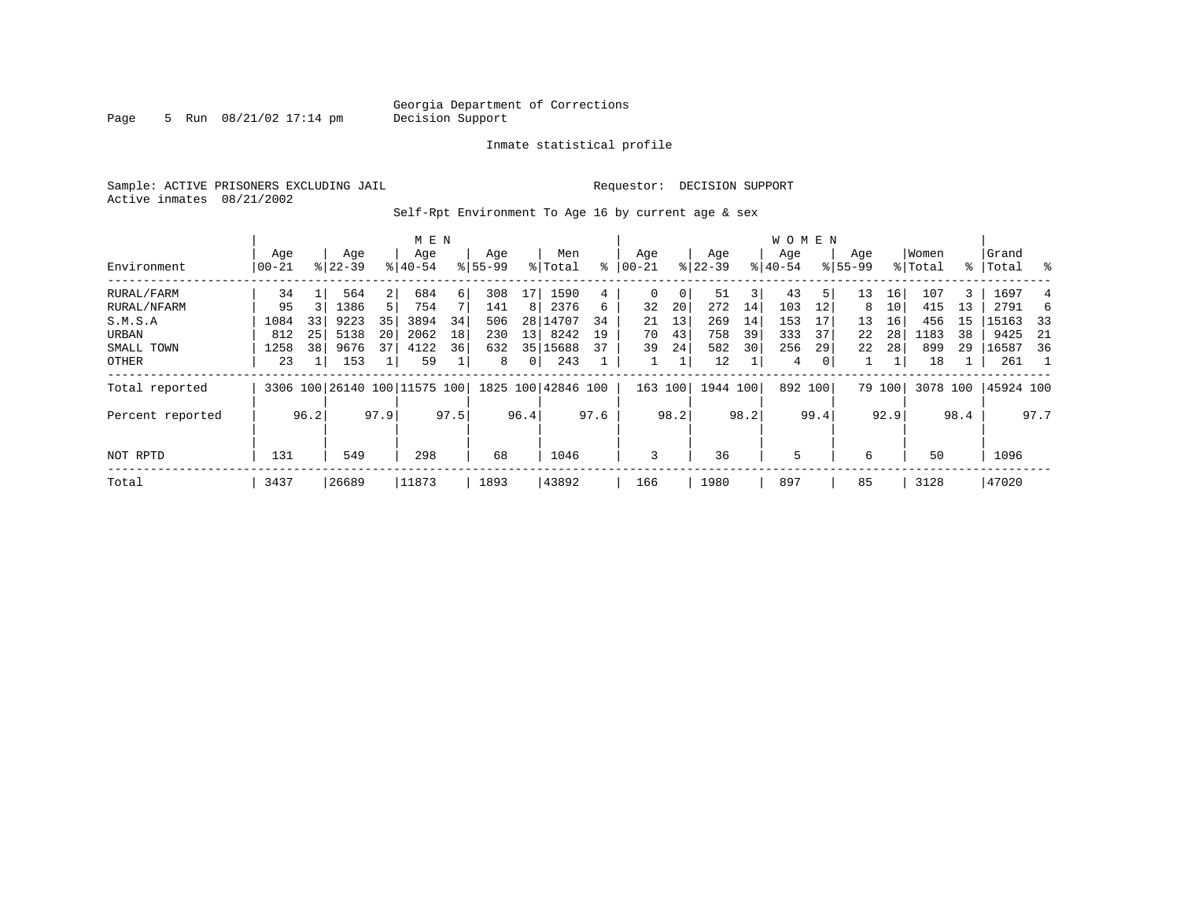Georgia Department of Corrections
Decision Support

Page 5 Run 08/21/02 17:14 pm

Inmate statistical profile

Sample: ACTIVE PRISONERS EXCLUDING JAIL

Requestor: DECISION SUPPORT

Active inmates 08/21/2002

Self-Rpt Environment To Age 16 by current age & sex

| Environment | MEN Age 00-21 | % | Age 22-39 | % | Age 40-54 | % | Age 55-99 | % | Men Total | % | WOMEN Age 00-21 | % | Age 22-39 | % | Age 40-54 | % | Age 55-99 | % | Women Total | % | Grand Total | % |
|---|---|---|---|---|---|---|---|---|---|---|---|---|---|---|---|---|---|---|---|---|---|---|
| RURAL/FARM | 34 | 1 | 564 | 2 | 684 | 6 | 308 | 17 | 1590 | 4 | 0 | 0 | 51 | 3 | 43 | 5 | 13 | 16 | 107 | 3 | 1697 | 4 |
| RURAL/NFARM | 95 | 3 | 1386 | 5 | 754 | 7 | 141 | 8 | 2376 | 6 | 32 | 20 | 272 | 14 | 103 | 12 | 8 | 10 | 415 | 13 | 2791 | 6 |
| S.M.S.A | 1084 | 33 | 9223 | 35 | 3894 | 34 | 506 | 28 | 14707 | 34 | 21 | 13 | 269 | 14 | 153 | 17 | 13 | 16 | 456 | 15 | 15163 | 33 |
| URBAN | 812 | 25 | 5138 | 20 | 2062 | 18 | 230 | 13 | 8242 | 19 | 70 | 43 | 758 | 39 | 333 | 37 | 22 | 28 | 1183 | 38 | 9425 | 21 |
| SMALL TOWN | 1258 | 38 | 9676 | 37 | 4122 | 36 | 632 | 35 | 15688 | 37 | 39 | 24 | 582 | 30 | 256 | 29 | 22 | 28 | 899 | 29 | 16587 | 36 |
| OTHER | 23 | 1 | 153 | 1 | 59 | 1 | 8 | 0 | 243 | 1 | 1 | 1 | 12 | 1 | 4 | 0 | 1 | 1 | 18 | 1 | 261 | 1 |
| Total reported | 3306 | 100 | 26140 | 100 | 11575 | 100 | 1825 | 100 | 42846 | 100 | 163 | 100 | 1944 | 100 | 892 | 100 | 79 | 100 | 3078 | 100 | 45924 | 100 |
| Percent reported | | 96.2 | | 97.9 | | 97.5 | | 96.4 | | 97.6 | | 98.2 | | 98.2 | | 99.4 | | 92.9 | | 98.4 | | 97.7 |
| NOT RPTD | 131 | | 549 | | 298 | | 68 | | 1046 | | 3 | | 36 | | 5 | | 6 | | 50 | | 1096 | |
| Total | 3437 | | 26689 | | 11873 | | 1893 | | 43892 | | 166 | | 1980 | | 897 | | 85 | | 3128 | | 47020 | |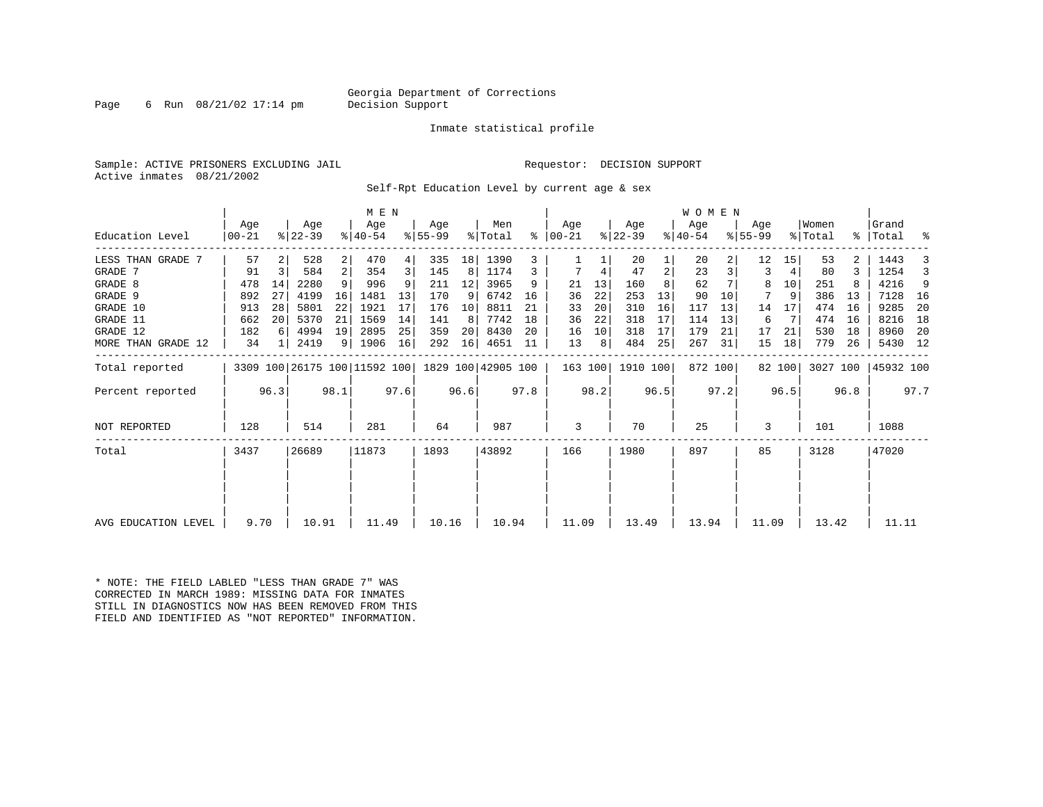Georgia Department of Corrections
Decision Support

Inmate statistical profile

Sample: ACTIVE PRISONERS EXCLUDING JAIL
Active inmates 08/21/2002

Requestor: DECISION SUPPORT

Self-Rpt Education Level by current age & sex

| | MEN | | | | | | | | | | WOMEN | | | | | | | | | | | |
|---|---|---|---|---|---|---|---|---|---|---|---|---|---|---|---|---|---|---|---|---|---|---|
| Education Level | Age 00-21 | % | Age 22-39 | % | Age 40-54 | % | Age 55-99 | % | Men Total | % | Age 00-21 | % | Age 22-39 | % | Age 40-54 | % | Age 55-99 | % | Women Total | % | Grand Total | % |
| LESS THAN GRADE 7 | 57 | 2 | 528 | 2 | 470 | 4 | 335 | 18 | 1390 | 3 | 1 | 1 | 20 | 1 | 20 | 2 | 12 | 15 | 53 | 2 | 1443 | 3 |
| GRADE 7 | 91 | 3 | 584 | 2 | 354 | 3 | 145 | 8 | 1174 | 3 | 7 | 4 | 47 | 2 | 23 | 3 | 3 | 4 | 80 | 3 | 1254 | 3 |
| GRADE 8 | 478 | 14 | 2280 | 9 | 996 | 9 | 211 | 12 | 3965 | 9 | 21 | 13 | 160 | 8 | 62 | 7 | 8 | 10 | 251 | 8 | 4216 | 9 |
| GRADE 9 | 892 | 27 | 4199 | 16 | 1481 | 13 | 170 | 9 | 6742 | 16 | 36 | 22 | 253 | 13 | 90 | 10 | 7 | 9 | 386 | 13 | 7128 | 16 |
| GRADE 10 | 913 | 28 | 5801 | 22 | 1921 | 17 | 176 | 10 | 8811 | 21 | 33 | 20 | 310 | 16 | 117 | 13 | 14 | 17 | 474 | 16 | 9285 | 20 |
| GRADE 11 | 662 | 20 | 5370 | 21 | 1569 | 14 | 141 | 8 | 7742 | 18 | 36 | 22 | 318 | 17 | 114 | 13 | 6 | 7 | 474 | 16 | 8216 | 18 |
| GRADE 12 | 182 | 6 | 4994 | 19 | 2895 | 25 | 359 | 20 | 8430 | 20 | 16 | 10 | 318 | 17 | 179 | 21 | 17 | 21 | 530 | 18 | 8960 | 20 |
| MORE THAN GRADE 12 | 34 | 1 | 2419 | 9 | 1906 | 16 | 292 | 16 | 4651 | 11 | 13 | 8 | 484 | 25 | 267 | 31 | 15 | 18 | 779 | 26 | 5430 | 12 |
| Total reported | 3309 | 100 | 26175 | 100 | 11592 | 100 | 1829 | 100 | 42905 | 100 | 163 | 100 | 1910 | 100 | 872 | 100 | 82 | 100 | 3027 | 100 | 45932 | 100 |
| Percent reported | | 96.3 | | 98.1 | | 97.6 | | 96.6 | | 97.8 | | 98.2 | | 96.5 | | 97.2 | | 96.5 | | 96.8 | | 97.7 |
| NOT REPORTED | 128 | | 514 | | 281 | | 64 | | 987 | | 3 | | 70 | | 25 | | 3 | | 101 | | 1088 | |
| Total | 3437 | | 26689 | | 11873 | | 1893 | | 43892 | | 166 | | 1980 | | 897 | | 85 | | 3128 | | 47020 | |
| AVG EDUCATION LEVEL | 9.70 | | 10.91 | | 11.49 | | 10.16 | | 10.94 | | 11.09 | | 13.49 | | 13.94 | | 11.09 | | 13.42 | | 11.11 | |

* NOTE: THE FIELD LABLED "LESS THAN GRADE 7" WAS CORRECTED IN MARCH 1989: MISSING DATA FOR INMATES STILL IN DIAGNOSTICS NOW HAS BEEN REMOVED FROM THIS FIELD AND IDENTIFIED AS "NOT REPORTED" INFORMATION.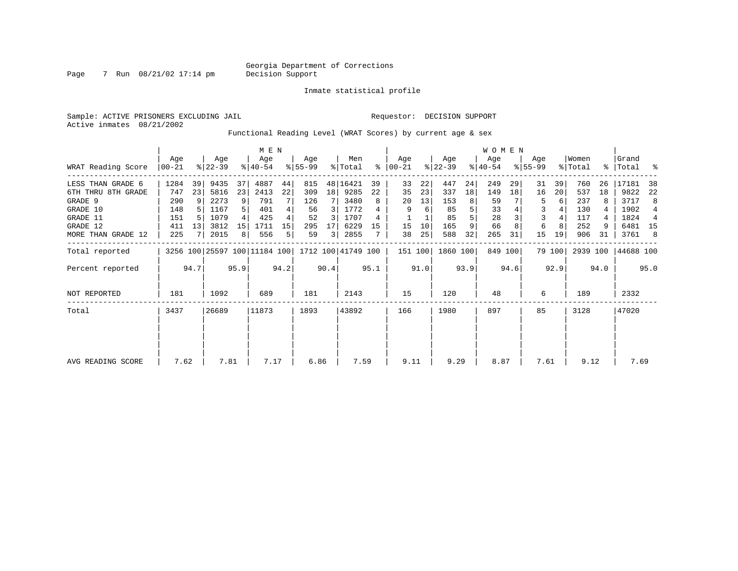Georgia Department of Corrections
Decision Support

Inmate statistical profile

Sample: ACTIVE PRISONERS EXCLUDING JAIL

Requestor: DECISION SUPPORT

Active inmates 08/21/2002

Functional Reading Level (WRAT Scores) by current age & sex

| | MEN | | | | | | | | | | WOMEN | | | | | | | | | | | |
|---|---|---|---|---|---|---|---|---|---|---|---|---|---|---|---|---|---|---|---|---|---|---|
| WRAT Reading Score | Age 00-21 | % | Age 22-39 | % | Age 40-54 | % | Age 55-99 | % | Men Total | % | Age 00-21 | % | Age 22-39 | % | Age 40-54 | % | Age 55-99 | % | Women Total | % | Grand Total | % |
| LESS THAN GRADE 6 | 1284 | 39 | 9435 | 37 | 4887 | 44 | 815 | 48 | 16421 | 39 | 33 | 22 | 447 | 24 | 249 | 29 | 31 | 39 | 760 | 26 | 17181 | 38 |
| 6TH THRU 8TH GRADE | 747 | 23 | 5816 | 23 | 2413 | 22 | 309 | 18 | 9285 | 22 | 35 | 23 | 337 | 18 | 149 | 18 | 16 | 20 | 537 | 18 | 9822 | 22 |
| GRADE 9 | 290 | 9 | 2273 | 9 | 791 | 7 | 126 | 7 | 3480 | 8 | 20 | 13 | 153 | 8 | 59 | 7 | 5 | 6 | 237 | 8 | 3717 | 8 |
| GRADE 10 | 148 | 5 | 1167 | 5 | 401 | 4 | 56 | 3 | 1772 | 4 | 9 | 6 | 85 | 5 | 33 | 4 | 3 | 4 | 130 | 4 | 1902 | 4 |
| GRADE 11 | 151 | 5 | 1079 | 4 | 425 | 4 | 52 | 3 | 1707 | 4 | 1 | 1 | 85 | 5 | 28 | 3 | 3 | 4 | 117 | 4 | 1824 | 4 |
| GRADE 12 | 411 | 13 | 3812 | 15 | 1711 | 15 | 295 | 17 | 6229 | 15 | 15 | 10 | 165 | 9 | 66 | 8 | 6 | 8 | 252 | 9 | 6481 | 15 |
| MORE THAN GRADE 12 | 225 | 7 | 2015 | 8 | 556 | 5 | 59 | 3 | 2855 | 7 | 38 | 25 | 588 | 32 | 265 | 31 | 15 | 19 | 906 | 31 | 3761 | 8 |
| Total reported | 3256 | 100 | 25597 | 100 | 11184 | 100 | 1712 | 100 | 41749 | 100 | 151 | 100 | 1860 | 100 | 849 | 100 | 79 | 100 | 2939 | 100 | 44688 | 100 |
| Percent reported | | 94.7 | | 95.9 | | 94.2 | | 90.4 | | 95.1 | | 91.0 | | 93.9 | | 94.6 | | 92.9 | | 94.0 | | 95.0 |
| NOT REPORTED | 181 | | 1092 | | 689 | | 181 | | 2143 | | 15 | | 120 | | 48 | | 6 | | 189 | | 2332 | |
| Total | 3437 | | 26689 | | 11873 | | 1893 | | 43892 | | 166 | | 1980 | | 897 | | 85 | | 3128 | | 47020 | |
| AVG READING SCORE | 7.62 | | 7.81 | | 7.17 | | 6.86 | | 7.59 | | 9.11 | | 9.29 | | 8.87 | | 7.61 | | 9.12 | | 7.69 | |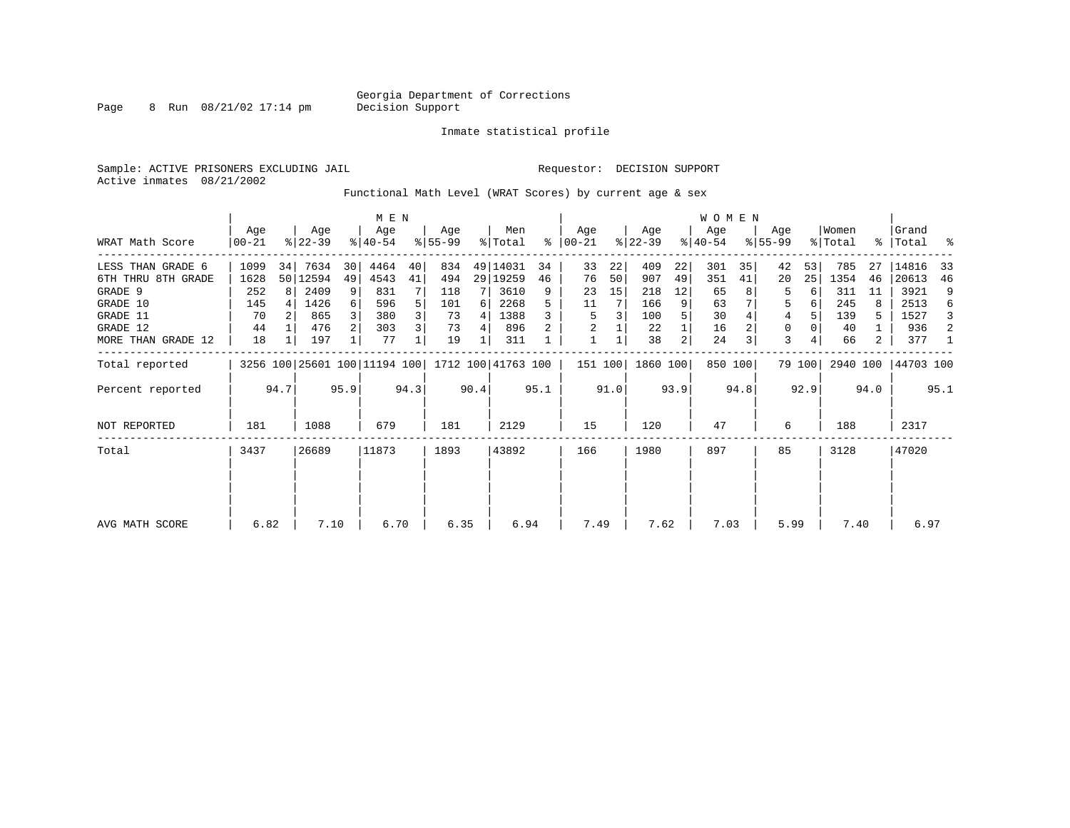Georgia Department of Corrections
Decision Support

Inmate statistical profile

Sample: ACTIVE PRISONERS EXCLUDING JAIL

Requestor: DECISION SUPPORT

Active inmates 08/21/2002

Functional Math Level (WRAT Scores) by current age & sex

| WRAT Math Score | MEN Age 00-21 | % | MEN Age 22-39 | % | MEN Age 40-54 | % | MEN Age 55-99 | % | Men Total | % | WOMEN Age 00-21 | % | WOMEN Age 22-39 | % | WOMEN Age 40-54 | % | WOMEN Age 55-99 | % | Women Total | % | Grand Total | % |
|---|---|---|---|---|---|---|---|---|---|---|---|---|---|---|---|---|---|---|---|---|---|---|
| LESS THAN GRADE 6 | 1099 | 34 | 7634 | 30 | 4464 | 40 | 834 | 49 | 14031 | 34 | 33 | 22 | 409 | 22 | 301 | 35 | 42 | 53 | 785 | 27 | 14816 | 33 |
| 6TH THRU 8TH GRADE | 1628 | 50 | 12594 | 49 | 4543 | 41 | 494 | 29 | 19259 | 46 | 76 | 50 | 907 | 49 | 351 | 41 | 20 | 25 | 1354 | 46 | 20613 | 46 |
| GRADE 9 | 252 | 8 | 2409 | 9 | 831 | 7 | 118 | 7 | 3610 | 9 | 23 | 15 | 218 | 12 | 65 | 8 | 5 | 6 | 311 | 11 | 3921 | 9 |
| GRADE 10 | 145 | 4 | 1426 | 6 | 596 | 5 | 101 | 6 | 2268 | 5 | 11 | 7 | 166 | 9 | 63 | 7 | 5 | 6 | 245 | 8 | 2513 | 6 |
| GRADE 11 | 70 | 2 | 865 | 3 | 380 | 3 | 73 | 4 | 1388 | 3 | 5 | 3 | 100 | 5 | 30 | 4 | 4 | 5 | 139 | 5 | 1527 | 3 |
| GRADE 12 | 44 | 1 | 476 | 2 | 303 | 3 | 73 | 4 | 896 | 2 | 2 | 1 | 22 | 1 | 16 | 2 | 0 | 0 | 40 | 1 | 936 | 2 |
| MORE THAN GRADE 12 | 18 | 1 | 197 | 1 | 77 | 1 | 19 | 1 | 311 | 1 | 1 | 1 | 38 | 2 | 24 | 3 | 3 | 4 | 66 | 2 | 377 | 1 |
| Total reported | 3256 | 100 | 25601 | 100 | 11194 | 100 | 1712 | 100 | 41763 | 100 | 151 | 100 | 1860 | 100 | 850 | 100 | 79 | 100 | 2940 | 100 | 44703 | 100 |
| Percent reported | | 94.7 | | 95.9 | | 94.3 | | 90.4 | | 95.1 | | 91.0 | | 93.9 | | 94.8 | | 92.9 | | 94.0 | | 95.1 |
| NOT REPORTED | 181 | | 1088 | | 679 | | 181 | | 2129 | | 15 | | 120 | | 47 | | 6 | | 188 | | 2317 | |
| Total | 3437 | | 26689 | | 11873 | | 1893 | | 43892 | | 166 | | 1980 | | 897 | | 85 | | 3128 | | 47020 | |
| AVG MATH SCORE | 6.82 | | 7.10 | | 6.70 | | 6.35 | | 6.94 | | 7.49 | | 7.62 | | 7.03 | | 5.99 | | 7.40 | | 6.97 | |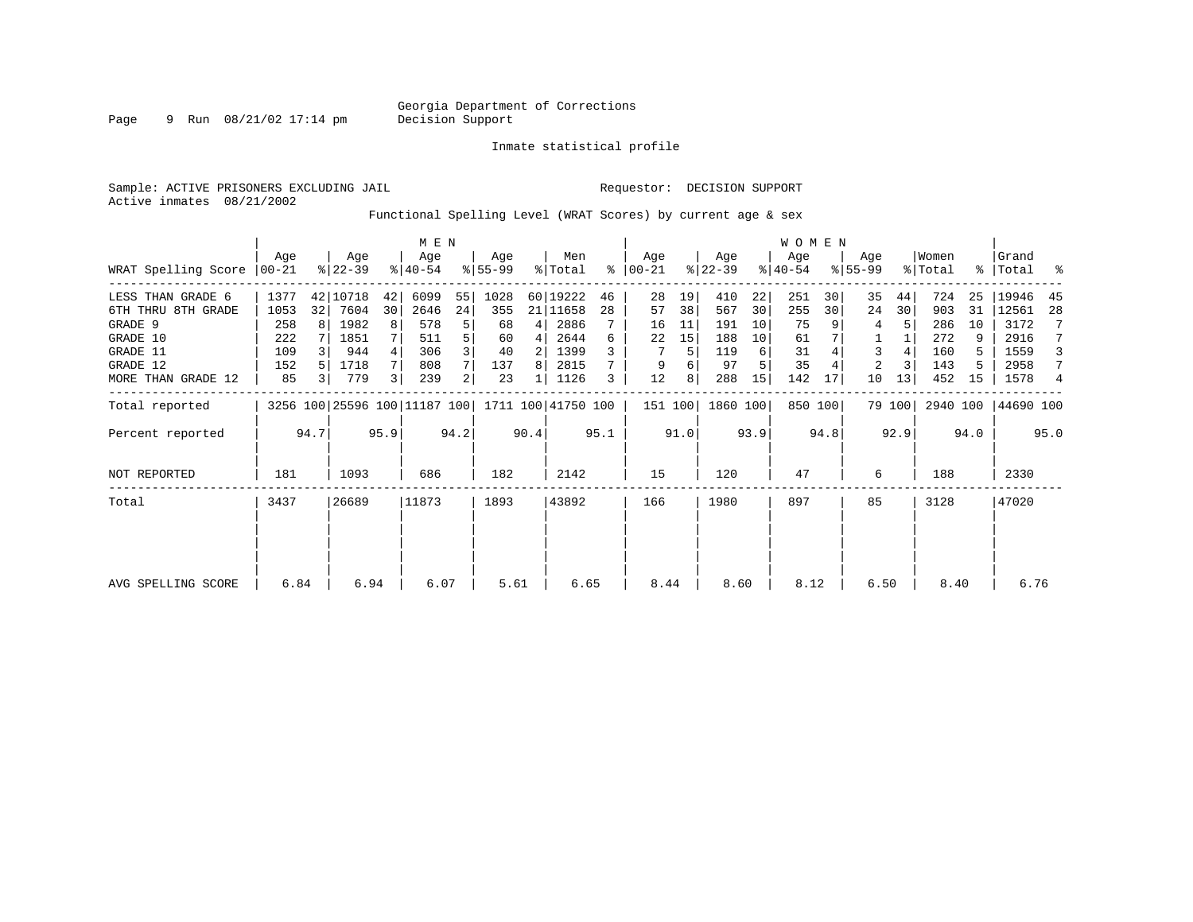Georgia Department of Corrections
Decision Support

Inmate statistical profile

Sample: ACTIVE PRISONERS EXCLUDING JAIL

Requestor: DECISION SUPPORT

Active inmates 08/21/2002

Functional Spelling Level (WRAT Scores) by current age & sex

| | MEN | | | | | | | | | | WOMEN | | | | | | | | | | | |
|---|---|---|---|---|---|---|---|---|---|---|---|---|---|---|---|---|---|---|---|---|---|---|
| WRAT Spelling Score | Age 00-21 | % | Age 22-39 | % | Age 40-54 | % | Age 55-99 | % | Men Total | % | Age 00-21 | % | Age 22-39 | % | Age 40-54 | % | Age 55-99 | % | Women Total | % | Grand Total | % |
| LESS THAN GRADE 6 | 1377 | 42 | 10718 | 42 | 6099 | 55 | 1028 | 60 | 19222 | 46 | 28 | 19 | 410 | 22 | 251 | 30 | 35 | 44 | 724 | 25 | 19946 | 45 |
| 6TH THRU 8TH GRADE | 1053 | 32 | 7604 | 30 | 2646 | 24 | 355 | 21 | 11658 | 28 | 57 | 38 | 567 | 30 | 255 | 30 | 24 | 30 | 903 | 31 | 12561 | 28 |
| GRADE 9 | 258 | 8 | 1982 | 8 | 578 | 5 | 68 | 4 | 2886 | 7 | 16 | 11 | 191 | 10 | 75 | 9 | 4 | 5 | 286 | 10 | 3172 | 7 |
| GRADE 10 | 222 | 7 | 1851 | 7 | 511 | 5 | 60 | 4 | 2644 | 6 | 22 | 15 | 188 | 10 | 61 | 7 | 1 | 1 | 272 | 9 | 2916 | 7 |
| GRADE 11 | 109 | 3 | 944 | 4 | 306 | 3 | 40 | 2 | 1399 | 3 | 7 | 5 | 119 | 6 | 31 | 4 | 3 | 4 | 160 | 5 | 1559 | 3 |
| GRADE 12 | 152 | 5 | 1718 | 7 | 808 | 7 | 137 | 8 | 2815 | 7 | 9 | 6 | 97 | 5 | 35 | 4 | 2 | 3 | 143 | 5 | 2958 | 7 |
| MORE THAN GRADE 12 | 85 | 3 | 779 | 3 | 239 | 2 | 23 | 1 | 1126 | 3 | 12 | 8 | 288 | 15 | 142 | 17 | 10 | 13 | 452 | 15 | 1578 | 4 |
| Total reported | 3256 | 100 | 25596 | 100 | 11187 | 100 | 1711 | 100 | 41750 | 100 | 151 | 100 | 1860 | 100 | 850 | 100 | 79 | 100 | 2940 | 100 | 44690 | 100 |
| Percent reported | | 94.7 | | 95.9 | | 94.2 | | 90.4 | | 95.1 | | 91.0 | | 93.9 | | 94.8 | | 92.9 | | 94.0 | | 95.0 |
| NOT REPORTED | 181 | | 1093 | | 686 | | 182 | | 2142 | | 15 | | 120 | | 47 | | 6 | | 188 | | 2330 | |
| Total | 3437 | | 26689 | | 11873 | | 1893 | | 43892 | | 166 | | 1980 | | 897 | | 85 | | 3128 | | 47020 | |
| AVG SPELLING SCORE | 6.84 | | 6.94 | | 6.07 | | 5.61 | | 6.65 | | 8.44 | | 8.60 | | 8.12 | | 6.50 | | 8.40 | | 6.76 | |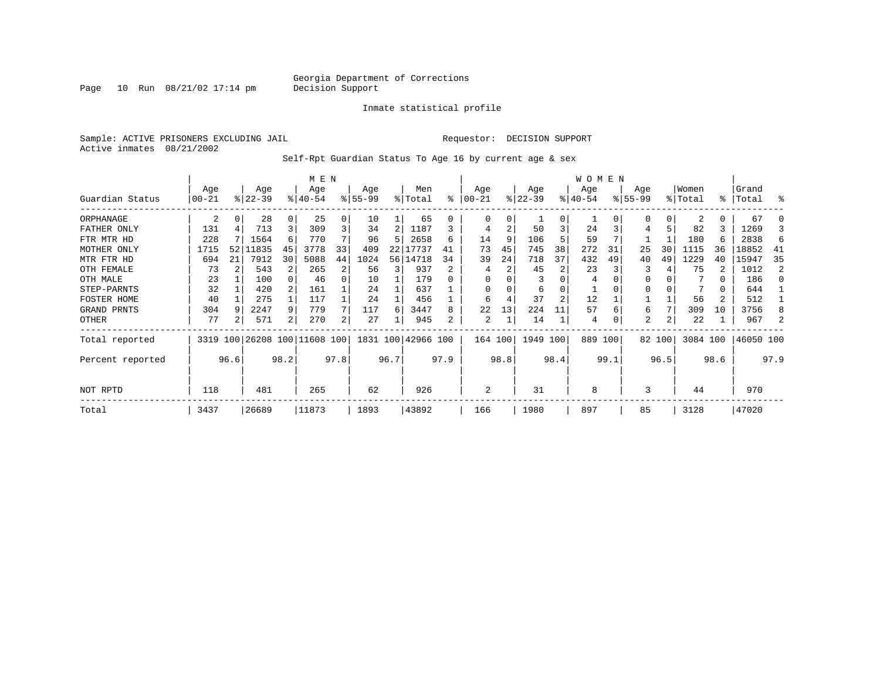Georgia Department of Corrections
Decision Support

Inmate statistical profile

Sample: ACTIVE PRISONERS EXCLUDING JAIL

Requestor: DECISION SUPPORT

Active inmates 08/21/2002

Self-Rpt Guardian Status To Age 16 by current age & sex

| Guardian Status | MEN Age 00-21 | % | Age 22-39 | % | Age 40-54 | % | Age 55-99 | % | Men Total | % | WOMEN Age 00-21 | % | Age 22-39 | % | Age 40-54 | % | Age 55-99 | % | Women Total | % | Grand Total | % |
|---|---|---|---|---|---|---|---|---|---|---|---|---|---|---|---|---|---|---|---|---|---|---|
| ORPHANAGE | 2 | 0 | 28 | 0 | 25 | 0 | 10 | 1 | 65 | 0 | 0 | 0 | 1 | 0 | 1 | 0 | 0 | 0 | 2 | 0 | 67 | 0 |
| FATHER ONLY | 131 | 4 | 713 | 3 | 309 | 3 | 34 | 2 | 1187 | 3 | 4 | 2 | 50 | 3 | 24 | 3 | 4 | 5 | 82 | 3 | 1269 | 3 |
| FTR MTR HD | 228 | 7 | 1564 | 6 | 770 | 7 | 96 | 5 | 2658 | 6 | 14 | 9 | 106 | 5 | 59 | 7 | 1 | 1 | 180 | 6 | 2838 | 6 |
| MOTHER ONLY | 1715 | 52 | 11835 | 45 | 3778 | 33 | 409 | 22 | 17737 | 41 | 73 | 45 | 745 | 38 | 272 | 31 | 25 | 30 | 1115 | 36 | 18852 | 41 |
| MTR FTR HD | 694 | 21 | 7912 | 30 | 5088 | 44 | 1024 | 56 | 14718 | 34 | 39 | 24 | 718 | 37 | 432 | 49 | 40 | 49 | 1229 | 40 | 15947 | 35 |
| OTH FEMALE | 73 | 2 | 543 | 2 | 265 | 2 | 56 | 3 | 937 | 2 | 4 | 2 | 45 | 2 | 23 | 3 | 3 | 4 | 75 | 2 | 1012 | 2 |
| OTH MALE | 23 | 1 | 100 | 0 | 46 | 0 | 10 | 1 | 179 | 0 | 0 | 0 | 3 | 0 | 4 | 0 | 0 | 0 | 7 | 0 | 186 | 0 |
| STEP-PARNTS | 32 | 1 | 420 | 2 | 161 | 1 | 24 | 1 | 637 | 1 | 0 | 0 | 6 | 0 | 1 | 0 | 0 | 0 | 7 | 0 | 644 | 1 |
| FOSTER HOME | 40 | 1 | 275 | 1 | 117 | 1 | 24 | 1 | 456 | 1 | 6 | 4 | 37 | 2 | 12 | 1 | 1 | 1 | 56 | 2 | 512 | 1 |
| GRAND PRNTS | 304 | 9 | 2247 | 9 | 779 | 7 | 117 | 6 | 3447 | 8 | 22 | 13 | 224 | 11 | 57 | 6 | 6 | 7 | 309 | 10 | 3756 | 8 |
| OTHER | 77 | 2 | 571 | 2 | 270 | 2 | 27 | 1 | 945 | 2 | 2 | 1 | 14 | 1 | 4 | 0 | 2 | 2 | 22 | 1 | 967 | 2 |
| Total reported | 3319 | 100 | 26208 | 100 | 11608 | 100 | 1831 | 100 | 42966 | 100 | 164 | 100 | 1949 | 100 | 889 | 100 | 82 | 100 | 3084 | 100 | 46050 | 100 |
| Percent reported | | 96.6 | | 98.2 | | 97.8 | | 96.7 | | 97.9 | | 98.8 | | 98.4 | | 99.1 | | 96.5 | | 98.6 | | 97.9 |
| NOT RPTD | 118 | | 481 | | 265 | | 62 | | 926 | | 2 | | 31 | | 8 | | 3 | | 44 | | 970 | |
| Total | 3437 | | 26689 | | 11873 | | 1893 | | 43892 | | 166 | | 1980 | | 897 | | 85 | | 3128 | | 47020 | |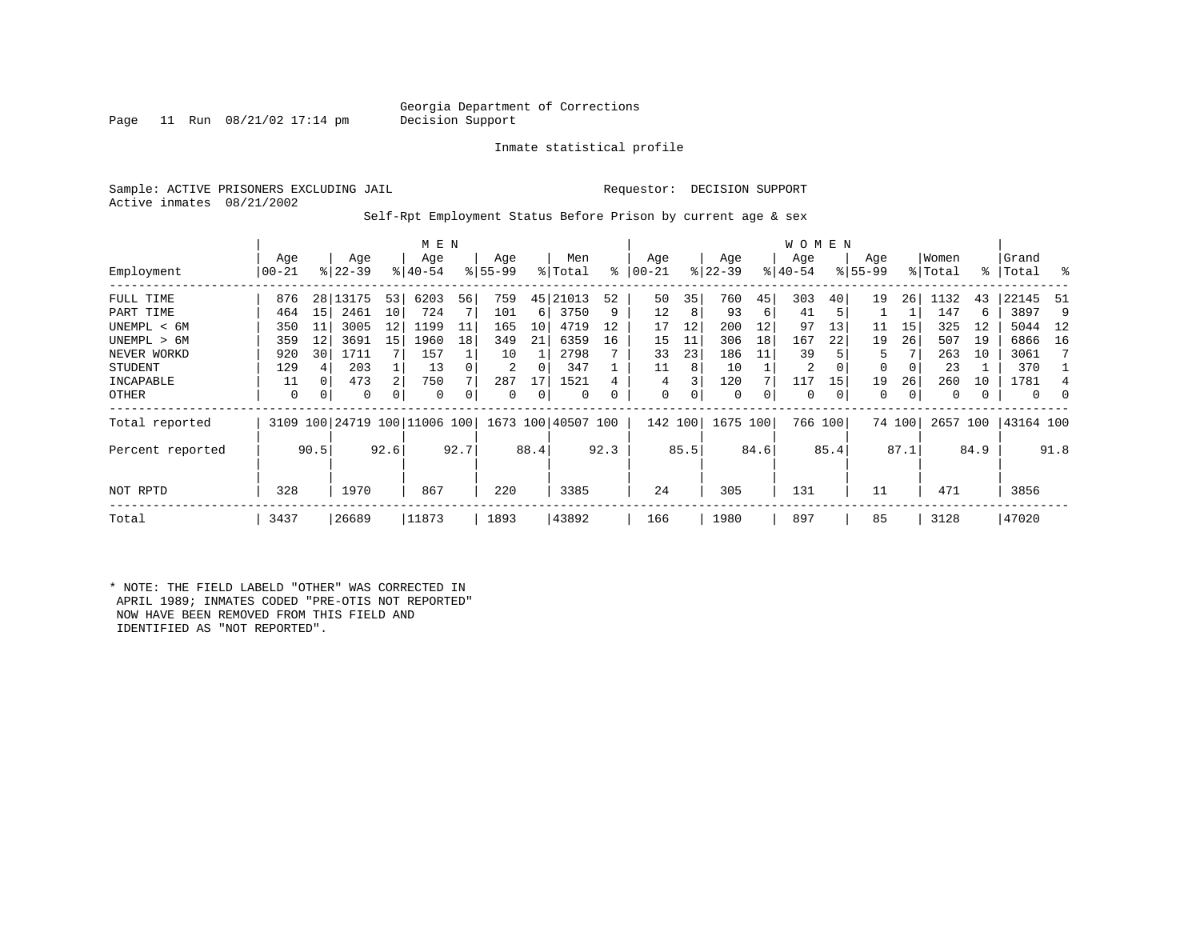Georgia Department of Corrections
Decision Support

Inmate statistical profile

Sample: ACTIVE PRISONERS EXCLUDING JAIL                    Requestor: DECISION SUPPORT
Active inmates 08/21/2002

Self-Rpt Employment Status Before Prison by current age & sex

| | MEN | | | | | | | | | | WOMEN | | | | | | | | | | | |
|---|---|---|---|---|---|---|---|---|---|---|---|---|---|---|---|---|---|---|---|---|---|---|
| Employment | Age 00-21 | % | Age 22-39 | % | Age 40-54 | % | Age 55-99 | % | Men Total | % | Age 00-21 | % | Age 22-39 | % | Age 40-54 | % | Age 55-99 | % | Women Total | % | Grand Total | % |
| FULL TIME | 876 | 28 | 13175 | 53 | 6203 | 56 | 759 | 45 | 21013 | 52 | 50 | 35 | 760 | 45 | 303 | 40 | 19 | 26 | 1132 | 43 | 22145 | 51 |
| PART TIME | 464 | 15 | 2461 | 10 | 724 | 7 | 101 | 6 | 3750 | 9 | 12 | 8 | 93 | 6 | 41 | 5 | 1 | 1 | 147 | 6 | 3897 | 9 |
| UNEMPL < 6M | 350 | 11 | 3005 | 12 | 1199 | 11 | 165 | 10 | 4719 | 12 | 17 | 12 | 200 | 12 | 97 | 13 | 11 | 15 | 325 | 12 | 5044 | 12 |
| UNEMPL > 6M | 359 | 12 | 3691 | 15 | 1960 | 18 | 349 | 21 | 6359 | 16 | 15 | 11 | 306 | 18 | 167 | 22 | 19 | 26 | 507 | 19 | 6866 | 16 |
| NEVER WORKD | 920 | 30 | 1711 | 7 | 157 | 1 | 10 | 1 | 2798 | 7 | 33 | 23 | 186 | 11 | 39 | 5 | 5 | 7 | 263 | 10 | 3061 | 7 |
| STUDENT | 129 | 4 | 203 | 1 | 13 | 0 | 2 | 0 | 347 | 1 | 11 | 8 | 10 | 1 | 2 | 0 | 0 | 0 | 23 | 1 | 370 | 1 |
| INCAPABLE | 11 | 0 | 473 | 2 | 750 | 7 | 287 | 17 | 1521 | 4 | 4 | 3 | 120 | 7 | 117 | 15 | 19 | 26 | 260 | 10 | 1781 | 4 |
| OTHER | 0 | 0 | 0 | 0 | 0 | 0 | 0 | 0 | 0 | 0 | 0 | 0 | 0 | 0 | 0 | 0 | 0 | 0 | 0 | 0 | 0 | 0 |
| Total reported | 3109 | 100 | 24719 | 100 | 11006 | 100 | 1673 | 100 | 40507 | 100 | 142 | 100 | 1675 | 100 | 766 | 100 | 74 | 100 | 2657 | 100 | 43164 | 100 |
| Percent reported | | 90.5 | | 92.6 | | 92.7 | | 88.4 | | 92.3 | | 85.5 | | 84.6 | | 85.4 | | 87.1 | | 84.9 | | 91.8 |
| NOT RPTD | 328 | | 1970 | | 867 | | 220 | | 3385 | | 24 | | 305 | | 131 | | 11 | | 471 | | 3856 | |
| Total | 3437 | | 26689 | | 11873 | | 1893 | | 43892 | | 166 | | 1980 | | 897 | | 85 | | 3128 | | 47020 | |

* NOTE: THE FIELD LABELD "OTHER" WAS CORRECTED IN APRIL 1989; INMATES CODED "PRE-OTIS NOT REPORTED" NOW HAVE BEEN REMOVED FROM THIS FIELD AND IDENTIFIED AS "NOT REPORTED".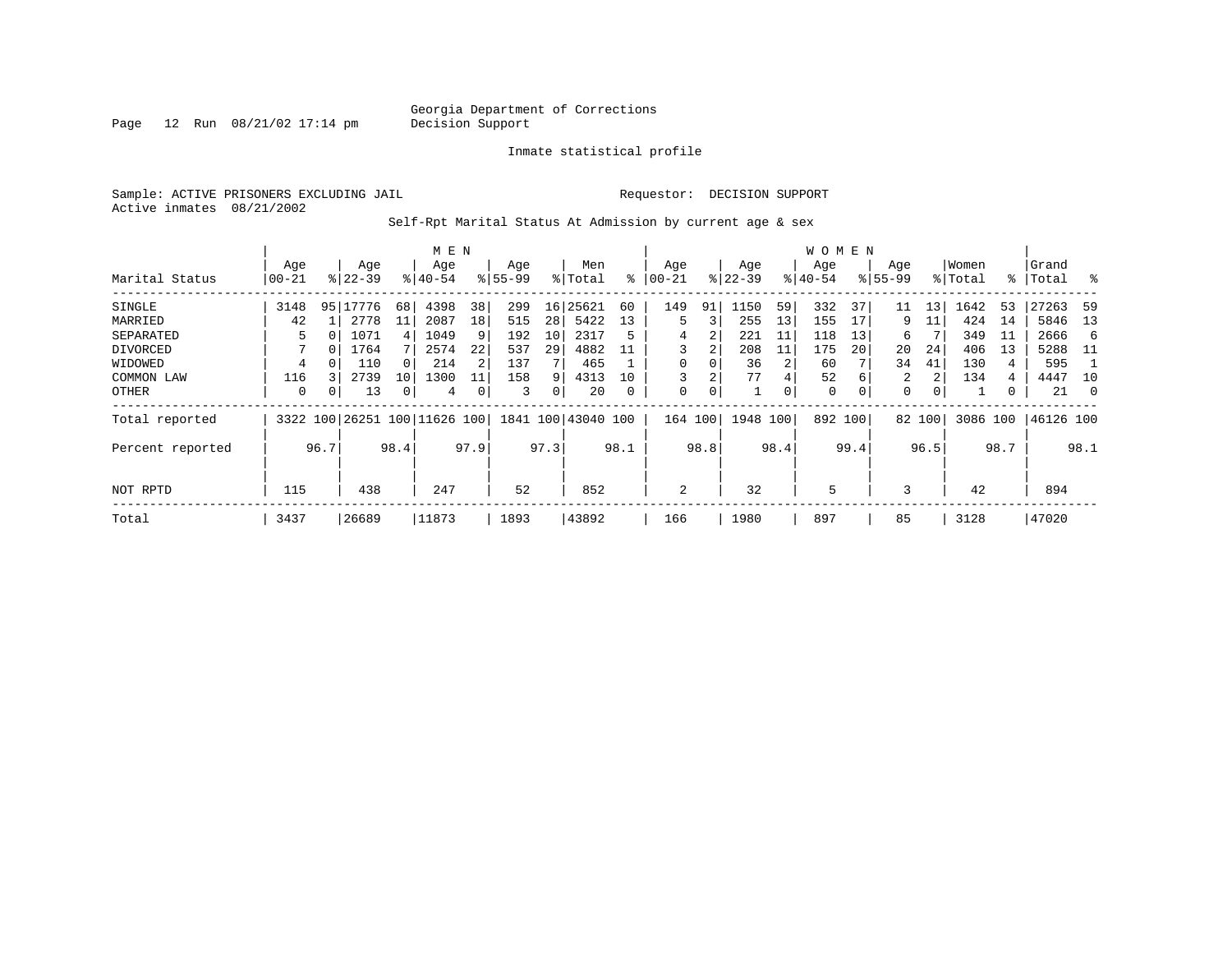Georgia Department of Corrections
Decision Support

Inmate statistical profile

Sample: ACTIVE PRISONERS EXCLUDING JAIL

Requestor: DECISION SUPPORT

Active inmates 08/21/2002

Self-Rpt Marital Status At Admission by current age & sex

| | MEN | | | | | | | | | | WOMEN | | | | | | | | | | | |
|---|---|---|---|---|---|---|---|---|---|---|---|---|---|---|---|---|---|---|---|---|---|---|
| Marital Status | Age 00-21 | % | Age 22-39 | % | Age 40-54 | % | Age 55-99 | % | Men Total | % | Age 00-21 | % | Age 22-39 | % | Age 40-54 | % | Age 55-99 | % | Women Total | % | Grand Total | % |
| SINGLE | 3148 | 95 | 17776 | 68 | 4398 | 38 | 299 | 16 | 25621 | 60 | 149 | 91 | 1150 | 59 | 332 | 37 | 11 | 13 | 1642 | 53 | 27263 | 59 |
| MARRIED | 42 | 1 | 2778 | 11 | 2087 | 18 | 515 | 28 | 5422 | 13 | 5 | 3 | 255 | 13 | 155 | 17 | 9 | 11 | 424 | 14 | 5846 | 13 |
| SEPARATED | 5 | 0 | 1071 | 4 | 1049 | 9 | 192 | 10 | 2317 | 5 | 4 | 2 | 221 | 11 | 118 | 13 | 6 | 7 | 349 | 11 | 2666 | 6 |
| DIVORCED | 7 | 0 | 1764 | 7 | 2574 | 22 | 537 | 29 | 4882 | 11 | 3 | 2 | 208 | 11 | 175 | 20 | 20 | 24 | 406 | 13 | 5288 | 11 |
| WIDOWED | 4 | 0 | 110 | 0 | 214 | 2 | 137 | 7 | 465 | 1 | 0 | 0 | 36 | 2 | 60 | 7 | 34 | 41 | 130 | 4 | 595 | 1 |
| COMMON LAW | 116 | 3 | 2739 | 10 | 1300 | 11 | 158 | 9 | 4313 | 10 | 3 | 2 | 77 | 4 | 52 | 6 | 2 | 2 | 134 | 4 | 4447 | 10 |
| OTHER | 0 | 0 | 13 | 0 | 4 | 0 | 3 | 0 | 20 | 0 | 0 | 0 | 1 | 0 | 0 | 0 | 0 | 0 | 1 | 0 | 21 | 0 |
| Total reported | 3322 | 100 | 26251 | 100 | 11626 | 100 | 1841 | 100 | 43040 | 100 | 164 | 100 | 1948 | 100 | 892 | 100 | 82 | 100 | 3086 | 100 | 46126 | 100 |
| Percent reported | | 96.7 | | 98.4 | | 97.9 | | 97.3 | | 98.1 | | 98.8 | | 98.4 | | 99.4 | | 96.5 | | 98.7 | | 98.1 |
| NOT RPTD | 115 | | 438 | | 247 | | 52 | | 852 | | 2 | | 32 | | 5 | | 3 | | 42 | | 894 | |
| Total | 3437 | | 26689 | | 11873 | | 1893 | | 43892 | | 166 | | 1980 | | 897 | | 85 | | 3128 | | 47020 | |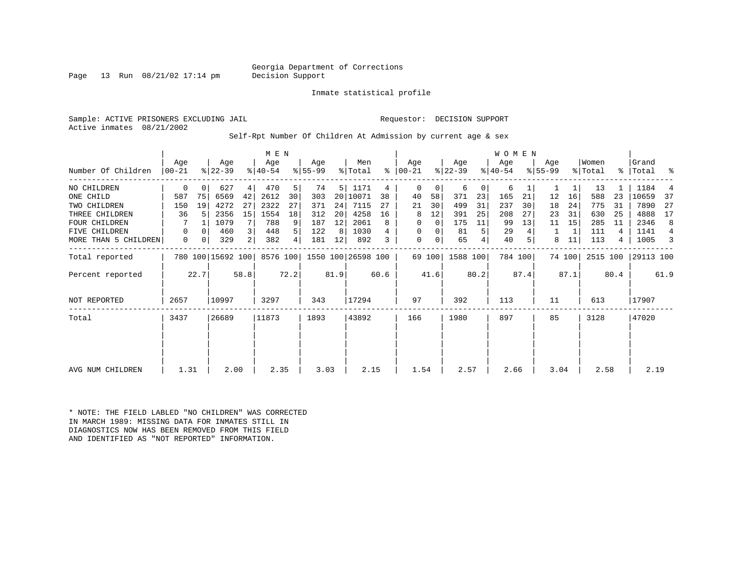Georgia Department of Corrections
Decision Support

Inmate statistical profile

Sample: ACTIVE PRISONERS EXCLUDING JAIL　　　Requestor: DECISION SUPPORT
Active inmates 08/21/2002

Self-Rpt Number Of Children At Admission by current age & sex

| Number Of Children | MEN Age 00-21 | % | Age 22-39 | % | Age 40-54 | % | Age 55-99 | % | Men Total | % | WOMEN Age 00-21 | % | Age 22-39 | % | Age 40-54 | % | Age 55-99 | % | Women Total | % | Grand Total | % |
|---|---|---|---|---|---|---|---|---|---|---|---|---|---|---|---|---|---|---|---|---|---|---|
| NO CHILDREN | 0 | 0 | 627 | 4 | 470 | 5 | 74 | 5 | 1171 | 4 | 0 | 0 | 6 | 0 | 6 | 1 | 1 | 1 | 13 | 1 | 1184 | 4 |
| ONE CHILD | 587 | 75 | 6569 | 42 | 2612 | 30 | 303 | 20 | 10071 | 38 | 40 | 58 | 371 | 23 | 165 | 21 | 12 | 16 | 588 | 23 | 10659 | 37 |
| TWO CHILDREN | 150 | 19 | 4272 | 27 | 2322 | 27 | 371 | 24 | 7115 | 27 | 21 | 30 | 499 | 31 | 237 | 30 | 18 | 24 | 775 | 31 | 7890 | 27 |
| THREE CHILDREN | 36 | 5 | 2356 | 15 | 1554 | 18 | 312 | 20 | 4258 | 16 | 8 | 12 | 391 | 25 | 208 | 27 | 23 | 31 | 630 | 25 | 4888 | 17 |
| FOUR CHILDREN | 7 | 1 | 1079 | 7 | 788 | 9 | 187 | 12 | 2061 | 8 | 0 | 0 | 175 | 11 | 99 | 13 | 11 | 15 | 285 | 11 | 2346 | 8 |
| FIVE CHILDREN | 0 | 0 | 460 | 3 | 448 | 5 | 122 | 8 | 1030 | 4 | 0 | 0 | 81 | 5 | 29 | 4 | 1 | 1 | 111 | 4 | 1141 | 4 |
| MORE THAN 5 CHILDREN | 0 | 0 | 329 | 2 | 382 | 4 | 181 | 12 | 892 | 3 | 0 | 0 | 65 | 4 | 40 | 5 | 8 | 11 | 113 | 4 | 1005 | 3 |
| Total reported | 780 | 100 | 15692 | 100 | 8576 | 100 | 1550 | 100 | 26598 | 100 | 69 | 100 | 1588 | 100 | 784 | 100 | 74 | 100 | 2515 | 100 | 29113 | 100 |
| Percent reported | | 22.7 | | 58.8 | | 72.2 | | 81.9 | | 60.6 | | 41.6 | | 80.2 | | 87.4 | | 87.1 | | 80.4 | | 61.9 |
| NOT REPORTED | 2657 | | 10997 | | 3297 | | 343 | | 17294 | | 97 | | 392 | | 113 | | 11 | | 613 | | 17907 | |
| Total | 3437 | | 26689 | | 11873 | | 1893 | | 43892 | | 166 | | 1980 | | 897 | | 85 | | 3128 | | 47020 | |
| AVG NUM CHILDREN | 1.31 | | 2.00 | | 2.35 | | 3.03 | | 2.15 | | 1.54 | | 2.57 | | 2.66 | | 3.04 | | 2.58 | | 2.19 | |

* NOTE: THE FIELD LABLED "NO CHILDREN" WAS CORRECTED IN MARCH 1989: MISSING DATA FOR INMATES STILL IN DIAGNOSTICS NOW HAS BEEN REMOVED FROM THIS FIELD AND IDENTIFIED AS "NOT REPORTED" INFORMATION.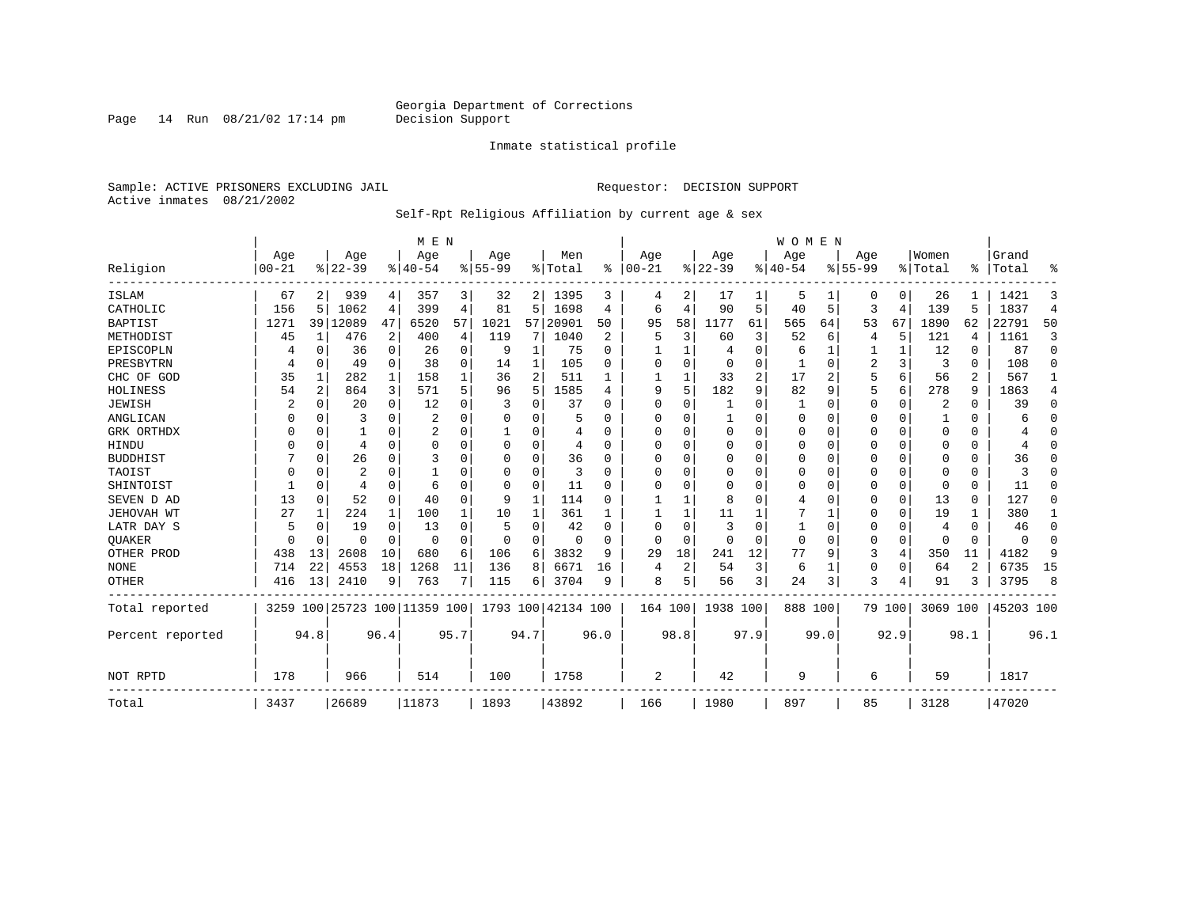Georgia Department of Corrections
Decision Support

Inmate statistical profile

Sample: ACTIVE PRISONERS EXCLUDING JAIL

Requestor: DECISION SUPPORT

Active inmates 08/21/2002

Self-Rpt Religious Affiliation by current age & sex

| Religion | MEN Age 00-21 | % | Age 22-39 | % | Age 40-54 | % | Age 55-99 | % | Men Total | % | WOMEN Age 00-21 | % | Age 22-39 | % | Age 40-54 | % | Age 55-99 | % | Women Total | % | Grand Total | % |
|---|---|---|---|---|---|---|---|---|---|---|---|---|---|---|---|---|---|---|---|---|---|---|
| ISLAM | 67 | 2 | 939 | 4 | 357 | 3 | 32 | 2 | 1395 | 3 | 4 | 2 | 17 | 1 | 5 | 1 | 0 | 0 | 26 | 1 | 1421 | 3 |
| CATHOLIC | 156 | 5 | 1062 | 4 | 399 | 4 | 81 | 5 | 1698 | 4 | 6 | 4 | 90 | 5 | 40 | 5 | 3 | 4 | 139 | 5 | 1837 | 4 |
| BAPTIST | 1271 | 39 | 12089 | 47 | 6520 | 57 | 1021 | 57 | 20901 | 50 | 95 | 58 | 1177 | 61 | 565 | 64 | 53 | 67 | 1890 | 62 | 22791 | 50 |
| METHODIST | 45 | 1 | 476 | 2 | 400 | 4 | 119 | 7 | 1040 | 2 | 5 | 3 | 60 | 3 | 52 | 6 | 4 | 5 | 121 | 4 | 1161 | 3 |
| EPISCOPLN | 4 | 0 | 36 | 0 | 26 | 0 | 9 | 1 | 75 | 0 | 1 | 1 | 4 | 0 | 6 | 1 | 1 | 1 | 12 | 0 | 87 | 0 |
| PRESBYTRN | 4 | 0 | 49 | 0 | 38 | 0 | 14 | 1 | 105 | 0 | 0 | 0 | 0 | 0 | 1 | 0 | 2 | 3 | 3 | 0 | 108 | 0 |
| CHC OF GOD | 35 | 1 | 282 | 1 | 158 | 1 | 36 | 2 | 511 | 1 | 1 | 1 | 33 | 2 | 17 | 2 | 5 | 6 | 56 | 2 | 567 | 1 |
| HOLINESS | 54 | 2 | 864 | 3 | 571 | 5 | 96 | 5 | 1585 | 4 | 9 | 5 | 182 | 9 | 82 | 9 | 5 | 6 | 278 | 9 | 1863 | 4 |
| JEWISH | 2 | 0 | 20 | 0 | 12 | 0 | 3 | 0 | 37 | 0 | 0 | 0 | 1 | 0 | 1 | 0 | 0 | 0 | 2 | 0 | 39 | 0 |
| ANGLICAN | 0 | 0 | 3 | 0 | 2 | 0 | 0 | 0 | 5 | 0 | 0 | 0 | 1 | 0 | 0 | 0 | 0 | 0 | 1 | 0 | 6 | 0 |
| GRK ORTHDX | 0 | 0 | 1 | 0 | 2 | 0 | 1 | 0 | 4 | 0 | 0 | 0 | 0 | 0 | 0 | 0 | 0 | 0 | 0 | 0 | 4 | 0 |
| HINDU | 0 | 0 | 4 | 0 | 0 | 0 | 0 | 0 | 4 | 0 | 0 | 0 | 0 | 0 | 0 | 0 | 0 | 0 | 0 | 0 | 4 | 0 |
| BUDDHIST | 7 | 0 | 26 | 0 | 3 | 0 | 0 | 0 | 36 | 0 | 0 | 0 | 0 | 0 | 0 | 0 | 0 | 0 | 0 | 0 | 36 | 0 |
| TAOIST | 0 | 0 | 2 | 0 | 1 | 0 | 0 | 0 | 3 | 0 | 0 | 0 | 0 | 0 | 0 | 0 | 0 | 0 | 0 | 0 | 3 | 0 |
| SHINTOIST | 1 | 0 | 4 | 0 | 6 | 0 | 0 | 0 | 11 | 0 | 0 | 0 | 0 | 0 | 0 | 0 | 0 | 0 | 0 | 0 | 11 | 0 |
| SEVEN D AD | 13 | 0 | 52 | 0 | 40 | 0 | 9 | 1 | 114 | 0 | 1 | 1 | 8 | 0 | 4 | 0 | 0 | 0 | 13 | 0 | 127 | 0 |
| JEHOVAH WT | 27 | 1 | 224 | 1 | 100 | 1 | 10 | 1 | 361 | 1 | 1 | 1 | 11 | 1 | 7 | 1 | 0 | 0 | 19 | 1 | 380 | 1 |
| LATR DAY S | 5 | 0 | 19 | 0 | 13 | 0 | 5 | 0 | 42 | 0 | 0 | 0 | 3 | 0 | 1 | 0 | 0 | 0 | 4 | 0 | 46 | 0 |
| QUAKER | 0 | 0 | 0 | 0 | 0 | 0 | 0 | 0 | 0 | 0 | 0 | 0 | 0 | 0 | 0 | 0 | 0 | 0 | 0 | 0 | 0 | 0 |
| OTHER PROD | 438 | 13 | 2608 | 10 | 680 | 6 | 106 | 6 | 3832 | 9 | 29 | 18 | 241 | 12 | 77 | 9 | 3 | 4 | 350 | 11 | 4182 | 9 |
| NONE | 714 | 22 | 4553 | 18 | 1268 | 11 | 136 | 8 | 6671 | 16 | 4 | 2 | 54 | 3 | 6 | 1 | 0 | 0 | 64 | 2 | 6735 | 15 |
| OTHER | 416 | 13 | 2410 | 9 | 763 | 7 | 115 | 6 | 3704 | 9 | 8 | 5 | 56 | 3 | 24 | 3 | 3 | 4 | 91 | 3 | 3795 | 8 |
| Total reported | 3259 | 100 | 25723 | 100 | 11359 | 100 | 1793 | 100 | 42134 | 100 | 164 | 100 | 1938 | 100 | 888 | 100 | 79 | 100 | 3069 | 100 | 45203 | 100 |
| Percent reported | | 94.8 | | 96.4 | | 95.7 | | 94.7 | | 96.0 | | 98.8 | | 97.9 | | 99.0 | | 92.9 | | 98.1 | | 96.1 |
| NOT RPTD | 178 | | 966 | | 514 | | 100 | | 1758 | | 2 | | 42 | | 9 | | 6 | | 59 | | 1817 | |
| Total | 3437 | | 26689 | | 11873 | | 1893 | | 43892 | | 166 | | 1980 | | 897 | | 85 | | 3128 | | 47020 | |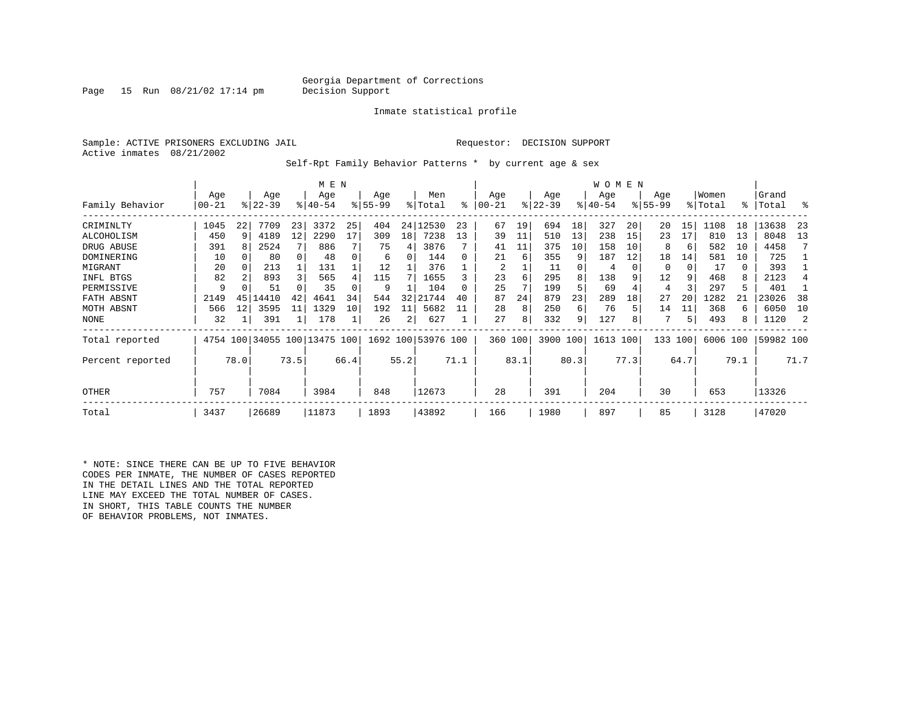Georgia Department of Corrections
Decision Support

Inmate statistical profile

Sample: ACTIVE PRISONERS EXCLUDING JAIL

Requestor: DECISION SUPPORT

Active inmates 08/21/2002

Self-Rpt Family Behavior Patterns * by current age & sex

| | MEN | | | | | | | | | | WOMEN | | | | | | | | | | | |
|---|---|---|---|---|---|---|---|---|---|---|---|---|---|---|---|---|---|---|---|---|---|---|
| Family Behavior | Age 00-21 | % | Age 22-39 | % | Age 40-54 | % | Age 55-99 | % | Men Total | % | Age 00-21 | % | Age 22-39 | % | Age 40-54 | % | Age 55-99 | % | Women Total | % | Grand Total | % |
| CRIMINLTY | 1045 | 22 | 7709 | 23 | 3372 | 25 | 404 | 24 | 12530 | 23 | 67 | 19 | 694 | 18 | 327 | 20 | 20 | 15 | 1108 | 18 | 13638 | 23 |
| ALCOHOLISM | 450 | 9 | 4189 | 12 | 2290 | 17 | 309 | 18 | 7238 | 13 | 39 | 11 | 510 | 13 | 238 | 15 | 23 | 17 | 810 | 13 | 8048 | 13 |
| DRUG ABUSE | 391 | 8 | 2524 | 7 | 886 | 7 | 75 | 4 | 3876 | 7 | 41 | 11 | 375 | 10 | 158 | 10 | 8 | 6 | 582 | 10 | 4458 | 7 |
| DOMINERING | 10 | 0 | 80 | 0 | 48 | 0 | 6 | 0 | 144 | 0 | 21 | 6 | 355 | 9 | 187 | 12 | 18 | 14 | 581 | 10 | 725 | 1 |
| MIGRANT | 20 | 0 | 213 | 1 | 131 | 1 | 12 | 1 | 376 | 1 | 2 | 1 | 11 | 0 | 4 | 0 | 0 | 0 | 17 | 0 | 393 | 1 |
| INFL BTGS | 82 | 2 | 893 | 3 | 565 | 4 | 115 | 7 | 1655 | 3 | 23 | 6 | 295 | 8 | 138 | 9 | 12 | 9 | 468 | 8 | 2123 | 4 |
| PERMISSIVE | 9 | 0 | 51 | 0 | 35 | 0 | 9 | 1 | 104 | 0 | 25 | 7 | 199 | 5 | 69 | 4 | 4 | 3 | 297 | 5 | 401 | 1 |
| FATH ABSNT | 2149 | 45 | 14410 | 42 | 4641 | 34 | 544 | 32 | 21744 | 40 | 87 | 24 | 879 | 23 | 289 | 18 | 27 | 20 | 1282 | 21 | 23026 | 38 |
| MOTH ABSNT | 566 | 12 | 3595 | 11 | 1329 | 10 | 192 | 11 | 5682 | 11 | 28 | 8 | 250 | 6 | 76 | 5 | 14 | 11 | 368 | 6 | 6050 | 10 |
| NONE | 32 | 1 | 391 | 1 | 178 | 1 | 26 | 2 | 627 | 1 | 27 | 8 | 332 | 9 | 127 | 8 | 7 | 5 | 493 | 8 | 1120 | 2 |
| Total reported | 4754 | 100 | 34055 | 100 | 13475 | 100 | 1692 | 100 | 53976 | 100 | 360 | 100 | 3900 | 100 | 1613 | 100 | 133 | 100 | 6006 | 100 | 59982 | 100 |
| Percent reported | | 78.0 | | 73.5 | | 66.4 | | 55.2 | | 71.1 | | 83.1 | | 80.3 | | 77.3 | | 64.7 | | 79.1 | | 71.7 |
| OTHER | 757 | | 7084 | | 3984 | | 848 | | 12673 | | 28 | | 391 | | 204 | | 30 | | 653 | | 13326 | |
| Total | 3437 | | 26689 | | 11873 | | 1893 | | 43892 | | 166 | | 1980 | | 897 | | 85 | | 3128 | | 47020 | |

* NOTE: SINCE THERE CAN BE UP TO FIVE BEHAVIOR CODES PER INMATE, THE NUMBER OF CASES REPORTED IN THE DETAIL LINES AND THE TOTAL REPORTED LINE MAY EXCEED THE TOTAL NUMBER OF CASES. IN SHORT, THIS TABLE COUNTS THE NUMBER OF BEHAVIOR PROBLEMS, NOT INMATES.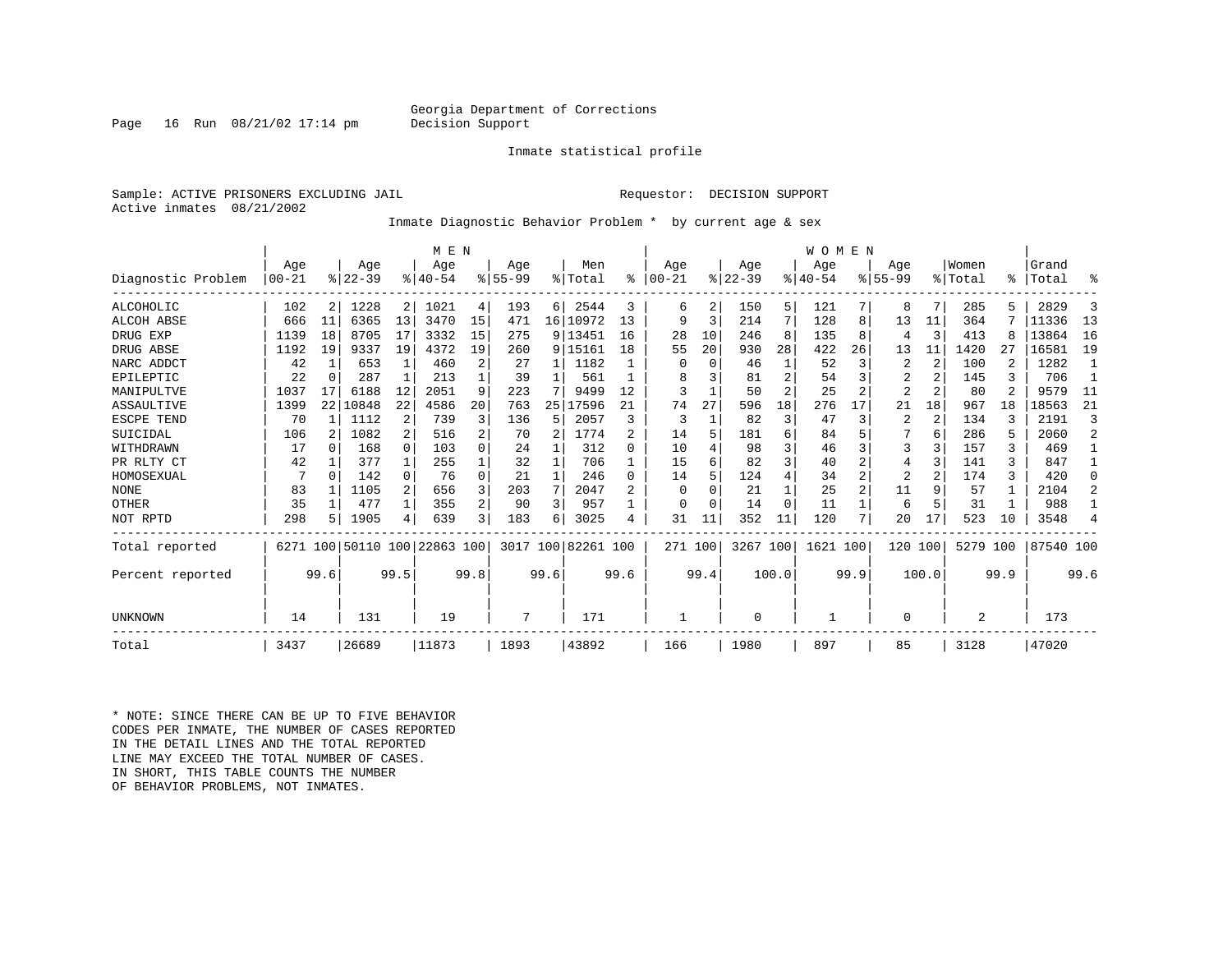Georgia Department of Corrections
Decision Support

Inmate statistical profile

Sample: ACTIVE PRISONERS EXCLUDING JAIL

Requestor: DECISION SUPPORT

Active inmates 08/21/2002

Inmate Diagnostic Behavior Problem * by current age & sex

| | MEN | | | | | | | | | | WOMEN | | | | | | | | | | | |
|---|---|---|---|---|---|---|---|---|---|---|---|---|---|---|---|---|---|---|---|---|---|---|
| Diagnostic Problem | Age 00-21 | % | Age 22-39 | % | Age 40-54 | % | Age 55-99 | % | Men Total | % | Age 00-21 | % | Age 22-39 | % | Age 40-54 | % | Age 55-99 | % | Women Total | % | Grand Total | % |
| ALCOHOLIC | 102 | 2 | 1228 | 2 | 1021 | 4 | 193 | 6 | 2544 | 3 | 6 | 2 | 150 | 5 | 121 | 7 | 8 | 7 | 285 | 5 | 2829 | 3 |
| ALCOH ABSE | 666 | 11 | 6365 | 13 | 3470 | 15 | 471 | 16 | 10972 | 13 | 9 | 3 | 214 | 7 | 128 | 8 | 13 | 11 | 364 | 7 | 11336 | 13 |
| DRUG EXP | 1139 | 18 | 8705 | 17 | 3332 | 15 | 275 | 9 | 13451 | 16 | 28 | 10 | 246 | 8 | 135 | 8 | 4 | 3 | 413 | 8 | 13864 | 16 |
| DRUG ABSE | 1192 | 19 | 9337 | 19 | 4372 | 19 | 260 | 9 | 15161 | 18 | 55 | 20 | 930 | 28 | 422 | 26 | 13 | 11 | 1420 | 27 | 16581 | 19 |
| NARC ADDCT | 42 | 1 | 653 | 1 | 460 | 2 | 27 | 1 | 1182 | 1 | 0 | 0 | 46 | 1 | 52 | 3 | 2 | 2 | 100 | 2 | 1282 | 1 |
| EPILEPTIC | 22 | 0 | 287 | 1 | 213 | 1 | 39 | 1 | 561 | 1 | 8 | 3 | 81 | 2 | 54 | 3 | 2 | 2 | 145 | 3 | 706 | 1 |
| MANIPULTVE | 1037 | 17 | 6188 | 12 | 2051 | 9 | 223 | 7 | 9499 | 12 | 3 | 1 | 50 | 2 | 25 | 2 | 2 | 2 | 80 | 2 | 9579 | 11 |
| ASSAULTIVE | 1399 | 22 | 10848 | 22 | 4586 | 20 | 763 | 25 | 17596 | 21 | 74 | 27 | 596 | 18 | 276 | 17 | 21 | 18 | 967 | 18 | 18563 | 21 |
| ESCPE TEND | 70 | 1 | 1112 | 2 | 739 | 3 | 136 | 5 | 2057 | 3 | 3 | 1 | 82 | 3 | 47 | 3 | 2 | 2 | 134 | 3 | 2191 | 3 |
| SUICIDAL | 106 | 2 | 1082 | 2 | 516 | 2 | 70 | 2 | 1774 | 2 | 14 | 5 | 181 | 6 | 84 | 5 | 7 | 6 | 286 | 5 | 2060 | 2 |
| WITHDRAWN | 17 | 0 | 168 | 0 | 103 | 0 | 24 | 1 | 312 | 0 | 10 | 4 | 98 | 3 | 46 | 3 | 3 | 3 | 157 | 3 | 469 | 1 |
| PR RLTY CT | 42 | 1 | 377 | 1 | 255 | 1 | 32 | 1 | 706 | 1 | 15 | 6 | 82 | 3 | 40 | 2 | 4 | 3 | 141 | 3 | 847 | 1 |
| HOMOSEXUAL | 7 | 0 | 142 | 0 | 76 | 0 | 21 | 1 | 246 | 0 | 14 | 5 | 124 | 4 | 34 | 2 | 2 | 2 | 174 | 3 | 420 | 0 |
| NONE | 83 | 1 | 1105 | 2 | 656 | 3 | 203 | 7 | 2047 | 2 | 0 | 0 | 21 | 1 | 25 | 2 | 11 | 9 | 57 | 1 | 2104 | 2 |
| OTHER | 35 | 1 | 477 | 1 | 355 | 2 | 90 | 3 | 957 | 1 | 0 | 0 | 14 | 0 | 11 | 1 | 6 | 5 | 31 | 1 | 988 | 1 |
| NOT RPTD | 298 | 5 | 1905 | 4 | 639 | 3 | 183 | 6 | 3025 | 4 | 31 | 11 | 352 | 11 | 120 | 7 | 20 | 17 | 523 | 10 | 3548 | 4 |
| Total reported | 6271 | 100 | 50110 | 100 | 22863 | 100 | 3017 | 100 | 82261 | 100 | 271 | 100 | 3267 | 100 | 1621 | 100 | 120 | 100 | 5279 | 100 | 87540 | 100 |
| Percent reported | | 99.6 | | 99.5 | | 99.8 | | 99.6 | | 99.6 | | 99.4 | | 100.0 | | 99.9 | | 100.0 | | 99.9 | | 99.6 |
| UNKNOWN | 14 | | 131 | | 19 | | 7 | | 171 | | 1 | | 0 | | 1 | | 0 | | 2 | | 173 | |
| Total | 3437 | | 26689 | | 11873 | | 1893 | | 43892 | | 166 | | 1980 | | 897 | | 85 | | 3128 | | 47020 | |

\* NOTE: SINCE THERE CAN BE UP TO FIVE BEHAVIOR CODES PER INMATE, THE NUMBER OF CASES REPORTED IN THE DETAIL LINES AND THE TOTAL REPORTED LINE MAY EXCEED THE TOTAL NUMBER OF CASES. IN SHORT, THIS TABLE COUNTS THE NUMBER OF BEHAVIOR PROBLEMS, NOT INMATES.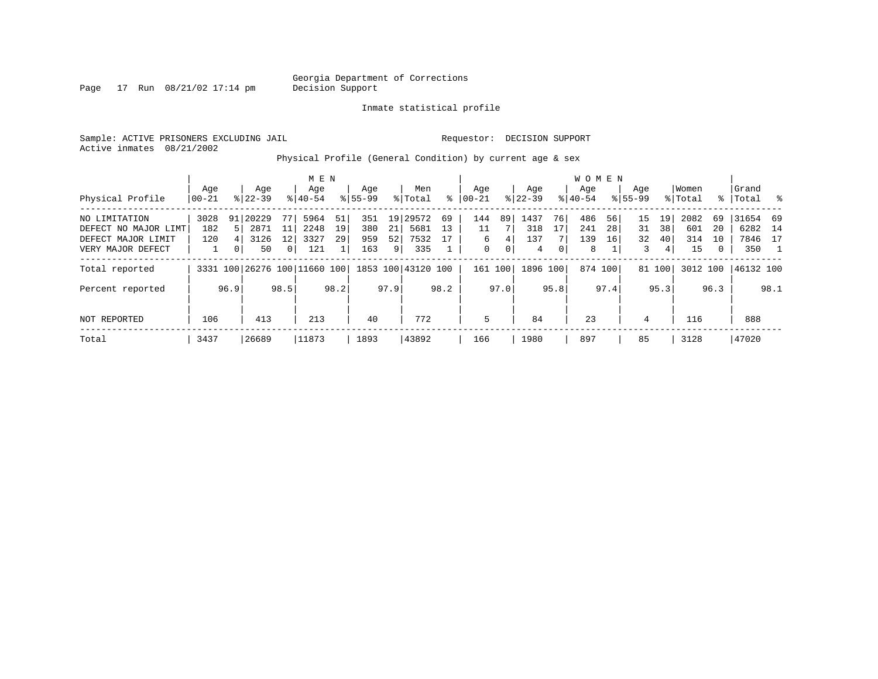Georgia Department of Corrections
Decision Support

Inmate statistical profile

Sample: ACTIVE PRISONERS EXCLUDING JAIL                    Requestor: DECISION SUPPORT
Active inmates 08/21/2002

Physical Profile (General Condition) by current age & sex

| | MEN | | | | | | | | | | WOMEN | | | | | | | | | | | |
|---|---|---|---|---|---|---|---|---|---|---|---|---|---|---|---|---|---|---|---|---|---|---|
| Physical Profile | Age 00-21 | % | Age 22-39 | % | Age 40-54 | % | Age 55-99 | % | Men Total | % | Age 00-21 | % | Age 22-39 | % | Age 40-54 | % | Age 55-99 | % | Women Total | % | Grand Total | % |
| NO LIMITATION | 3028 | 91 | 20229 | 77 | 5964 | 51 | 351 | 19 | 29572 | 69 | 144 | 89 | 1437 | 76 | 486 | 56 | 15 | 19 | 2082 | 69 | 31654 | 69 |
| DEFECT NO MAJOR LIMT | 182 | 5 | 2871 | 11 | 2248 | 19 | 380 | 21 | 5681 | 13 | 11 | 7 | 318 | 17 | 241 | 28 | 31 | 38 | 601 | 20 | 6282 | 14 |
| DEFECT MAJOR LIMIT | 120 | 4 | 3126 | 12 | 3327 | 29 | 959 | 52 | 7532 | 17 | 6 | 4 | 137 | 7 | 139 | 16 | 32 | 40 | 314 | 10 | 7846 | 17 |
| VERY MAJOR DEFECT | 1 | 0 | 50 | 0 | 121 | 1 | 163 | 9 | 335 | 1 | 0 | 0 | 4 | 0 | 8 | 1 | 3 | 4 | 15 | 0 | 350 | 1 |
| Total reported | 3331 | 100 | 26276 | 100 | 11660 | 100 | 1853 | 100 | 43120 | 100 | 161 | 100 | 1896 | 100 | 874 | 100 | 81 | 100 | 3012 | 100 | 46132 | 100 |
| Percent reported | | 96.9 | | 98.5 | | 98.2 | | 97.9 | | 98.2 | | 97.0 | | 95.8 | | 97.4 | | 95.3 | | 96.3 | | 98.1 |
| NOT REPORTED | 106 | | 413 | | 213 | | 40 | | 772 | | 5 | | 84 | | 23 | | 4 | | 116 | | 888 | |
| Total | 3437 | | 26689 | | 11873 | | 1893 | | 43892 | | 166 | | 1980 | | 897 | | 85 | | 3128 | | 47020 | |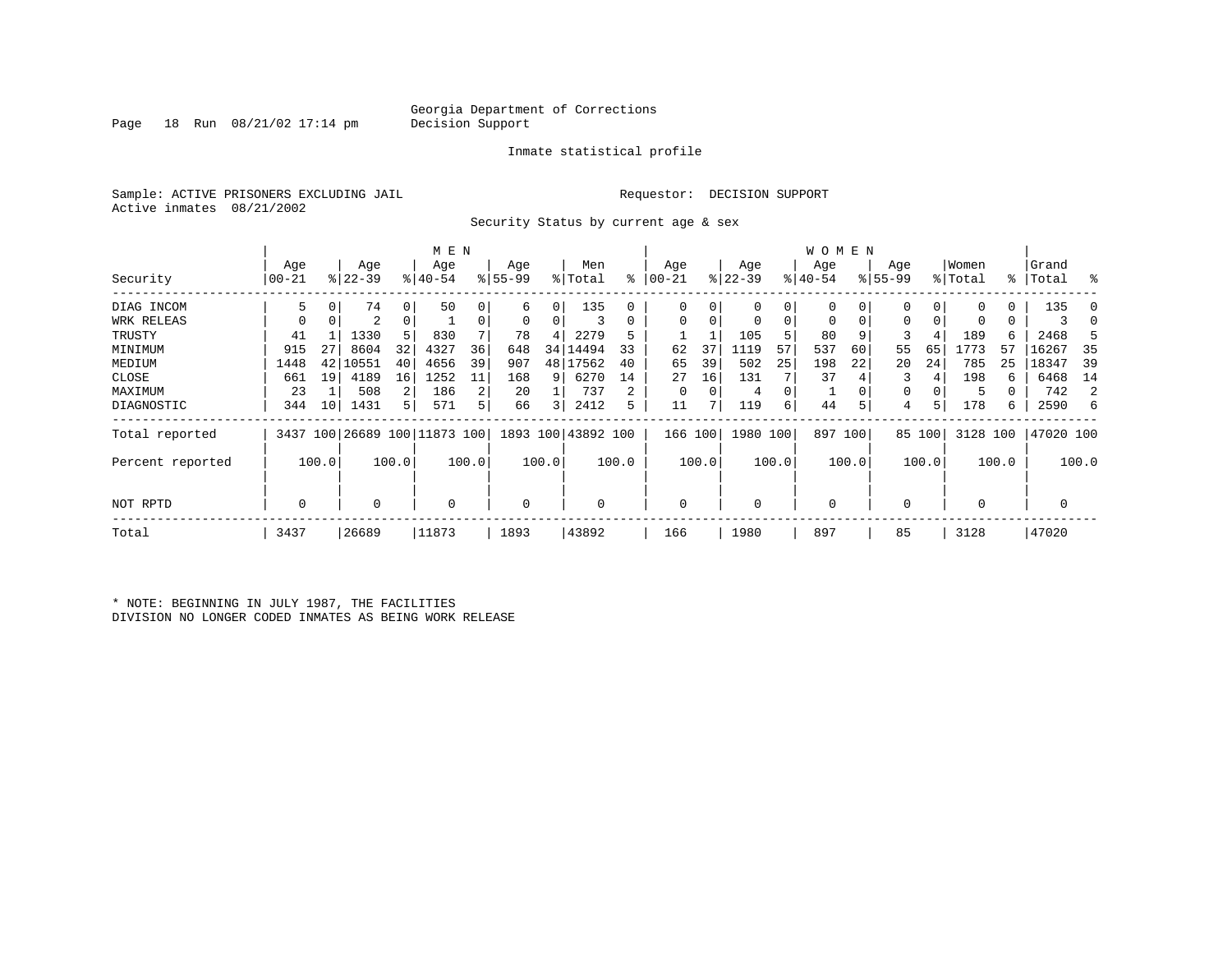Georgia Department of Corrections
Decision Support

Inmate statistical profile

Sample: ACTIVE PRISONERS EXCLUDING JAIL　　　　Requestor: DECISION SUPPORT
Active inmates 08/21/2002

Security Status by current age & sex

| | MEN | | | | | | | | | | WOMEN | | | | | | | | | | | |
|---|---|---|---|---|---|---|---|---|---|---|---|---|---|---|---|---|---|---|---|---|---|---|
| Security | Age 00-21 | % | Age 22-39 | % | Age 40-54 | % | Age 55-99 | % | Men Total | % | Age 00-21 | % | Age 22-39 | % | Age 40-54 | % | Age 55-99 | % | Women Total | % | Grand Total | % |
| DIAG INCOM | 5 | 0 | 74 | 0 | 50 | 0 | 6 | 0 | 135 | 0 | 0 | 0 | 0 | 0 | 0 | 0 | 0 | 0 | 0 | 0 | 135 | 0 |
| WRK RELEAS | 0 | 0 | 2 | 0 | 1 | 0 | 0 | 0 | 3 | 0 | 0 | 0 | 0 | 0 | 0 | 0 | 0 | 0 | 0 | 0 | 3 | 0 |
| TRUSTY | 41 | 1 | 1330 | 5 | 830 | 7 | 78 | 4 | 2279 | 5 | 1 | 1 | 105 | 5 | 80 | 9 | 3 | 4 | 189 | 6 | 2468 | 5 |
| MINIMUM | 915 | 27 | 8604 | 32 | 4327 | 36 | 648 | 34 | 14494 | 33 | 62 | 37 | 1119 | 57 | 537 | 60 | 55 | 65 | 1773 | 57 | 16267 | 35 |
| MEDIUM | 1448 | 42 | 10551 | 40 | 4656 | 39 | 907 | 48 | 17562 | 40 | 65 | 39 | 502 | 25 | 198 | 22 | 20 | 24 | 785 | 25 | 18347 | 39 |
| CLOSE | 661 | 19 | 4189 | 16 | 1252 | 11 | 168 | 9 | 6270 | 14 | 27 | 16 | 131 | 7 | 37 | 4 | 3 | 4 | 198 | 6 | 6468 | 14 |
| MAXIMUM | 23 | 1 | 508 | 2 | 186 | 2 | 20 | 1 | 737 | 2 | 0 | 0 | 4 | 0 | 1 | 0 | 0 | 0 | 5 | 0 | 742 | 2 |
| DIAGNOSTIC | 344 | 10 | 1431 | 5 | 571 | 5 | 66 | 3 | 2412 | 5 | 11 | 7 | 119 | 6 | 44 | 5 | 4 | 5 | 178 | 6 | 2590 | 6 |
| Total reported | 3437 | 100 | 26689 | 100 | 11873 | 100 | 1893 | 100 | 43892 | 100 | 166 | 100 | 1980 | 100 | 897 | 100 | 85 | 100 | 3128 | 100 | 47020 | 100 |
| Percent reported | | 100.0 | | 100.0 | | 100.0 | | 100.0 | | 100.0 | | 100.0 | | 100.0 | | 100.0 | | 100.0 | | 100.0 | | 100.0 |
| NOT RPTD | 0 | | 0 | | 0 | | 0 | | 0 | | 0 | | 0 | | 0 | | 0 | | 0 | | 0 | |
| Total | 3437 | | 26689 | | 11873 | | 1893 | | 43892 | | 166 | | 1980 | | 897 | | 85 | | 3128 | | 47020 | |

* NOTE: BEGINNING IN JULY 1987, THE FACILITIES DIVISION NO LONGER CODED INMATES AS BEING WORK RELEASE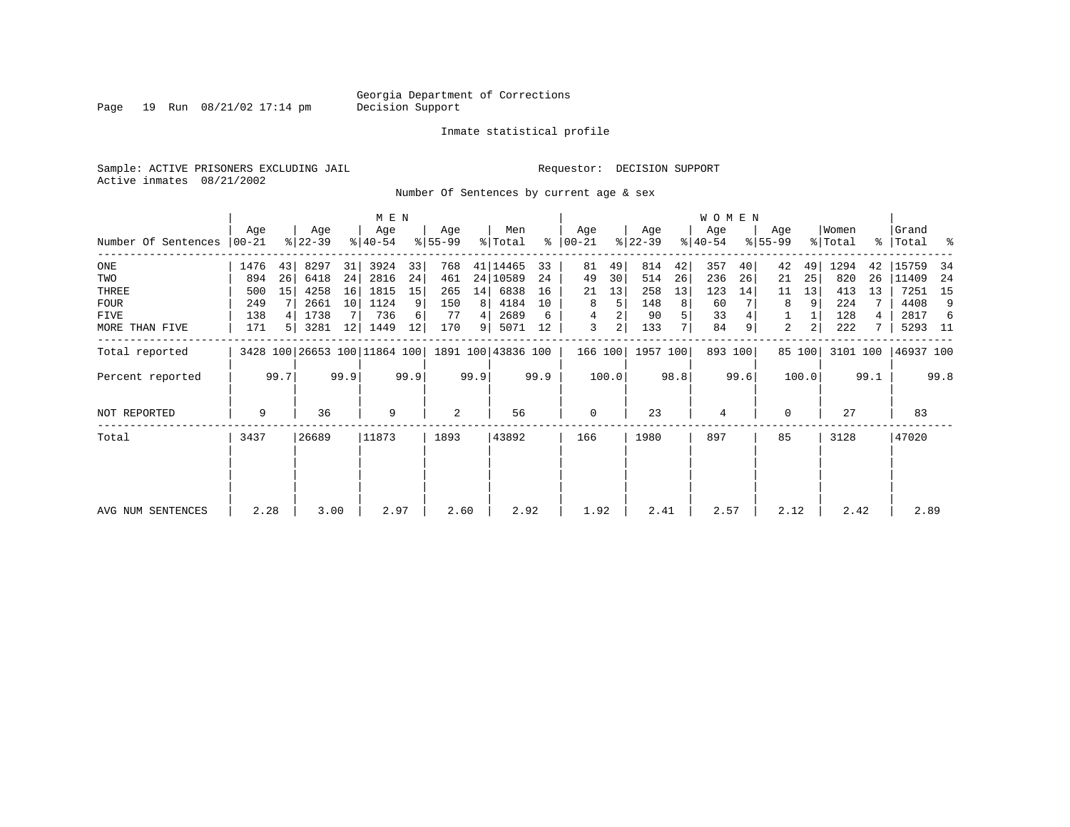Georgia Department of Corrections
Decision Support

Inmate statistical profile

Sample: ACTIVE PRISONERS EXCLUDING JAIL

Requestor: DECISION SUPPORT

Active inmates 08/21/2002

Number Of Sentences by current age & sex

| Number Of Sentences | MEN Age 00-21 | % | Age 22-39 | % | Age 40-54 | % | Age 55-99 | % | Men Total | % | WOMEN Age 00-21 | % | Age 22-39 | % | Age 40-54 | % | Age 55-99 | % | Women Total | % | Grand Total | % |
|---|---|---|---|---|---|---|---|---|---|---|---|---|---|---|---|---|---|---|---|---|---|---|
| ONE | 1476 | 43 | 8297 | 31 | 3924 | 33 | 768 | 41 | 14465 | 33 | 81 | 49 | 814 | 42 | 357 | 40 | 42 | 49 | 1294 | 42 | 15759 | 34 |
| TWO | 894 | 26 | 6418 | 24 | 2816 | 24 | 461 | 24 | 10589 | 24 | 49 | 30 | 514 | 26 | 236 | 26 | 21 | 25 | 820 | 26 | 11409 | 24 |
| THREE | 500 | 15 | 4258 | 16 | 1815 | 15 | 265 | 14 | 6838 | 16 | 21 | 13 | 258 | 13 | 123 | 14 | 11 | 13 | 413 | 13 | 7251 | 15 |
| FOUR | 249 | 7 | 2661 | 10 | 1124 | 9 | 150 | 8 | 4184 | 10 | 8 | 5 | 148 | 8 | 60 | 7 | 8 | 9 | 224 | 7 | 4408 | 9 |
| FIVE | 138 | 4 | 1738 | 7 | 736 | 6 | 77 | 4 | 2689 | 6 | 4 | 2 | 90 | 5 | 33 | 4 | 1 | 1 | 128 | 4 | 2817 | 6 |
| MORE THAN FIVE | 171 | 5 | 3281 | 12 | 1449 | 12 | 170 | 9 | 5071 | 12 | 3 | 2 | 133 | 7 | 84 | 9 | 2 | 2 | 222 | 7 | 5293 | 11 |
| Total reported | 3428 | 100 | 26653 | 100 | 11864 | 100 | 1891 | 100 | 43836 | 100 | 166 | 100 | 1957 | 100 | 893 | 100 | 85 | 100 | 3101 | 100 | 46937 | 100 |
| Percent reported | | 99.7 | | 99.9 | | 99.9 | | 99.9 | | 99.9 | | 100.0 | | 98.8 | | 99.6 | | 100.0 | | 99.1 | | 99.8 |
| NOT REPORTED | 9 | | 36 | | 9 | | 2 | | 56 | | 0 | | 23 | | 4 | | 0 | | 27 | | 83 | |
| Total | 3437 | | 26689 | | 11873 | | 1893 | | 43892 | | 166 | | 1980 | | 897 | | 85 | | 3128 | | 47020 | |
| AVG NUM SENTENCES | 2.28 | | 3.00 | | 2.97 | | 2.60 | | 2.92 | | 1.92 | | 2.41 | | 2.57 | | 2.12 | | 2.42 | | 2.89 | |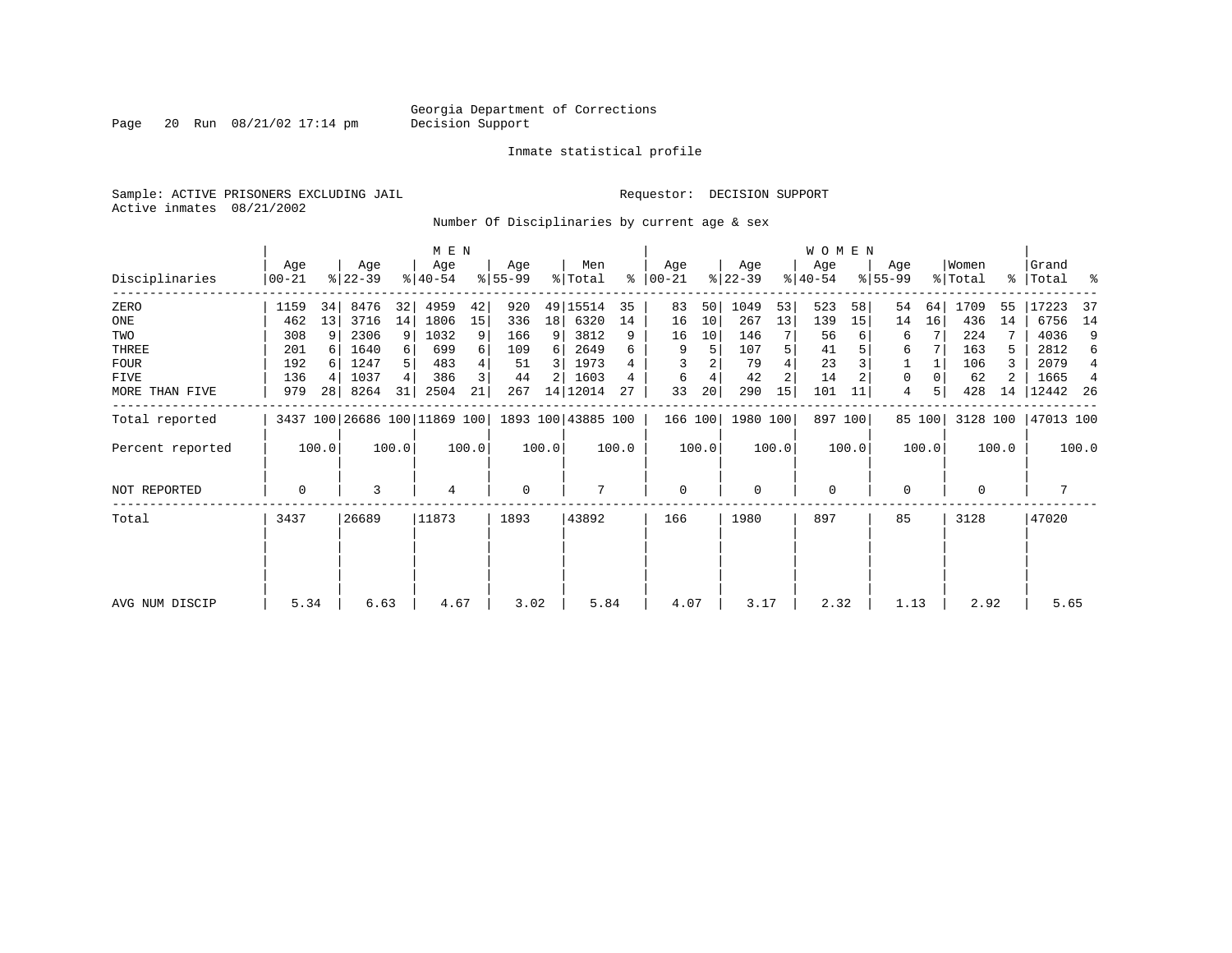Georgia Department of Corrections
Decision Support

Inmate statistical profile

Sample: ACTIVE PRISONERS EXCLUDING JAIL

Requestor: DECISION SUPPORT

Active inmates 08/21/2002

Number Of Disciplinaries by current age & sex

| | MEN | | | | | | | | | | WOMEN | | | | | | | | | | Grand | |
|---|---|---|---|---|---|---|---|---|---|---|---|---|---|---|---|---|---|---|---|---|---|---|
| Disciplinaries | Age 00-21 | % | Age 22-39 | % | Age 40-54 | % | Age 55-99 | % | Men Total | % | Age 00-21 | % | Age 22-39 | % | Age 40-54 | % | Age 55-99 | % | Women Total | % | Total | % |
| ZERO | 1159 | 34 | 8476 | 32 | 4959 | 42 | 920 | 49 | 15514 | 35 | 83 | 50 | 1049 | 53 | 523 | 58 | 54 | 64 | 1709 | 55 | 17223 | 37 |
| ONE | 462 | 13 | 3716 | 14 | 1806 | 15 | 336 | 18 | 6320 | 14 | 16 | 10 | 267 | 13 | 139 | 15 | 14 | 16 | 436 | 14 | 6756 | 14 |
| TWO | 308 | 9 | 2306 | 9 | 1032 | 9 | 166 | 9 | 3812 | 9 | 16 | 10 | 146 | 7 | 56 | 6 | 6 | 7 | 224 | 7 | 4036 | 9 |
| THREE | 201 | 6 | 1640 | 6 | 699 | 6 | 109 | 6 | 2649 | 6 | 9 | 5 | 107 | 5 | 41 | 5 | 6 | 7 | 163 | 5 | 2812 | 6 |
| FOUR | 192 | 6 | 1247 | 5 | 483 | 4 | 51 | 3 | 1973 | 4 | 3 | 2 | 79 | 4 | 23 | 3 | 1 | 1 | 106 | 3 | 2079 | 4 |
| FIVE | 136 | 4 | 1037 | 4 | 386 | 3 | 44 | 2 | 1603 | 4 | 6 | 4 | 42 | 2 | 14 | 2 | 0 | 0 | 62 | 2 | 1665 | 4 |
| MORE THAN FIVE | 979 | 28 | 8264 | 31 | 2504 | 21 | 267 | 14 | 12014 | 27 | 33 | 20 | 290 | 15 | 101 | 11 | 4 | 5 | 428 | 14 | 12442 | 26 |
| Total reported | 3437 | 100 | 26686 | 100 | 11869 | 100 | 1893 | 100 | 43885 | 100 | 166 | 100 | 1980 | 100 | 897 | 100 | 85 | 100 | 3128 | 100 | 47013 | 100 |
| Percent reported | | 100.0 | | 100.0 | | 100.0 | | 100.0 | | 100.0 | | 100.0 | | 100.0 | | 100.0 | | 100.0 | | 100.0 | | 100.0 |
| NOT REPORTED | 0 | | 3 | | 4 | | 0 | | 7 | | 0 | | 0 | | 0 | | 0 | | 0 | | 7 | |
| Total | 3437 | | 26689 | | 11873 | | 1893 | | 43892 | | 166 | | 1980 | | 897 | | 85 | | 3128 | | 47020 | |
| AVG NUM DISCIP | 5.34 | | 6.63 | | 4.67 | | 3.02 | | 5.84 | | 4.07 | | 3.17 | | 2.32 | | 1.13 | | 2.92 | | 5.65 | |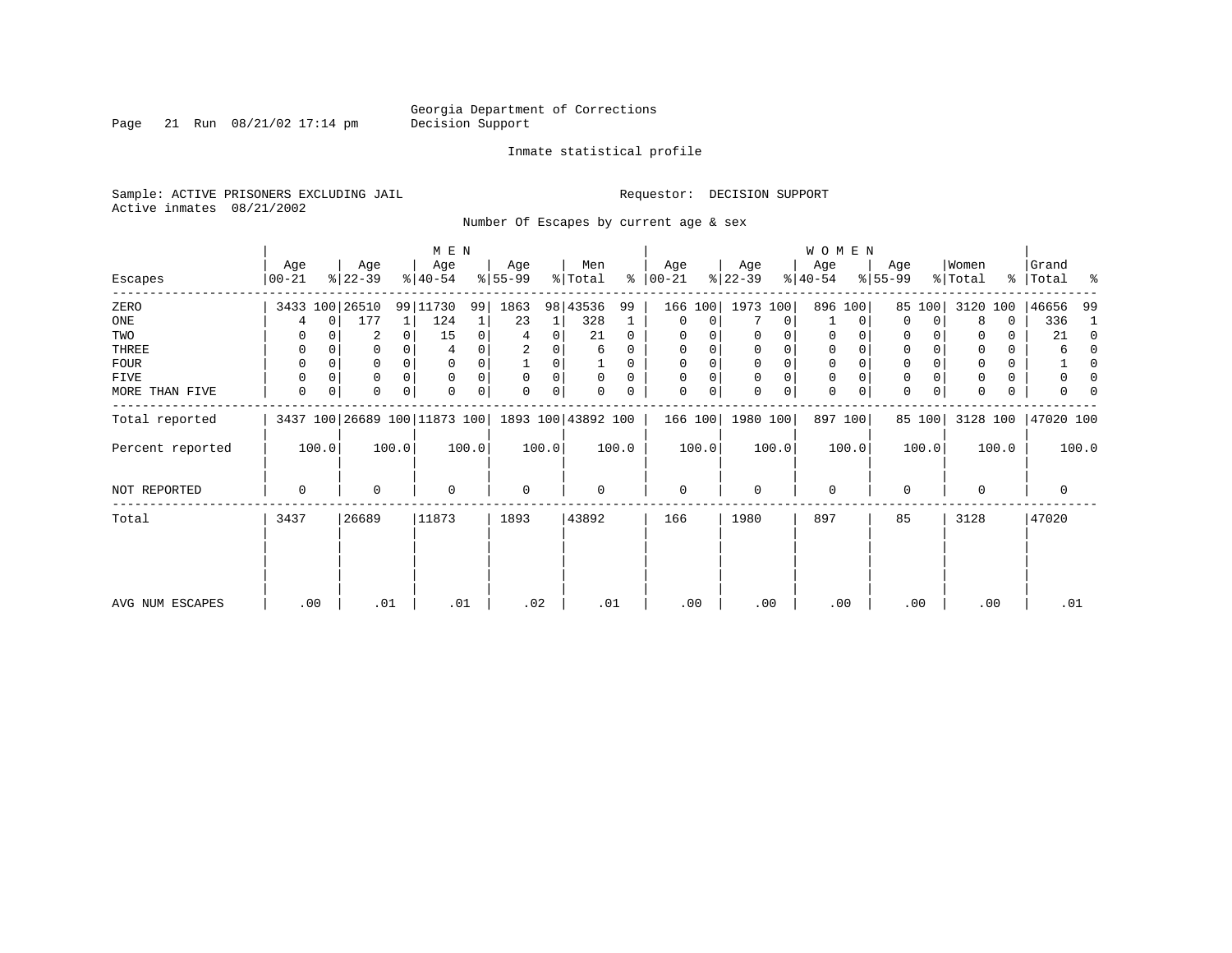Georgia Department of Corrections
Decision Support

Inmate statistical profile

Sample: ACTIVE PRISONERS EXCLUDING JAIL

Requestor: DECISION SUPPORT

Active inmates 08/21/2002

Number Of Escapes by current age & sex

| Escapes | MEN Age 00-21 | % | Age 22-39 | % | Age 40-54 | % | Age 55-99 | % | Men Total | % | WOMEN Age 00-21 | % | Age 22-39 | % | Age 40-54 | % | Age 55-99 | % | Women Total | % | Grand Total | % |
|---|---|---|---|---|---|---|---|---|---|---|---|---|---|---|---|---|---|---|---|---|---|---|
| ZERO | 3433 | 100 | 26510 | 99 | 11730 | 99 | 1863 | 98 | 43536 | 99 | 166 | 100 | 1973 | 100 | 896 | 100 | 85 | 100 | 3120 | 100 | 46656 | 99 |
| ONE | 4 | 0 | 177 | 1 | 124 | 1 | 23 | 1 | 328 | 1 | 0 | 0 | 7 | 0 | 1 | 0 | 0 | 0 | 8 | 0 | 336 | 1 |
| TWO | 0 | 0 | 2 | 0 | 15 | 0 | 4 | 0 | 21 | 0 | 0 | 0 | 0 | 0 | 0 | 0 | 0 | 0 | 0 | 0 | 21 | 0 |
| THREE | 0 | 0 | 0 | 0 | 4 | 0 | 2 | 0 | 6 | 0 | 0 | 0 | 0 | 0 | 0 | 0 | 0 | 0 | 0 | 0 | 6 | 0 |
| FOUR | 0 | 0 | 0 | 0 | 0 | 0 | 1 | 0 | 1 | 0 | 0 | 0 | 0 | 0 | 0 | 0 | 0 | 0 | 0 | 0 | 1 | 0 |
| FIVE | 0 | 0 | 0 | 0 | 0 | 0 | 0 | 0 | 0 | 0 | 0 | 0 | 0 | 0 | 0 | 0 | 0 | 0 | 0 | 0 | 0 | 0 |
| MORE THAN FIVE | 0 | 0 | 0 | 0 | 0 | 0 | 0 | 0 | 0 | 0 | 0 | 0 | 0 | 0 | 0 | 0 | 0 | 0 | 0 | 0 | 0 | 0 |
| Total reported | 3437 | 100 | 26689 | 100 | 11873 | 100 | 1893 | 100 | 43892 | 100 | 166 | 100 | 1980 | 100 | 897 | 100 | 85 | 100 | 3128 | 100 | 47020 | 100 |
| Percent reported | 100.0 | | 100.0 | | 100.0 | | 100.0 | | 100.0 | | 100.0 | | 100.0 | | 100.0 | | 100.0 | | 100.0 | | 100.0 | |
| NOT REPORTED | 0 | | 0 | | 0 | | 0 | | 0 | | 0 | | 0 | | 0 | | 0 | | 0 | | 0 | |
| Total | 3437 | | 26689 | | 11873 | | 1893 | | 43892 | | 166 | | 1980 | | 897 | | 85 | | 3128 | | 47020 | |
| AVG NUM ESCAPES | .00 | | .01 | | .01 | | .02 | | .01 | | .00 | | .00 | | .00 | | .00 | | .00 | | .01 | |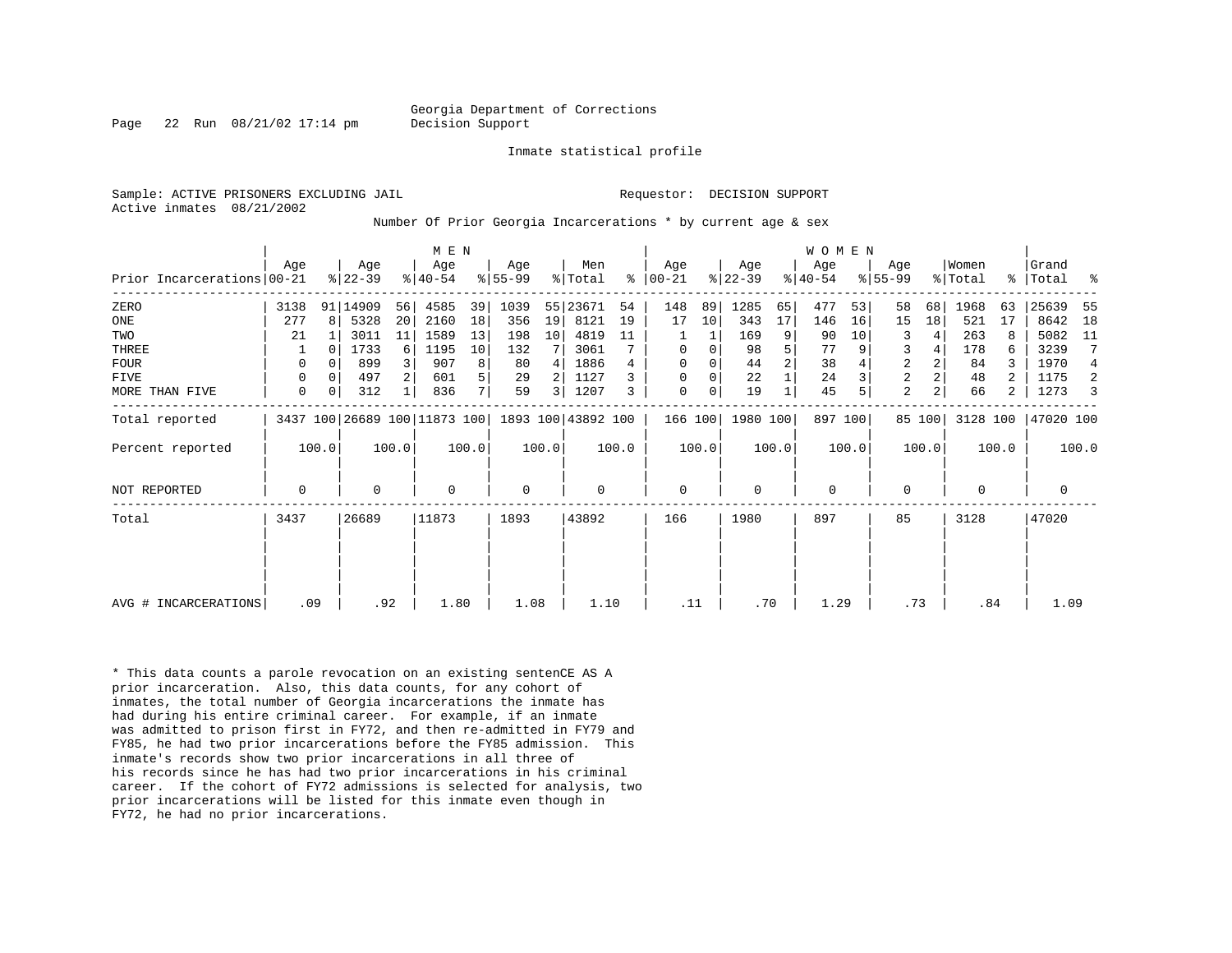Georgia Department of Corrections
Decision Support

Inmate statistical profile

Sample: ACTIVE PRISONERS EXCLUDING JAIL

Requestor: DECISION SUPPORT

Active inmates 08/21/2002

Number Of Prior Georgia Incarcerations * by current age & sex

| | MEN | | | | | | | | | | WOMEN | | | | | | | | | | Grand | |
|---|---|---|---|---|---|---|---|---|---|---|---|---|---|---|---|---|---|---|---|---|---|---|
| Prior Incarcerations | Age 00-21 | % | Age 22-39 | % | Age 40-54 | % | Age 55-99 | % | Men Total | % | Age 00-21 | % | Age 22-39 | % | Age 40-54 | % | Age 55-99 | % | Women Total | % | Total | % |
| ZERO | 3138 | 91 | 14909 | 56 | 4585 | 39 | 1039 | 55 | 23671 | 54 | 148 | 89 | 1285 | 65 | 477 | 53 | 58 | 68 | 1968 | 63 | 25639 | 55 |
| ONE | 277 | 8 | 5328 | 20 | 2160 | 18 | 356 | 19 | 8121 | 19 | 17 | 10 | 343 | 17 | 146 | 16 | 15 | 18 | 521 | 17 | 8642 | 18 |
| TWO | 21 | 1 | 3011 | 11 | 1589 | 13 | 198 | 10 | 4819 | 11 | 1 | 1 | 169 | 9 | 90 | 10 | 3 | 4 | 263 | 8 | 5082 | 11 |
| THREE | 1 | 0 | 1733 | 6 | 1195 | 10 | 132 | 7 | 3061 | 7 | 0 | 0 | 98 | 5 | 77 | 9 | 3 | 4 | 178 | 6 | 3239 | 7 |
| FOUR | 0 | 0 | 899 | 3 | 907 | 8 | 80 | 4 | 1886 | 4 | 0 | 0 | 44 | 2 | 38 | 4 | 2 | 2 | 84 | 3 | 1970 | 4 |
| FIVE | 0 | 0 | 497 | 2 | 601 | 5 | 29 | 2 | 1127 | 3 | 0 | 0 | 22 | 1 | 24 | 3 | 2 | 2 | 48 | 2 | 1175 | 2 |
| MORE THAN FIVE | 0 | 0 | 312 | 1 | 836 | 7 | 59 | 3 | 1207 | 3 | 0 | 0 | 19 | 1 | 45 | 5 | 2 | 2 | 66 | 2 | 1273 | 3 |
| Total reported | 3437 | 100 | 26689 | 100 | 11873 | 100 | 1893 | 100 | 43892 | 100 | 166 | 100 | 1980 | 100 | 897 | 100 | 85 | 100 | 3128 | 100 | 47020 | 100 |
| Percent reported | 100.0 | | 100.0 | | 100.0 | | 100.0 | | 100.0 | | 100.0 | | 100.0 | | 100.0 | | 100.0 | | 100.0 | | 100.0 | |
| NOT REPORTED | 0 | | 0 | | 0 | | 0 | | 0 | | 0 | | 0 | | 0 | | 0 | | 0 | | 0 | |
| Total | 3437 | | 26689 | | 11873 | | 1893 | | 43892 | | 166 | | 1980 | | 897 | | 85 | | 3128 | | 47020 | |
| AVG # INCARCERATIONS | .09 | | .92 | | 1.80 | | 1.08 | | 1.10 | | .11 | | .70 | | 1.29 | | .73 | | .84 | | 1.09 | |

* This data counts a parole revocation on an existing sentenCE AS A prior incarceration. Also, this data counts, for any cohort of inmates, the total number of Georgia incarcerations the inmate has had during his entire criminal career. For example, if an inmate was admitted to prison first in FY72, and then re-admitted in FY79 and FY85, he had two prior incarcerations before the FY85 admission. This inmate's records show two prior incarcerations in all three of his records since he has had two prior incarcerations in his criminal career. If the cohort of FY72 admissions is selected for analysis, two prior incarcerations will be listed for this inmate even though in FY72, he had no prior incarcerations.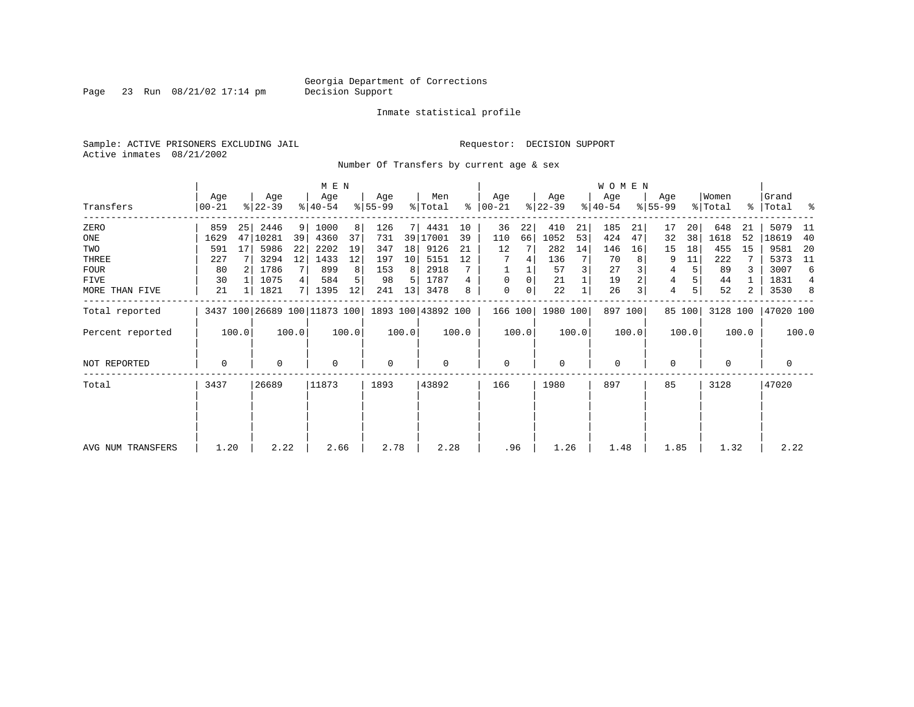Georgia Department of Corrections
Decision Support

Inmate statistical profile

Sample: ACTIVE PRISONERS EXCLUDING JAIL

Requestor: DECISION SUPPORT

Active inmates 08/21/2002

Number Of Transfers by current age & sex

| | MEN | | | | | | | | | | WOMEN | | | | | | | | | | | |
|---|---|---|---|---|---|---|---|---|---|---|---|---|---|---|---|---|---|---|---|---|---|---|
| Transfers | Age 00-21 | % | Age 22-39 | % | Age 40-54 | % | Age 55-99 | % | Men Total | % | Age 00-21 | % | Age 22-39 | % | Age 40-54 | % | Age 55-99 | % | Women Total | % | Grand Total | % |
| ZERO | 859 | 25 | 2446 | 9 | 1000 | 8 | 126 | 7 | 4431 | 10 | 36 | 22 | 410 | 21 | 185 | 21 | 17 | 20 | 648 | 21 | 5079 | 11 |
| ONE | 1629 | 47 | 10281 | 39 | 4360 | 37 | 731 | 39 | 17001 | 39 | 110 | 66 | 1052 | 53 | 424 | 47 | 32 | 38 | 1618 | 52 | 18619 | 40 |
| TWO | 591 | 17 | 5986 | 22 | 2202 | 19 | 347 | 18 | 9126 | 21 | 12 | 7 | 282 | 14 | 146 | 16 | 15 | 18 | 455 | 15 | 9581 | 20 |
| THREE | 227 | 7 | 3294 | 12 | 1433 | 12 | 197 | 10 | 5151 | 12 | 7 | 4 | 136 | 7 | 70 | 8 | 9 | 11 | 222 | 7 | 5373 | 11 |
| FOUR | 80 | 2 | 1786 | 7 | 899 | 8 | 153 | 8 | 2918 | 7 | 1 | 1 | 57 | 3 | 27 | 3 | 4 | 5 | 89 | 3 | 3007 | 6 |
| FIVE | 30 | 1 | 1075 | 4 | 584 | 5 | 98 | 5 | 1787 | 4 | 0 | 0 | 21 | 1 | 19 | 2 | 4 | 5 | 44 | 1 | 1831 | 4 |
| MORE THAN FIVE | 21 | 1 | 1821 | 7 | 1395 | 12 | 241 | 13 | 3478 | 8 | 0 | 0 | 22 | 1 | 26 | 3 | 4 | 5 | 52 | 2 | 3530 | 8 |
| Total reported | 3437 | 100 | 26689 | 100 | 11873 | 100 | 1893 | 100 | 43892 | 100 | 166 | 100 | 1980 | 100 | 897 | 100 | 85 | 100 | 3128 | 100 | 47020 | 100 |
| Percent reported | | 100.0 | | 100.0 | | 100.0 | | 100.0 | | 100.0 | | 100.0 | | 100.0 | | 100.0 | | 100.0 | | 100.0 | | 100.0 |
| NOT REPORTED | 0 | | 0 | | 0 | | 0 | | 0 | | 0 | | 0 | | 0 | | 0 | | 0 | | 0 | |
| Total | 3437 | | 26689 | | 11873 | | 1893 | | 43892 | | 166 | | 1980 | | 897 | | 85 | | 3128 | | 47020 | |
| AVG NUM TRANSFERS | 1.20 | | 2.22 | | 2.66 | | 2.78 | | 2.28 | | .96 | | 1.26 | | 1.48 | | 1.85 | | 1.32 | | 2.22 | |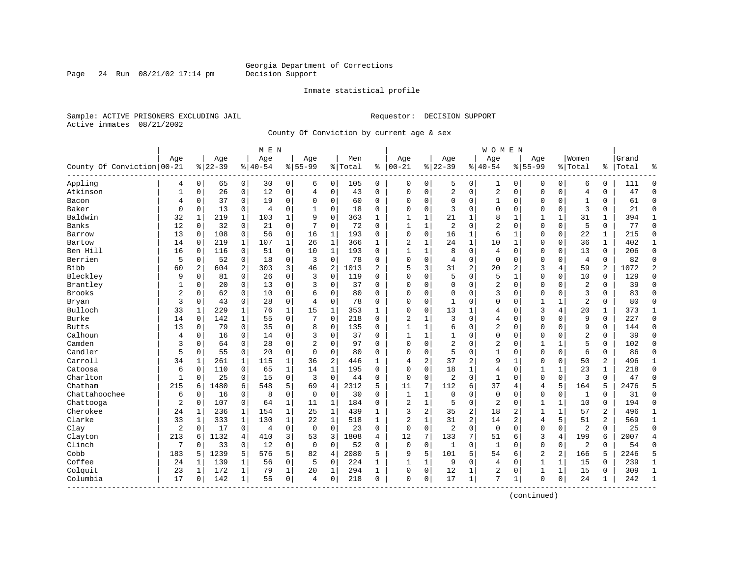Georgia Department of Corrections
Decision Support

Inmate statistical profile

Sample: ACTIVE PRISONERS EXCLUDING JAIL  Requestor: DECISION SUPPORT
Active inmates 08/21/2002

County Of Conviction by current age & sex

| County Of Conviction | MEN Age 00-21 | % | Age 22-39 | % | Age 40-54 | % | Age 55-99 | % | Men Total | % | WOMEN Age 00-21 | % | Age 22-39 | % | Age 40-54 | % | Age 55-99 | % | Women Total | % | Grand Total | % |
|---|---|---|---|---|---|---|---|---|---|---|---|---|---|---|---|---|---|---|---|---|---|---|
| Appling | 4 | 0 | 65 | 0 | 30 | 0 | 6 | 0 | 105 | 0 | 0 | 0 | 5 | 0 | 1 | 0 | 0 | 0 | 6 | 0 | 111 | 0 |
| Atkinson | 1 | 0 | 26 | 0 | 12 | 0 | 4 | 0 | 43 | 0 | 0 | 0 | 2 | 0 | 2 | 0 | 0 | 0 | 4 | 0 | 47 | 0 |
| Bacon | 4 | 0 | 37 | 0 | 19 | 0 | 0 | 0 | 60 | 0 | 0 | 0 | 0 | 0 | 1 | 0 | 0 | 0 | 1 | 0 | 61 | 0 |
| Baker | 0 | 0 | 13 | 0 | 4 | 0 | 1 | 0 | 18 | 0 | 0 | 0 | 3 | 0 | 0 | 0 | 0 | 0 | 3 | 0 | 21 | 0 |
| Baldwin | 32 | 1 | 219 | 1 | 103 | 1 | 9 | 0 | 363 | 1 | 1 | 1 | 21 | 1 | 8 | 1 | 1 | 1 | 31 | 1 | 394 | 1 |
| Banks | 12 | 0 | 32 | 0 | 21 | 0 | 7 | 0 | 72 | 0 | 1 | 1 | 2 | 0 | 2 | 0 | 0 | 0 | 5 | 0 | 77 | 0 |
| Barrow | 13 | 0 | 108 | 0 | 56 | 0 | 16 | 1 | 193 | 0 | 0 | 0 | 16 | 1 | 6 | 1 | 0 | 0 | 22 | 1 | 215 | 0 |
| Bartow | 14 | 0 | 219 | 1 | 107 | 1 | 26 | 1 | 366 | 1 | 2 | 1 | 24 | 1 | 10 | 1 | 0 | 0 | 36 | 1 | 402 | 1 |
| Ben Hill | 16 | 0 | 116 | 0 | 51 | 0 | 10 | 1 | 193 | 0 | 1 | 1 | 8 | 0 | 4 | 0 | 0 | 0 | 13 | 0 | 206 | 0 |
| Berrien | 5 | 0 | 52 | 0 | 18 | 0 | 3 | 0 | 78 | 0 | 0 | 0 | 4 | 0 | 0 | 0 | 0 | 0 | 4 | 0 | 82 | 0 |
| Bibb | 60 | 2 | 604 | 2 | 303 | 3 | 46 | 2 | 1013 | 2 | 5 | 3 | 31 | 2 | 20 | 2 | 3 | 4 | 59 | 2 | 1072 | 2 |
| Bleckley | 9 | 0 | 81 | 0 | 26 | 0 | 3 | 0 | 119 | 0 | 0 | 0 | 5 | 0 | 5 | 1 | 0 | 0 | 10 | 0 | 129 | 0 |
| Brantley | 1 | 0 | 20 | 0 | 13 | 0 | 3 | 0 | 37 | 0 | 0 | 0 | 0 | 0 | 2 | 0 | 0 | 0 | 2 | 0 | 39 | 0 |
| Brooks | 2 | 0 | 62 | 0 | 10 | 0 | 6 | 0 | 80 | 0 | 0 | 0 | 0 | 0 | 3 | 0 | 0 | 0 | 3 | 0 | 83 | 0 |
| Bryan | 3 | 0 | 43 | 0 | 28 | 0 | 4 | 0 | 78 | 0 | 0 | 0 | 1 | 0 | 0 | 0 | 1 | 1 | 2 | 0 | 80 | 0 |
| Bulloch | 33 | 1 | 229 | 1 | 76 | 1 | 15 | 1 | 353 | 1 | 0 | 0 | 13 | 1 | 4 | 0 | 3 | 4 | 20 | 1 | 373 | 1 |
| Burke | 14 | 0 | 142 | 1 | 55 | 0 | 7 | 0 | 218 | 0 | 2 | 1 | 3 | 0 | 4 | 0 | 0 | 0 | 9 | 0 | 227 | 0 |
| Butts | 13 | 0 | 79 | 0 | 35 | 0 | 8 | 0 | 135 | 0 | 1 | 1 | 6 | 0 | 2 | 0 | 0 | 0 | 9 | 0 | 144 | 0 |
| Calhoun | 4 | 0 | 16 | 0 | 14 | 0 | 3 | 0 | 37 | 0 | 1 | 1 | 1 | 0 | 0 | 0 | 0 | 0 | 2 | 0 | 39 | 0 |
| Camden | 3 | 0 | 64 | 0 | 28 | 0 | 2 | 0 | 97 | 0 | 0 | 0 | 2 | 0 | 2 | 0 | 1 | 1 | 5 | 0 | 102 | 0 |
| Candler | 5 | 0 | 55 | 0 | 20 | 0 | 0 | 0 | 80 | 0 | 0 | 0 | 5 | 0 | 1 | 0 | 0 | 0 | 6 | 0 | 86 | 0 |
| Carroll | 34 | 1 | 261 | 1 | 115 | 1 | 36 | 2 | 446 | 1 | 4 | 2 | 37 | 2 | 9 | 1 | 0 | 0 | 50 | 2 | 496 | 1 |
| Catoosa | 6 | 0 | 110 | 0 | 65 | 1 | 14 | 1 | 195 | 0 | 0 | 0 | 18 | 1 | 4 | 0 | 1 | 1 | 23 | 1 | 218 | 0 |
| Charlton | 1 | 0 | 25 | 0 | 15 | 0 | 3 | 0 | 44 | 0 | 0 | 0 | 2 | 0 | 1 | 0 | 0 | 0 | 3 | 0 | 47 | 0 |
| Chatham | 215 | 6 | 1480 | 6 | 548 | 5 | 69 | 4 | 2312 | 5 | 11 | 7 | 112 | 6 | 37 | 4 | 4 | 5 | 164 | 5 | 2476 | 5 |
| Chattahoochee | 6 | 0 | 16 | 0 | 8 | 0 | 0 | 0 | 30 | 0 | 1 | 1 | 0 | 0 | 0 | 0 | 0 | 0 | 1 | 0 | 31 | 0 |
| Chattooga | 2 | 0 | 107 | 0 | 64 | 1 | 11 | 1 | 184 | 0 | 2 | 1 | 5 | 0 | 2 | 0 | 1 | 1 | 10 | 0 | 194 | 0 |
| Cherokee | 24 | 1 | 236 | 1 | 154 | 1 | 25 | 1 | 439 | 1 | 3 | 2 | 35 | 2 | 18 | 2 | 1 | 1 | 57 | 2 | 496 | 1 |
| Clarke | 33 | 1 | 333 | 1 | 130 | 1 | 22 | 1 | 518 | 1 | 2 | 1 | 31 | 2 | 14 | 2 | 4 | 5 | 51 | 2 | 569 | 1 |
| Clay | 2 | 0 | 17 | 0 | 4 | 0 | 0 | 0 | 23 | 0 | 0 | 0 | 2 | 0 | 0 | 0 | 0 | 0 | 2 | 0 | 25 | 0 |
| Clayton | 213 | 6 | 1132 | 4 | 410 | 3 | 53 | 3 | 1808 | 4 | 12 | 7 | 133 | 7 | 51 | 6 | 3 | 4 | 199 | 6 | 2007 | 4 |
| Clinch | 7 | 0 | 33 | 0 | 12 | 0 | 0 | 0 | 52 | 0 | 0 | 0 | 1 | 0 | 1 | 0 | 0 | 0 | 2 | 0 | 54 | 0 |
| Cobb | 183 | 5 | 1239 | 5 | 576 | 5 | 82 | 4 | 2080 | 5 | 9 | 5 | 101 | 5 | 54 | 6 | 2 | 2 | 166 | 5 | 2246 | 5 |
| Coffee | 24 | 1 | 139 | 1 | 56 | 0 | 5 | 0 | 224 | 1 | 1 | 1 | 9 | 0 | 4 | 0 | 1 | 1 | 15 | 0 | 239 | 1 |
| Colquit | 23 | 1 | 172 | 1 | 79 | 1 | 20 | 1 | 294 | 1 | 0 | 0 | 12 | 1 | 2 | 0 | 1 | 1 | 15 | 0 | 309 | 1 |
| Columbia | 17 | 0 | 142 | 1 | 55 | 0 | 4 | 0 | 218 | 0 | 0 | 0 | 17 | 1 | 7 | 1 | 0 | 0 | 24 | 1 | 242 | 1 |

(continued)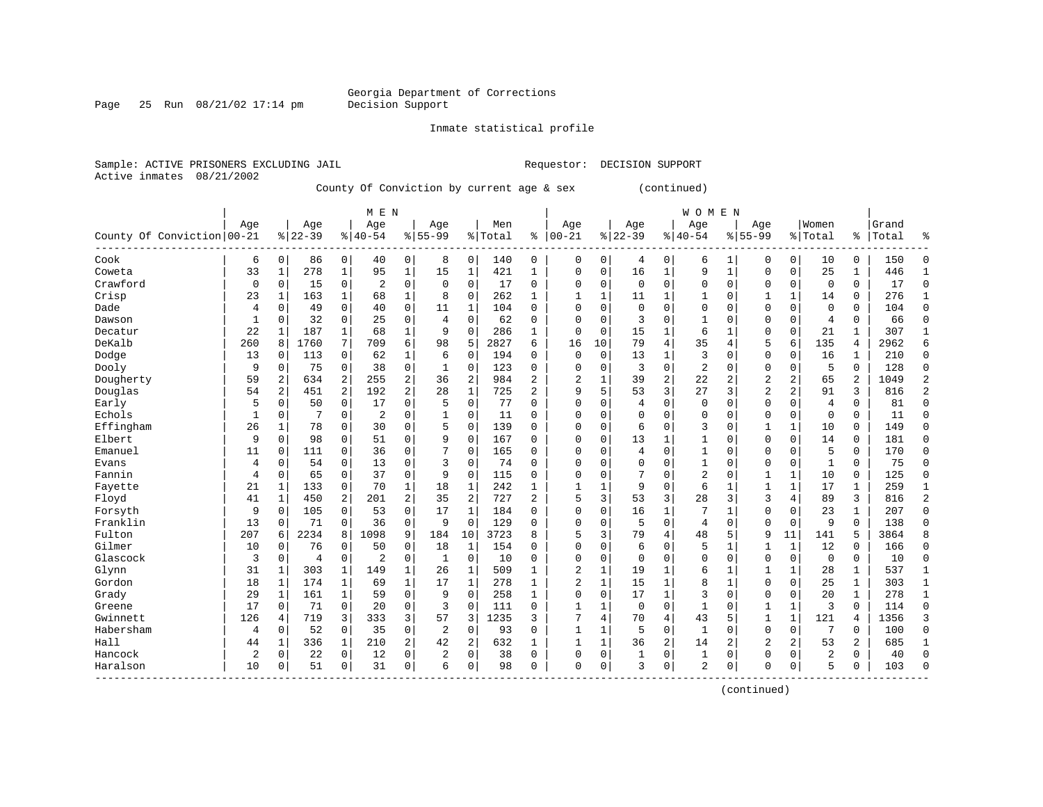Georgia Department of Corrections
Decision Support

Inmate statistical profile

Sample: ACTIVE PRISONERS EXCLUDING JAIL Requestor: DECISION SUPPORT
Active inmates 08/21/2002

County Of Conviction by current age & sex (continued)

| | MEN | | | | | | | | | | | WOMEN | | | | | | | | | | | | |
|---|---|---|---|---|---|---|---|---|---|---|---|---|---|---|---|---|---|---|---|---|---|---|---|---|
| County Of Conviction | Age 00-21 | % | Age 22-39 | % | Age 40-54 | % | Age 55-99 | % | Men Total | % | Age 00-21 | % | Age 22-39 | % | Age 40-54 | % | Age 55-99 | % | Women Total | % | Grand Total | % |
| Cook | 6 | 0 | 86 | 0 | 40 | 0 | 8 | 0 | 140 | 0 | 0 | 0 | 4 | 0 | 6 | 1 | 0 | 0 | 10 | 0 | 150 | 0 |
| Coweta | 33 | 1 | 278 | 1 | 95 | 1 | 15 | 1 | 421 | 1 | 0 | 0 | 16 | 1 | 9 | 1 | 0 | 0 | 25 | 1 | 446 | 1 |
| Crawford | 0 | 0 | 15 | 0 | 2 | 0 | 0 | 0 | 17 | 0 | 0 | 0 | 0 | 0 | 0 | 0 | 0 | 0 | 0 | 0 | 17 | 0 |
| Crisp | 23 | 1 | 163 | 1 | 68 | 1 | 8 | 0 | 262 | 1 | 1 | 1 | 11 | 1 | 1 | 0 | 1 | 1 | 14 | 0 | 276 | 1 |
| Dade | 4 | 0 | 49 | 0 | 40 | 0 | 11 | 1 | 104 | 0 | 0 | 0 | 0 | 0 | 0 | 0 | 0 | 0 | 0 | 0 | 104 | 0 |
| Dawson | 1 | 0 | 32 | 0 | 25 | 0 | 4 | 0 | 62 | 0 | 0 | 0 | 3 | 0 | 1 | 0 | 0 | 0 | 4 | 0 | 66 | 0 |
| Decatur | 22 | 1 | 187 | 1 | 68 | 1 | 9 | 0 | 286 | 1 | 0 | 0 | 15 | 1 | 6 | 1 | 0 | 0 | 21 | 1 | 307 | 1 |
| DeKalb | 260 | 8 | 1760 | 7 | 709 | 6 | 98 | 5 | 2827 | 6 | 16 | 10 | 79 | 4 | 35 | 4 | 5 | 6 | 135 | 4 | 2962 | 6 |
| Dodge | 13 | 0 | 113 | 0 | 62 | 1 | 6 | 0 | 194 | 0 | 0 | 0 | 13 | 1 | 3 | 0 | 0 | 0 | 16 | 1 | 210 | 0 |
| Dooly | 9 | 0 | 75 | 0 | 38 | 0 | 1 | 0 | 123 | 0 | 0 | 0 | 3 | 0 | 2 | 0 | 0 | 0 | 5 | 0 | 128 | 0 |
| Dougherty | 59 | 2 | 634 | 2 | 255 | 2 | 36 | 2 | 984 | 2 | 2 | 1 | 39 | 2 | 22 | 2 | 2 | 2 | 65 | 2 | 1049 | 2 |
| Douglas | 54 | 2 | 451 | 2 | 192 | 2 | 28 | 1 | 725 | 2 | 9 | 5 | 53 | 3 | 27 | 3 | 2 | 2 | 91 | 3 | 816 | 2 |
| Early | 5 | 0 | 50 | 0 | 17 | 0 | 5 | 0 | 77 | 0 | 0 | 0 | 4 | 0 | 0 | 0 | 0 | 0 | 4 | 0 | 81 | 0 |
| Echols | 1 | 0 | 7 | 0 | 2 | 0 | 1 | 0 | 11 | 0 | 0 | 0 | 0 | 0 | 0 | 0 | 0 | 0 | 0 | 0 | 11 | 0 |
| Effingham | 26 | 1 | 78 | 0 | 30 | 0 | 5 | 0 | 139 | 0 | 0 | 0 | 6 | 0 | 3 | 0 | 1 | 1 | 10 | 0 | 149 | 0 |
| Elbert | 9 | 0 | 98 | 0 | 51 | 0 | 9 | 0 | 167 | 0 | 0 | 0 | 13 | 1 | 1 | 0 | 0 | 0 | 14 | 0 | 181 | 0 |
| Emanuel | 11 | 0 | 111 | 0 | 36 | 0 | 7 | 0 | 165 | 0 | 0 | 0 | 4 | 0 | 1 | 0 | 0 | 0 | 5 | 0 | 170 | 0 |
| Evans | 4 | 0 | 54 | 0 | 13 | 0 | 3 | 0 | 74 | 0 | 0 | 0 | 0 | 0 | 1 | 0 | 0 | 0 | 1 | 0 | 75 | 0 |
| Fannin | 4 | 0 | 65 | 0 | 37 | 0 | 9 | 0 | 115 | 0 | 0 | 0 | 7 | 0 | 2 | 0 | 1 | 1 | 10 | 0 | 125 | 0 |
| Fayette | 21 | 1 | 133 | 0 | 70 | 1 | 18 | 1 | 242 | 1 | 1 | 1 | 9 | 0 | 6 | 1 | 1 | 1 | 17 | 1 | 259 | 1 |
| Floyd | 41 | 1 | 450 | 2 | 201 | 2 | 35 | 2 | 727 | 2 | 5 | 3 | 53 | 3 | 28 | 3 | 3 | 4 | 89 | 3 | 816 | 2 |
| Forsyth | 9 | 0 | 105 | 0 | 53 | 0 | 17 | 1 | 184 | 0 | 0 | 0 | 16 | 1 | 7 | 1 | 0 | 0 | 23 | 1 | 207 | 0 |
| Franklin | 13 | 0 | 71 | 0 | 36 | 0 | 9 | 0 | 129 | 0 | 0 | 0 | 5 | 0 | 4 | 0 | 0 | 0 | 9 | 0 | 138 | 0 |
| Fulton | 207 | 6 | 2234 | 8 | 1098 | 9 | 184 | 10 | 3723 | 8 | 5 | 3 | 79 | 4 | 48 | 5 | 9 | 11 | 141 | 5 | 3864 | 8 |
| Gilmer | 10 | 0 | 76 | 0 | 50 | 0 | 18 | 1 | 154 | 0 | 0 | 0 | 6 | 0 | 5 | 1 | 1 | 1 | 12 | 0 | 166 | 0 |
| Glascock | 3 | 0 | 4 | 0 | 2 | 0 | 1 | 0 | 10 | 0 | 0 | 0 | 0 | 0 | 0 | 0 | 0 | 0 | 0 | 0 | 10 | 0 |
| Glynn | 31 | 1 | 303 | 1 | 149 | 1 | 26 | 1 | 509 | 1 | 2 | 1 | 19 | 1 | 6 | 1 | 1 | 1 | 28 | 1 | 537 | 1 |
| Gordon | 18 | 1 | 174 | 1 | 69 | 1 | 17 | 1 | 278 | 1 | 2 | 1 | 15 | 1 | 8 | 1 | 0 | 0 | 25 | 1 | 303 | 1 |
| Grady | 29 | 1 | 161 | 1 | 59 | 0 | 9 | 0 | 258 | 1 | 0 | 0 | 17 | 1 | 3 | 0 | 0 | 0 | 20 | 1 | 278 | 1 |
| Greene | 17 | 0 | 71 | 0 | 20 | 0 | 3 | 0 | 111 | 0 | 1 | 1 | 0 | 0 | 1 | 0 | 1 | 1 | 3 | 0 | 114 | 0 |
| Gwinnett | 126 | 4 | 719 | 3 | 333 | 3 | 57 | 3 | 1235 | 3 | 7 | 4 | 70 | 4 | 43 | 5 | 1 | 1 | 121 | 4 | 1356 | 3 |
| Habersham | 4 | 0 | 52 | 0 | 35 | 0 | 2 | 0 | 93 | 0 | 1 | 1 | 5 | 0 | 1 | 0 | 0 | 0 | 7 | 0 | 100 | 0 |
| Hall | 44 | 1 | 336 | 1 | 210 | 2 | 42 | 2 | 632 | 1 | 1 | 1 | 36 | 2 | 14 | 2 | 2 | 2 | 53 | 2 | 685 | 1 |
| Hancock | 2 | 0 | 22 | 0 | 12 | 0 | 2 | 0 | 38 | 0 | 0 | 0 | 1 | 0 | 1 | 0 | 0 | 0 | 2 | 0 | 40 | 0 |
| Haralson | 10 | 0 | 51 | 0 | 31 | 0 | 6 | 0 | 98 | 0 | 0 | 0 | 3 | 0 | 2 | 0 | 0 | 0 | 5 | 0 | 103 | 0 |

(continued)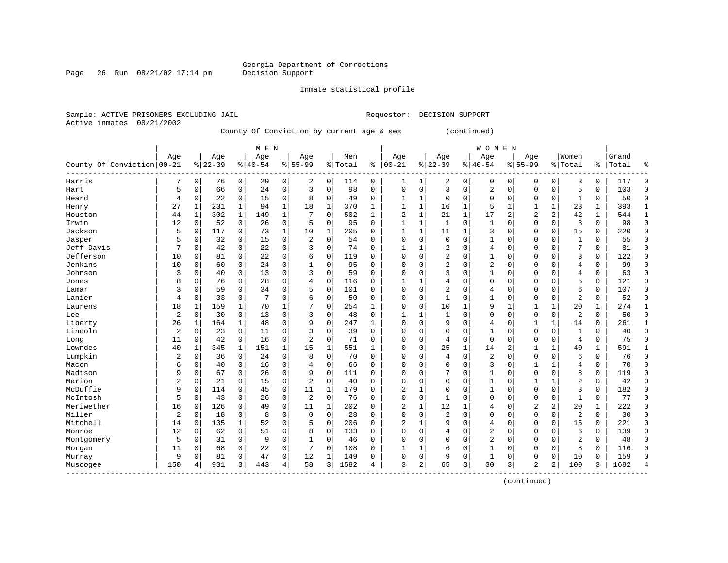Georgia Department of Corrections
Decision Support

Inmate statistical profile

Sample: ACTIVE PRISONERS EXCLUDING JAIL  Requestor: DECISION SUPPORT
Active inmates 08/21/2002

County Of Conviction by current age & sex (continued)

| County Of Conviction | MEN Age 00-21 | % | Age 22-39 | % | Age 40-54 | % | Age 55-99 | % | Men Total | % | WOMEN Age 00-21 | % | Age 22-39 | % | Age 40-54 | % | Age 55-99 | % | Women Total | % | Grand Total | % |
|---|---|---|---|---|---|---|---|---|---|---|---|---|---|---|---|---|---|---|---|---|---|---|
| Harris | 7 | 0 | 76 | 0 | 29 | 0 | 2 | 0 | 114 | 0 | 1 | 1 | 2 | 0 | 0 | 0 | 0 | 0 | 3 | 0 | 117 | 0 |
| Hart | 5 | 0 | 66 | 0 | 24 | 0 | 3 | 0 | 98 | 0 | 0 | 0 | 3 | 0 | 2 | 0 | 0 | 0 | 5 | 0 | 103 | 0 |
| Heard | 4 | 0 | 22 | 0 | 15 | 0 | 8 | 0 | 49 | 0 | 1 | 1 | 0 | 0 | 0 | 0 | 0 | 0 | 1 | 0 | 50 | 0 |
| Henry | 27 | 1 | 231 | 1 | 94 | 1 | 18 | 1 | 370 | 1 | 1 | 1 | 16 | 1 | 5 | 1 | 1 | 1 | 23 | 1 | 393 | 1 |
| Houston | 44 | 1 | 302 | 1 | 149 | 1 | 7 | 0 | 502 | 1 | 2 | 1 | 21 | 1 | 17 | 2 | 2 | 2 | 42 | 1 | 544 | 1 |
| Irwin | 12 | 0 | 52 | 0 | 26 | 0 | 5 | 0 | 95 | 0 | 1 | 1 | 1 | 0 | 1 | 0 | 0 | 0 | 3 | 0 | 98 | 0 |
| Jackson | 5 | 0 | 117 | 0 | 73 | 1 | 10 | 1 | 205 | 0 | 1 | 1 | 11 | 1 | 3 | 0 | 0 | 0 | 15 | 0 | 220 | 0 |
| Jasper | 5 | 0 | 32 | 0 | 15 | 0 | 2 | 0 | 54 | 0 | 0 | 0 | 0 | 0 | 1 | 0 | 0 | 0 | 1 | 0 | 55 | 0 |
| Jeff Davis | 7 | 0 | 42 | 0 | 22 | 0 | 3 | 0 | 74 | 0 | 1 | 1 | 2 | 0 | 4 | 0 | 0 | 0 | 7 | 0 | 81 | 0 |
| Jefferson | 10 | 0 | 81 | 0 | 22 | 0 | 6 | 0 | 119 | 0 | 0 | 0 | 2 | 0 | 1 | 0 | 0 | 0 | 3 | 0 | 122 | 0 |
| Jenkins | 10 | 0 | 60 | 0 | 24 | 0 | 1 | 0 | 95 | 0 | 0 | 0 | 2 | 0 | 2 | 0 | 0 | 0 | 4 | 0 | 99 | 0 |
| Johnson | 3 | 0 | 40 | 0 | 13 | 0 | 3 | 0 | 59 | 0 | 0 | 0 | 3 | 0 | 1 | 0 | 0 | 0 | 4 | 0 | 63 | 0 |
| Jones | 8 | 0 | 76 | 0 | 28 | 0 | 4 | 0 | 116 | 0 | 1 | 1 | 4 | 0 | 0 | 0 | 0 | 0 | 5 | 0 | 121 | 0 |
| Lamar | 3 | 0 | 59 | 0 | 34 | 0 | 5 | 0 | 101 | 0 | 0 | 0 | 2 | 0 | 4 | 0 | 0 | 0 | 6 | 0 | 107 | 0 |
| Lanier | 4 | 0 | 33 | 0 | 7 | 0 | 6 | 0 | 50 | 0 | 0 | 0 | 1 | 0 | 1 | 0 | 0 | 0 | 2 | 0 | 52 | 0 |
| Laurens | 18 | 1 | 159 | 1 | 70 | 1 | 7 | 0 | 254 | 1 | 0 | 0 | 10 | 1 | 9 | 1 | 1 | 1 | 20 | 1 | 274 | 1 |
| Lee | 2 | 0 | 30 | 0 | 13 | 0 | 3 | 0 | 48 | 0 | 1 | 1 | 1 | 0 | 0 | 0 | 0 | 0 | 2 | 0 | 50 | 0 |
| Liberty | 26 | 1 | 164 | 1 | 48 | 0 | 9 | 0 | 247 | 1 | 0 | 0 | 9 | 0 | 4 | 0 | 1 | 1 | 14 | 0 | 261 | 1 |
| Lincoln | 2 | 0 | 23 | 0 | 11 | 0 | 3 | 0 | 39 | 0 | 0 | 0 | 0 | 0 | 1 | 0 | 0 | 0 | 1 | 0 | 40 | 0 |
| Long | 11 | 0 | 42 | 0 | 16 | 0 | 2 | 0 | 71 | 0 | 0 | 0 | 4 | 0 | 0 | 0 | 0 | 0 | 4 | 0 | 75 | 0 |
| Lowndes | 40 | 1 | 345 | 1 | 151 | 1 | 15 | 1 | 551 | 1 | 0 | 0 | 25 | 1 | 14 | 2 | 1 | 1 | 40 | 1 | 591 | 1 |
| Lumpkin | 2 | 0 | 36 | 0 | 24 | 0 | 8 | 0 | 70 | 0 | 0 | 0 | 4 | 0 | 2 | 0 | 0 | 0 | 6 | 0 | 76 | 0 |
| Macon | 6 | 0 | 40 | 0 | 16 | 0 | 4 | 0 | 66 | 0 | 0 | 0 | 0 | 0 | 3 | 0 | 1 | 1 | 4 | 0 | 70 | 0 |
| Madison | 9 | 0 | 67 | 0 | 26 | 0 | 9 | 0 | 111 | 0 | 0 | 0 | 7 | 0 | 1 | 0 | 0 | 0 | 8 | 0 | 119 | 0 |
| Marion | 2 | 0 | 21 | 0 | 15 | 0 | 2 | 0 | 40 | 0 | 0 | 0 | 0 | 0 | 1 | 0 | 1 | 1 | 2 | 0 | 42 | 0 |
| McDuffie | 9 | 0 | 114 | 0 | 45 | 0 | 11 | 1 | 179 | 0 | 2 | 1 | 0 | 0 | 1 | 0 | 0 | 0 | 3 | 0 | 182 | 0 |
| McIntosh | 5 | 0 | 43 | 0 | 26 | 0 | 2 | 0 | 76 | 0 | 0 | 0 | 1 | 0 | 0 | 0 | 0 | 0 | 1 | 0 | 77 | 0 |
| Meriwether | 16 | 0 | 126 | 0 | 49 | 0 | 11 | 1 | 202 | 0 | 2 | 1 | 12 | 1 | 4 | 0 | 2 | 2 | 20 | 1 | 222 | 0 |
| Miller | 2 | 0 | 18 | 0 | 8 | 0 | 0 | 0 | 28 | 0 | 0 | 0 | 2 | 0 | 0 | 0 | 0 | 0 | 2 | 0 | 30 | 0 |
| Mitchell | 14 | 0 | 135 | 1 | 52 | 0 | 5 | 0 | 206 | 0 | 2 | 1 | 9 | 0 | 4 | 0 | 0 | 0 | 15 | 0 | 221 | 0 |
| Monroe | 12 | 0 | 62 | 0 | 51 | 0 | 8 | 0 | 133 | 0 | 0 | 0 | 4 | 0 | 2 | 0 | 0 | 0 | 6 | 0 | 139 | 0 |
| Montgomery | 5 | 0 | 31 | 0 | 9 | 0 | 1 | 0 | 46 | 0 | 0 | 0 | 0 | 0 | 2 | 0 | 0 | 0 | 2 | 0 | 48 | 0 |
| Morgan | 11 | 0 | 68 | 0 | 22 | 0 | 7 | 0 | 108 | 0 | 1 | 1 | 6 | 0 | 1 | 0 | 0 | 0 | 8 | 0 | 116 | 0 |
| Murray | 9 | 0 | 81 | 0 | 47 | 0 | 12 | 1 | 149 | 0 | 0 | 0 | 9 | 0 | 1 | 0 | 0 | 0 | 10 | 0 | 159 | 0 |
| Muscogee | 150 | 4 | 931 | 3 | 443 | 4 | 58 | 3 | 1582 | 4 | 3 | 2 | 65 | 3 | 30 | 3 | 2 | 2 | 100 | 3 | 1682 | 4 |

(continued)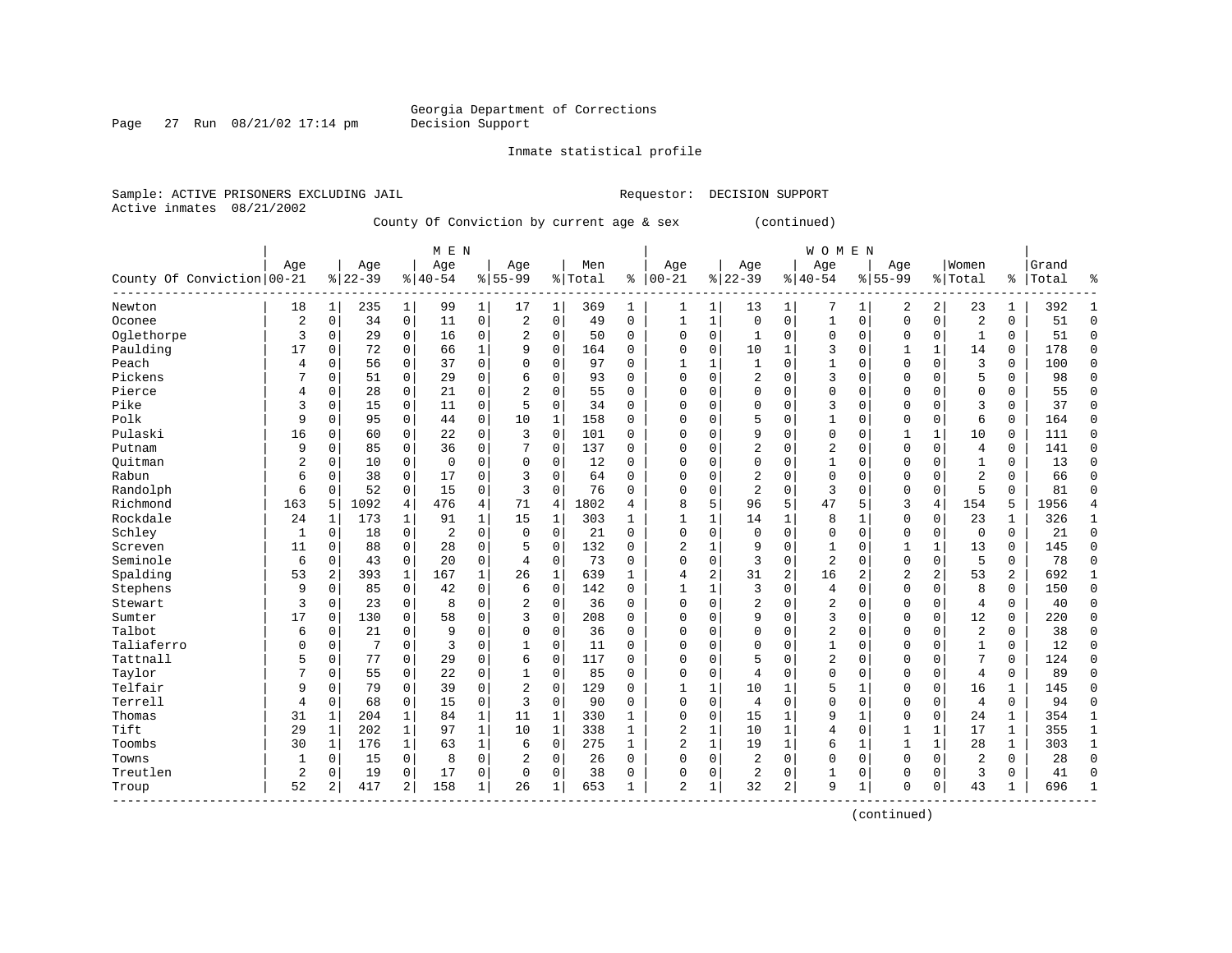Georgia Department of Corrections
Decision Support

Inmate statistical profile

Sample: ACTIVE PRISONERS EXCLUDING JAIL  Requestor: DECISION SUPPORT
Active inmates 08/21/2002

County Of Conviction by current age & sex (continued)

| County Of Conviction | MEN Age 00-21 | % | Age 22-39 | % | Age 40-54 | % | Age 55-99 | % | Men Total | % | WOMEN Age 00-21 | % | Age 22-39 | % | Age 40-54 | % | Age 55-99 | % | Women Total | % | Grand Total | % |
|---|---|---|---|---|---|---|---|---|---|---|---|---|---|---|---|---|---|---|---|---|---|---|
| Newton | 18 | 1 | 235 | 1 | 99 | 1 | 17 | 1 | 369 | 1 | 1 | 1 | 13 | 1 | 7 | 1 | 2 | 2 | 23 | 1 | 392 | 1 |
| Oconee | 2 | 0 | 34 | 0 | 11 | 0 | 2 | 0 | 49 | 0 | 1 | 1 | 0 | 0 | 1 | 0 | 0 | 0 | 2 | 0 | 51 | 0 |
| Oglethorpe | 3 | 0 | 29 | 0 | 16 | 0 | 2 | 0 | 50 | 0 | 0 | 0 | 1 | 0 | 0 | 0 | 0 | 0 | 1 | 0 | 51 | 0 |
| Paulding | 17 | 0 | 72 | 0 | 66 | 1 | 9 | 0 | 164 | 0 | 0 | 0 | 10 | 1 | 3 | 0 | 1 | 1 | 14 | 0 | 178 | 0 |
| Peach | 4 | 0 | 56 | 0 | 37 | 0 | 0 | 0 | 97 | 0 | 1 | 1 | 1 | 0 | 1 | 0 | 0 | 0 | 3 | 0 | 100 | 0 |
| Pickens | 7 | 0 | 51 | 0 | 29 | 0 | 6 | 0 | 93 | 0 | 0 | 0 | 2 | 0 | 3 | 0 | 0 | 0 | 5 | 0 | 98 | 0 |
| Pierce | 4 | 0 | 28 | 0 | 21 | 0 | 2 | 0 | 55 | 0 | 0 | 0 | 0 | 0 | 0 | 0 | 0 | 0 | 0 | 0 | 55 | 0 |
| Pike | 3 | 0 | 15 | 0 | 11 | 0 | 5 | 0 | 34 | 0 | 0 | 0 | 0 | 0 | 3 | 0 | 0 | 0 | 3 | 0 | 37 | 0 |
| Polk | 9 | 0 | 95 | 0 | 44 | 0 | 10 | 1 | 158 | 0 | 0 | 0 | 5 | 0 | 1 | 0 | 0 | 0 | 6 | 0 | 164 | 0 |
| Pulaski | 16 | 0 | 60 | 0 | 22 | 0 | 3 | 0 | 101 | 0 | 0 | 0 | 9 | 0 | 0 | 0 | 1 | 1 | 10 | 0 | 111 | 0 |
| Putnam | 9 | 0 | 85 | 0 | 36 | 0 | 7 | 0 | 137 | 0 | 0 | 0 | 2 | 0 | 2 | 0 | 0 | 0 | 4 | 0 | 141 | 0 |
| Quitman | 2 | 0 | 10 | 0 | 0 | 0 | 0 | 0 | 12 | 0 | 0 | 0 | 0 | 0 | 1 | 0 | 0 | 0 | 1 | 0 | 13 | 0 |
| Rabun | 6 | 0 | 38 | 0 | 17 | 0 | 3 | 0 | 64 | 0 | 0 | 0 | 2 | 0 | 0 | 0 | 0 | 0 | 2 | 0 | 66 | 0 |
| Randolph | 6 | 0 | 52 | 0 | 15 | 0 | 3 | 0 | 76 | 0 | 0 | 0 | 2 | 0 | 3 | 0 | 0 | 0 | 5 | 0 | 81 | 0 |
| Richmond | 163 | 5 | 1092 | 4 | 476 | 4 | 71 | 4 | 1802 | 4 | 8 | 5 | 96 | 5 | 47 | 5 | 3 | 4 | 154 | 5 | 1956 | 4 |
| Rockdale | 24 | 1 | 173 | 1 | 91 | 1 | 15 | 1 | 303 | 1 | 1 | 1 | 14 | 1 | 8 | 1 | 0 | 0 | 23 | 1 | 326 | 1 |
| Schley | 1 | 0 | 18 | 0 | 2 | 0 | 0 | 0 | 21 | 0 | 0 | 0 | 0 | 0 | 0 | 0 | 0 | 0 | 0 | 0 | 21 | 0 |
| Screven | 11 | 0 | 88 | 0 | 28 | 0 | 5 | 0 | 132 | 0 | 2 | 1 | 9 | 0 | 1 | 0 | 1 | 1 | 13 | 0 | 145 | 0 |
| Seminole | 6 | 0 | 43 | 0 | 20 | 0 | 4 | 0 | 73 | 0 | 0 | 0 | 3 | 0 | 2 | 0 | 0 | 0 | 5 | 0 | 78 | 0 |
| Spalding | 53 | 2 | 393 | 1 | 167 | 1 | 26 | 1 | 639 | 1 | 4 | 2 | 31 | 2 | 16 | 2 | 2 | 2 | 53 | 2 | 692 | 1 |
| Stephens | 9 | 0 | 85 | 0 | 42 | 0 | 6 | 0 | 142 | 0 | 1 | 1 | 3 | 0 | 4 | 0 | 0 | 0 | 8 | 0 | 150 | 0 |
| Stewart | 3 | 0 | 23 | 0 | 8 | 0 | 2 | 0 | 36 | 0 | 0 | 0 | 2 | 0 | 2 | 0 | 0 | 0 | 4 | 0 | 40 | 0 |
| Sumter | 17 | 0 | 130 | 0 | 58 | 0 | 3 | 0 | 208 | 0 | 0 | 0 | 9 | 0 | 3 | 0 | 0 | 0 | 12 | 0 | 220 | 0 |
| Talbot | 6 | 0 | 21 | 0 | 9 | 0 | 0 | 0 | 36 | 0 | 0 | 0 | 0 | 0 | 2 | 0 | 0 | 0 | 2 | 0 | 38 | 0 |
| Taliaferro | 0 | 0 | 7 | 0 | 3 | 0 | 1 | 0 | 11 | 0 | 0 | 0 | 0 | 0 | 1 | 0 | 0 | 0 | 1 | 0 | 12 | 0 |
| Tattnall | 5 | 0 | 77 | 0 | 29 | 0 | 6 | 0 | 117 | 0 | 0 | 0 | 5 | 0 | 2 | 0 | 0 | 0 | 7 | 0 | 124 | 0 |
| Taylor | 7 | 0 | 55 | 0 | 22 | 0 | 1 | 0 | 85 | 0 | 0 | 0 | 4 | 0 | 0 | 0 | 0 | 0 | 4 | 0 | 89 | 0 |
| Telfair | 9 | 0 | 79 | 0 | 39 | 0 | 2 | 0 | 129 | 0 | 1 | 1 | 10 | 1 | 5 | 1 | 0 | 0 | 16 | 1 | 145 | 0 |
| Terrell | 4 | 0 | 68 | 0 | 15 | 0 | 3 | 0 | 90 | 0 | 0 | 0 | 4 | 0 | 0 | 0 | 0 | 0 | 4 | 0 | 94 | 0 |
| Thomas | 31 | 1 | 204 | 1 | 84 | 1 | 11 | 1 | 330 | 1 | 0 | 0 | 15 | 1 | 9 | 1 | 0 | 0 | 24 | 1 | 354 | 1 |
| Tift | 29 | 1 | 202 | 1 | 97 | 1 | 10 | 1 | 338 | 1 | 2 | 1 | 10 | 1 | 4 | 0 | 1 | 1 | 17 | 1 | 355 | 1 |
| Toombs | 30 | 1 | 176 | 1 | 63 | 1 | 6 | 0 | 275 | 1 | 2 | 1 | 19 | 1 | 6 | 1 | 1 | 1 | 28 | 1 | 303 | 1 |
| Towns | 1 | 0 | 15 | 0 | 8 | 0 | 2 | 0 | 26 | 0 | 0 | 0 | 2 | 0 | 0 | 0 | 0 | 0 | 2 | 0 | 28 | 0 |
| Treutlen | 2 | 0 | 19 | 0 | 17 | 0 | 0 | 0 | 38 | 0 | 0 | 0 | 2 | 0 | 1 | 0 | 0 | 0 | 3 | 0 | 41 | 0 |
| Troup | 52 | 2 | 417 | 2 | 158 | 1 | 26 | 1 | 653 | 1 | 2 | 1 | 32 | 2 | 9 | 1 | 0 | 0 | 43 | 1 | 696 | 1 |

(continued)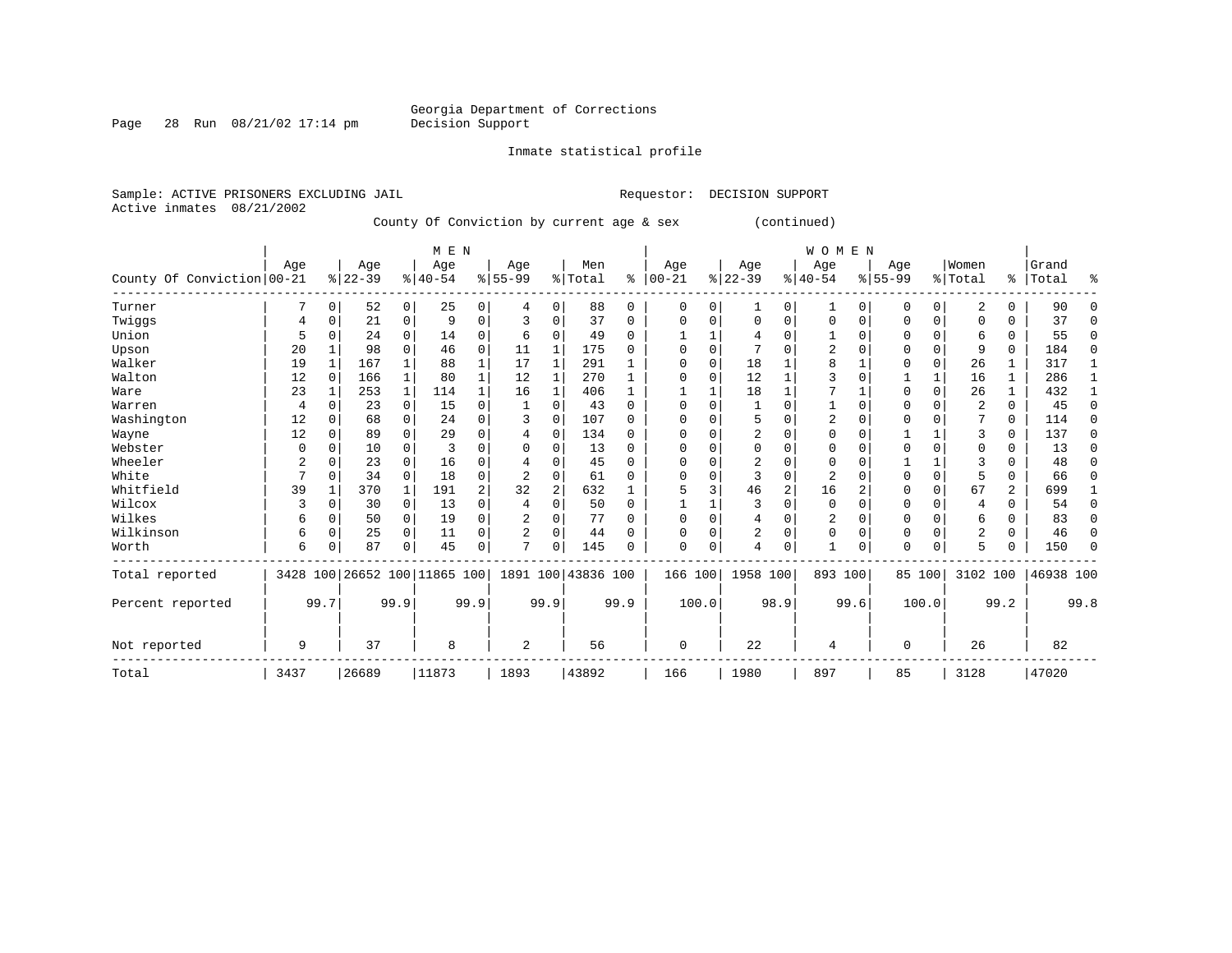Georgia Department of Corrections
Decision Support

Page 28 Run 08/21/02 17:14 pm

Inmate statistical profile

Sample: ACTIVE PRISONERS EXCLUDING JAIL    Requestor: DECISION SUPPORT
Active inmates 08/21/2002

County Of Conviction by current age & sex (continued)

| | MEN | | | | | | | | | | WOMEN | | | | | | | | | | | |
|---|---|---|---|---|---|---|---|---|---|---|---|---|---|---|---|---|---|---|---|---|---|---|
| County Of Conviction | Age 00-21 | % | Age 22-39 | % | Age 40-54 | % | Age 55-99 | % | Men Total | % | Age 00-21 | % | Age 22-39 | % | Age 40-54 | % | Age 55-99 | % | Women Total | % | Grand Total | % |
| Turner | 7 | 0 | 52 | 0 | 25 | 0 | 4 | 0 | 88 | 0 | 0 | 0 | 1 | 0 | 1 | 0 | 0 | 0 | 2 | 0 | 90 | 0 |
| Twiggs | 4 | 0 | 21 | 0 | 9 | 0 | 3 | 0 | 37 | 0 | 0 | 0 | 0 | 0 | 0 | 0 | 0 | 0 | 0 | 0 | 37 | 0 |
| Union | 5 | 0 | 24 | 0 | 14 | 0 | 6 | 0 | 49 | 0 | 1 | 1 | 4 | 0 | 1 | 0 | 0 | 0 | 6 | 0 | 55 | 0 |
| Upson | 20 | 1 | 98 | 0 | 46 | 0 | 11 | 1 | 175 | 0 | 0 | 0 | 7 | 0 | 2 | 0 | 0 | 0 | 9 | 0 | 184 | 0 |
| Walker | 19 | 1 | 167 | 1 | 88 | 1 | 17 | 1 | 291 | 1 | 0 | 0 | 18 | 1 | 8 | 1 | 0 | 0 | 26 | 1 | 317 | 1 |
| Walton | 12 | 0 | 166 | 1 | 80 | 1 | 12 | 1 | 270 | 1 | 0 | 0 | 12 | 1 | 3 | 0 | 1 | 1 | 16 | 1 | 286 | 1 |
| Ware | 23 | 1 | 253 | 1 | 114 | 1 | 16 | 1 | 406 | 1 | 1 | 1 | 18 | 1 | 7 | 1 | 0 | 0 | 26 | 1 | 432 | 1 |
| Warren | 4 | 0 | 23 | 0 | 15 | 0 | 1 | 0 | 43 | 0 | 0 | 0 | 1 | 0 | 1 | 0 | 0 | 0 | 2 | 0 | 45 | 0 |
| Washington | 12 | 0 | 68 | 0 | 24 | 0 | 3 | 0 | 107 | 0 | 0 | 0 | 5 | 0 | 2 | 0 | 0 | 0 | 7 | 0 | 114 | 0 |
| Wayne | 12 | 0 | 89 | 0 | 29 | 0 | 4 | 0 | 134 | 0 | 0 | 0 | 2 | 0 | 0 | 0 | 1 | 1 | 3 | 0 | 137 | 0 |
| Webster | 0 | 0 | 10 | 0 | 3 | 0 | 0 | 0 | 13 | 0 | 0 | 0 | 0 | 0 | 0 | 0 | 0 | 0 | 0 | 0 | 13 | 0 |
| Wheeler | 2 | 0 | 23 | 0 | 16 | 0 | 4 | 0 | 45 | 0 | 0 | 0 | 2 | 0 | 0 | 0 | 1 | 1 | 3 | 0 | 48 | 0 |
| White | 7 | 0 | 34 | 0 | 18 | 0 | 2 | 0 | 61 | 0 | 0 | 0 | 3 | 0 | 2 | 0 | 0 | 0 | 5 | 0 | 66 | 0 |
| Whitfield | 39 | 1 | 370 | 1 | 191 | 2 | 32 | 2 | 632 | 1 | 5 | 3 | 46 | 2 | 16 | 2 | 0 | 0 | 67 | 2 | 699 | 1 |
| Wilcox | 3 | 0 | 30 | 0 | 13 | 0 | 4 | 0 | 50 | 0 | 1 | 1 | 3 | 0 | 0 | 0 | 0 | 0 | 4 | 0 | 54 | 0 |
| Wilkes | 6 | 0 | 50 | 0 | 19 | 0 | 2 | 0 | 77 | 0 | 0 | 0 | 4 | 0 | 2 | 0 | 0 | 0 | 6 | 0 | 83 | 0 |
| Wilkinson | 6 | 0 | 25 | 0 | 11 | 0 | 2 | 0 | 44 | 0 | 0 | 0 | 2 | 0 | 0 | 0 | 0 | 0 | 2 | 0 | 46 | 0 |
| Worth | 6 | 0 | 87 | 0 | 45 | 0 | 7 | 0 | 145 | 0 | 0 | 0 | 4 | 0 | 1 | 0 | 0 | 0 | 5 | 0 | 150 | 0 |
| Total reported | 3428 | 100 | 26652 | 100 | 11865 | 100 | 1891 | 100 | 43836 | 100 | 166 | 100 | 1958 | 100 | 893 | 100 | 85 | 100 | 3102 | 100 | 46938 | 100 |
| Percent reported | | 99.7 | | 99.9 | | 99.9 | | 99.9 | | 99.9 | | 100.0 | | 98.9 | | 99.6 | | 100.0 | | 99.2 | | 99.8 |
| Not reported | 9 | | 37 | | 8 | | 2 | | 56 | | 0 | | 22 | | 4 | | 0 | | 26 | | 82 | |
| Total | 3437 | | 26689 | | 11873 | | 1893 | | 43892 | | 166 | | 1980 | | 897 | | 85 | | 3128 | | 47020 | |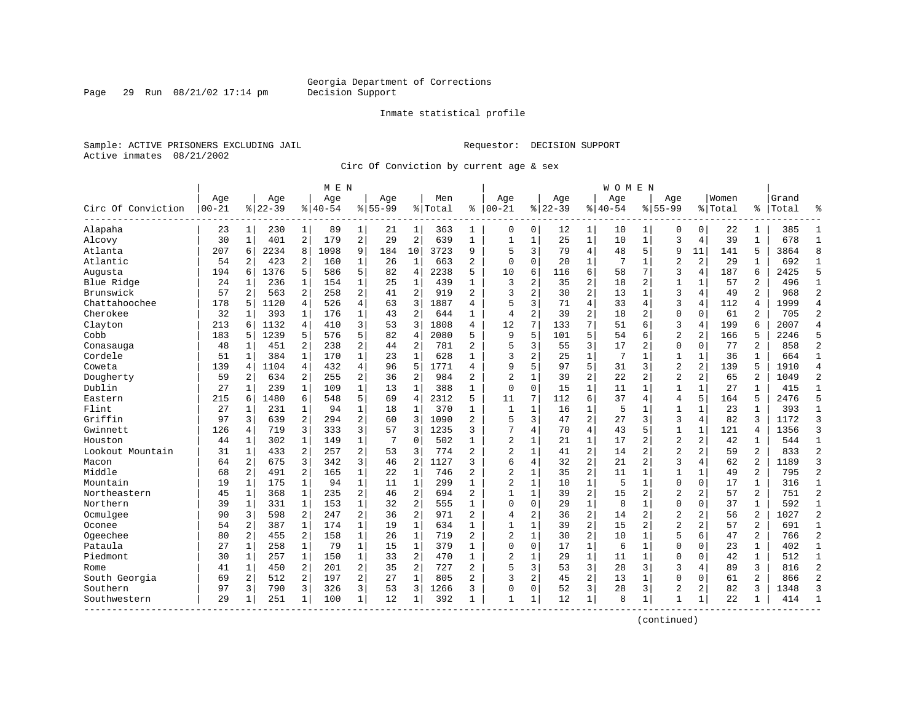Georgia Department of Corrections
Decision Support

Inmate statistical profile

Sample: ACTIVE PRISONERS EXCLUDING JAIL

Requestor: DECISION SUPPORT

Active inmates 08/21/2002

Circ Of Conviction by current age & sex

| | MEN | | | | | | | | | | | WOMEN | | | | | | | | | | | | |
|---|---|---|---|---|---|---|---|---|---|---|---|---|---|---|---|---|---|---|---|---|---|---|---|---|
| Circ Of Conviction | Age 00-21 | % | Age 22-39 | % | Age 40-54 | % | Age 55-99 | % | Men Total | % | Age 00-21 | % | Age 22-39 | % | Age 40-54 | % | Age 55-99 | % | Women Total | % | Grand Total | % |
| Alapaha | 23 | 1 | 230 | 1 | 89 | 1 | 21 | 1 | 363 | 1 | 0 | 0 | 12 | 1 | 10 | 1 | 0 | 0 | 22 | 1 | 385 | 1 |
| Alcovy | 30 | 1 | 401 | 2 | 179 | 2 | 29 | 2 | 639 | 1 | 1 | 1 | 25 | 1 | 10 | 1 | 3 | 4 | 39 | 1 | 678 | 1 |
| Atlanta | 207 | 6 | 2234 | 8 | 1098 | 9 | 184 | 10 | 3723 | 9 | 5 | 3 | 79 | 4 | 48 | 5 | 9 | 11 | 141 | 5 | 3864 | 8 |
| Atlantic | 54 | 2 | 423 | 2 | 160 | 1 | 26 | 1 | 663 | 2 | 0 | 0 | 20 | 1 | 7 | 1 | 2 | 2 | 29 | 1 | 692 | 1 |
| Augusta | 194 | 6 | 1376 | 5 | 586 | 5 | 82 | 4 | 2238 | 5 | 10 | 6 | 116 | 6 | 58 | 7 | 3 | 4 | 187 | 6 | 2425 | 5 |
| Blue Ridge | 24 | 1 | 236 | 1 | 154 | 1 | 25 | 1 | 439 | 1 | 3 | 2 | 35 | 2 | 18 | 2 | 1 | 1 | 57 | 2 | 496 | 1 |
| Brunswick | 57 | 2 | 563 | 2 | 258 | 2 | 41 | 2 | 919 | 2 | 3 | 2 | 30 | 2 | 13 | 1 | 3 | 4 | 49 | 2 | 968 | 2 |
| Chattahoochee | 178 | 5 | 1120 | 4 | 526 | 4 | 63 | 3 | 1887 | 4 | 5 | 3 | 71 | 4 | 33 | 4 | 3 | 4 | 112 | 4 | 1999 | 4 |
| Cherokee | 32 | 1 | 393 | 1 | 176 | 1 | 43 | 2 | 644 | 1 | 4 | 2 | 39 | 2 | 18 | 2 | 0 | 0 | 61 | 2 | 705 | 2 |
| Clayton | 213 | 6 | 1132 | 4 | 410 | 3 | 53 | 3 | 1808 | 4 | 12 | 7 | 133 | 7 | 51 | 6 | 3 | 4 | 199 | 6 | 2007 | 4 |
| Cobb | 183 | 5 | 1239 | 5 | 576 | 5 | 82 | 4 | 2080 | 5 | 9 | 5 | 101 | 5 | 54 | 6 | 2 | 2 | 166 | 5 | 2246 | 5 |
| Conasauga | 48 | 1 | 451 | 2 | 238 | 2 | 44 | 2 | 781 | 2 | 5 | 3 | 55 | 3 | 17 | 2 | 0 | 0 | 77 | 2 | 858 | 2 |
| Cordele | 51 | 1 | 384 | 1 | 170 | 1 | 23 | 1 | 628 | 1 | 3 | 2 | 25 | 1 | 7 | 1 | 1 | 1 | 36 | 1 | 664 | 1 |
| Coweta | 139 | 4 | 1104 | 4 | 432 | 4 | 96 | 5 | 1771 | 4 | 9 | 5 | 97 | 5 | 31 | 3 | 2 | 2 | 139 | 5 | 1910 | 4 |
| Dougherty | 59 | 2 | 634 | 2 | 255 | 2 | 36 | 2 | 984 | 2 | 2 | 1 | 39 | 2 | 22 | 2 | 2 | 2 | 65 | 2 | 1049 | 2 |
| Dublin | 27 | 1 | 239 | 1 | 109 | 1 | 13 | 1 | 388 | 1 | 0 | 0 | 15 | 1 | 11 | 1 | 1 | 1 | 27 | 1 | 415 | 1 |
| Eastern | 215 | 6 | 1480 | 6 | 548 | 5 | 69 | 4 | 2312 | 5 | 11 | 7 | 112 | 6 | 37 | 4 | 4 | 5 | 164 | 5 | 2476 | 5 |
| Flint | 27 | 1 | 231 | 1 | 94 | 1 | 18 | 1 | 370 | 1 | 1 | 1 | 16 | 1 | 5 | 1 | 1 | 1 | 23 | 1 | 393 | 1 |
| Griffin | 97 | 3 | 639 | 2 | 294 | 2 | 60 | 3 | 1090 | 2 | 5 | 3 | 47 | 2 | 27 | 3 | 3 | 4 | 82 | 3 | 1172 | 3 |
| Gwinnett | 126 | 4 | 719 | 3 | 333 | 3 | 57 | 3 | 1235 | 3 | 7 | 4 | 70 | 4 | 43 | 5 | 1 | 1 | 121 | 4 | 1356 | 3 |
| Houston | 44 | 1 | 302 | 1 | 149 | 1 | 7 | 0 | 502 | 1 | 2 | 1 | 21 | 1 | 17 | 2 | 2 | 2 | 42 | 1 | 544 | 1 |
| Lookout Mountain | 31 | 1 | 433 | 2 | 257 | 2 | 53 | 3 | 774 | 2 | 2 | 1 | 41 | 2 | 14 | 2 | 2 | 2 | 59 | 2 | 833 | 2 |
| Macon | 64 | 2 | 675 | 3 | 342 | 3 | 46 | 2 | 1127 | 3 | 6 | 4 | 32 | 2 | 21 | 2 | 3 | 4 | 62 | 2 | 1189 | 3 |
| Middle | 68 | 2 | 491 | 2 | 165 | 1 | 22 | 1 | 746 | 2 | 2 | 1 | 35 | 2 | 11 | 1 | 1 | 1 | 49 | 2 | 795 | 2 |
| Mountain | 19 | 1 | 175 | 1 | 94 | 1 | 11 | 1 | 299 | 1 | 2 | 1 | 10 | 1 | 5 | 1 | 0 | 0 | 17 | 1 | 316 | 1 |
| Northeastern | 45 | 1 | 368 | 1 | 235 | 2 | 46 | 2 | 694 | 2 | 1 | 1 | 39 | 2 | 15 | 2 | 2 | 2 | 57 | 2 | 751 | 2 |
| Northern | 39 | 1 | 331 | 1 | 153 | 1 | 32 | 2 | 555 | 1 | 0 | 0 | 29 | 1 | 8 | 1 | 0 | 0 | 37 | 1 | 592 | 1 |
| Ocmulgee | 90 | 3 | 598 | 2 | 247 | 2 | 36 | 2 | 971 | 2 | 4 | 2 | 36 | 2 | 14 | 2 | 2 | 2 | 56 | 2 | 1027 | 2 |
| Oconee | 54 | 2 | 387 | 1 | 174 | 1 | 19 | 1 | 634 | 1 | 1 | 1 | 39 | 2 | 15 | 2 | 2 | 2 | 57 | 2 | 691 | 1 |
| Ogeechee | 80 | 2 | 455 | 2 | 158 | 1 | 26 | 1 | 719 | 2 | 2 | 1 | 30 | 2 | 10 | 1 | 5 | 6 | 47 | 2 | 766 | 2 |
| Pataula | 27 | 1 | 258 | 1 | 79 | 1 | 15 | 1 | 379 | 1 | 0 | 0 | 17 | 1 | 6 | 1 | 0 | 0 | 23 | 1 | 402 | 1 |
| Piedmont | 30 | 1 | 257 | 1 | 150 | 1 | 33 | 2 | 470 | 1 | 2 | 1 | 29 | 1 | 11 | 1 | 0 | 0 | 42 | 1 | 512 | 1 |
| Rome | 41 | 1 | 450 | 2 | 201 | 2 | 35 | 2 | 727 | 2 | 5 | 3 | 53 | 3 | 28 | 3 | 3 | 4 | 89 | 3 | 816 | 2 |
| South Georgia | 69 | 2 | 512 | 2 | 197 | 2 | 27 | 1 | 805 | 2 | 3 | 2 | 45 | 2 | 13 | 1 | 0 | 0 | 61 | 2 | 866 | 2 |
| Southern | 97 | 3 | 790 | 3 | 326 | 3 | 53 | 3 | 1266 | 3 | 0 | 0 | 52 | 3 | 28 | 3 | 2 | 2 | 82 | 3 | 1348 | 3 |
| Southwestern | 29 | 1 | 251 | 1 | 100 | 1 | 12 | 1 | 392 | 1 | 1 | 1 | 12 | 1 | 8 | 1 | 1 | 1 | 22 | 1 | 414 | 1 |

(continued)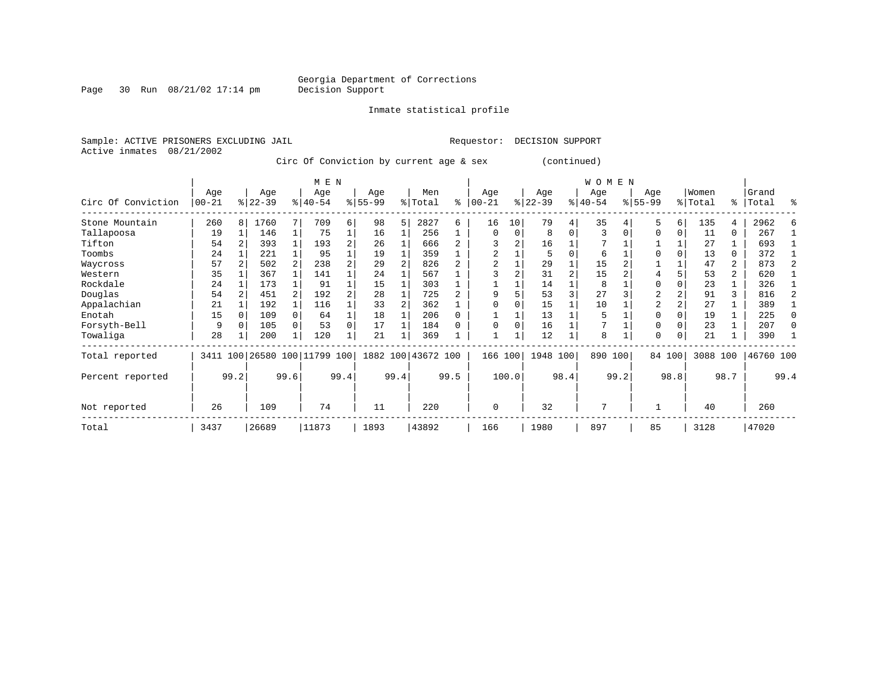Georgia Department of Corrections
Decision Support

Inmate statistical profile

Sample: ACTIVE PRISONERS EXCLUDING JAIL

Requestor: DECISION SUPPORT

Active inmates 08/21/2002

Circ Of Conviction by current age & sex (continued)

| | MEN | | | | | | | | | | WOMEN | | | | | | | | | | | |
|---|---|---|---|---|---|---|---|---|---|---|---|---|---|---|---|---|---|---|---|---|---|---|
| Circ Of Conviction | Age 00-21 | % | Age 22-39 | % | Age 40-54 | % | Age 55-99 | % | Men Total | % | Age 00-21 | % | Age 22-39 | % | Age 40-54 | % | Age 55-99 | % | Women Total | % | Grand Total | % |
| Stone Mountain | 260 | 8 | 1760 | 7 | 709 | 6 | 98 | 5 | 2827 | 6 | 16 | 10 | 79 | 4 | 35 | 4 | 5 | 6 | 135 | 4 | 2962 | 6 |
| Tallapoosa | 19 | 1 | 146 | 1 | 75 | 1 | 16 | 1 | 256 | 1 | 0 | 0 | 8 | 0 | 3 | 0 | 0 | 0 | 11 | 0 | 267 | 1 |
| Tifton | 54 | 2 | 393 | 1 | 193 | 2 | 26 | 1 | 666 | 2 | 3 | 2 | 16 | 1 | 7 | 1 | 1 | 1 | 27 | 1 | 693 | 1 |
| Toombs | 24 | 1 | 221 | 1 | 95 | 1 | 19 | 1 | 359 | 1 | 2 | 1 | 5 | 0 | 6 | 1 | 0 | 0 | 13 | 0 | 372 | 1 |
| Waycross | 57 | 2 | 502 | 2 | 238 | 2 | 29 | 2 | 826 | 2 | 2 | 1 | 29 | 1 | 15 | 2 | 1 | 1 | 47 | 2 | 873 | 2 |
| Western | 35 | 1 | 367 | 1 | 141 | 1 | 24 | 1 | 567 | 1 | 3 | 2 | 31 | 2 | 15 | 2 | 4 | 5 | 53 | 2 | 620 | 1 |
| Rockdale | 24 | 1 | 173 | 1 | 91 | 1 | 15 | 1 | 303 | 1 | 1 | 1 | 14 | 1 | 8 | 1 | 0 | 0 | 23 | 1 | 326 | 1 |
| Douglas | 54 | 2 | 451 | 2 | 192 | 2 | 28 | 1 | 725 | 2 | 9 | 5 | 53 | 3 | 27 | 3 | 2 | 2 | 91 | 3 | 816 | 2 |
| Appalachian | 21 | 1 | 192 | 1 | 116 | 1 | 33 | 2 | 362 | 1 | 0 | 0 | 15 | 1 | 10 | 1 | 2 | 2 | 27 | 1 | 389 | 1 |
| Enotah | 15 | 0 | 109 | 0 | 64 | 1 | 18 | 1 | 206 | 0 | 1 | 1 | 13 | 1 | 5 | 1 | 0 | 0 | 19 | 1 | 225 | 0 |
| Forsyth-Bell | 9 | 0 | 105 | 0 | 53 | 0 | 17 | 1 | 184 | 0 | 0 | 0 | 16 | 1 | 7 | 1 | 0 | 0 | 23 | 1 | 207 | 0 |
| Towaliga | 28 | 1 | 200 | 1 | 120 | 1 | 21 | 1 | 369 | 1 | 1 | 1 | 12 | 1 | 8 | 1 | 0 | 0 | 21 | 1 | 390 | 1 |
| Total reported | 3411 | 100 | 26580 | 100 | 11799 | 100 | 1882 | 100 | 43672 | 100 | 166 | 100 | 1948 | 100 | 890 | 100 | 84 | 100 | 3088 | 100 | 46760 | 100 |
| Percent reported | | 99.2 | | 99.6 | | 99.4 | | 99.4 | | 99.5 | | 100.0 | | 98.4 | | 99.2 | | 98.8 | | 98.7 | | 99.4 |
| Not reported | 26 | | 109 | | 74 | | 11 | | 220 | | 0 | | 32 | | 7 | | 1 | | 40 | | 260 | |
| Total | 3437 | | 26689 | | 11873 | | 1893 | | 43892 | | 166 | | 1980 | | 897 | | 85 | | 3128 | | 47020 | |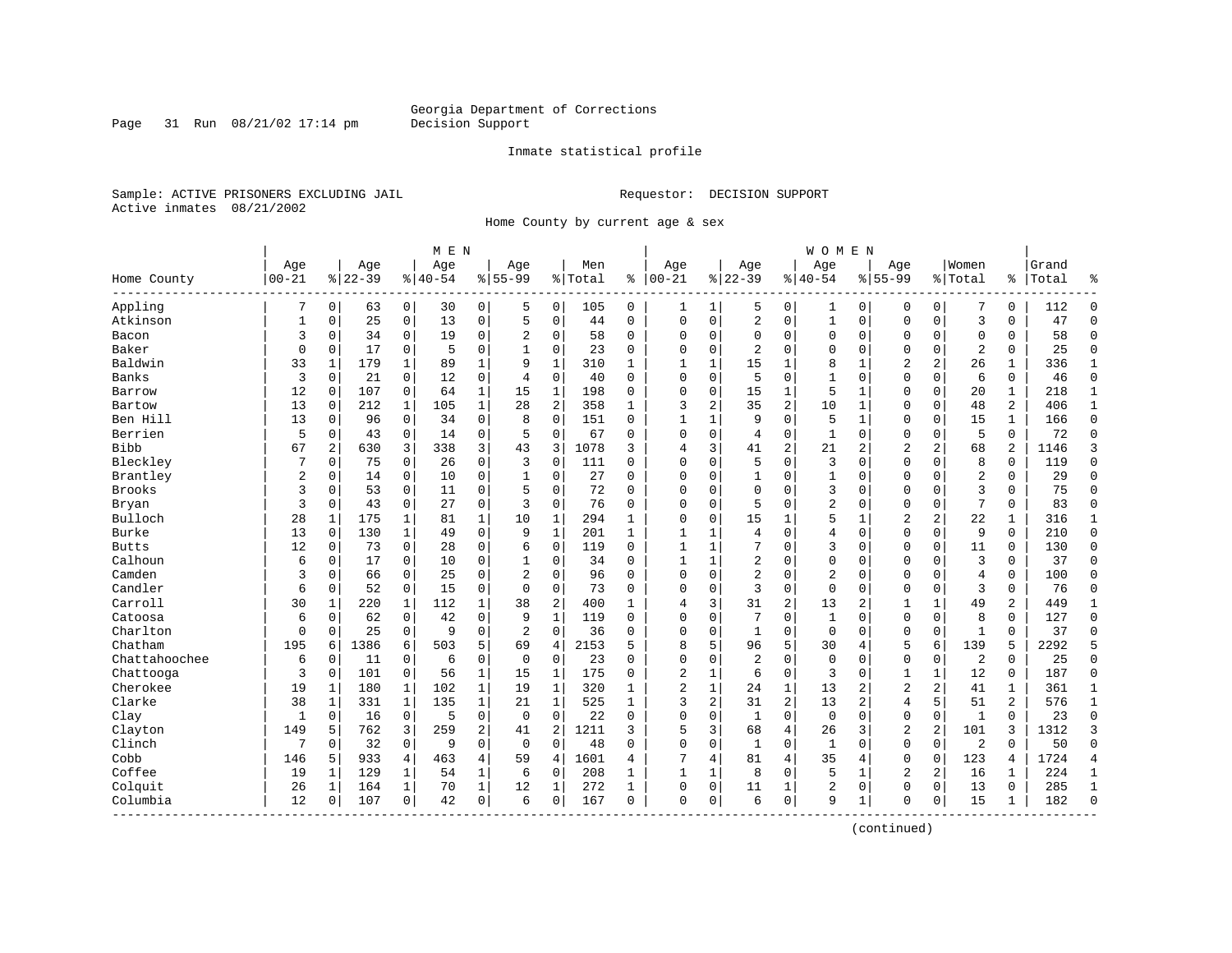Georgia Department of Corrections
Decision Support

Inmate statistical profile

Sample: ACTIVE PRISONERS EXCLUDING JAIL

Requestor: DECISION SUPPORT

Active inmates 08/21/2002

Home County by current age & sex

| Home County | MEN Age 00-21 | % | Age 22-39 | % | Age 40-54 | % | Age 55-99 | % | Men Total | % | WOMEN Age 00-21 | % | Age 22-39 | % | Age 40-54 | % | Age 55-99 | % | Women Total | % | Grand Total | % |
|---|---|---|---|---|---|---|---|---|---|---|---|---|---|---|---|---|---|---|---|---|---|---|
| Appling | 7 | 0 | 63 | 0 | 30 | 0 | 5 | 0 | 105 | 0 | 1 | 1 | 5 | 0 | 1 | 0 | 0 | 0 | 7 | 0 | 112 | 0 |
| Atkinson | 1 | 0 | 25 | 0 | 13 | 0 | 5 | 0 | 44 | 0 | 0 | 0 | 2 | 0 | 1 | 0 | 0 | 0 | 3 | 0 | 47 | 0 |
| Bacon | 3 | 0 | 34 | 0 | 19 | 0 | 2 | 0 | 58 | 0 | 0 | 0 | 0 | 0 | 0 | 0 | 0 | 0 | 0 | 0 | 58 | 0 |
| Baker | 0 | 0 | 17 | 0 | 5 | 0 | 1 | 0 | 23 | 0 | 0 | 0 | 2 | 0 | 0 | 0 | 0 | 0 | 2 | 0 | 25 | 0 |
| Baldwin | 33 | 1 | 179 | 1 | 89 | 1 | 9 | 1 | 310 | 1 | 1 | 1 | 15 | 1 | 8 | 1 | 2 | 2 | 26 | 1 | 336 | 1 |
| Banks | 3 | 0 | 21 | 0 | 12 | 0 | 4 | 0 | 40 | 0 | 0 | 0 | 5 | 0 | 1 | 0 | 0 | 0 | 6 | 0 | 46 | 0 |
| Barrow | 12 | 0 | 107 | 0 | 64 | 1 | 15 | 1 | 198 | 0 | 0 | 0 | 15 | 1 | 5 | 1 | 0 | 0 | 20 | 1 | 218 | 1 |
| Bartow | 13 | 0 | 212 | 1 | 105 | 1 | 28 | 2 | 358 | 1 | 3 | 2 | 35 | 2 | 10 | 1 | 0 | 0 | 48 | 2 | 406 | 1 |
| Ben Hill | 13 | 0 | 96 | 0 | 34 | 0 | 8 | 0 | 151 | 0 | 1 | 1 | 9 | 0 | 5 | 1 | 0 | 0 | 15 | 1 | 166 | 0 |
| Berrien | 5 | 0 | 43 | 0 | 14 | 0 | 5 | 0 | 67 | 0 | 0 | 0 | 4 | 0 | 1 | 0 | 0 | 0 | 5 | 0 | 72 | 0 |
| Bibb | 67 | 2 | 630 | 3 | 338 | 3 | 43 | 3 | 1078 | 3 | 4 | 3 | 41 | 2 | 21 | 2 | 2 | 2 | 68 | 2 | 1146 | 3 |
| Bleckley | 7 | 0 | 75 | 0 | 26 | 0 | 3 | 0 | 111 | 0 | 0 | 0 | 5 | 0 | 3 | 0 | 0 | 0 | 8 | 0 | 119 | 0 |
| Brantley | 2 | 0 | 14 | 0 | 10 | 0 | 1 | 0 | 27 | 0 | 0 | 0 | 1 | 0 | 1 | 0 | 0 | 0 | 2 | 0 | 29 | 0 |
| Brooks | 3 | 0 | 53 | 0 | 11 | 0 | 5 | 0 | 72 | 0 | 0 | 0 | 0 | 0 | 3 | 0 | 0 | 0 | 3 | 0 | 75 | 0 |
| Bryan | 3 | 0 | 43 | 0 | 27 | 0 | 3 | 0 | 76 | 0 | 0 | 0 | 5 | 0 | 2 | 0 | 0 | 0 | 7 | 0 | 83 | 0 |
| Bulloch | 28 | 1 | 175 | 1 | 81 | 1 | 10 | 1 | 294 | 1 | 0 | 0 | 15 | 1 | 5 | 1 | 2 | 2 | 22 | 1 | 316 | 1 |
| Burke | 13 | 0 | 130 | 1 | 49 | 0 | 9 | 1 | 201 | 1 | 1 | 1 | 4 | 0 | 4 | 0 | 0 | 0 | 9 | 0 | 210 | 0 |
| Butts | 12 | 0 | 73 | 0 | 28 | 0 | 6 | 0 | 119 | 0 | 1 | 1 | 7 | 0 | 3 | 0 | 0 | 0 | 11 | 0 | 130 | 0 |
| Calhoun | 6 | 0 | 17 | 0 | 10 | 0 | 1 | 0 | 34 | 0 | 1 | 1 | 2 | 0 | 0 | 0 | 0 | 0 | 3 | 0 | 37 | 0 |
| Camden | 3 | 0 | 66 | 0 | 25 | 0 | 2 | 0 | 96 | 0 | 0 | 0 | 2 | 0 | 2 | 0 | 0 | 0 | 4 | 0 | 100 | 0 |
| Candler | 6 | 0 | 52 | 0 | 15 | 0 | 0 | 0 | 73 | 0 | 0 | 0 | 3 | 0 | 0 | 0 | 0 | 0 | 3 | 0 | 76 | 0 |
| Carroll | 30 | 1 | 220 | 1 | 112 | 1 | 38 | 2 | 400 | 1 | 4 | 3 | 31 | 2 | 13 | 2 | 1 | 1 | 49 | 2 | 449 | 1 |
| Catoosa | 6 | 0 | 62 | 0 | 42 | 0 | 9 | 1 | 119 | 0 | 0 | 0 | 7 | 0 | 1 | 0 | 0 | 0 | 8 | 0 | 127 | 0 |
| Charlton | 0 | 0 | 25 | 0 | 9 | 0 | 2 | 0 | 36 | 0 | 0 | 0 | 1 | 0 | 0 | 0 | 0 | 0 | 1 | 0 | 37 | 0 |
| Chatham | 195 | 6 | 1386 | 6 | 503 | 5 | 69 | 4 | 2153 | 5 | 8 | 5 | 96 | 5 | 30 | 4 | 5 | 6 | 139 | 5 | 2292 | 5 |
| Chattahoochee | 6 | 0 | 11 | 0 | 6 | 0 | 0 | 0 | 23 | 0 | 0 | 0 | 2 | 0 | 0 | 0 | 0 | 0 | 2 | 0 | 25 | 0 |
| Chattooga | 3 | 0 | 101 | 0 | 56 | 1 | 15 | 1 | 175 | 0 | 2 | 1 | 6 | 0 | 3 | 0 | 1 | 1 | 12 | 0 | 187 | 0 |
| Cherokee | 19 | 1 | 180 | 1 | 102 | 1 | 19 | 1 | 320 | 1 | 2 | 1 | 24 | 1 | 13 | 2 | 2 | 2 | 41 | 1 | 361 | 1 |
| Clarke | 38 | 1 | 331 | 1 | 135 | 1 | 21 | 1 | 525 | 1 | 3 | 2 | 31 | 2 | 13 | 2 | 4 | 5 | 51 | 2 | 576 | 1 |
| Clay | 1 | 0 | 16 | 0 | 5 | 0 | 0 | 0 | 22 | 0 | 0 | 0 | 1 | 0 | 0 | 0 | 0 | 0 | 1 | 0 | 23 | 0 |
| Clayton | 149 | 5 | 762 | 3 | 259 | 2 | 41 | 2 | 1211 | 3 | 5 | 3 | 68 | 4 | 26 | 3 | 2 | 2 | 101 | 3 | 1312 | 3 |
| Clinch | 7 | 0 | 32 | 0 | 9 | 0 | 0 | 0 | 48 | 0 | 0 | 0 | 1 | 0 | 1 | 0 | 0 | 0 | 2 | 0 | 50 | 0 |
| Cobb | 146 | 5 | 933 | 4 | 463 | 4 | 59 | 4 | 1601 | 4 | 7 | 4 | 81 | 4 | 35 | 4 | 0 | 0 | 123 | 4 | 1724 | 4 |
| Coffee | 19 | 1 | 129 | 1 | 54 | 1 | 6 | 0 | 208 | 1 | 1 | 1 | 8 | 0 | 5 | 1 | 2 | 2 | 16 | 1 | 224 | 1 |
| Colquit | 26 | 1 | 164 | 1 | 70 | 1 | 12 | 1 | 272 | 1 | 0 | 0 | 11 | 1 | 2 | 0 | 0 | 0 | 13 | 0 | 285 | 1 |
| Columbia | 12 | 0 | 107 | 0 | 42 | 0 | 6 | 0 | 167 | 0 | 0 | 0 | 6 | 0 | 9 | 1 | 0 | 0 | 15 | 1 | 182 | 0 |

(continued)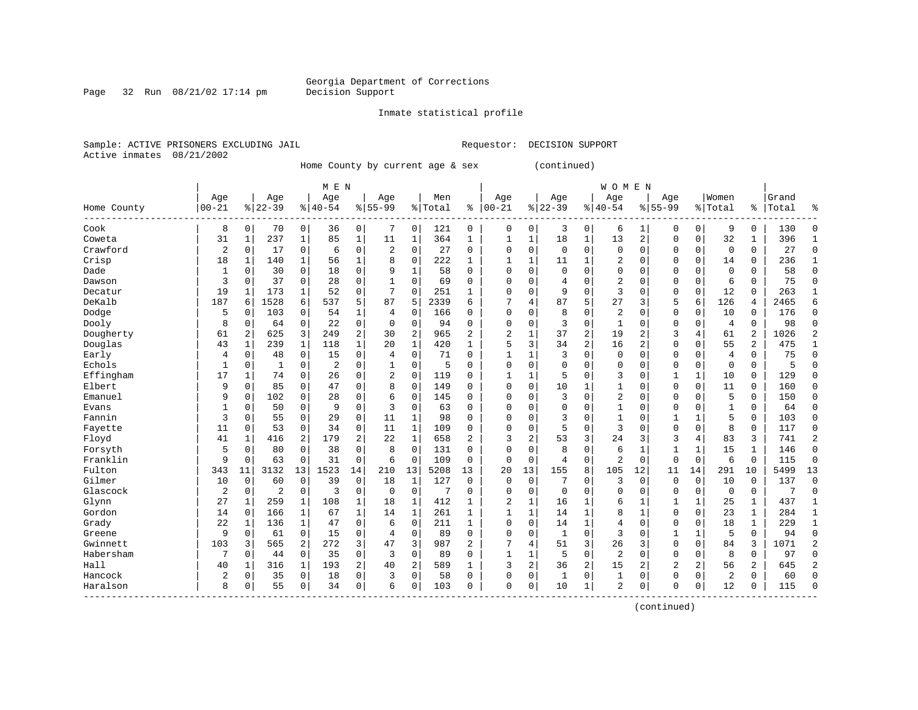Georgia Department of Corrections
Decision Support

Inmate statistical profile

Sample: ACTIVE PRISONERS EXCLUDING JAIL

Requestor: DECISION SUPPORT

Active inmates 08/21/2002

Home County by current age & sex (continued)

| | MEN | | | | | | | | | | WOMEN | | | | | | | | | | | |
|---|---|---|---|---|---|---|---|---|---|---|---|---|---|---|---|---|---|---|---|---|---|---|
| Home County | Age 00-21 | % | Age 22-39 | % | Age 40-54 | % | Age 55-99 | % | Men Total | % | Age 00-21 | % | Age 22-39 | % | Age 40-54 | % | Age 55-99 | % | Women Total | % | Grand Total | % |
| Cook | 8 | 0 | 70 | 0 | 36 | 0 | 7 | 0 | 121 | 0 | 0 | 0 | 3 | 0 | 6 | 1 | 0 | 0 | 9 | 0 | 130 | 0 |
| Coweta | 31 | 1 | 237 | 1 | 85 | 1 | 11 | 1 | 364 | 1 | 1 | 1 | 18 | 1 | 13 | 2 | 0 | 0 | 32 | 1 | 396 | 1 |
| Crawford | 2 | 0 | 17 | 0 | 6 | 0 | 2 | 0 | 27 | 0 | 0 | 0 | 0 | 0 | 0 | 0 | 0 | 0 | 0 | 0 | 27 | 0 |
| Crisp | 18 | 1 | 140 | 1 | 56 | 1 | 8 | 0 | 222 | 1 | 1 | 1 | 11 | 1 | 2 | 0 | 0 | 0 | 14 | 0 | 236 | 1 |
| Dade | 1 | 0 | 30 | 0 | 18 | 0 | 9 | 1 | 58 | 0 | 0 | 0 | 0 | 0 | 0 | 0 | 0 | 0 | 0 | 0 | 58 | 0 |
| Dawson | 3 | 0 | 37 | 0 | 28 | 0 | 1 | 0 | 69 | 0 | 0 | 0 | 4 | 0 | 2 | 0 | 0 | 0 | 6 | 0 | 75 | 0 |
| Decatur | 19 | 1 | 173 | 1 | 52 | 0 | 7 | 0 | 251 | 1 | 0 | 0 | 9 | 0 | 3 | 0 | 0 | 0 | 12 | 0 | 263 | 1 |
| DeKalb | 187 | 6 | 1528 | 6 | 537 | 5 | 87 | 5 | 2339 | 6 | 7 | 4 | 87 | 5 | 27 | 3 | 5 | 6 | 126 | 4 | 2465 | 6 |
| Dodge | 5 | 0 | 103 | 0 | 54 | 1 | 4 | 0 | 166 | 0 | 0 | 0 | 8 | 0 | 2 | 0 | 0 | 0 | 10 | 0 | 176 | 0 |
| Dooly | 8 | 0 | 64 | 0 | 22 | 0 | 0 | 0 | 94 | 0 | 0 | 0 | 3 | 0 | 1 | 0 | 0 | 0 | 4 | 0 | 98 | 0 |
| Dougherty | 61 | 2 | 625 | 3 | 249 | 2 | 30 | 2 | 965 | 2 | 2 | 1 | 37 | 2 | 19 | 2 | 3 | 4 | 61 | 2 | 1026 | 2 |
| Douglas | 43 | 1 | 239 | 1 | 118 | 1 | 20 | 1 | 420 | 1 | 5 | 3 | 34 | 2 | 16 | 2 | 0 | 0 | 55 | 2 | 475 | 1 |
| Early | 4 | 0 | 48 | 0 | 15 | 0 | 4 | 0 | 71 | 0 | 1 | 1 | 3 | 0 | 0 | 0 | 0 | 0 | 4 | 0 | 75 | 0 |
| Echols | 1 | 0 | 1 | 0 | 2 | 0 | 1 | 0 | 5 | 0 | 0 | 0 | 0 | 0 | 0 | 0 | 0 | 0 | 0 | 0 | 5 | 0 |
| Effingham | 17 | 1 | 74 | 0 | 26 | 0 | 2 | 0 | 119 | 0 | 1 | 1 | 5 | 0 | 3 | 0 | 1 | 1 | 10 | 0 | 129 | 0 |
| Elbert | 9 | 0 | 85 | 0 | 47 | 0 | 8 | 0 | 149 | 0 | 0 | 0 | 10 | 1 | 1 | 0 | 0 | 0 | 11 | 0 | 160 | 0 |
| Emanuel | 9 | 0 | 102 | 0 | 28 | 0 | 6 | 0 | 145 | 0 | 0 | 0 | 3 | 0 | 2 | 0 | 0 | 0 | 5 | 0 | 150 | 0 |
| Evans | 1 | 0 | 50 | 0 | 9 | 0 | 3 | 0 | 63 | 0 | 0 | 0 | 0 | 0 | 1 | 0 | 0 | 0 | 1 | 0 | 64 | 0 |
| Fannin | 3 | 0 | 55 | 0 | 29 | 0 | 11 | 1 | 98 | 0 | 0 | 0 | 3 | 0 | 1 | 0 | 1 | 1 | 5 | 0 | 103 | 0 |
| Fayette | 11 | 0 | 53 | 0 | 34 | 0 | 11 | 1 | 109 | 0 | 0 | 0 | 5 | 0 | 3 | 0 | 0 | 0 | 8 | 0 | 117 | 0 |
| Floyd | 41 | 1 | 416 | 2 | 179 | 2 | 22 | 1 | 658 | 2 | 3 | 2 | 53 | 3 | 24 | 3 | 3 | 4 | 83 | 3 | 741 | 2 |
| Forsyth | 5 | 0 | 80 | 0 | 38 | 0 | 8 | 0 | 131 | 0 | 0 | 0 | 8 | 0 | 6 | 1 | 1 | 1 | 15 | 1 | 146 | 0 |
| Franklin | 9 | 0 | 63 | 0 | 31 | 0 | 6 | 0 | 109 | 0 | 0 | 0 | 4 | 0 | 2 | 0 | 0 | 0 | 6 | 0 | 115 | 0 |
| Fulton | 343 | 11 | 3132 | 13 | 1523 | 14 | 210 | 13 | 5208 | 13 | 20 | 13 | 155 | 8 | 105 | 12 | 11 | 14 | 291 | 10 | 5499 | 13 |
| Gilmer | 10 | 0 | 60 | 0 | 39 | 0 | 18 | 1 | 127 | 0 | 0 | 0 | 7 | 0 | 3 | 0 | 0 | 0 | 10 | 0 | 137 | 0 |
| Glascock | 2 | 0 | 2 | 0 | 3 | 0 | 0 | 0 | 7 | 0 | 0 | 0 | 0 | 0 | 0 | 0 | 0 | 0 | 0 | 0 | 7 | 0 |
| Glynn | 27 | 1 | 259 | 1 | 108 | 1 | 18 | 1 | 412 | 1 | 2 | 1 | 16 | 1 | 6 | 1 | 1 | 1 | 25 | 1 | 437 | 1 |
| Gordon | 14 | 0 | 166 | 1 | 67 | 1 | 14 | 1 | 261 | 1 | 1 | 1 | 14 | 1 | 8 | 1 | 0 | 0 | 23 | 1 | 284 | 1 |
| Grady | 22 | 1 | 136 | 1 | 47 | 0 | 6 | 0 | 211 | 1 | 0 | 0 | 14 | 1 | 4 | 0 | 0 | 0 | 18 | 1 | 229 | 1 |
| Greene | 9 | 0 | 61 | 0 | 15 | 0 | 4 | 0 | 89 | 0 | 0 | 0 | 1 | 0 | 3 | 0 | 1 | 1 | 5 | 0 | 94 | 0 |
| Gwinnett | 103 | 3 | 565 | 2 | 272 | 3 | 47 | 3 | 987 | 2 | 7 | 4 | 51 | 3 | 26 | 3 | 0 | 0 | 84 | 3 | 1071 | 2 |
| Habersham | 7 | 0 | 44 | 0 | 35 | 0 | 3 | 0 | 89 | 0 | 1 | 1 | 5 | 0 | 2 | 0 | 0 | 0 | 8 | 0 | 97 | 0 |
| Hall | 40 | 1 | 316 | 1 | 193 | 2 | 40 | 2 | 589 | 1 | 3 | 2 | 36 | 2 | 15 | 2 | 2 | 2 | 56 | 2 | 645 | 2 |
| Hancock | 2 | 0 | 35 | 0 | 18 | 0 | 3 | 0 | 58 | 0 | 0 | 0 | 1 | 0 | 1 | 0 | 0 | 0 | 2 | 0 | 60 | 0 |
| Haralson | 8 | 0 | 55 | 0 | 34 | 0 | 6 | 0 | 103 | 0 | 0 | 0 | 10 | 1 | 2 | 0 | 0 | 0 | 12 | 0 | 115 | 0 |

(continued)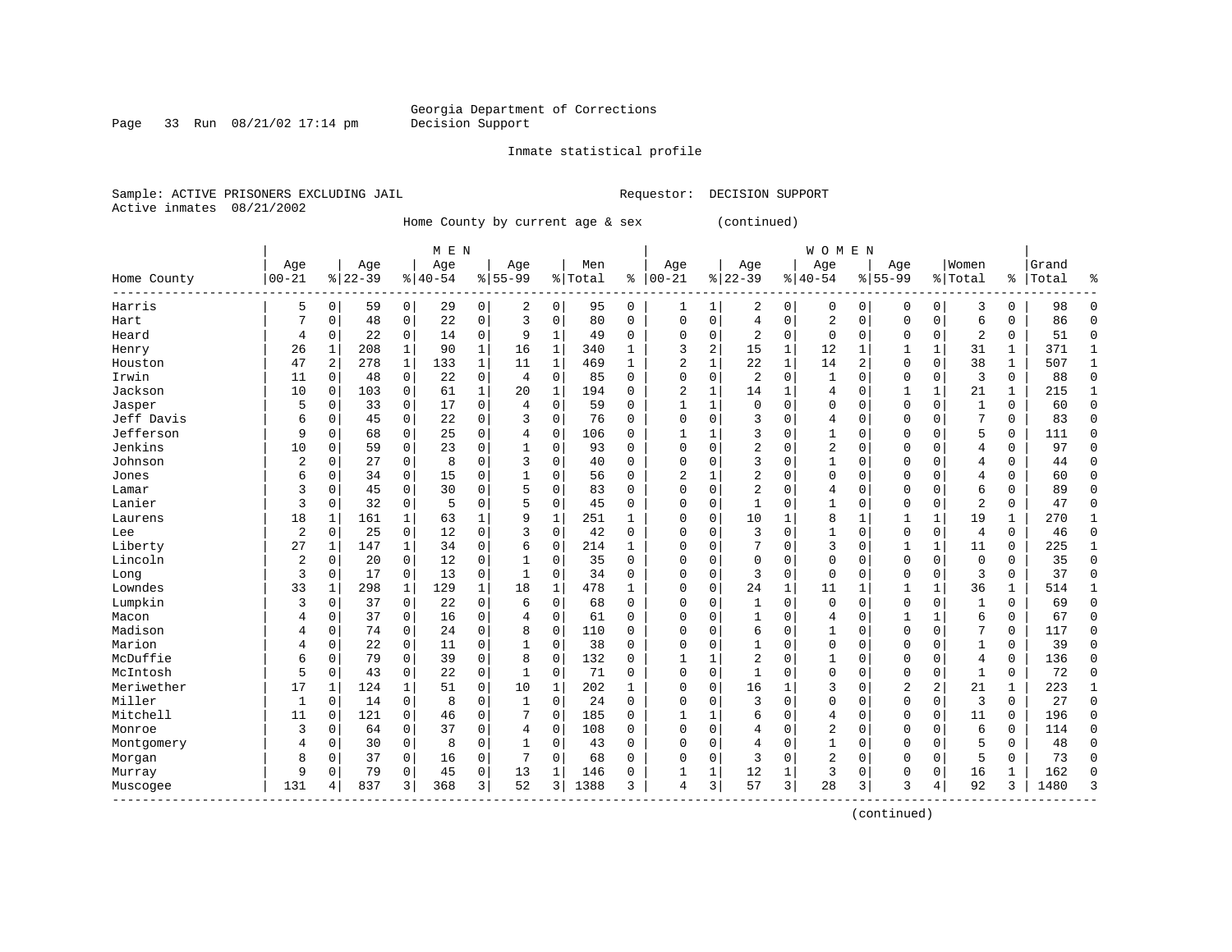Georgia Department of Corrections
Decision Support

Inmate statistical profile

Sample: ACTIVE PRISONERS EXCLUDING JAIL                    Requestor: DECISION SUPPORT
Active inmates 08/21/2002

Home County by current age & sex (continued)

| Home County | MEN Age 00-21 | % | Age 22-39 | % | Age 40-54 | % | Age 55-99 | % | Men Total | % | WOMEN Age 00-21 | % | Age 22-39 | % | Age 40-54 | % | Age 55-99 | % | Women Total | % | Grand Total | % |
|---|---|---|---|---|---|---|---|---|---|---|---|---|---|---|---|---|---|---|---|---|---|---|
| Harris | 5 | 0 | 59 | 0 | 29 | 0 | 2 | 0 | 95 | 0 | 1 | 1 | 2 | 0 | 0 | 0 | 0 | 0 | 3 | 0 | 98 | 0 |
| Hart | 7 | 0 | 48 | 0 | 22 | 0 | 3 | 0 | 80 | 0 | 0 | 0 | 4 | 0 | 2 | 0 | 0 | 0 | 6 | 0 | 86 | 0 |
| Heard | 4 | 0 | 22 | 0 | 14 | 0 | 9 | 1 | 49 | 0 | 0 | 0 | 2 | 0 | 0 | 0 | 0 | 0 | 2 | 0 | 51 | 0 |
| Henry | 26 | 1 | 208 | 1 | 90 | 1 | 16 | 1 | 340 | 1 | 3 | 2 | 15 | 1 | 12 | 1 | 1 | 1 | 31 | 1 | 371 | 1 |
| Houston | 47 | 2 | 278 | 1 | 133 | 1 | 11 | 1 | 469 | 1 | 2 | 1 | 22 | 1 | 14 | 2 | 0 | 0 | 38 | 1 | 507 | 1 |
| Irwin | 11 | 0 | 48 | 0 | 22 | 0 | 4 | 0 | 85 | 0 | 0 | 0 | 2 | 0 | 1 | 0 | 0 | 0 | 3 | 0 | 88 | 0 |
| Jackson | 10 | 0 | 103 | 0 | 61 | 1 | 20 | 1 | 194 | 0 | 2 | 1 | 14 | 1 | 4 | 0 | 1 | 1 | 21 | 1 | 215 | 1 |
| Jasper | 5 | 0 | 33 | 0 | 17 | 0 | 4 | 0 | 59 | 0 | 1 | 1 | 0 | 0 | 0 | 0 | 0 | 0 | 1 | 0 | 60 | 0 |
| Jeff Davis | 6 | 0 | 45 | 0 | 22 | 0 | 3 | 0 | 76 | 0 | 0 | 0 | 3 | 0 | 4 | 0 | 0 | 0 | 7 | 0 | 83 | 0 |
| Jefferson | 9 | 0 | 68 | 0 | 25 | 0 | 4 | 0 | 106 | 0 | 1 | 1 | 3 | 0 | 1 | 0 | 0 | 0 | 5 | 0 | 111 | 0 |
| Jenkins | 10 | 0 | 59 | 0 | 23 | 0 | 1 | 0 | 93 | 0 | 0 | 0 | 2 | 0 | 2 | 0 | 0 | 0 | 4 | 0 | 97 | 0 |
| Johnson | 2 | 0 | 27 | 0 | 8 | 0 | 3 | 0 | 40 | 0 | 0 | 0 | 3 | 0 | 1 | 0 | 0 | 0 | 4 | 0 | 44 | 0 |
| Jones | 6 | 0 | 34 | 0 | 15 | 0 | 1 | 0 | 56 | 0 | 2 | 1 | 2 | 0 | 0 | 0 | 0 | 0 | 4 | 0 | 60 | 0 |
| Lamar | 3 | 0 | 45 | 0 | 30 | 0 | 5 | 0 | 83 | 0 | 0 | 0 | 2 | 0 | 4 | 0 | 0 | 0 | 6 | 0 | 89 | 0 |
| Lanier | 3 | 0 | 32 | 0 | 5 | 0 | 5 | 0 | 45 | 0 | 0 | 0 | 1 | 0 | 1 | 0 | 0 | 0 | 2 | 0 | 47 | 0 |
| Laurens | 18 | 1 | 161 | 1 | 63 | 1 | 9 | 1 | 251 | 1 | 0 | 0 | 10 | 1 | 8 | 1 | 1 | 1 | 19 | 1 | 270 | 1 |
| Lee | 2 | 0 | 25 | 0 | 12 | 0 | 3 | 0 | 42 | 0 | 0 | 0 | 3 | 0 | 1 | 0 | 0 | 0 | 4 | 0 | 46 | 0 |
| Liberty | 27 | 1 | 147 | 1 | 34 | 0 | 6 | 0 | 214 | 1 | 0 | 0 | 7 | 0 | 3 | 0 | 1 | 1 | 11 | 0 | 225 | 1 |
| Lincoln | 2 | 0 | 20 | 0 | 12 | 0 | 1 | 0 | 35 | 0 | 0 | 0 | 0 | 0 | 0 | 0 | 0 | 0 | 0 | 0 | 35 | 0 |
| Long | 3 | 0 | 17 | 0 | 13 | 0 | 1 | 0 | 34 | 0 | 0 | 0 | 3 | 0 | 0 | 0 | 0 | 0 | 3 | 0 | 37 | 0 |
| Lowndes | 33 | 1 | 298 | 1 | 129 | 1 | 18 | 1 | 478 | 1 | 0 | 0 | 24 | 1 | 11 | 1 | 1 | 1 | 36 | 1 | 514 | 1 |
| Lumpkin | 3 | 0 | 37 | 0 | 22 | 0 | 6 | 0 | 68 | 0 | 0 | 0 | 1 | 0 | 0 | 0 | 0 | 0 | 1 | 0 | 69 | 0 |
| Macon | 4 | 0 | 37 | 0 | 16 | 0 | 4 | 0 | 61 | 0 | 0 | 0 | 1 | 0 | 4 | 0 | 1 | 1 | 6 | 0 | 67 | 0 |
| Madison | 4 | 0 | 74 | 0 | 24 | 0 | 8 | 0 | 110 | 0 | 0 | 0 | 6 | 0 | 1 | 0 | 0 | 0 | 7 | 0 | 117 | 0 |
| Marion | 4 | 0 | 22 | 0 | 11 | 0 | 1 | 0 | 38 | 0 | 0 | 0 | 1 | 0 | 0 | 0 | 0 | 0 | 1 | 0 | 39 | 0 |
| McDuffie | 6 | 0 | 79 | 0 | 39 | 0 | 8 | 0 | 132 | 0 | 1 | 1 | 2 | 0 | 1 | 0 | 0 | 0 | 4 | 0 | 136 | 0 |
| McIntosh | 5 | 0 | 43 | 0 | 22 | 0 | 1 | 0 | 71 | 0 | 0 | 0 | 1 | 0 | 0 | 0 | 0 | 0 | 1 | 0 | 72 | 0 |
| Meriwether | 17 | 1 | 124 | 1 | 51 | 0 | 10 | 1 | 202 | 1 | 0 | 0 | 16 | 1 | 3 | 0 | 2 | 2 | 21 | 1 | 223 | 1 |
| Miller | 1 | 0 | 14 | 0 | 8 | 0 | 1 | 0 | 24 | 0 | 0 | 0 | 3 | 0 | 0 | 0 | 0 | 0 | 3 | 0 | 27 | 0 |
| Mitchell | 11 | 0 | 121 | 0 | 46 | 0 | 7 | 0 | 185 | 0 | 1 | 1 | 6 | 0 | 4 | 0 | 0 | 0 | 11 | 0 | 196 | 0 |
| Monroe | 3 | 0 | 64 | 0 | 37 | 0 | 4 | 0 | 108 | 0 | 0 | 0 | 4 | 0 | 2 | 0 | 0 | 0 | 6 | 0 | 114 | 0 |
| Montgomery | 4 | 0 | 30 | 0 | 8 | 0 | 1 | 0 | 43 | 0 | 0 | 0 | 4 | 0 | 1 | 0 | 0 | 0 | 5 | 0 | 48 | 0 |
| Morgan | 8 | 0 | 37 | 0 | 16 | 0 | 7 | 0 | 68 | 0 | 0 | 0 | 3 | 0 | 2 | 0 | 0 | 0 | 5 | 0 | 73 | 0 |
| Murray | 9 | 0 | 79 | 0 | 45 | 0 | 13 | 1 | 146 | 0 | 1 | 1 | 12 | 1 | 3 | 0 | 0 | 0 | 16 | 1 | 162 | 0 |
| Muscogee | 131 | 4 | 837 | 3 | 368 | 3 | 52 | 3 | 1388 | 3 | 4 | 3 | 57 | 3 | 28 | 3 | 3 | 4 | 92 | 3 | 1480 | 3 |

(continued)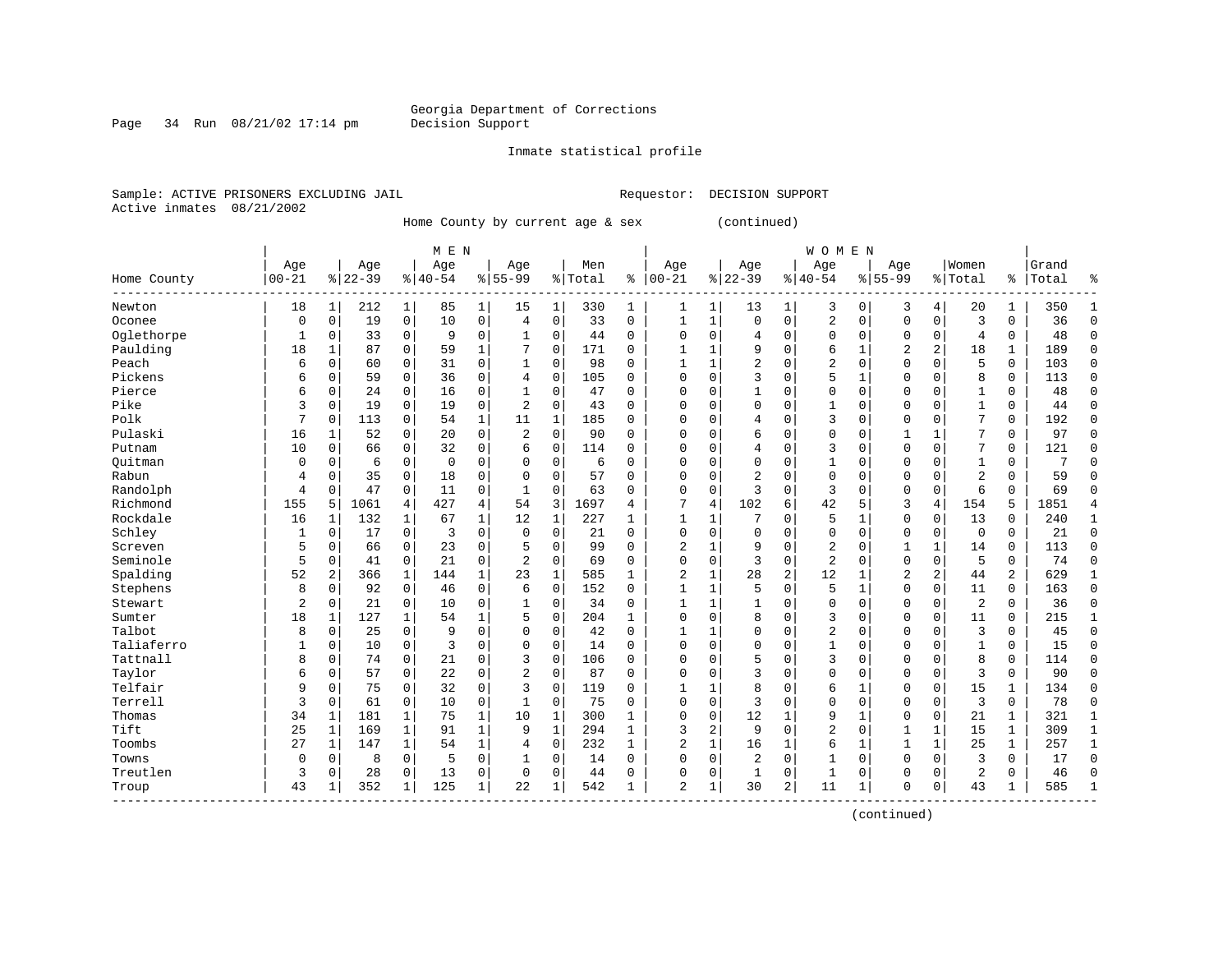Georgia Department of Corrections
Decision Support

Inmate statistical profile

Sample: ACTIVE PRISONERS EXCLUDING JAIL                Requestor: DECISION SUPPORT
Active inmates 08/21/2002

Home County by current age & sex (continued)

| | MEN | | | | | | | | | | | WOMEN | | | | | | | | | | | | |
|---|---|---|---|---|---|---|---|---|---|---|---|---|---|---|---|---|---|---|---|---|---|---|---|---|
| Home County | Age 00-21 | % | Age 22-39 | % | Age 40-54 | % | Age 55-99 | % | Men Total | % | Age 00-21 | % | Age 22-39 | % | Age 40-54 | % | Age 55-99 | % | Women Total | % | Grand Total | % |
| Newton | 18 | 1 | 212 | 1 | 85 | 1 | 15 | 1 | 330 | 1 | 1 | 1 | 13 | 1 | 3 | 0 | 3 | 4 | 20 | 1 | 350 | 1 |
| Oconee | 0 | 0 | 19 | 0 | 10 | 0 | 4 | 0 | 33 | 0 | 1 | 1 | 0 | 0 | 2 | 0 | 0 | 0 | 3 | 0 | 36 | 0 |
| Oglethorpe | 1 | 0 | 33 | 0 | 9 | 0 | 1 | 0 | 44 | 0 | 0 | 0 | 4 | 0 | 0 | 0 | 0 | 0 | 4 | 0 | 48 | 0 |
| Paulding | 18 | 1 | 87 | 0 | 59 | 1 | 7 | 0 | 171 | 0 | 1 | 1 | 9 | 0 | 6 | 1 | 2 | 2 | 18 | 1 | 189 | 0 |
| Peach | 6 | 0 | 60 | 0 | 31 | 0 | 1 | 0 | 98 | 0 | 1 | 1 | 2 | 0 | 2 | 0 | 0 | 0 | 5 | 0 | 103 | 0 |
| Pickens | 6 | 0 | 59 | 0 | 36 | 0 | 4 | 0 | 105 | 0 | 0 | 0 | 3 | 0 | 5 | 1 | 0 | 0 | 8 | 0 | 113 | 0 |
| Pierce | 6 | 0 | 24 | 0 | 16 | 0 | 1 | 0 | 47 | 0 | 0 | 0 | 1 | 0 | 0 | 0 | 0 | 0 | 1 | 0 | 48 | 0 |
| Pike | 3 | 0 | 19 | 0 | 19 | 0 | 2 | 0 | 43 | 0 | 0 | 0 | 0 | 0 | 1 | 0 | 0 | 0 | 1 | 0 | 44 | 0 |
| Polk | 7 | 0 | 113 | 0 | 54 | 1 | 11 | 1 | 185 | 0 | 0 | 0 | 4 | 0 | 3 | 0 | 0 | 0 | 7 | 0 | 192 | 0 |
| Pulaski | 16 | 1 | 52 | 0 | 20 | 0 | 2 | 0 | 90 | 0 | 0 | 0 | 6 | 0 | 0 | 0 | 1 | 1 | 7 | 0 | 97 | 0 |
| Putnam | 10 | 0 | 66 | 0 | 32 | 0 | 6 | 0 | 114 | 0 | 0 | 0 | 4 | 0 | 3 | 0 | 0 | 0 | 7 | 0 | 121 | 0 |
| Quitman | 0 | 0 | 6 | 0 | 0 | 0 | 0 | 0 | 6 | 0 | 0 | 0 | 0 | 0 | 1 | 0 | 0 | 0 | 1 | 0 | 7 | 0 |
| Rabun | 4 | 0 | 35 | 0 | 18 | 0 | 0 | 0 | 57 | 0 | 0 | 0 | 2 | 0 | 0 | 0 | 0 | 0 | 2 | 0 | 59 | 0 |
| Randolph | 4 | 0 | 47 | 0 | 11 | 0 | 1 | 0 | 63 | 0 | 0 | 0 | 3 | 0 | 3 | 0 | 0 | 0 | 6 | 0 | 69 | 0 |
| Richmond | 155 | 5 | 1061 | 4 | 427 | 4 | 54 | 3 | 1697 | 4 | 7 | 4 | 102 | 6 | 42 | 5 | 3 | 4 | 154 | 5 | 1851 | 4 |
| Rockdale | 16 | 1 | 132 | 1 | 67 | 1 | 12 | 1 | 227 | 1 | 1 | 1 | 7 | 0 | 5 | 1 | 0 | 0 | 13 | 0 | 240 | 1 |
| Schley | 1 | 0 | 17 | 0 | 3 | 0 | 0 | 0 | 21 | 0 | 0 | 0 | 0 | 0 | 0 | 0 | 0 | 0 | 0 | 0 | 21 | 0 |
| Screven | 5 | 0 | 66 | 0 | 23 | 0 | 5 | 0 | 99 | 0 | 2 | 1 | 9 | 0 | 2 | 0 | 1 | 1 | 14 | 0 | 113 | 0 |
| Seminole | 5 | 0 | 41 | 0 | 21 | 0 | 2 | 0 | 69 | 0 | 0 | 0 | 3 | 0 | 2 | 0 | 0 | 0 | 5 | 0 | 74 | 0 |
| Spalding | 52 | 2 | 366 | 1 | 144 | 1 | 23 | 1 | 585 | 1 | 2 | 1 | 28 | 2 | 12 | 1 | 2 | 2 | 44 | 2 | 629 | 1 |
| Stephens | 8 | 0 | 92 | 0 | 46 | 0 | 6 | 0 | 152 | 0 | 1 | 1 | 5 | 0 | 5 | 1 | 0 | 0 | 11 | 0 | 163 | 0 |
| Stewart | 2 | 0 | 21 | 0 | 10 | 0 | 1 | 0 | 34 | 0 | 1 | 1 | 1 | 0 | 0 | 0 | 0 | 0 | 2 | 0 | 36 | 0 |
| Sumter | 18 | 1 | 127 | 1 | 54 | 1 | 5 | 0 | 204 | 1 | 0 | 0 | 8 | 0 | 3 | 0 | 0 | 0 | 11 | 0 | 215 | 1 |
| Talbot | 8 | 0 | 25 | 0 | 9 | 0 | 0 | 0 | 42 | 0 | 1 | 1 | 0 | 0 | 2 | 0 | 0 | 0 | 3 | 0 | 45 | 0 |
| Taliaferro | 1 | 0 | 10 | 0 | 3 | 0 | 0 | 0 | 14 | 0 | 0 | 0 | 0 | 0 | 1 | 0 | 0 | 0 | 1 | 0 | 15 | 0 |
| Tattnall | 8 | 0 | 74 | 0 | 21 | 0 | 3 | 0 | 106 | 0 | 0 | 0 | 5 | 0 | 3 | 0 | 0 | 0 | 8 | 0 | 114 | 0 |
| Taylor | 6 | 0 | 57 | 0 | 22 | 0 | 2 | 0 | 87 | 0 | 0 | 0 | 3 | 0 | 0 | 0 | 0 | 0 | 3 | 0 | 90 | 0 |
| Telfair | 9 | 0 | 75 | 0 | 32 | 0 | 3 | 0 | 119 | 0 | 1 | 1 | 8 | 0 | 6 | 1 | 0 | 0 | 15 | 1 | 134 | 0 |
| Terrell | 3 | 0 | 61 | 0 | 10 | 0 | 1 | 0 | 75 | 0 | 0 | 0 | 3 | 0 | 0 | 0 | 0 | 0 | 3 | 0 | 78 | 0 |
| Thomas | 34 | 1 | 181 | 1 | 75 | 1 | 10 | 1 | 300 | 1 | 0 | 0 | 12 | 1 | 9 | 1 | 0 | 0 | 21 | 1 | 321 | 1 |
| Tift | 25 | 1 | 169 | 1 | 91 | 1 | 9 | 1 | 294 | 1 | 3 | 2 | 9 | 0 | 2 | 0 | 1 | 1 | 15 | 1 | 309 | 1 |
| Toombs | 27 | 1 | 147 | 1 | 54 | 1 | 4 | 0 | 232 | 1 | 2 | 1 | 16 | 1 | 6 | 1 | 1 | 1 | 25 | 1 | 257 | 1 |
| Towns | 0 | 0 | 8 | 0 | 5 | 0 | 1 | 0 | 14 | 0 | 0 | 0 | 2 | 0 | 1 | 0 | 0 | 0 | 3 | 0 | 17 | 0 |
| Treutlen | 3 | 0 | 28 | 0 | 13 | 0 | 0 | 0 | 44 | 0 | 0 | 0 | 1 | 0 | 1 | 0 | 0 | 0 | 2 | 0 | 46 | 0 |
| Troup | 43 | 1 | 352 | 1 | 125 | 1 | 22 | 1 | 542 | 1 | 2 | 1 | 30 | 2 | 11 | 1 | 0 | 0 | 43 | 1 | 585 | 1 |

(continued)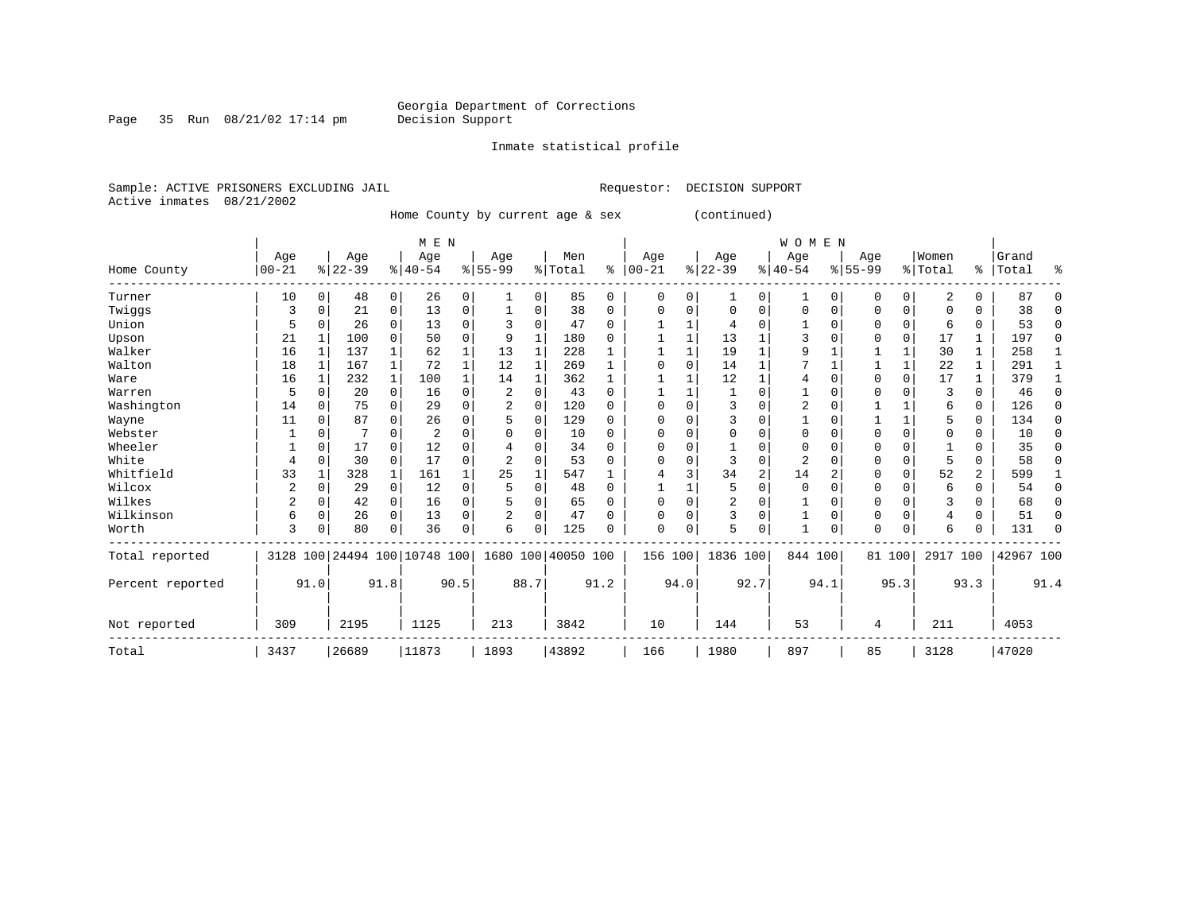Georgia Department of Corrections
Decision Support

Inmate statistical profile

Sample: ACTIVE PRISONERS EXCLUDING JAIL Requestor: DECISION SUPPORT
Active inmates 08/21/2002

Home County by current age & sex (continued)

| | MEN | | | | | | | | | | WOMEN | | | | | | | | | | | |
|---|---|---|---|---|---|---|---|---|---|---|---|---|---|---|---|---|---|---|---|---|---|---|
| Home County | Age 00-21 | % | Age 22-39 | % | Age 40-54 | % | Age 55-99 | % | Men Total | % | Age 00-21 | % | Age 22-39 | % | Age 40-54 | % | Age 55-99 | % | Women Total | % | Grand Total | % |
| Turner | 10 | 0 | 48 | 0 | 26 | 0 | 1 | 0 | 85 | 0 | 0 | 0 | 1 | 0 | 1 | 0 | 0 | 0 | 2 | 0 | 87 | 0 |
| Twiggs | 3 | 0 | 21 | 0 | 13 | 0 | 1 | 0 | 38 | 0 | 0 | 0 | 0 | 0 | 0 | 0 | 0 | 0 | 0 | 0 | 38 | 0 |
| Union | 5 | 0 | 26 | 0 | 13 | 0 | 3 | 0 | 47 | 0 | 1 | 1 | 4 | 0 | 1 | 0 | 0 | 0 | 6 | 0 | 53 | 0 |
| Upson | 21 | 1 | 100 | 0 | 50 | 0 | 9 | 1 | 180 | 0 | 1 | 1 | 13 | 1 | 3 | 0 | 0 | 0 | 17 | 1 | 197 | 0 |
| Walker | 16 | 1 | 137 | 1 | 62 | 1 | 13 | 1 | 228 | 1 | 1 | 1 | 19 | 1 | 9 | 1 | 1 | 1 | 30 | 1 | 258 | 1 |
| Walton | 18 | 1 | 167 | 1 | 72 | 1 | 12 | 1 | 269 | 1 | 0 | 0 | 14 | 1 | 7 | 1 | 1 | 1 | 22 | 1 | 291 | 1 |
| Ware | 16 | 1 | 232 | 1 | 100 | 1 | 14 | 1 | 362 | 1 | 1 | 1 | 12 | 1 | 4 | 0 | 0 | 0 | 17 | 1 | 379 | 1 |
| Warren | 5 | 0 | 20 | 0 | 16 | 0 | 2 | 0 | 43 | 0 | 1 | 1 | 1 | 0 | 1 | 0 | 0 | 0 | 3 | 0 | 46 | 0 |
| Washington | 14 | 0 | 75 | 0 | 29 | 0 | 2 | 0 | 120 | 0 | 0 | 0 | 3 | 0 | 2 | 0 | 1 | 1 | 6 | 0 | 126 | 0 |
| Wayne | 11 | 0 | 87 | 0 | 26 | 0 | 5 | 0 | 129 | 0 | 0 | 0 | 3 | 0 | 1 | 0 | 1 | 1 | 5 | 0 | 134 | 0 |
| Webster | 1 | 0 | 7 | 0 | 2 | 0 | 0 | 0 | 10 | 0 | 0 | 0 | 0 | 0 | 0 | 0 | 0 | 0 | 0 | 0 | 10 | 0 |
| Wheeler | 1 | 0 | 17 | 0 | 12 | 0 | 4 | 0 | 34 | 0 | 0 | 0 | 1 | 0 | 0 | 0 | 0 | 0 | 1 | 0 | 35 | 0 |
| White | 4 | 0 | 30 | 0 | 17 | 0 | 2 | 0 | 53 | 0 | 0 | 0 | 3 | 0 | 2 | 0 | 0 | 0 | 5 | 0 | 58 | 0 |
| Whitfield | 33 | 1 | 328 | 1 | 161 | 1 | 25 | 1 | 547 | 1 | 4 | 3 | 34 | 2 | 14 | 2 | 0 | 0 | 52 | 2 | 599 | 1 |
| Wilcox | 2 | 0 | 29 | 0 | 12 | 0 | 5 | 0 | 48 | 0 | 1 | 1 | 5 | 0 | 0 | 0 | 0 | 0 | 6 | 0 | 54 | 0 |
| Wilkes | 2 | 0 | 42 | 0 | 16 | 0 | 5 | 0 | 65 | 0 | 0 | 0 | 2 | 0 | 1 | 0 | 0 | 0 | 3 | 0 | 68 | 0 |
| Wilkinson | 6 | 0 | 26 | 0 | 13 | 0 | 2 | 0 | 47 | 0 | 0 | 0 | 3 | 0 | 1 | 0 | 0 | 0 | 4 | 0 | 51 | 0 |
| Worth | 3 | 0 | 80 | 0 | 36 | 0 | 6 | 0 | 125 | 0 | 0 | 0 | 5 | 0 | 1 | 0 | 0 | 0 | 6 | 0 | 131 | 0 |
| Total reported | 3128 | 100 | 24494 | 100 | 10748 | 100 | 1680 | 100 | 40050 | 100 | 156 | 100 | 1836 | 100 | 844 | 100 | 81 | 100 | 2917 | 100 | 42967 | 100 |
| Percent reported | | 91.0 | | 91.8 | | 90.5 | | 88.7 | | 91.2 | | 94.0 | | 92.7 | | 94.1 | | 95.3 | | 93.3 | | 91.4 |
| Not reported | 309 | | 2195 | | 1125 | | 213 | | 3842 | | 10 | | 144 | | 53 | | 4 | | 211 | | 4053 | |
| Total | 3437 | | 26689 | | 11873 | | 1893 | | 43892 | | 166 | | 1980 | | 897 | | 85 | | 3128 | | 47020 | |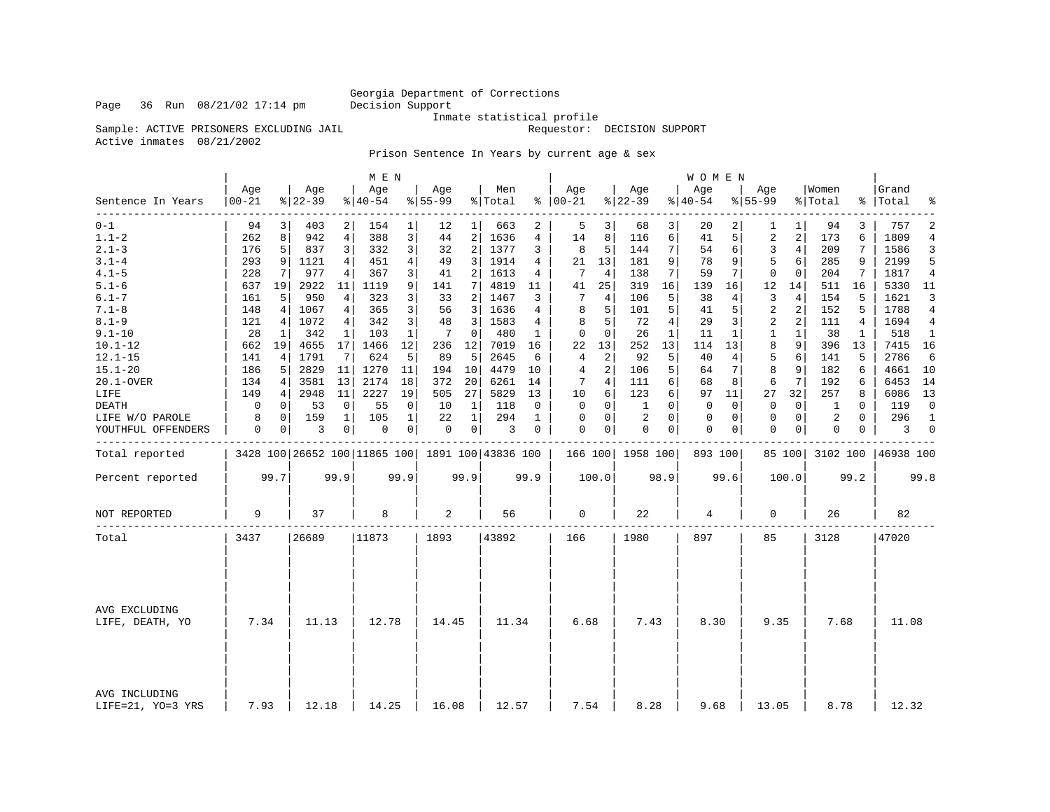Georgia Department of Corrections
Decision Support
Inmate statistical profile

Sample: ACTIVE PRISONERS EXCLUDING JAIL    Requestor: DECISION SUPPORT
Active inmates 08/21/2002

Prison Sentence In Years by current age & sex

| Sentence In Years | MEN Age 00-21 | % | Age 22-39 | % | Age 40-54 | % | Age 55-99 | % | Men Total | % | WOMEN Age 00-21 | % | Age 22-39 | % | Age 40-54 | % | Age 55-99 | % | Women Total | % | Grand Total | % |
|---|---|---|---|---|---|---|---|---|---|---|---|---|---|---|---|---|---|---|---|---|---|---|
| 0-1 | 94 | 3 | 403 | 2 | 154 | 1 | 12 | 1 | 663 | 2 | 5 | 3 | 68 | 3 | 20 | 2 | 1 | 1 | 94 | 3 | 757 | 2 |
| 1.1-2 | 262 | 8 | 942 | 4 | 388 | 3 | 44 | 2 | 1636 | 4 | 14 | 8 | 116 | 6 | 41 | 5 | 2 | 2 | 173 | 6 | 1809 | 4 |
| 2.1-3 | 176 | 5 | 837 | 3 | 332 | 3 | 32 | 2 | 1377 | 3 | 8 | 5 | 144 | 7 | 54 | 6 | 3 | 4 | 209 | 7 | 1586 | 3 |
| 3.1-4 | 293 | 9 | 1121 | 4 | 451 | 4 | 49 | 3 | 1914 | 4 | 21 | 13 | 181 | 9 | 78 | 9 | 5 | 6 | 285 | 9 | 2199 | 5 |
| 4.1-5 | 228 | 7 | 977 | 4 | 367 | 3 | 41 | 2 | 1613 | 4 | 7 | 4 | 138 | 7 | 59 | 7 | 0 | 0 | 204 | 7 | 1817 | 4 |
| 5.1-6 | 637 | 19 | 2922 | 11 | 1119 | 9 | 141 | 7 | 4819 | 11 | 41 | 25 | 319 | 16 | 139 | 16 | 12 | 14 | 511 | 16 | 5330 | 11 |
| 6.1-7 | 161 | 5 | 950 | 4 | 323 | 3 | 33 | 2 | 1467 | 3 | 7 | 4 | 106 | 5 | 38 | 4 | 3 | 4 | 154 | 5 | 1621 | 3 |
| 7.1-8 | 148 | 4 | 1067 | 4 | 365 | 3 | 56 | 3 | 1636 | 4 | 8 | 5 | 101 | 5 | 41 | 5 | 2 | 2 | 152 | 5 | 1788 | 4 |
| 8.1-9 | 121 | 4 | 1072 | 4 | 342 | 3 | 48 | 3 | 1583 | 4 | 8 | 5 | 72 | 4 | 29 | 3 | 2 | 2 | 111 | 4 | 1694 | 4 |
| 9.1-10 | 28 | 1 | 342 | 1 | 103 | 1 | 7 | 0 | 480 | 1 | 0 | 0 | 26 | 1 | 11 | 1 | 1 | 1 | 38 | 1 | 518 | 1 |
| 10.1-12 | 662 | 19 | 4655 | 17 | 1466 | 12 | 236 | 12 | 7019 | 16 | 22 | 13 | 252 | 13 | 114 | 13 | 8 | 9 | 396 | 13 | 7415 | 16 |
| 12.1-15 | 141 | 4 | 1791 | 7 | 624 | 5 | 89 | 5 | 2645 | 6 | 4 | 2 | 92 | 5 | 40 | 4 | 5 | 6 | 141 | 5 | 2786 | 6 |
| 15.1-20 | 186 | 5 | 2829 | 11 | 1270 | 11 | 194 | 10 | 4479 | 10 | 4 | 2 | 106 | 5 | 64 | 7 | 8 | 9 | 182 | 6 | 4661 | 10 |
| 20.1-OVER | 134 | 4 | 3581 | 13 | 2174 | 18 | 372 | 20 | 6261 | 14 | 7 | 4 | 111 | 6 | 68 | 8 | 6 | 7 | 192 | 6 | 6453 | 14 |
| LIFE | 149 | 4 | 2948 | 11 | 2227 | 19 | 505 | 27 | 5829 | 13 | 10 | 6 | 123 | 6 | 97 | 11 | 27 | 32 | 257 | 8 | 6086 | 13 |
| DEATH | 0 | 0 | 53 | 0 | 55 | 0 | 10 | 1 | 118 | 0 | 0 | 0 | 1 | 0 | 0 | 0 | 0 | 0 | 1 | 0 | 119 | 0 |
| LIFE W/O PAROLE | 8 | 0 | 159 | 1 | 105 | 1 | 22 | 1 | 294 | 1 | 0 | 0 | 2 | 0 | 0 | 0 | 0 | 0 | 2 | 0 | 296 | 1 |
| YOUTHFUL OFFENDERS | 0 | 0 | 3 | 0 | 0 | 0 | 0 | 0 | 3 | 0 | 0 | 0 | 0 | 0 | 0 | 0 | 0 | 0 | 0 | 0 | 3 | 0 |
| Total reported | 3428 | 100 | 26652 | 100 | 11865 | 100 | 1891 | 100 | 43836 | 100 | 166 | 100 | 1958 | 100 | 893 | 100 | 85 | 100 | 3102 | 100 | 46938 | 100 |
| Percent reported | 99.7 | | 99.9 | | 99.9 | | 99.9 | | 99.9 | | 100.0 | | 98.9 | | 99.6 | | 100.0 | | 99.2 | | 99.8 | |
| NOT REPORTED | 9 | | 37 | | 8 | | 2 | | 56 | | 0 | | 22 | | 4 | | 0 | | 26 | | 82 | |
| Total | 3437 | | 26689 | | 11873 | | 1893 | | 43892 | | 166 | | 1980 | | 897 | | 85 | | 3128 | | 47020 | |
| AVG EXCLUDING LIFE, DEATH, YO | 7.34 | | 11.13 | | 12.78 | | 14.45 | | 11.34 | | 6.68 | | 7.43 | | 8.30 | | 9.35 | | 7.68 | | 11.08 | |
| AVG INCLUDING LIFE=21, YO=3 YRS | 7.93 | | 12.18 | | 14.25 | | 16.08 | | 12.57 | | 7.54 | | 8.28 | | 9.68 | | 13.05 | | 8.78 | | 12.32 | |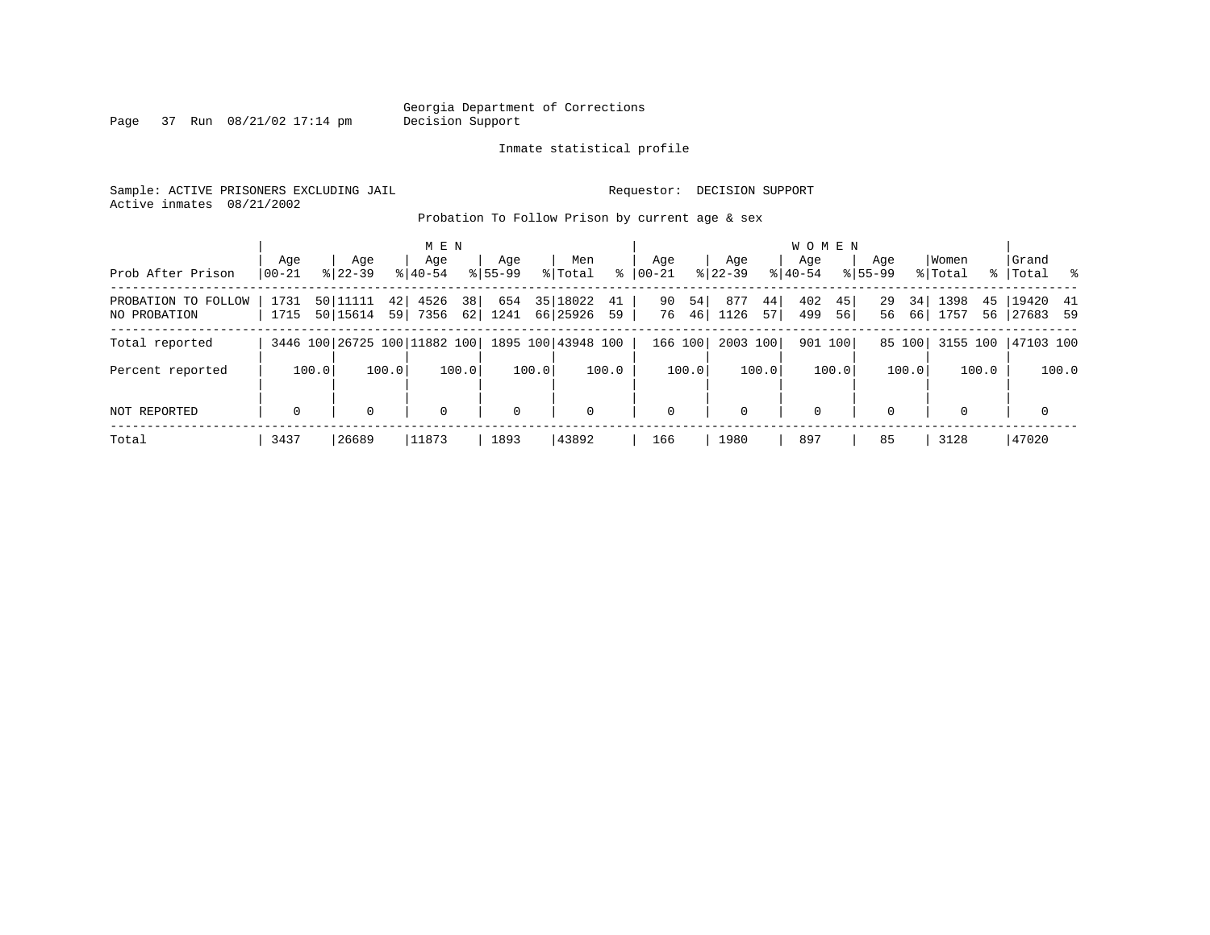Georgia Department of Corrections
Decision Support

Inmate statistical profile

Sample: ACTIVE PRISONERS EXCLUDING JAIL

Requestor: DECISION SUPPORT

Active inmates 08/21/2002

Probation To Follow Prison by current age & sex

| Prob After Prison | MEN Age 00-21 | % | Age 22-39 | % | Age 40-54 | % | Age 55-99 | % | Men Total | % | WOMEN Age 00-21 | % | Age 22-39 | % | Age 40-54 | % | Age 55-99 | % | Women Total | % | Grand Total | % |
|---|---|---|---|---|---|---|---|---|---|---|---|---|---|---|---|---|---|---|---|---|---|---|
| PROBATION TO FOLLOW | 1731 | 50 | 11111 | 42 | 4526 | 38 | 654 | 35 | 18022 | 41 | 90 | 54 | 877 | 44 | 402 | 45 | 29 | 34 | 1398 | 45 | 19420 | 41 |
| NO PROBATION | 1715 | 50 | 15614 | 59 | 7356 | 62 | 1241 | 66 | 25926 | 59 | 76 | 46 | 1126 | 57 | 499 | 56 | 56 | 66 | 1757 | 56 | 27683 | 59 |
| Total reported | 3446 | 100 | 26725 | 100 | 11882 | 100 | 1895 | 100 | 43948 | 100 | 166 | 100 | 2003 | 100 | 901 | 100 | 85 | 100 | 3155 | 100 | 47103 | 100 |
| Percent reported | | 100.0 | | 100.0 | | 100.0 | | 100.0 | | 100.0 | | 100.0 | | 100.0 | | 100.0 | | 100.0 | | 100.0 | | 100.0 |
| NOT REPORTED | 0 | | 0 | | 0 | | 0 | | 0 | | 0 | | 0 | | 0 | | 0 | | 0 | | 0 | |
| Total | 3437 | | 26689 | | 11873 | | 1893 | | 43892 | | 166 | | 1980 | | 897 | | 85 | | 3128 | | 47020 | |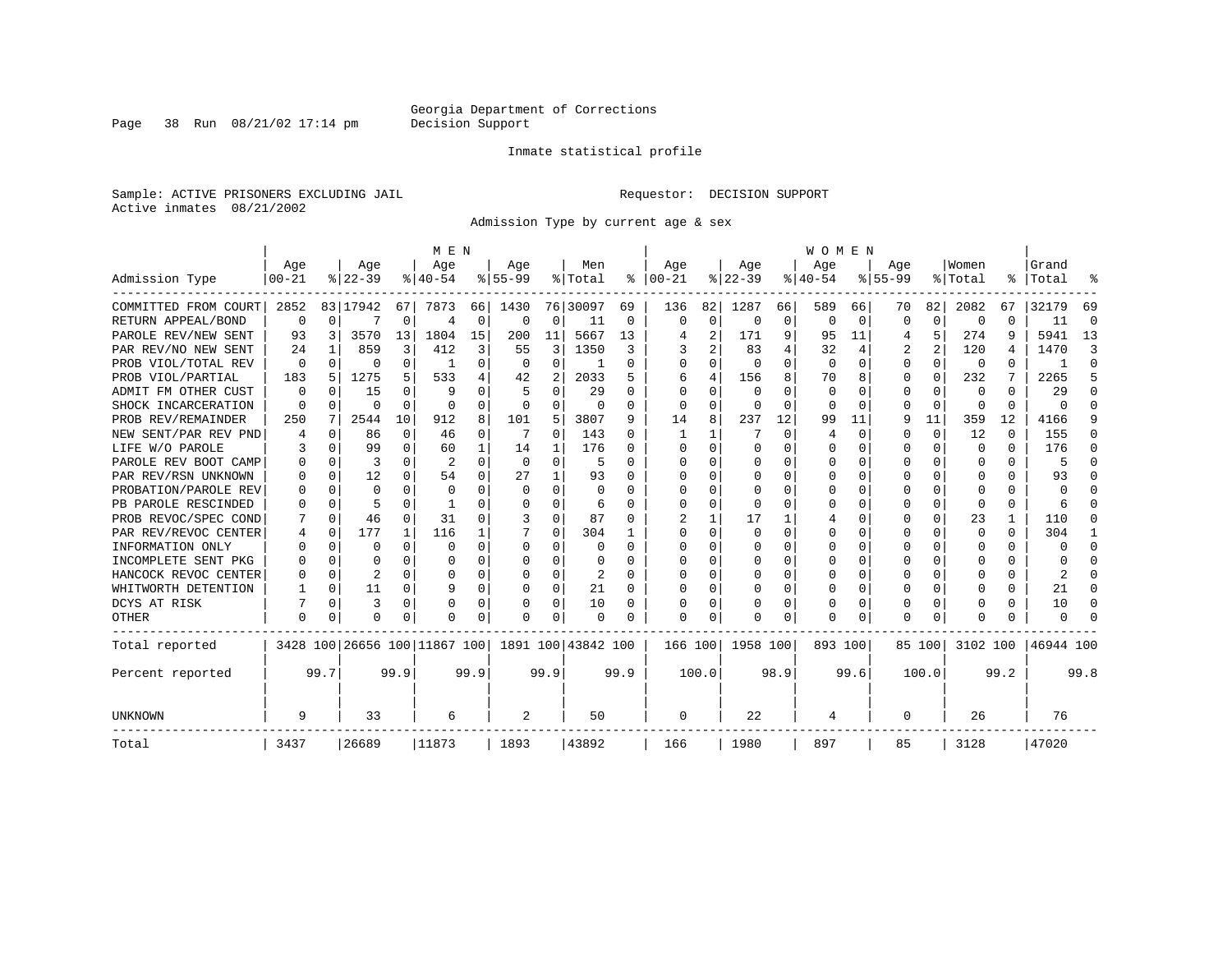Georgia Department of Corrections
Decision Support

Inmate statistical profile

Sample: ACTIVE PRISONERS EXCLUDING JAIL

Requestor: DECISION SUPPORT

Active inmates 08/21/2002

Admission Type by current age & sex

| Admission Type | MEN Age 00-21 | % | Age 22-39 | % | Age 40-54 | % | Age 55-99 | % | Men Total | % | WOMEN Age 00-21 | % | Age 22-39 | % | Age 40-54 | % | Age 55-99 | % | Women Total | % | Grand Total | % |
|---|---|---|---|---|---|---|---|---|---|---|---|---|---|---|---|---|---|---|---|---|---|---|
| COMMITTED FROM COURT | 2852 | 83 | 17942 | 67 | 7873 | 66 | 1430 | 76 | 30097 | 69 | 136 | 82 | 1287 | 66 | 589 | 66 | 70 | 82 | 2082 | 67 | 32179 | 69 |
| RETURN APPEAL/BOND | 0 | 0 | 7 | 0 | 4 | 0 | 0 | 0 | 11 | 0 | 0 | 0 | 0 | 0 | 0 | 0 | 0 | 0 | 0 | 0 | 11 | 0 |
| PAROLE REV/NEW SENT | 93 | 3 | 3570 | 13 | 1804 | 15 | 200 | 11 | 5667 | 13 | 4 | 2 | 171 | 9 | 95 | 11 | 4 | 5 | 274 | 9 | 5941 | 13 |
| PAR REV/NO NEW SENT | 24 | 1 | 859 | 3 | 412 | 3 | 55 | 3 | 1350 | 3 | 3 | 2 | 83 | 4 | 32 | 4 | 2 | 2 | 120 | 4 | 1470 | 3 |
| PROB VIOL/TOTAL REV | 0 | 0 | 0 | 0 | 1 | 0 | 0 | 0 | 1 | 0 | 0 | 0 | 0 | 0 | 0 | 0 | 0 | 0 | 0 | 0 | 1 | 0 |
| PROB VIOL/PARTIAL | 183 | 5 | 1275 | 5 | 533 | 4 | 42 | 2 | 2033 | 5 | 6 | 4 | 156 | 8 | 70 | 8 | 0 | 0 | 232 | 7 | 2265 | 5 |
| ADMIT FM OTHER CUST | 0 | 0 | 15 | 0 | 9 | 0 | 5 | 0 | 29 | 0 | 0 | 0 | 0 | 0 | 0 | 0 | 0 | 0 | 0 | 0 | 29 | 0 |
| SHOCK INCARCERATION | 0 | 0 | 0 | 0 | 0 | 0 | 0 | 0 | 0 | 0 | 0 | 0 | 0 | 0 | 0 | 0 | 0 | 0 | 0 | 0 | 0 | 0 |
| PROB REV/REMAINDER | 250 | 7 | 2544 | 10 | 912 | 8 | 101 | 5 | 3807 | 9 | 14 | 8 | 237 | 12 | 99 | 11 | 9 | 11 | 359 | 12 | 4166 | 9 |
| NEW SENT/PAR REV PND | 4 | 0 | 86 | 0 | 46 | 0 | 7 | 0 | 143 | 0 | 1 | 1 | 7 | 0 | 4 | 0 | 0 | 0 | 12 | 0 | 155 | 0 |
| LIFE W/O PAROLE | 3 | 0 | 99 | 0 | 60 | 1 | 14 | 1 | 176 | 0 | 0 | 0 | 0 | 0 | 0 | 0 | 0 | 0 | 0 | 0 | 176 | 0 |
| PAROLE REV BOOT CAMP | 0 | 0 | 3 | 0 | 2 | 0 | 0 | 0 | 5 | 0 | 0 | 0 | 0 | 0 | 0 | 0 | 0 | 0 | 0 | 0 | 5 | 0 |
| PAR REV/RSN UNKNOWN | 0 | 0 | 12 | 0 | 54 | 0 | 27 | 1 | 93 | 0 | 0 | 0 | 0 | 0 | 0 | 0 | 0 | 0 | 0 | 0 | 93 | 0 |
| PROBATION/PAROLE REV | 0 | 0 | 0 | 0 | 0 | 0 | 0 | 0 | 0 | 0 | 0 | 0 | 0 | 0 | 0 | 0 | 0 | 0 | 0 | 0 | 0 | 0 |
| PB PAROLE RESCINDED | 0 | 0 | 5 | 0 | 1 | 0 | 0 | 0 | 6 | 0 | 0 | 0 | 0 | 0 | 0 | 0 | 0 | 0 | 0 | 0 | 6 | 0 |
| PROB REVOC/SPEC COND | 7 | 0 | 46 | 0 | 31 | 0 | 3 | 0 | 87 | 0 | 2 | 1 | 17 | 1 | 4 | 0 | 0 | 0 | 23 | 1 | 110 | 0 |
| PAR REV/REVOC CENTER | 4 | 0 | 177 | 1 | 116 | 1 | 7 | 0 | 304 | 1 | 0 | 0 | 0 | 0 | 0 | 0 | 0 | 0 | 0 | 0 | 304 | 1 |
| INFORMATION ONLY | 0 | 0 | 0 | 0 | 0 | 0 | 0 | 0 | 0 | 0 | 0 | 0 | 0 | 0 | 0 | 0 | 0 | 0 | 0 | 0 | 0 | 0 |
| INCOMPLETE SENT PKG | 0 | 0 | 0 | 0 | 0 | 0 | 0 | 0 | 0 | 0 | 0 | 0 | 0 | 0 | 0 | 0 | 0 | 0 | 0 | 0 | 0 | 0 |
| HANCOCK REVOC CENTER | 0 | 0 | 2 | 0 | 0 | 0 | 0 | 0 | 2 | 0 | 0 | 0 | 0 | 0 | 0 | 0 | 0 | 0 | 0 | 0 | 2 | 0 |
| WHITWORTH DETENTION | 1 | 0 | 11 | 0 | 9 | 0 | 0 | 0 | 21 | 0 | 0 | 0 | 0 | 0 | 0 | 0 | 0 | 0 | 0 | 0 | 21 | 0 |
| DCYS AT RISK | 7 | 0 | 3 | 0 | 0 | 0 | 0 | 0 | 10 | 0 | 0 | 0 | 0 | 0 | 0 | 0 | 0 | 0 | 0 | 0 | 10 | 0 |
| OTHER | 0 | 0 | 0 | 0 | 0 | 0 | 0 | 0 | 0 | 0 | 0 | 0 | 0 | 0 | 0 | 0 | 0 | 0 | 0 | 0 | 0 | 0 |
| Total reported | 3428 | 100 | 26656 | 100 | 11867 | 100 | 1891 | 100 | 43842 | 100 | 166 | 100 | 1958 | 100 | 893 | 100 | 85 | 100 | 3102 | 100 | 46944 | 100 |
| Percent reported | | 99.7 | | 99.9 | | 99.9 | | 99.9 | | 99.9 | | 100.0 | | 98.9 | | 99.6 | | 100.0 | | 99.2 | | 99.8 |
| UNKNOWN | 9 | | 33 | | 6 | | 2 | | 50 | | 0 | | 22 | | 4 | | 0 | | 26 | | 76 | |
| Total | 3437 | | 26689 | | 11873 | | 1893 | | 43892 | | 166 | | 1980 | | 897 | | 85 | | 3128 | | 47020 | |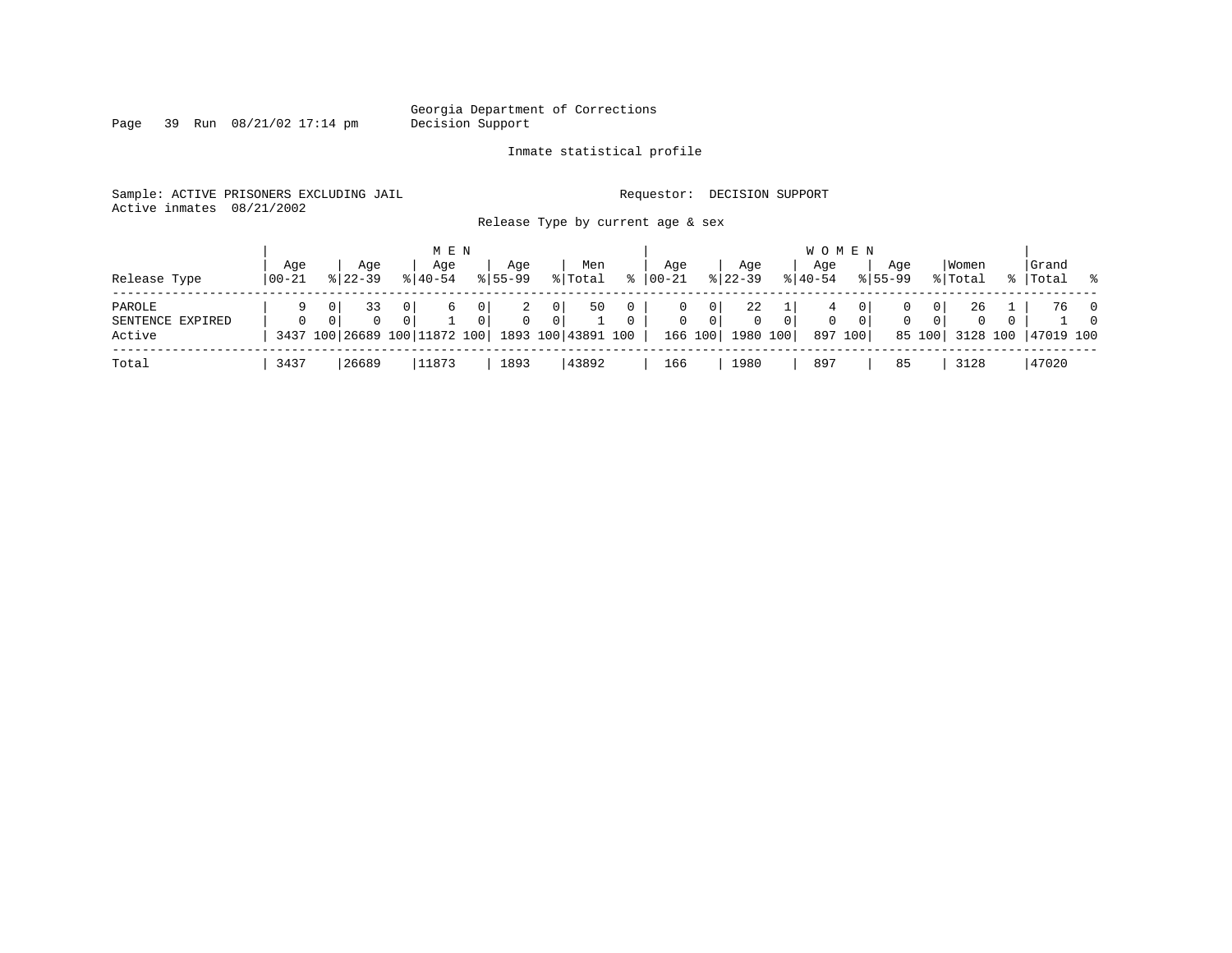Georgia Department of Corrections
Decision Support

Inmate statistical profile

Sample: ACTIVE PRISONERS EXCLUDING JAIL
Active inmates 08/21/2002

Requestor: DECISION SUPPORT

Release Type by current age & sex

| | MEN | | | | | | | | | | WOMEN | | | | | | | | | | | |
|---|---|---|---|---|---|---|---|---|---|---|---|---|---|---|---|---|---|---|---|---|---|---|
| Release Type | Age 00-21 | % | Age 22-39 | % | Age 40-54 | % | Age 55-99 | % | Men Total | % | Age 00-21 | % | Age 22-39 | % | Age 40-54 | % | Age 55-99 | % | Women Total | % | Grand Total | % |
| PAROLE | 9 | 0 | 33 | 0 | 6 | 0 | 2 | 0 | 50 | 0 | 0 | 0 | 22 | 1 | 4 | 0 | 0 | 0 | 26 | 1 | 76 | 0 |
| SENTENCE EXPIRED | 0 | 0 | 0 | 0 | 1 | 0 | 0 | 0 | 1 | 0 | 0 | 0 | 0 | 0 | 0 | 0 | 0 | 0 | 0 | 0 | 1 | 0 |
| Active | 3437 | 100 | 26689 | 100 | 11872 | 100 | 1893 | 100 | 43891 | 100 | 166 | 100 | 1980 | 100 | 897 | 100 | 85 | 100 | 3128 | 100 | 47019 | 100 |
| Total | 3437 | | 26689 | | 11873 | | 1893 | | 43892 | | 166 | | 1980 | | 897 | | 85 | | 3128 | | 47020 | |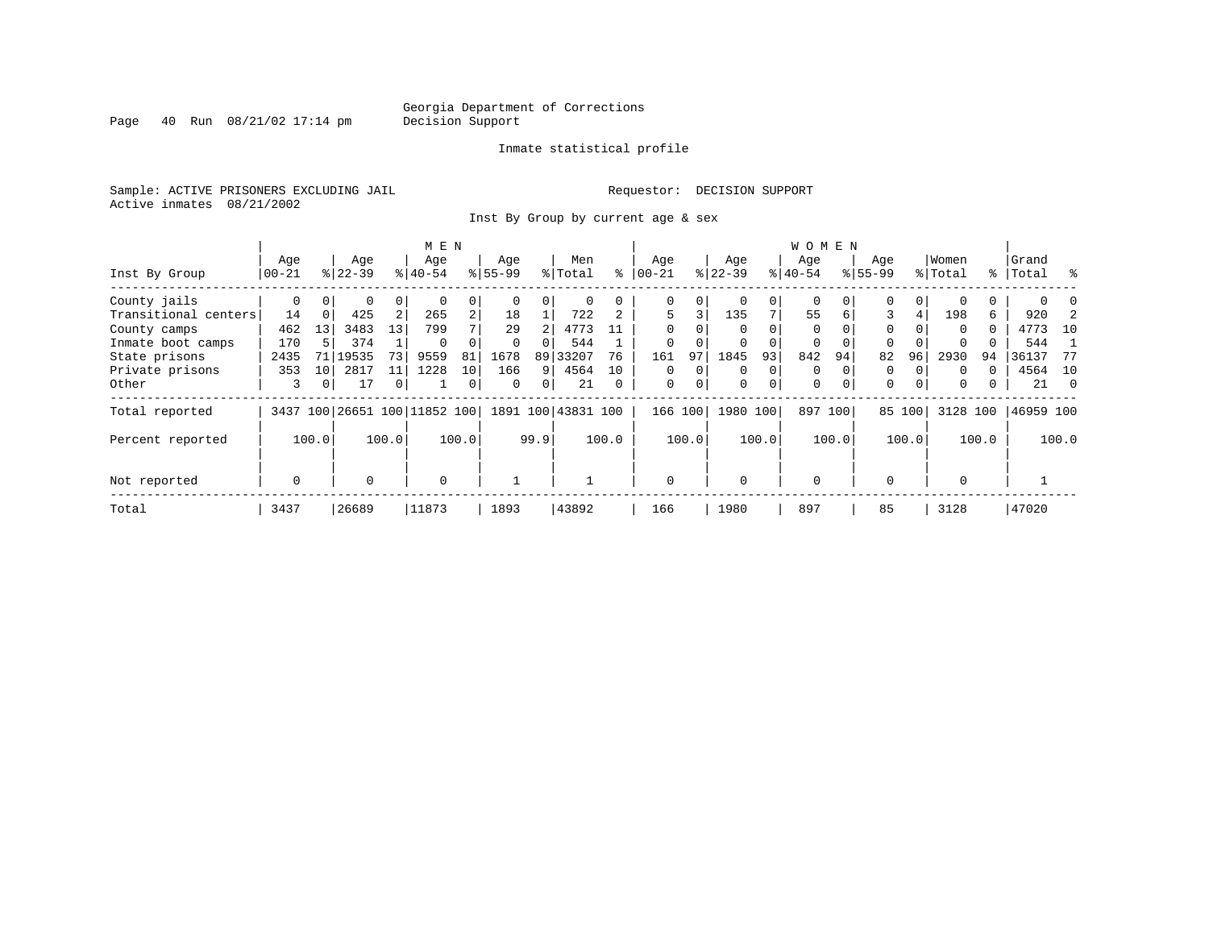Georgia Department of Corrections
Decision Support

Inmate statistical profile

Sample: ACTIVE PRISONERS EXCLUDING JAIL

Requestor: DECISION SUPPORT

Active inmates 08/21/2002

Inst By Group by current age & sex

| | MEN | | | | | | | | | | WOMEN | | | | | | | | | | | |
|---|---|---|---|---|---|---|---|---|---|---|---|---|---|---|---|---|---|---|---|---|---|---|
| Inst By Group | Age 00-21 | % | Age 22-39 | % | Age 40-54 | % | Age 55-99 | % | Men Total | % | Age 00-21 | % | Age 22-39 | % | Age 40-54 | % | Age 55-99 | % | Women Total | % | Grand Total | % |
| County jails | 0 | 0 | 0 | 0 | 0 | 0 | 0 | 0 | 0 | 0 | 0 | 0 | 0 | 0 | 0 | 0 | 0 | 0 | 0 | 0 | 0 | 0 |
| Transitional centers | 14 | 0 | 425 | 2 | 265 | 2 | 18 | 1 | 722 | 2 | 5 | 3 | 135 | 7 | 55 | 6 | 3 | 4 | 198 | 6 | 920 | 2 |
| County camps | 462 | 13 | 3483 | 13 | 799 | 7 | 29 | 2 | 4773 | 11 | 0 | 0 | 0 | 0 | 0 | 0 | 0 | 0 | 0 | 0 | 4773 | 10 |
| Inmate boot camps | 170 | 5 | 374 | 1 | 0 | 0 | 0 | 0 | 544 | 1 | 0 | 0 | 0 | 0 | 0 | 0 | 0 | 0 | 0 | 0 | 544 | 1 |
| State prisons | 2435 | 71 | 19535 | 73 | 9559 | 81 | 1678 | 89 | 33207 | 76 | 161 | 97 | 1845 | 93 | 842 | 94 | 82 | 96 | 2930 | 94 | 36137 | 77 |
| Private prisons | 353 | 10 | 2817 | 11 | 1228 | 10 | 166 | 9 | 4564 | 10 | 0 | 0 | 0 | 0 | 0 | 0 | 0 | 0 | 0 | 0 | 4564 | 10 |
| Other | 3 | 0 | 17 | 0 | 1 | 0 | 0 | 0 | 21 | 0 | 0 | 0 | 0 | 0 | 0 | 0 | 0 | 0 | 0 | 0 | 21 | 0 |
| Total reported | 3437 | 100 | 26651 | 100 | 11852 | 100 | 1891 | 100 | 43831 | 100 | 166 | 100 | 1980 | 100 | 897 | 100 | 85 | 100 | 3128 | 100 | 46959 | 100 |
| Percent reported | | 100.0 | | 100.0 | | 100.0 | | 99.9 | | 100.0 | | 100.0 | | 100.0 | | 100.0 | | 100.0 | | 100.0 | | 100.0 |
| Not reported | 0 | | 0 | | 0 | | 1 | | 1 | | 0 | | 0 | | 0 | | 0 | | 0 | | 1 | |
| Total | 3437 | | 26689 | | 11873 | | 1893 | | 43892 | | 166 | | 1980 | | 897 | | 85 | | 3128 | | 47020 | |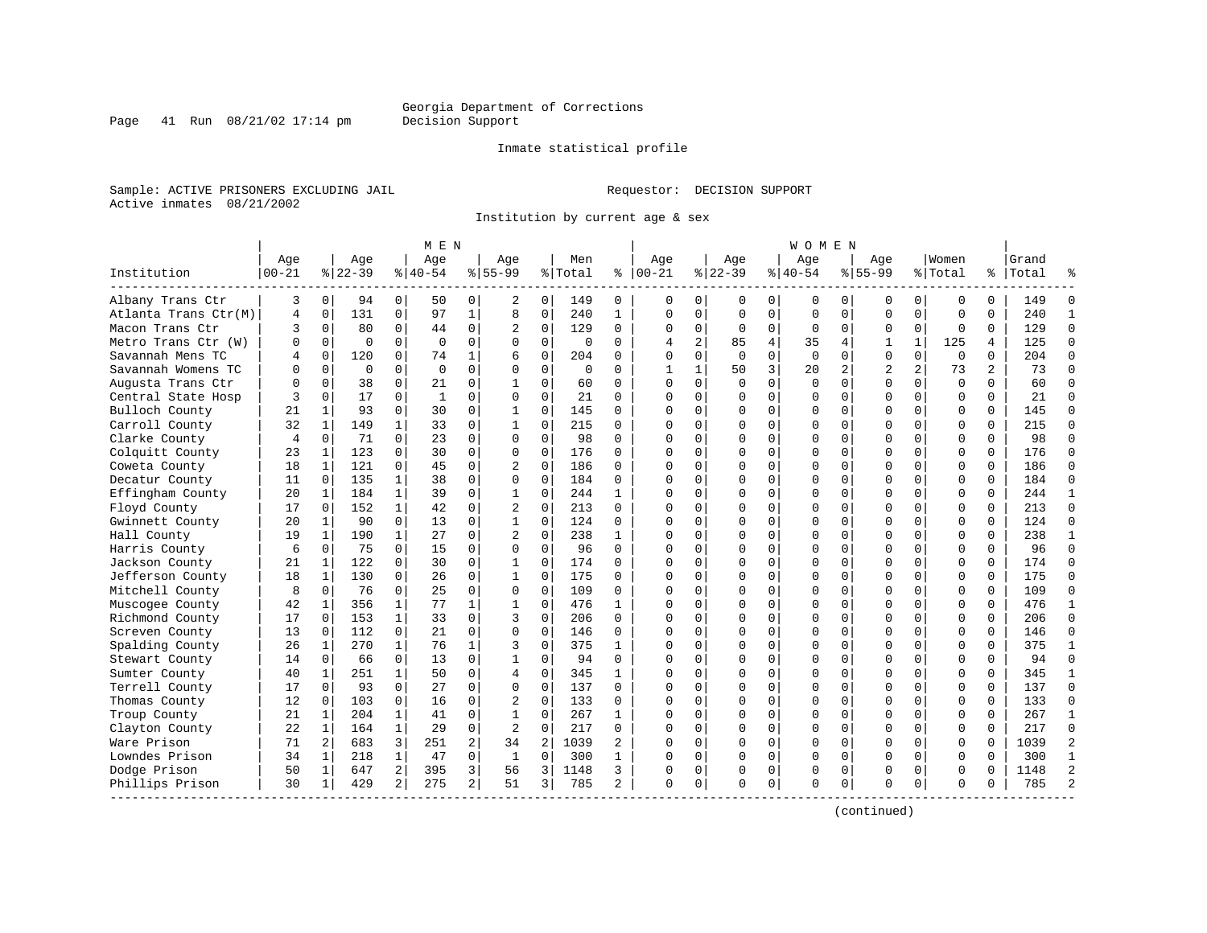Georgia Department of Corrections
Decision Support

Inmate statistical profile

Sample: ACTIVE PRISONERS EXCLUDING JAIL                                   Requestor: DECISION SUPPORT
Active inmates 08/21/2002

Institution by current age & sex

| | MEN | | | | | | | | | | WOMEN | | | | | | | | | | | |
|---|---|---|---|---|---|---|---|---|---|---|---|---|---|---|---|---|---|---|---|---|---|---|
| Institution | Age 00-21 | % | Age 22-39 | % | Age 40-54 | % | Age 55-99 | % | Men Total | % | Age 00-21 | % | Age 22-39 | % | Age 40-54 | % | Age 55-99 | % | Women Total | % | Grand Total | % |
| Albany Trans Ctr | 3 | 0 | 94 | 0 | 50 | 0 | 2 | 0 | 149 | 0 | 0 | 0 | 0 | 0 | 0 | 0 | 0 | 0 | 0 | 0 | 149 | 0 |
| Atlanta Trans Ctr(M) | 4 | 0 | 131 | 0 | 97 | 1 | 8 | 0 | 240 | 1 | 0 | 0 | 0 | 0 | 0 | 0 | 0 | 0 | 0 | 0 | 240 | 1 |
| Macon Trans Ctr | 3 | 0 | 80 | 0 | 44 | 0 | 2 | 0 | 129 | 0 | 0 | 0 | 0 | 0 | 0 | 0 | 0 | 0 | 0 | 0 | 129 | 0 |
| Metro Trans Ctr (W) | 0 | 0 | 0 | 0 | 0 | 0 | 0 | 0 | 0 | 0 | 4 | 2 | 85 | 4 | 35 | 4 | 1 | 1 | 125 | 4 | 125 | 0 |
| Savannah Mens TC | 4 | 0 | 120 | 0 | 74 | 1 | 6 | 0 | 204 | 0 | 0 | 0 | 0 | 0 | 0 | 0 | 0 | 0 | 0 | 0 | 204 | 0 |
| Savannah Womens TC | 0 | 0 | 0 | 0 | 0 | 0 | 0 | 0 | 0 | 0 | 1 | 1 | 50 | 3 | 20 | 2 | 2 | 2 | 73 | 2 | 73 | 0 |
| Augusta Trans Ctr | 0 | 0 | 38 | 0 | 21 | 0 | 1 | 0 | 60 | 0 | 0 | 0 | 0 | 0 | 0 | 0 | 0 | 0 | 0 | 0 | 60 | 0 |
| Central State Hosp | 3 | 0 | 17 | 0 | 1 | 0 | 0 | 0 | 21 | 0 | 0 | 0 | 0 | 0 | 0 | 0 | 0 | 0 | 0 | 0 | 21 | 0 |
| Bulloch County | 21 | 1 | 93 | 0 | 30 | 0 | 1 | 0 | 145 | 0 | 0 | 0 | 0 | 0 | 0 | 0 | 0 | 0 | 0 | 0 | 145 | 0 |
| Carroll County | 32 | 1 | 149 | 1 | 33 | 0 | 1 | 0 | 215 | 0 | 0 | 0 | 0 | 0 | 0 | 0 | 0 | 0 | 0 | 0 | 215 | 0 |
| Clarke County | 4 | 0 | 71 | 0 | 23 | 0 | 0 | 0 | 98 | 0 | 0 | 0 | 0 | 0 | 0 | 0 | 0 | 0 | 0 | 0 | 98 | 0 |
| Colquitt County | 23 | 1 | 123 | 0 | 30 | 0 | 0 | 0 | 176 | 0 | 0 | 0 | 0 | 0 | 0 | 0 | 0 | 0 | 0 | 0 | 176 | 0 |
| Coweta County | 18 | 1 | 121 | 0 | 45 | 0 | 2 | 0 | 186 | 0 | 0 | 0 | 0 | 0 | 0 | 0 | 0 | 0 | 0 | 0 | 186 | 0 |
| Decatur County | 11 | 0 | 135 | 1 | 38 | 0 | 0 | 0 | 184 | 0 | 0 | 0 | 0 | 0 | 0 | 0 | 0 | 0 | 0 | 0 | 184 | 0 |
| Effingham County | 20 | 1 | 184 | 1 | 39 | 0 | 1 | 0 | 244 | 1 | 0 | 0 | 0 | 0 | 0 | 0 | 0 | 0 | 0 | 0 | 244 | 1 |
| Floyd County | 17 | 0 | 152 | 1 | 42 | 0 | 2 | 0 | 213 | 0 | 0 | 0 | 0 | 0 | 0 | 0 | 0 | 0 | 0 | 0 | 213 | 0 |
| Gwinnett County | 20 | 1 | 90 | 0 | 13 | 0 | 1 | 0 | 124 | 0 | 0 | 0 | 0 | 0 | 0 | 0 | 0 | 0 | 0 | 0 | 124 | 0 |
| Hall County | 19 | 1 | 190 | 1 | 27 | 0 | 2 | 0 | 238 | 1 | 0 | 0 | 0 | 0 | 0 | 0 | 0 | 0 | 0 | 0 | 238 | 1 |
| Harris County | 6 | 0 | 75 | 0 | 15 | 0 | 0 | 0 | 96 | 0 | 0 | 0 | 0 | 0 | 0 | 0 | 0 | 0 | 0 | 0 | 96 | 0 |
| Jackson County | 21 | 1 | 122 | 0 | 30 | 0 | 1 | 0 | 174 | 0 | 0 | 0 | 0 | 0 | 0 | 0 | 0 | 0 | 0 | 0 | 174 | 0 |
| Jefferson County | 18 | 1 | 130 | 0 | 26 | 0 | 1 | 0 | 175 | 0 | 0 | 0 | 0 | 0 | 0 | 0 | 0 | 0 | 0 | 0 | 175 | 0 |
| Mitchell County | 8 | 0 | 76 | 0 | 25 | 0 | 0 | 0 | 109 | 0 | 0 | 0 | 0 | 0 | 0 | 0 | 0 | 0 | 0 | 0 | 109 | 0 |
| Muscogee County | 42 | 1 | 356 | 1 | 77 | 1 | 1 | 0 | 476 | 1 | 0 | 0 | 0 | 0 | 0 | 0 | 0 | 0 | 0 | 0 | 476 | 1 |
| Richmond County | 17 | 0 | 153 | 1 | 33 | 0 | 3 | 0 | 206 | 0 | 0 | 0 | 0 | 0 | 0 | 0 | 0 | 0 | 0 | 0 | 206 | 0 |
| Screven County | 13 | 0 | 112 | 0 | 21 | 0 | 0 | 0 | 146 | 0 | 0 | 0 | 0 | 0 | 0 | 0 | 0 | 0 | 0 | 0 | 146 | 0 |
| Spalding County | 26 | 1 | 270 | 1 | 76 | 1 | 3 | 0 | 375 | 1 | 0 | 0 | 0 | 0 | 0 | 0 | 0 | 0 | 0 | 0 | 375 | 1 |
| Stewart County | 14 | 0 | 66 | 0 | 13 | 0 | 1 | 0 | 94 | 0 | 0 | 0 | 0 | 0 | 0 | 0 | 0 | 0 | 0 | 0 | 94 | 0 |
| Sumter County | 40 | 1 | 251 | 1 | 50 | 0 | 4 | 0 | 345 | 1 | 0 | 0 | 0 | 0 | 0 | 0 | 0 | 0 | 0 | 0 | 345 | 1 |
| Terrell County | 17 | 0 | 93 | 0 | 27 | 0 | 0 | 0 | 137 | 0 | 0 | 0 | 0 | 0 | 0 | 0 | 0 | 0 | 0 | 0 | 137 | 0 |
| Thomas County | 12 | 0 | 103 | 0 | 16 | 0 | 2 | 0 | 133 | 0 | 0 | 0 | 0 | 0 | 0 | 0 | 0 | 0 | 0 | 0 | 133 | 0 |
| Troup County | 21 | 1 | 204 | 1 | 41 | 0 | 1 | 0 | 267 | 1 | 0 | 0 | 0 | 0 | 0 | 0 | 0 | 0 | 0 | 0 | 267 | 1 |
| Clayton County | 22 | 1 | 164 | 1 | 29 | 0 | 2 | 0 | 217 | 0 | 0 | 0 | 0 | 0 | 0 | 0 | 0 | 0 | 0 | 0 | 217 | 0 |
| Ware Prison | 71 | 2 | 683 | 3 | 251 | 2 | 34 | 2 | 1039 | 2 | 0 | 0 | 0 | 0 | 0 | 0 | 0 | 0 | 0 | 0 | 1039 | 2 |
| Lowndes Prison | 34 | 1 | 218 | 1 | 47 | 0 | 1 | 0 | 300 | 1 | 0 | 0 | 0 | 0 | 0 | 0 | 0 | 0 | 0 | 0 | 300 | 1 |
| Dodge Prison | 50 | 1 | 647 | 2 | 395 | 3 | 56 | 3 | 1148 | 3 | 0 | 0 | 0 | 0 | 0 | 0 | 0 | 0 | 0 | 0 | 1148 | 2 |
| Phillips Prison | 30 | 1 | 429 | 2 | 275 | 2 | 51 | 3 | 785 | 2 | 0 | 0 | 0 | 0 | 0 | 0 | 0 | 0 | 0 | 0 | 785 | 2 |

(continued)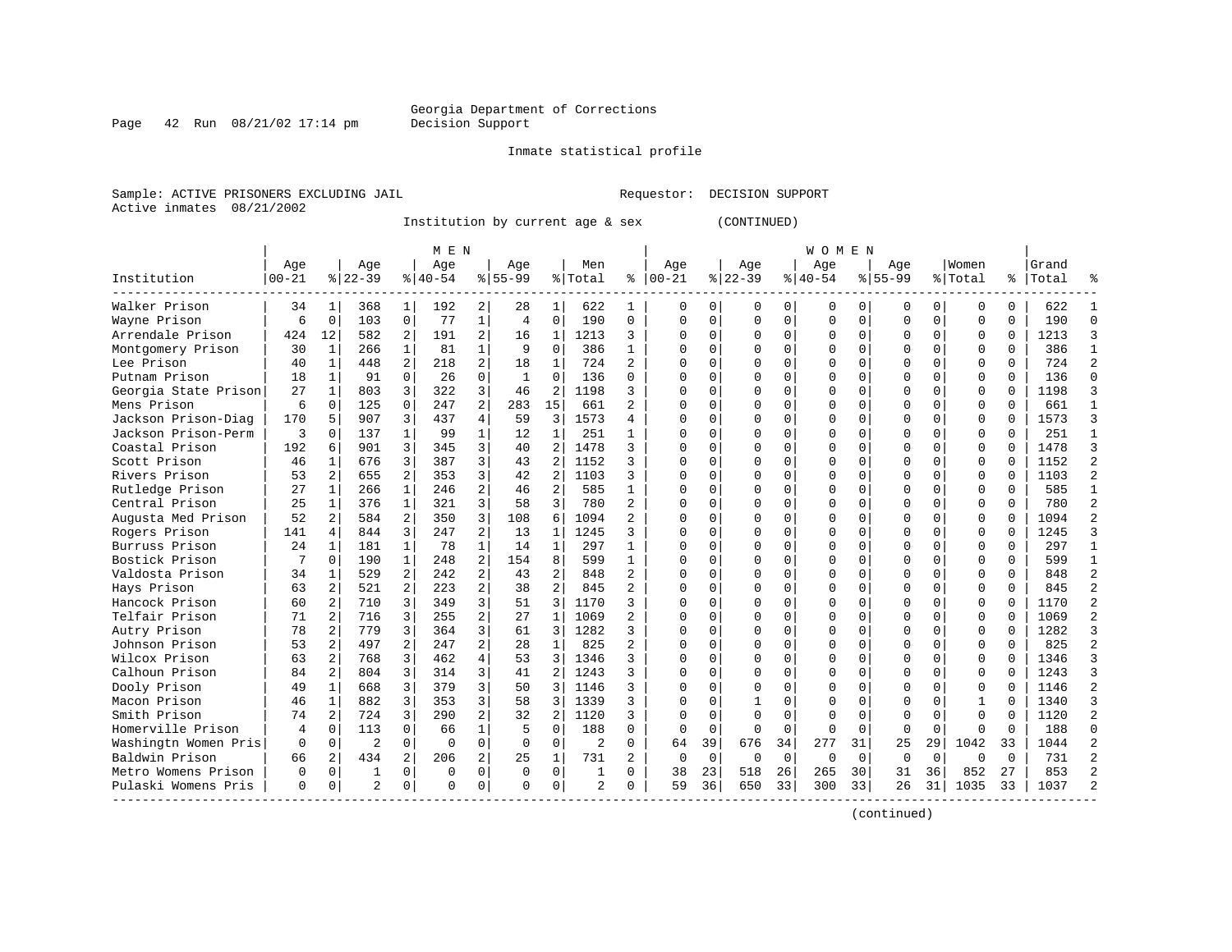Georgia Department of Corrections
Decision Support

Inmate statistical profile

Sample: ACTIVE PRISONERS EXCLUDING JAIL     Requestor: DECISION SUPPORT
Active inmates 08/21/2002

Institution by current age & sex (CONTINUED)

| Institution | MEN Age 00-21 | % | Age 22-39 | % | Age 40-54 | % | Age 55-99 | % | Men Total | % | WOMEN Age 00-21 | % | Age 22-39 | % | Age 40-54 | % | Age 55-99 | % | Women Total | % | Grand Total | % |
|---|---|---|---|---|---|---|---|---|---|---|---|---|---|---|---|---|---|---|---|---|---|---|
| Walker Prison | 34 | 1 | 368 | 1 | 192 | 2 | 28 | 1 | 622 | 1 | 0 | 0 | 0 | 0 | 0 | 0 | 0 | 0 | 0 | 0 | 622 | 1 |
| Wayne Prison | 6 | 0 | 103 | 0 | 77 | 1 | 4 | 0 | 190 | 0 | 0 | 0 | 0 | 0 | 0 | 0 | 0 | 0 | 0 | 0 | 190 | 0 |
| Arrendale Prison | 424 | 12 | 582 | 2 | 191 | 2 | 16 | 1 | 1213 | 3 | 0 | 0 | 0 | 0 | 0 | 0 | 0 | 0 | 0 | 0 | 1213 | 3 |
| Montgomery Prison | 30 | 1 | 266 | 1 | 81 | 1 | 9 | 0 | 386 | 1 | 0 | 0 | 0 | 0 | 0 | 0 | 0 | 0 | 0 | 0 | 386 | 1 |
| Lee Prison | 40 | 1 | 448 | 2 | 218 | 2 | 18 | 1 | 724 | 2 | 0 | 0 | 0 | 0 | 0 | 0 | 0 | 0 | 0 | 0 | 724 | 2 |
| Putnam Prison | 18 | 1 | 91 | 0 | 26 | 0 | 1 | 0 | 136 | 0 | 0 | 0 | 0 | 0 | 0 | 0 | 0 | 0 | 0 | 0 | 136 | 0 |
| Georgia State Prison | 27 | 1 | 803 | 3 | 322 | 3 | 46 | 2 | 1198 | 3 | 0 | 0 | 0 | 0 | 0 | 0 | 0 | 0 | 0 | 0 | 1198 | 3 |
| Mens Prison | 6 | 0 | 125 | 0 | 247 | 2 | 283 | 15 | 661 | 2 | 0 | 0 | 0 | 0 | 0 | 0 | 0 | 0 | 0 | 0 | 661 | 1 |
| Jackson Prison-Diag | 170 | 5 | 907 | 3 | 437 | 4 | 59 | 3 | 1573 | 4 | 0 | 0 | 0 | 0 | 0 | 0 | 0 | 0 | 0 | 0 | 1573 | 3 |
| Jackson Prison-Perm | 3 | 0 | 137 | 1 | 99 | 1 | 12 | 1 | 251 | 1 | 0 | 0 | 0 | 0 | 0 | 0 | 0 | 0 | 0 | 0 | 251 | 1 |
| Coastal Prison | 192 | 6 | 901 | 3 | 345 | 3 | 40 | 2 | 1478 | 3 | 0 | 0 | 0 | 0 | 0 | 0 | 0 | 0 | 0 | 0 | 1478 | 3 |
| Scott Prison | 46 | 1 | 676 | 3 | 387 | 3 | 43 | 2 | 1152 | 3 | 0 | 0 | 0 | 0 | 0 | 0 | 0 | 0 | 0 | 0 | 1152 | 2 |
| Rivers Prison | 53 | 2 | 655 | 2 | 353 | 3 | 42 | 2 | 1103 | 3 | 0 | 0 | 0 | 0 | 0 | 0 | 0 | 0 | 0 | 0 | 1103 | 2 |
| Rutledge Prison | 27 | 1 | 266 | 1 | 246 | 2 | 46 | 2 | 585 | 1 | 0 | 0 | 0 | 0 | 0 | 0 | 0 | 0 | 0 | 0 | 585 | 1 |
| Central Prison | 25 | 1 | 376 | 1 | 321 | 3 | 58 | 3 | 780 | 2 | 0 | 0 | 0 | 0 | 0 | 0 | 0 | 0 | 0 | 0 | 780 | 2 |
| Augusta Med Prison | 52 | 2 | 584 | 2 | 350 | 3 | 108 | 6 | 1094 | 2 | 0 | 0 | 0 | 0 | 0 | 0 | 0 | 0 | 0 | 0 | 1094 | 2 |
| Rogers Prison | 141 | 4 | 844 | 3 | 247 | 2 | 13 | 1 | 1245 | 3 | 0 | 0 | 0 | 0 | 0 | 0 | 0 | 0 | 0 | 0 | 1245 | 3 |
| Burruss Prison | 24 | 1 | 181 | 1 | 78 | 1 | 14 | 1 | 297 | 1 | 0 | 0 | 0 | 0 | 0 | 0 | 0 | 0 | 0 | 0 | 297 | 1 |
| Bostick Prison | 7 | 0 | 190 | 1 | 248 | 2 | 154 | 8 | 599 | 1 | 0 | 0 | 0 | 0 | 0 | 0 | 0 | 0 | 0 | 0 | 599 | 1 |
| Valdosta Prison | 34 | 1 | 529 | 2 | 242 | 2 | 43 | 2 | 848 | 2 | 0 | 0 | 0 | 0 | 0 | 0 | 0 | 0 | 0 | 0 | 848 | 2 |
| Hays Prison | 63 | 2 | 521 | 2 | 223 | 2 | 38 | 2 | 845 | 2 | 0 | 0 | 0 | 0 | 0 | 0 | 0 | 0 | 0 | 0 | 845 | 2 |
| Hancock Prison | 60 | 2 | 710 | 3 | 349 | 3 | 51 | 3 | 1170 | 3 | 0 | 0 | 0 | 0 | 0 | 0 | 0 | 0 | 0 | 0 | 1170 | 2 |
| Telfair Prison | 71 | 2 | 716 | 3 | 255 | 2 | 27 | 1 | 1069 | 2 | 0 | 0 | 0 | 0 | 0 | 0 | 0 | 0 | 0 | 0 | 1069 | 2 |
| Autry Prison | 78 | 2 | 779 | 3 | 364 | 3 | 61 | 3 | 1282 | 3 | 0 | 0 | 0 | 0 | 0 | 0 | 0 | 0 | 0 | 0 | 1282 | 3 |
| Johnson Prison | 53 | 2 | 497 | 2 | 247 | 2 | 28 | 1 | 825 | 2 | 0 | 0 | 0 | 0 | 0 | 0 | 0 | 0 | 0 | 0 | 825 | 2 |
| Wilcox Prison | 63 | 2 | 768 | 3 | 462 | 4 | 53 | 3 | 1346 | 3 | 0 | 0 | 0 | 0 | 0 | 0 | 0 | 0 | 0 | 0 | 1346 | 3 |
| Calhoun Prison | 84 | 2 | 804 | 3 | 314 | 3 | 41 | 2 | 1243 | 3 | 0 | 0 | 0 | 0 | 0 | 0 | 0 | 0 | 0 | 0 | 1243 | 3 |
| Dooly Prison | 49 | 1 | 668 | 3 | 379 | 3 | 50 | 3 | 1146 | 3 | 0 | 0 | 0 | 0 | 0 | 0 | 0 | 0 | 0 | 0 | 1146 | 2 |
| Macon Prison | 46 | 1 | 882 | 3 | 353 | 3 | 58 | 3 | 1339 | 3 | 0 | 0 | 1 | 0 | 0 | 0 | 0 | 0 | 1 | 0 | 1340 | 3 |
| Smith Prison | 74 | 2 | 724 | 3 | 290 | 2 | 32 | 2 | 1120 | 3 | 0 | 0 | 0 | 0 | 0 | 0 | 0 | 0 | 0 | 0 | 1120 | 2 |
| Homerville Prison | 4 | 0 | 113 | 0 | 66 | 1 | 5 | 0 | 188 | 0 | 0 | 0 | 0 | 0 | 0 | 0 | 0 | 0 | 0 | 0 | 188 | 0 |
| Washingtn Women Pris | 0 | 0 | 2 | 0 | 0 | 0 | 0 | 0 | 2 | 0 | 64 | 39 | 676 | 34 | 277 | 31 | 25 | 29 | 1042 | 33 | 1044 | 2 |
| Baldwin Prison | 66 | 2 | 434 | 2 | 206 | 2 | 25 | 1 | 731 | 2 | 0 | 0 | 0 | 0 | 0 | 0 | 0 | 0 | 0 | 0 | 731 | 2 |
| Metro Womens Prison | 0 | 0 | 1 | 0 | 0 | 0 | 0 | 0 | 1 | 0 | 38 | 23 | 518 | 26 | 265 | 30 | 31 | 36 | 852 | 27 | 853 | 2 |
| Pulaski Womens Pris | 0 | 0 | 2 | 0 | 0 | 0 | 0 | 0 | 2 | 0 | 59 | 36 | 650 | 33 | 300 | 33 | 26 | 31 | 1035 | 33 | 1037 | 2 |

(continued)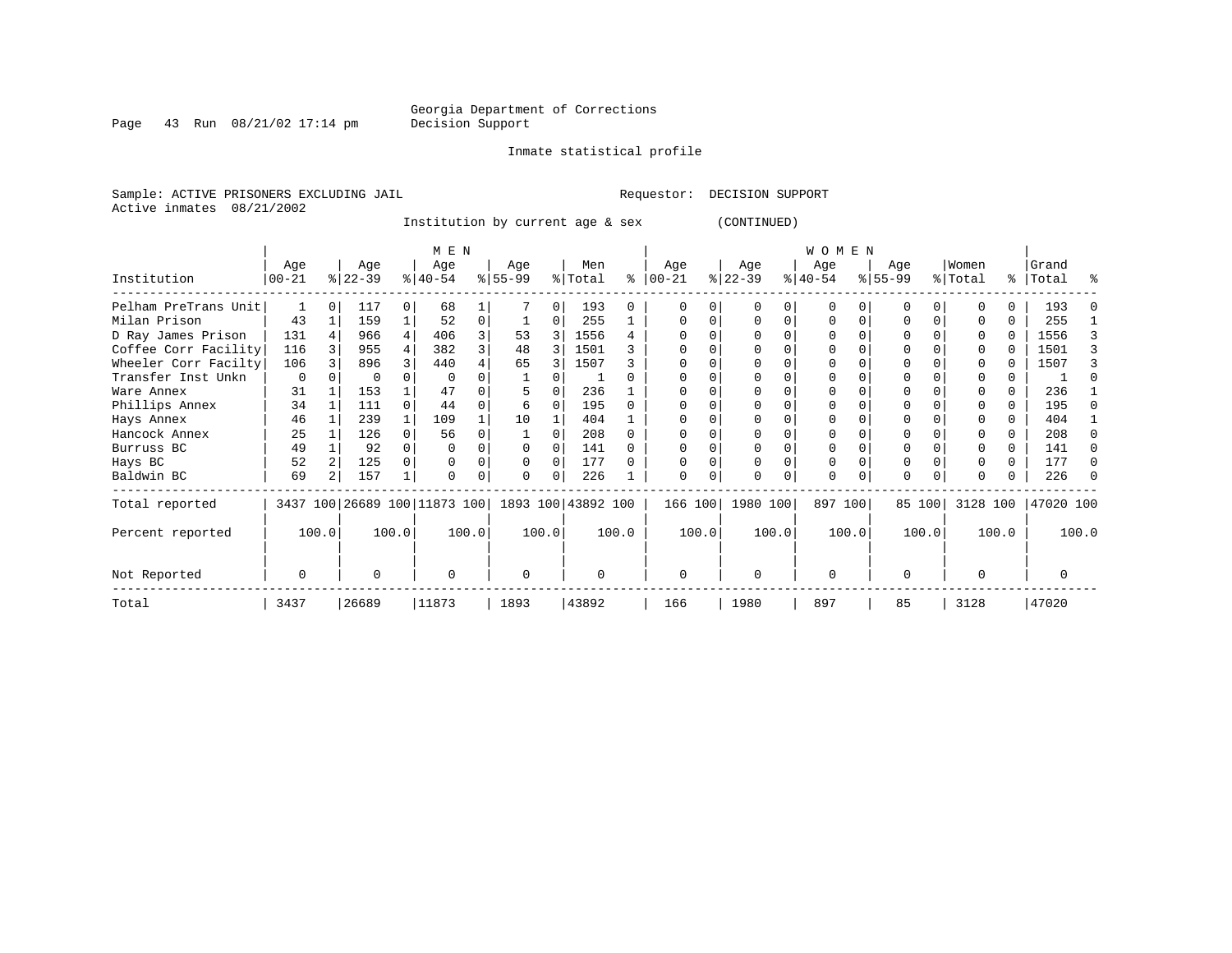Georgia Department of Corrections
Decision Support

Inmate statistical profile

Sample: ACTIVE PRISONERS EXCLUDING JAIL    Requestor: DECISION SUPPORT
Active inmates 08/21/2002

Institution by current age & sex (CONTINUED)

| Institution | MEN Age 00-21 | % | Age 22-39 | % | Age 40-54 | % | Age 55-99 | % | Men Total | % | WOMEN Age 00-21 | % | Age 22-39 | % | Age 40-54 | % | Age 55-99 | % | Women Total | % | Grand Total | % |
|---|---|---|---|---|---|---|---|---|---|---|---|---|---|---|---|---|---|---|---|---|---|---|
| Pelham PreTrans Unit | 1 | 0 | 117 | 0 | 68 | 1 | 7 | 0 | 193 | 0 | 0 | 0 | 0 | 0 | 0 | 0 | 0 | 0 | 0 | 0 | 193 | 0 |
| Milan Prison | 43 | 1 | 159 | 1 | 52 | 0 | 1 | 0 | 255 | 1 | 0 | 0 | 0 | 0 | 0 | 0 | 0 | 0 | 0 | 0 | 255 | 1 |
| D Ray James Prison | 131 | 4 | 966 | 4 | 406 | 3 | 53 | 3 | 1556 | 4 | 0 | 0 | 0 | 0 | 0 | 0 | 0 | 0 | 0 | 0 | 1556 | 3 |
| Coffee Corr Facility | 116 | 3 | 955 | 4 | 382 | 3 | 48 | 3 | 1501 | 3 | 0 | 0 | 0 | 0 | 0 | 0 | 0 | 0 | 0 | 0 | 1501 | 3 |
| Wheeler Corr Facilty | 106 | 3 | 896 | 3 | 440 | 4 | 65 | 3 | 1507 | 3 | 0 | 0 | 0 | 0 | 0 | 0 | 0 | 0 | 0 | 0 | 1507 | 3 |
| Transfer Inst Unkn | 0 | 0 | 0 | 0 | 0 | 0 | 1 | 0 | 1 | 0 | 0 | 0 | 0 | 0 | 0 | 0 | 0 | 0 | 0 | 0 | 1 | 0 |
| Ware Annex | 31 | 1 | 153 | 1 | 47 | 0 | 5 | 0 | 236 | 1 | 0 | 0 | 0 | 0 | 0 | 0 | 0 | 0 | 0 | 0 | 236 | 1 |
| Phillips Annex | 34 | 1 | 111 | 0 | 44 | 0 | 6 | 0 | 195 | 0 | 0 | 0 | 0 | 0 | 0 | 0 | 0 | 0 | 0 | 0 | 195 | 0 |
| Hays Annex | 46 | 1 | 239 | 1 | 109 | 1 | 10 | 1 | 404 | 1 | 0 | 0 | 0 | 0 | 0 | 0 | 0 | 0 | 0 | 0 | 404 | 1 |
| Hancock Annex | 25 | 1 | 126 | 0 | 56 | 0 | 1 | 0 | 208 | 0 | 0 | 0 | 0 | 0 | 0 | 0 | 0 | 0 | 0 | 0 | 208 | 0 |
| Burruss BC | 49 | 1 | 92 | 0 | 0 | 0 | 0 | 0 | 141 | 0 | 0 | 0 | 0 | 0 | 0 | 0 | 0 | 0 | 0 | 0 | 141 | 0 |
| Hays BC | 52 | 2 | 125 | 0 | 0 | 0 | 0 | 0 | 177 | 0 | 0 | 0 | 0 | 0 | 0 | 0 | 0 | 0 | 0 | 0 | 177 | 0 |
| Baldwin BC | 69 | 2 | 157 | 1 | 0 | 0 | 0 | 0 | 226 | 1 | 0 | 0 | 0 | 0 | 0 | 0 | 0 | 0 | 0 | 0 | 226 | 0 |
| Total reported | 3437 | 100 | 26689 | 100 | 11873 | 100 | 1893 | 100 | 43892 | 100 | 166 | 100 | 1980 | 100 | 897 | 100 | 85 | 100 | 3128 | 100 | 47020 | 100 |
| Percent reported | | 100.0 | | 100.0 | | 100.0 | | 100.0 | | 100.0 | | 100.0 | | 100.0 | | 100.0 | | 100.0 | | 100.0 | | 100.0 |
| Not Reported | 0 | | 0 | | 0 | | 0 | | 0 | | 0 | | 0 | | 0 | | 0 | | 0 | | 0 | |
| Total | 3437 | | 26689 | | 11873 | | 1893 | | 43892 | | 166 | | 1980 | | 897 | | 85 | | 3128 | | 47020 | |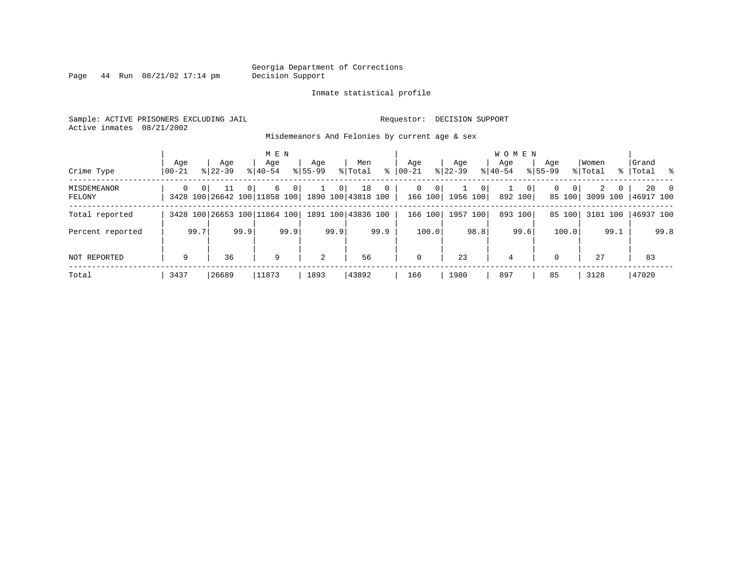Georgia Department of Corrections
Decision Support

Inmate statistical profile

Sample: ACTIVE PRISONERS EXCLUDING JAIL
Requestor: DECISION SUPPORT
Active inmates 08/21/2002

Misdemeanors And Felonies by current age & sex

| Crime Type | MEN Age 00-21 | % | Age 22-39 | % | Age 40-54 | % | Age 55-99 | % | Men Total | % | WOMEN Age 00-21 | % | Age 22-39 | % | Age 40-54 | % | Age 55-99 | % | Women Total | % | Grand Total | % |
|---|---|---|---|---|---|---|---|---|---|---|---|---|---|---|---|---|---|---|---|---|---|---|
| MISDEMEANOR | 0 | 0 | 11 | 0 | 6 | 0 | 1 | 0 | 18 | 0 | 0 | 0 | 1 | 0 | 1 | 0 | 0 | 0 | 2 | 0 | 20 | 0 |
| FELONY | 3428 | 100 | 26642 | 100 | 11858 | 100 | 1890 | 100 | 43818 | 100 | 166 | 100 | 1956 | 100 | 892 | 100 | 85 | 100 | 3099 | 100 | 46917 | 100 |
| Total reported | 3428 | 100 | 26653 | 100 | 11864 | 100 | 1891 | 100 | 43836 | 100 | 166 | 100 | 1957 | 100 | 893 | 100 | 85 | 100 | 3101 | 100 | 46937 | 100 |
| Percent reported | | 99.7 | | 99.9 | | 99.9 | | 99.9 | | 99.9 | | 100.0 | | 98.8 | | 99.6 | | 100.0 | | 99.1 | | 99.8 |
| NOT REPORTED | 9 | | 36 | | 9 | | 2 | | 56 | | 0 | | 23 | | 4 | | 0 | | 27 | | 83 | |
| Total | 3437 | | 26689 | | 11873 | | 1893 | | 43892 | | 166 | | 1980 | | 897 | | 85 | | 3128 | | 47020 | |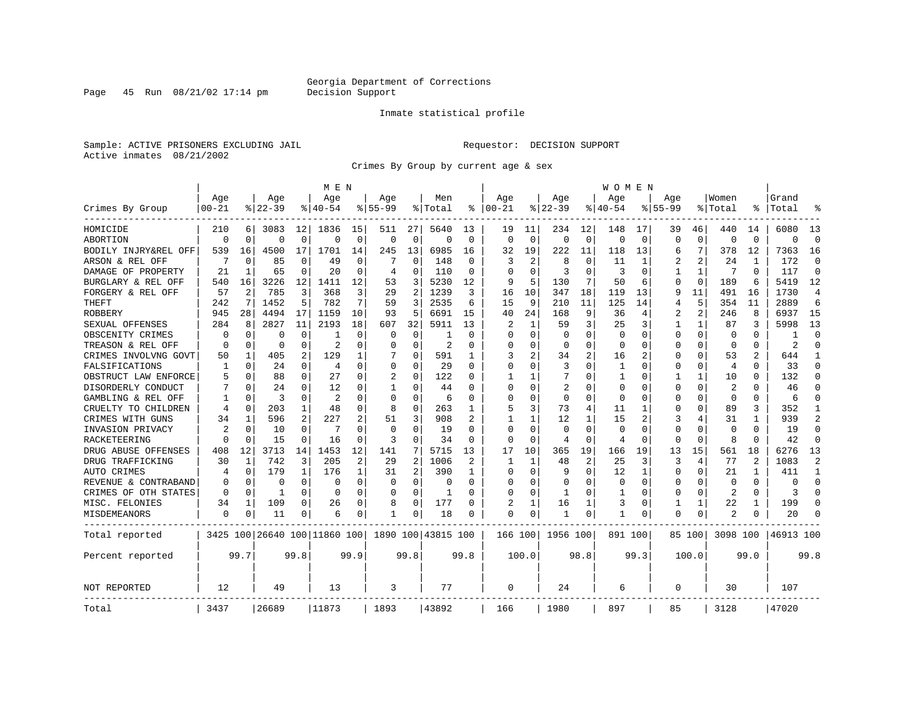Georgia Department of Corrections
Decision Support

Page 45 Run 08/21/02 17:14 pm

Inmate statistical profile

Sample: ACTIVE PRISONERS EXCLUDING JAIL
Active inmates 08/21/2002

Requestor: DECISION SUPPORT

Crimes By Group by current age & sex

| | MEN | | | | | | | | | | | | WOMEN | | | | | | | | | | | | | |
|---|---|---|---|---|---|---|---|---|---|---|---|---|---|---|---|---|---|---|---|---|---|---|---|---|---|---|
| Crimes By Group | Age 00-21 | % | Age 22-39 | % | Age 40-54 | % | Age 55-99 | % | Men Total | % | Age 00-21 | % | Age 22-39 | % | Age 40-54 | % | Age 55-99 | % | Women Total | % | Grand Total | % |
| HOMICIDE | 210 | 6 | 3083 | 12 | 1836 | 15 | 511 | 27 | 5640 | 13 | 19 | 11 | 234 | 12 | 148 | 17 | 39 | 46 | 440 | 14 | 6080 | 13 |
| ABORTION | 0 | 0 | 0 | 0 | 0 | 0 | 0 | 0 | 0 | 0 | 0 | 0 | 0 | 0 | 0 | 0 | 0 | 0 | 0 | 0 | 0 | 0 |
| BODILY INJRY&REL OFF | 539 | 16 | 4500 | 17 | 1701 | 14 | 245 | 13 | 6985 | 16 | 32 | 19 | 222 | 11 | 118 | 13 | 6 | 7 | 378 | 12 | 7363 | 16 |
| ARSON & REL OFF | 7 | 0 | 85 | 0 | 49 | 0 | 7 | 0 | 148 | 0 | 3 | 2 | 8 | 0 | 11 | 1 | 2 | 2 | 24 | 1 | 172 | 0 |
| DAMAGE OF PROPERTY | 21 | 1 | 65 | 0 | 20 | 0 | 4 | 0 | 110 | 0 | 0 | 0 | 3 | 0 | 3 | 0 | 1 | 1 | 7 | 0 | 117 | 0 |
| BURGLARY & REL OFF | 540 | 16 | 3226 | 12 | 1411 | 12 | 53 | 3 | 5230 | 12 | 9 | 5 | 130 | 7 | 50 | 6 | 0 | 0 | 189 | 6 | 5419 | 12 |
| FORGERY & REL OFF | 57 | 2 | 785 | 3 | 368 | 3 | 29 | 2 | 1239 | 3 | 16 | 10 | 347 | 18 | 119 | 13 | 9 | 11 | 491 | 16 | 1730 | 4 |
| THEFT | 242 | 7 | 1452 | 5 | 782 | 7 | 59 | 3 | 2535 | 6 | 15 | 9 | 210 | 11 | 125 | 14 | 4 | 5 | 354 | 11 | 2889 | 6 |
| ROBBERY | 945 | 28 | 4494 | 17 | 1159 | 10 | 93 | 5 | 6691 | 15 | 40 | 24 | 168 | 9 | 36 | 4 | 2 | 2 | 246 | 8 | 6937 | 15 |
| SEXUAL OFFENSES | 284 | 8 | 2827 | 11 | 2193 | 18 | 607 | 32 | 5911 | 13 | 2 | 1 | 59 | 3 | 25 | 3 | 1 | 1 | 87 | 3 | 5998 | 13 |
| OBSCENITY CRIMES | 0 | 0 | 0 | 0 | 1 | 0 | 0 | 0 | 1 | 0 | 0 | 0 | 0 | 0 | 0 | 0 | 0 | 0 | 0 | 0 | 1 | 0 |
| TREASON & REL OFF | 0 | 0 | 0 | 0 | 2 | 0 | 0 | 0 | 2 | 0 | 0 | 0 | 0 | 0 | 0 | 0 | 0 | 0 | 0 | 0 | 2 | 0 |
| CRIMES INVOLVNG GOVT | 50 | 1 | 405 | 2 | 129 | 1 | 7 | 0 | 591 | 1 | 3 | 2 | 34 | 2 | 16 | 2 | 0 | 0 | 53 | 2 | 644 | 1 |
| FALSIFICATIONS | 1 | 0 | 24 | 0 | 4 | 0 | 0 | 0 | 29 | 0 | 0 | 0 | 3 | 0 | 1 | 0 | 0 | 0 | 4 | 0 | 33 | 0 |
| OBSTRUCT LAW ENFORCE | 5 | 0 | 88 | 0 | 27 | 0 | 2 | 0 | 122 | 0 | 1 | 1 | 7 | 0 | 1 | 0 | 1 | 1 | 10 | 0 | 132 | 0 |
| DISORDERLY CONDUCT | 7 | 0 | 24 | 0 | 12 | 0 | 1 | 0 | 44 | 0 | 0 | 0 | 2 | 0 | 0 | 0 | 0 | 0 | 2 | 0 | 46 | 0 |
| GAMBLING & REL OFF | 1 | 0 | 3 | 0 | 2 | 0 | 0 | 0 | 6 | 0 | 0 | 0 | 0 | 0 | 0 | 0 | 0 | 0 | 0 | 0 | 6 | 0 |
| CRUELTY TO CHILDREN | 4 | 0 | 203 | 1 | 48 | 0 | 8 | 0 | 263 | 1 | 5 | 3 | 73 | 4 | 11 | 1 | 0 | 0 | 89 | 3 | 352 | 1 |
| CRIMES WITH GUNS | 34 | 1 | 596 | 2 | 227 | 2 | 51 | 3 | 908 | 2 | 1 | 1 | 12 | 1 | 15 | 2 | 3 | 4 | 31 | 1 | 939 | 2 |
| INVASION PRIVACY | 2 | 0 | 10 | 0 | 7 | 0 | 0 | 0 | 19 | 0 | 0 | 0 | 0 | 0 | 0 | 0 | 0 | 0 | 0 | 0 | 19 | 0 |
| RACKETEERING | 0 | 0 | 15 | 0 | 16 | 0 | 3 | 0 | 34 | 0 | 0 | 0 | 4 | 0 | 4 | 0 | 0 | 0 | 8 | 0 | 42 | 0 |
| DRUG ABUSE OFFENSES | 408 | 12 | 3713 | 14 | 1453 | 12 | 141 | 7 | 5715 | 13 | 17 | 10 | 365 | 19 | 166 | 19 | 13 | 15 | 561 | 18 | 6276 | 13 |
| DRUG TRAFFICKING | 30 | 1 | 742 | 3 | 205 | 2 | 29 | 2 | 1006 | 2 | 1 | 1 | 48 | 2 | 25 | 3 | 3 | 4 | 77 | 2 | 1083 | 2 |
| AUTO CRIMES | 4 | 0 | 179 | 1 | 176 | 1 | 31 | 2 | 390 | 1 | 0 | 0 | 9 | 0 | 12 | 1 | 0 | 0 | 21 | 1 | 411 | 1 |
| REVENUE & CONTRABAND | 0 | 0 | 0 | 0 | 0 | 0 | 0 | 0 | 0 | 0 | 0 | 0 | 0 | 0 | 0 | 0 | 0 | 0 | 0 | 0 | 0 | 0 |
| CRIMES OF OTH STATES | 0 | 0 | 1 | 0 | 0 | 0 | 0 | 0 | 1 | 0 | 0 | 0 | 1 | 0 | 1 | 0 | 0 | 0 | 2 | 0 | 3 | 0 |
| MISC. FELONIES | 34 | 1 | 109 | 0 | 26 | 0 | 8 | 0 | 177 | 0 | 2 | 1 | 16 | 1 | 3 | 0 | 1 | 1 | 22 | 1 | 199 | 0 |
| MISDEMEANORS | 0 | 0 | 11 | 0 | 6 | 0 | 1 | 0 | 18 | 0 | 0 | 0 | 1 | 0 | 1 | 0 | 0 | 0 | 2 | 0 | 20 | 0 |
| Total reported | 3425 | 100 | 26640 | 100 | 11860 | 100 | 1890 | 100 | 43815 | 100 | 166 | 100 | 1956 | 100 | 891 | 100 | 85 | 100 | 3098 | 100 | 46913 | 100 |
| Percent reported | | 99.7 | | 99.8 | | 99.9 | | 99.8 | | 99.8 | | 100.0 | | 98.8 | | 99.3 | | 100.0 | | 99.0 | | 99.8 |
| NOT REPORTED | 12 | | 49 | | 13 | | 3 | | 77 | | 0 | | 24 | | 6 | | 0 | | 30 | | 107 | |
| Total | 3437 | | 26689 | | 11873 | | 1893 | | 43892 | | 166 | | 1980 | | 897 | | 85 | | 3128 | | 47020 | |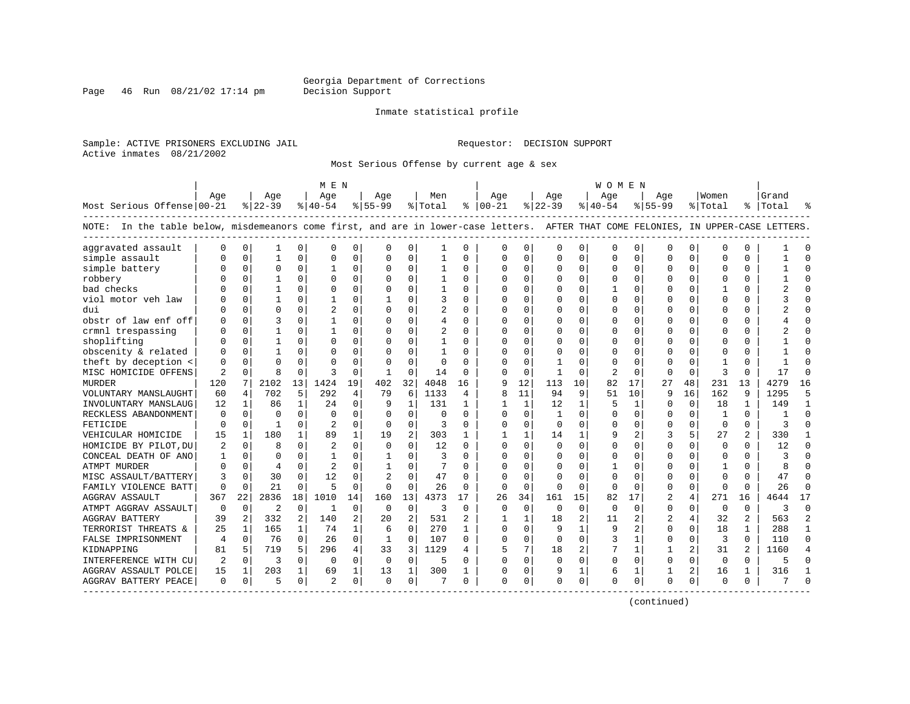Georgia Department of Corrections
Decision Support

Inmate statistical profile

Sample: ACTIVE PRISONERS EXCLUDING JAIL
Active inmates 08/21/2002

Requestor: DECISION SUPPORT

Most Serious Offense by current age & sex

NOTE: In the table below, misdemeanors come first, and are in lower-case letters. AFTER THAT COME FELONIES, IN UPPER-CASE LETTERS.

| | MEN | | | | | | | | | | WOMEN | | | | | | | | | | | |
|---|---|---|---|---|---|---|---|---|---|---|---|---|---|---|---|---|---|---|---|---|---|---|
| Most Serious Offense | Age 00-21 | % | Age 22-39 | % | Age 40-54 | % | Age 55-99 | % | Men Total | % | Age 00-21 | % | Age 22-39 | % | Age 40-54 | % | Age 55-99 | % | Women Total | % | Grand Total | % |
| aggravated assault | 0 | 0 | 1 | 0 | 0 | 0 | 0 | 0 | 1 | 0 | 0 | 0 | 0 | 0 | 0 | 0 | 0 | 0 | 0 | 0 | 1 | 0 |
| simple assault | 0 | 0 | 1 | 0 | 0 | 0 | 0 | 0 | 1 | 0 | 0 | 0 | 0 | 0 | 0 | 0 | 0 | 0 | 0 | 0 | 1 | 0 |
| simple battery | 0 | 0 | 0 | 0 | 1 | 0 | 0 | 0 | 1 | 0 | 0 | 0 | 0 | 0 | 0 | 0 | 0 | 0 | 0 | 0 | 1 | 0 |
| robbery | 0 | 0 | 1 | 0 | 0 | 0 | 0 | 0 | 1 | 0 | 0 | 0 | 0 | 0 | 0 | 0 | 0 | 0 | 0 | 0 | 1 | 0 |
| bad checks | 0 | 0 | 1 | 0 | 0 | 0 | 0 | 0 | 1 | 0 | 0 | 0 | 0 | 0 | 1 | 0 | 0 | 0 | 1 | 0 | 2 | 0 |
| viol motor veh law | 0 | 0 | 1 | 0 | 1 | 0 | 1 | 0 | 3 | 0 | 0 | 0 | 0 | 0 | 0 | 0 | 0 | 0 | 0 | 0 | 3 | 0 |
| dui | 0 | 0 | 0 | 0 | 2 | 0 | 0 | 0 | 2 | 0 | 0 | 0 | 0 | 0 | 0 | 0 | 0 | 0 | 0 | 0 | 2 | 0 |
| obstr of law enf off | 0 | 0 | 3 | 0 | 1 | 0 | 0 | 0 | 4 | 0 | 0 | 0 | 0 | 0 | 0 | 0 | 0 | 0 | 0 | 0 | 4 | 0 |
| crmnl trespassing | 0 | 0 | 1 | 0 | 1 | 0 | 0 | 0 | 2 | 0 | 0 | 0 | 0 | 0 | 0 | 0 | 0 | 0 | 0 | 0 | 2 | 0 |
| shoplifting | 0 | 0 | 1 | 0 | 0 | 0 | 0 | 0 | 1 | 0 | 0 | 0 | 0 | 0 | 0 | 0 | 0 | 0 | 0 | 0 | 1 | 0 |
| obscenity & related | 0 | 0 | 1 | 0 | 0 | 0 | 0 | 0 | 1 | 0 | 0 | 0 | 0 | 0 | 0 | 0 | 0 | 0 | 0 | 0 | 1 | 0 |
| theft by deception < | 0 | 0 | 0 | 0 | 0 | 0 | 0 | 0 | 0 | 0 | 0 | 0 | 1 | 0 | 0 | 0 | 0 | 0 | 1 | 0 | 1 | 0 |
| MISC HOMICIDE OFFENS | 2 | 0 | 8 | 0 | 3 | 0 | 1 | 0 | 14 | 0 | 0 | 0 | 1 | 0 | 2 | 0 | 0 | 0 | 3 | 0 | 17 | 0 |
| MURDER | 120 | 7 | 2102 | 13 | 1424 | 19 | 402 | 32 | 4048 | 16 | 9 | 12 | 113 | 10 | 82 | 17 | 27 | 48 | 231 | 13 | 4279 | 16 |
| VOLUNTARY MANSLAUGHT | 60 | 4 | 702 | 5 | 292 | 4 | 79 | 6 | 1133 | 4 | 8 | 11 | 94 | 9 | 51 | 10 | 9 | 16 | 162 | 9 | 1295 | 5 |
| INVOLUNTARY MANSLAUG | 12 | 1 | 86 | 1 | 24 | 0 | 9 | 1 | 131 | 1 | 1 | 1 | 12 | 1 | 5 | 1 | 0 | 0 | 18 | 1 | 149 | 1 |
| RECKLESS ABANDONMENT | 0 | 0 | 0 | 0 | 0 | 0 | 0 | 0 | 0 | 0 | 0 | 0 | 1 | 0 | 0 | 0 | 0 | 0 | 1 | 0 | 1 | 0 |
| FETICIDE | 0 | 0 | 1 | 0 | 2 | 0 | 0 | 0 | 3 | 0 | 0 | 0 | 0 | 0 | 0 | 0 | 0 | 0 | 0 | 0 | 3 | 0 |
| VEHICULAR HOMICIDE | 15 | 1 | 180 | 1 | 89 | 1 | 19 | 2 | 303 | 1 | 1 | 1 | 14 | 1 | 9 | 2 | 3 | 5 | 27 | 2 | 330 | 1 |
| HOMICIDE BY PILOT,DU | 2 | 0 | 8 | 0 | 2 | 0 | 0 | 0 | 12 | 0 | 0 | 0 | 0 | 0 | 0 | 0 | 0 | 0 | 0 | 0 | 12 | 0 |
| CONCEAL DEATH OF ANO | 1 | 0 | 0 | 0 | 1 | 0 | 1 | 0 | 3 | 0 | 0 | 0 | 0 | 0 | 0 | 0 | 0 | 0 | 0 | 0 | 3 | 0 |
| ATMPT MURDER | 0 | 0 | 4 | 0 | 2 | 0 | 1 | 0 | 7 | 0 | 0 | 0 | 0 | 0 | 1 | 0 | 0 | 0 | 1 | 0 | 8 | 0 |
| MISC ASSAULT/BATTERY | 3 | 0 | 30 | 0 | 12 | 0 | 2 | 0 | 47 | 0 | 0 | 0 | 0 | 0 | 0 | 0 | 0 | 0 | 0 | 0 | 47 | 0 |
| FAMILY VIOLENCE BATT | 0 | 0 | 21 | 0 | 5 | 0 | 0 | 0 | 26 | 0 | 0 | 0 | 0 | 0 | 0 | 0 | 0 | 0 | 0 | 0 | 26 | 0 |
| AGGRAV ASSAULT | 367 | 22 | 2836 | 18 | 1010 | 14 | 160 | 13 | 4373 | 17 | 26 | 34 | 161 | 15 | 82 | 17 | 2 | 4 | 271 | 16 | 4644 | 17 |
| ATMPT AGGRAV ASSAULT | 0 | 0 | 2 | 0 | 1 | 0 | 0 | 0 | 3 | 0 | 0 | 0 | 0 | 0 | 0 | 0 | 0 | 0 | 0 | 0 | 3 | 0 |
| AGGRAV BATTERY | 39 | 2 | 332 | 2 | 140 | 2 | 20 | 2 | 531 | 2 | 1 | 1 | 18 | 2 | 11 | 2 | 2 | 4 | 32 | 2 | 563 | 2 |
| TERRORIST THREATS & | 25 | 1 | 165 | 1 | 74 | 1 | 6 | 0 | 270 | 1 | 0 | 0 | 9 | 1 | 9 | 2 | 0 | 0 | 18 | 1 | 288 | 1 |
| FALSE IMPRISONMENT | 4 | 0 | 76 | 0 | 26 | 0 | 1 | 0 | 107 | 0 | 0 | 0 | 0 | 0 | 3 | 1 | 0 | 0 | 3 | 0 | 110 | 0 |
| KIDNAPPING | 81 | 5 | 719 | 5 | 296 | 4 | 33 | 3 | 1129 | 4 | 5 | 7 | 18 | 2 | 7 | 1 | 1 | 2 | 31 | 2 | 1160 | 4 |
| INTERFERENCE WITH CU | 2 | 0 | 3 | 0 | 0 | 0 | 0 | 0 | 5 | 0 | 0 | 0 | 0 | 0 | 0 | 0 | 0 | 0 | 0 | 0 | 5 | 0 |
| AGGRAV ASSAULT POLCE | 15 | 1 | 203 | 1 | 69 | 1 | 13 | 1 | 300 | 1 | 0 | 0 | 9 | 1 | 6 | 1 | 1 | 2 | 16 | 1 | 316 | 1 |
| AGGRAV BATTERY PEACE | 0 | 0 | 5 | 0 | 2 | 0 | 0 | 0 | 7 | 0 | 0 | 0 | 0 | 0 | 0 | 0 | 0 | 0 | 0 | 0 | 7 | 0 |

(continued)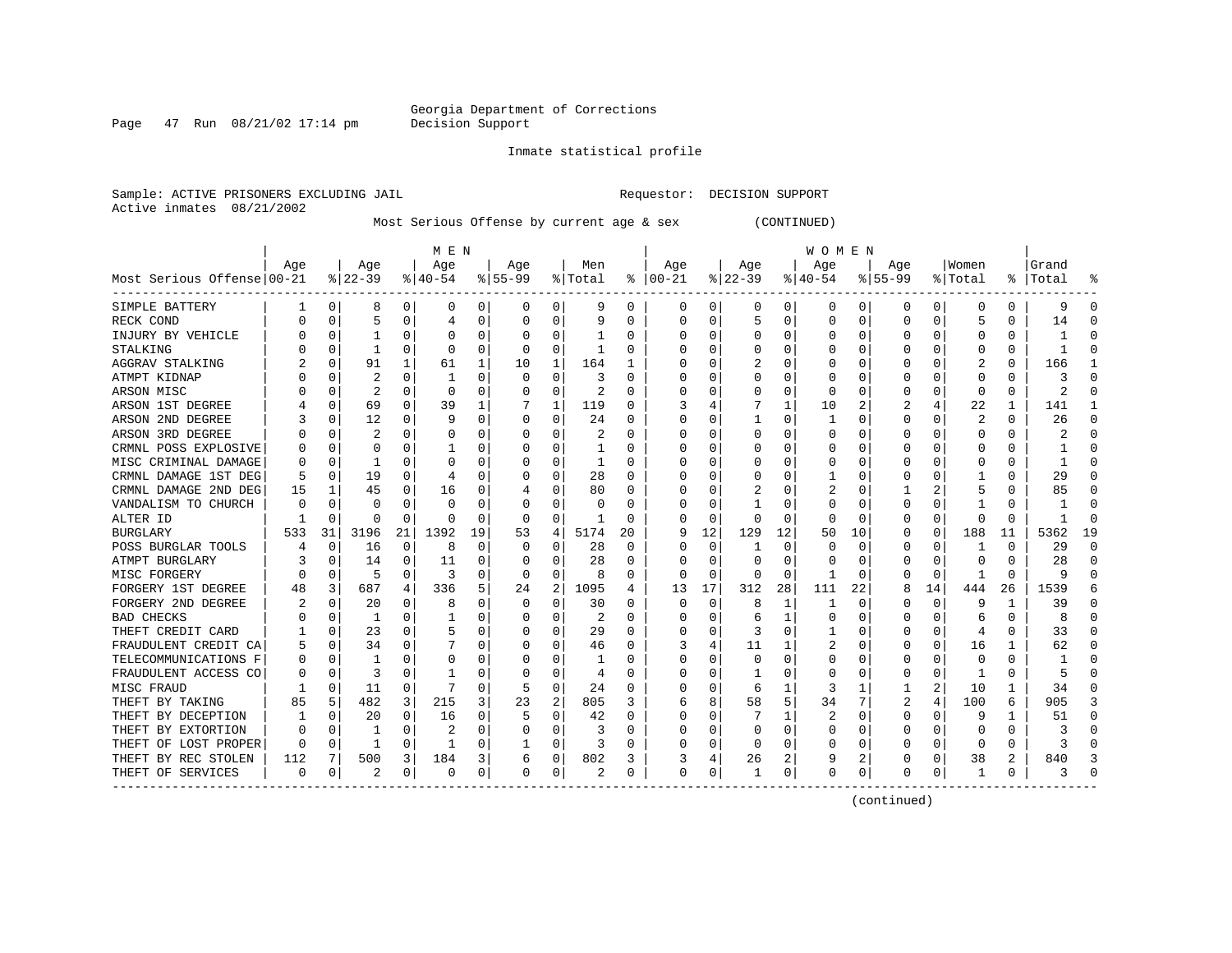Georgia Department of Corrections
Decision Support

Inmate statistical profile

Sample: ACTIVE PRISONERS EXCLUDING JAIL                    Requestor: DECISION SUPPORT
Active inmates 08/21/2002

Most Serious Offense by current age & sex          (CONTINUED)

| | MEN | | | | | | | | | | | | WOMEN | | | | | | | | | | | | | |
|---|---|---|---|---|---|---|---|---|---|---|---|---|---|---|---|---|---|---|---|---|---|---|---|---|---|---|
| Most Serious Offense | Age 00-21 | % | Age 22-39 | % | Age 40-54 | % | Age 55-99 | % | Men Total | % | Age 00-21 | % | Age 22-39 | % | Age 40-54 | % | Age 55-99 | % | Women Total | % | Grand Total | % |
| SIMPLE BATTERY | 1 | 0 | 8 | 0 | 0 | 0 | 0 | 0 | 9 | 0 | 0 | 0 | 0 | 0 | 0 | 0 | 0 | 0 | 0 | 0 | 9 | 0 |
| RECK COND | 0 | 0 | 5 | 0 | 4 | 0 | 0 | 0 | 9 | 0 | 0 | 0 | 5 | 0 | 0 | 0 | 0 | 0 | 5 | 0 | 14 | 0 |
| INJURY BY VEHICLE | 0 | 0 | 1 | 0 | 0 | 0 | 0 | 0 | 1 | 0 | 0 | 0 | 0 | 0 | 0 | 0 | 0 | 0 | 0 | 0 | 1 | 0 |
| STALKING | 0 | 0 | 1 | 0 | 0 | 0 | 0 | 0 | 1 | 0 | 0 | 0 | 0 | 0 | 0 | 0 | 0 | 0 | 0 | 0 | 1 | 0 |
| AGGRAV STALKING | 2 | 0 | 91 | 1 | 61 | 1 | 10 | 1 | 164 | 1 | 0 | 0 | 2 | 0 | 0 | 0 | 0 | 0 | 2 | 0 | 166 | 1 |
| ATMPT KIDNAP | 0 | 0 | 2 | 0 | 1 | 0 | 0 | 0 | 3 | 0 | 0 | 0 | 0 | 0 | 0 | 0 | 0 | 0 | 0 | 0 | 3 | 0 |
| ARSON MISC | 0 | 0 | 2 | 0 | 0 | 0 | 0 | 0 | 2 | 0 | 0 | 0 | 0 | 0 | 0 | 0 | 0 | 0 | 0 | 0 | 2 | 0 |
| ARSON 1ST DEGREE | 4 | 0 | 69 | 0 | 39 | 1 | 7 | 1 | 119 | 0 | 3 | 4 | 7 | 1 | 10 | 2 | 2 | 4 | 22 | 1 | 141 | 1 |
| ARSON 2ND DEGREE | 3 | 0 | 12 | 0 | 9 | 0 | 0 | 0 | 24 | 0 | 0 | 0 | 1 | 0 | 1 | 0 | 0 | 0 | 2 | 0 | 26 | 0 |
| ARSON 3RD DEGREE | 0 | 0 | 2 | 0 | 0 | 0 | 0 | 0 | 2 | 0 | 0 | 0 | 0 | 0 | 0 | 0 | 0 | 0 | 0 | 0 | 2 | 0 |
| CRMNL POSS EXPLOSIVE | 0 | 0 | 0 | 0 | 1 | 0 | 0 | 0 | 1 | 0 | 0 | 0 | 0 | 0 | 0 | 0 | 0 | 0 | 0 | 0 | 1 | 0 |
| MISC CRIMINAL DAMAGE | 0 | 0 | 1 | 0 | 0 | 0 | 0 | 0 | 1 | 0 | 0 | 0 | 0 | 0 | 0 | 0 | 0 | 0 | 0 | 0 | 1 | 0 |
| CRMNL DAMAGE 1ST DEG | 5 | 0 | 19 | 0 | 4 | 0 | 0 | 0 | 28 | 0 | 0 | 0 | 0 | 0 | 1 | 0 | 0 | 0 | 1 | 0 | 29 | 0 |
| CRMNL DAMAGE 2ND DEG | 15 | 1 | 45 | 0 | 16 | 0 | 4 | 0 | 80 | 0 | 0 | 0 | 2 | 0 | 2 | 0 | 1 | 2 | 5 | 0 | 85 | 0 |
| VANDALISM TO CHURCH | 0 | 0 | 0 | 0 | 0 | 0 | 0 | 0 | 0 | 0 | 0 | 0 | 1 | 0 | 0 | 0 | 0 | 0 | 1 | 0 | 1 | 0 |
| ALTER ID | 1 | 0 | 0 | 0 | 0 | 0 | 0 | 0 | 1 | 0 | 0 | 0 | 0 | 0 | 0 | 0 | 0 | 0 | 0 | 0 | 1 | 0 |
| BURGLARY | 533 | 31 | 3196 | 21 | 1392 | 19 | 53 | 4 | 5174 | 20 | 9 | 12 | 129 | 12 | 50 | 10 | 0 | 0 | 188 | 11 | 5362 | 19 |
| POSS BURGLAR TOOLS | 4 | 0 | 16 | 0 | 8 | 0 | 0 | 0 | 28 | 0 | 0 | 0 | 1 | 0 | 0 | 0 | 0 | 0 | 1 | 0 | 29 | 0 |
| ATMPT BURGLARY | 3 | 0 | 14 | 0 | 11 | 0 | 0 | 0 | 28 | 0 | 0 | 0 | 0 | 0 | 0 | 0 | 0 | 0 | 0 | 0 | 28 | 0 |
| MISC FORGERY | 0 | 0 | 5 | 0 | 3 | 0 | 0 | 0 | 8 | 0 | 0 | 0 | 0 | 0 | 1 | 0 | 0 | 0 | 1 | 0 | 9 | 0 |
| FORGERY 1ST DEGREE | 48 | 3 | 687 | 4 | 336 | 5 | 24 | 2 | 1095 | 4 | 13 | 17 | 312 | 28 | 111 | 22 | 8 | 14 | 444 | 26 | 1539 | 6 |
| FORGERY 2ND DEGREE | 2 | 0 | 20 | 0 | 8 | 0 | 0 | 0 | 30 | 0 | 0 | 0 | 8 | 1 | 1 | 0 | 0 | 0 | 9 | 1 | 39 | 0 |
| BAD CHECKS | 0 | 0 | 1 | 0 | 1 | 0 | 0 | 0 | 2 | 0 | 0 | 0 | 6 | 1 | 0 | 0 | 0 | 0 | 6 | 0 | 8 | 0 |
| THEFT CREDIT CARD | 1 | 0 | 23 | 0 | 5 | 0 | 0 | 0 | 29 | 0 | 0 | 0 | 3 | 0 | 1 | 0 | 0 | 0 | 4 | 0 | 33 | 0 |
| FRAUDULENT CREDIT CA | 5 | 0 | 34 | 0 | 7 | 0 | 0 | 0 | 46 | 0 | 3 | 4 | 11 | 1 | 2 | 0 | 0 | 0 | 16 | 1 | 62 | 0 |
| TELECOMMUNICATIONS F | 0 | 0 | 1 | 0 | 0 | 0 | 0 | 0 | 1 | 0 | 0 | 0 | 0 | 0 | 0 | 0 | 0 | 0 | 0 | 0 | 1 | 0 |
| FRAUDULENT ACCESS CO | 0 | 0 | 3 | 0 | 1 | 0 | 0 | 0 | 4 | 0 | 0 | 0 | 1 | 0 | 0 | 0 | 0 | 0 | 1 | 0 | 5 | 0 |
| MISC FRAUD | 1 | 0 | 11 | 0 | 7 | 0 | 5 | 0 | 24 | 0 | 0 | 0 | 6 | 1 | 3 | 1 | 1 | 2 | 10 | 1 | 34 | 0 |
| THEFT BY TAKING | 85 | 5 | 482 | 3 | 215 | 3 | 23 | 2 | 805 | 3 | 6 | 8 | 58 | 5 | 34 | 7 | 2 | 4 | 100 | 6 | 905 | 3 |
| THEFT BY DECEPTION | 1 | 0 | 20 | 0 | 16 | 0 | 5 | 0 | 42 | 0 | 0 | 0 | 7 | 1 | 2 | 0 | 0 | 0 | 9 | 1 | 51 | 0 |
| THEFT BY EXTORTION | 0 | 0 | 1 | 0 | 2 | 0 | 0 | 0 | 3 | 0 | 0 | 0 | 0 | 0 | 0 | 0 | 0 | 0 | 0 | 0 | 3 | 0 |
| THEFT OF LOST PROPER | 0 | 0 | 1 | 0 | 1 | 0 | 1 | 0 | 3 | 0 | 0 | 0 | 0 | 0 | 0 | 0 | 0 | 0 | 0 | 0 | 3 | 0 |
| THEFT BY REC STOLEN | 112 | 7 | 500 | 3 | 184 | 3 | 6 | 0 | 802 | 3 | 3 | 4 | 26 | 2 | 9 | 2 | 0 | 0 | 38 | 2 | 840 | 3 |
| THEFT OF SERVICES | 0 | 0 | 2 | 0 | 0 | 0 | 0 | 0 | 2 | 0 | 0 | 0 | 1 | 0 | 0 | 0 | 0 | 0 | 1 | 0 | 3 | 0 |

(continued)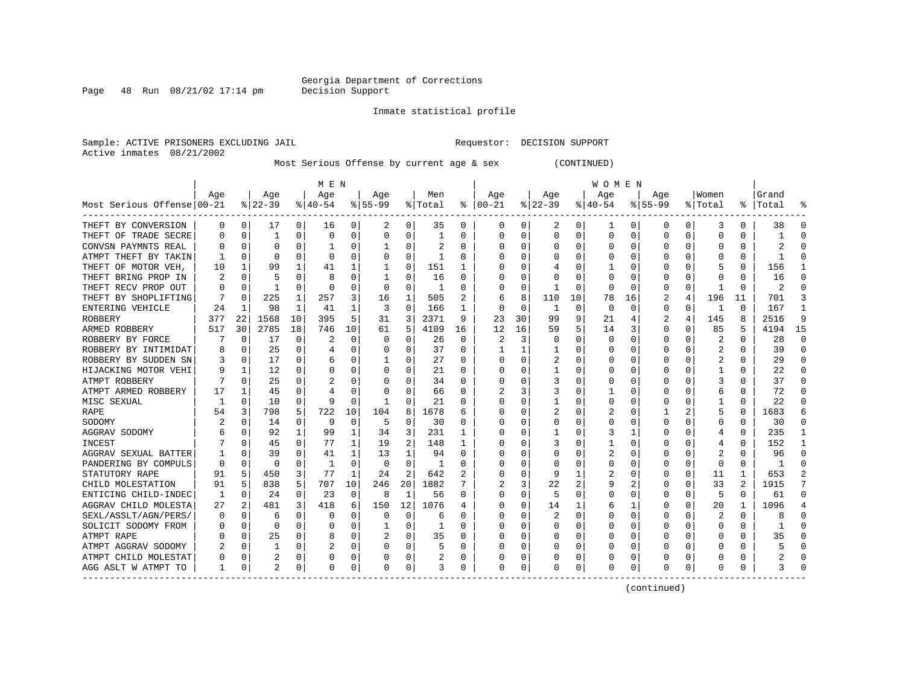Georgia Department of Corrections
Decision Support

Inmate statistical profile

Sample: ACTIVE PRISONERS EXCLUDING JAIL    Requestor: DECISION SUPPORT
Active inmates 08/21/2002

Most Serious Offense by current age & sex (CONTINUED)

| Most Serious Offense | MEN Age 00-21 | % | Age 22-39 | % | Age 40-54 | % | Age 55-99 | % | Men Total | % | WOMEN Age 00-21 | % | Age 22-39 | % | Age 40-54 | % | Age 55-99 | % | Women Total | % | Grand Total | % |
|---|---|---|---|---|---|---|---|---|---|---|---|---|---|---|---|---|---|---|---|---|---|---|
| THEFT BY CONVERSION | 0 | 0 | 17 | 0 | 16 | 0 | 2 | 0 | 35 | 0 | 0 | 0 | 2 | 0 | 1 | 0 | 0 | 0 | 3 | 0 | 38 | 0 |
| THEFT OF TRADE SECRE | 0 | 0 | 1 | 0 | 0 | 0 | 0 | 0 | 1 | 0 | 0 | 0 | 0 | 0 | 0 | 0 | 0 | 0 | 0 | 0 | 1 | 0 |
| CONVSN PAYMNTS REAL | 0 | 0 | 0 | 0 | 1 | 0 | 1 | 0 | 2 | 0 | 0 | 0 | 0 | 0 | 0 | 0 | 0 | 0 | 0 | 0 | 2 | 0 |
| ATMPT THEFT BY TAKIN | 1 | 0 | 0 | 0 | 0 | 0 | 0 | 0 | 1 | 0 | 0 | 0 | 0 | 0 | 0 | 0 | 0 | 0 | 0 | 0 | 1 | 0 |
| THEFT OF MOTOR VEH, | 10 | 1 | 99 | 1 | 41 | 1 | 1 | 0 | 151 | 1 | 0 | 0 | 4 | 0 | 1 | 0 | 0 | 0 | 5 | 0 | 156 | 1 |
| THEFT BRING PROP IN | 2 | 0 | 5 | 0 | 8 | 0 | 1 | 0 | 16 | 0 | 0 | 0 | 0 | 0 | 0 | 0 | 0 | 0 | 0 | 0 | 16 | 0 |
| THEFT RECV PROP OUT | 0 | 0 | 1 | 0 | 0 | 0 | 0 | 0 | 1 | 0 | 0 | 0 | 1 | 0 | 0 | 0 | 0 | 0 | 1 | 0 | 2 | 0 |
| THEFT BY SHOPLIFTING | 7 | 0 | 225 | 1 | 257 | 3 | 16 | 1 | 505 | 2 | 6 | 8 | 110 | 10 | 78 | 16 | 2 | 4 | 196 | 11 | 701 | 3 |
| ENTERING VEHICLE | 24 | 1 | 98 | 1 | 41 | 1 | 3 | 0 | 166 | 1 | 0 | 0 | 1 | 0 | 0 | 0 | 0 | 0 | 1 | 0 | 167 | 1 |
| ROBBERY | 377 | 22 | 1568 | 10 | 395 | 5 | 31 | 3 | 2371 | 9 | 23 | 30 | 99 | 9 | 21 | 4 | 2 | 4 | 145 | 8 | 2516 | 9 |
| ARMED ROBBERY | 517 | 30 | 2785 | 18 | 746 | 10 | 61 | 5 | 4109 | 16 | 12 | 16 | 59 | 5 | 14 | 3 | 0 | 0 | 85 | 5 | 4194 | 15 |
| ROBBERY BY FORCE | 7 | 0 | 17 | 0 | 2 | 0 | 0 | 0 | 26 | 0 | 2 | 3 | 0 | 0 | 0 | 0 | 0 | 0 | 2 | 0 | 28 | 0 |
| ROBBERY BY INTIMIDAT | 8 | 0 | 25 | 0 | 4 | 0 | 0 | 0 | 37 | 0 | 1 | 1 | 1 | 0 | 0 | 0 | 0 | 0 | 2 | 0 | 39 | 0 |
| ROBBERY BY SUDDEN SN | 3 | 0 | 17 | 0 | 6 | 0 | 1 | 0 | 27 | 0 | 0 | 0 | 2 | 0 | 0 | 0 | 0 | 0 | 2 | 0 | 29 | 0 |
| HIJACKING MOTOR VEHI | 9 | 1 | 12 | 0 | 0 | 0 | 0 | 0 | 21 | 0 | 0 | 0 | 1 | 0 | 0 | 0 | 0 | 0 | 1 | 0 | 22 | 0 |
| ATMPT ROBBERY | 7 | 0 | 25 | 0 | 2 | 0 | 0 | 0 | 34 | 0 | 0 | 0 | 3 | 0 | 0 | 0 | 0 | 0 | 3 | 0 | 37 | 0 |
| ATMPT ARMED ROBBERY | 17 | 1 | 45 | 0 | 4 | 0 | 0 | 0 | 66 | 0 | 2 | 3 | 3 | 0 | 1 | 0 | 0 | 0 | 6 | 0 | 72 | 0 |
| MISC SEXUAL | 1 | 0 | 10 | 0 | 9 | 0 | 1 | 0 | 21 | 0 | 0 | 0 | 1 | 0 | 0 | 0 | 0 | 0 | 1 | 0 | 22 | 0 |
| RAPE | 54 | 3 | 798 | 5 | 722 | 10 | 104 | 8 | 1678 | 6 | 0 | 0 | 2 | 0 | 2 | 0 | 1 | 2 | 5 | 0 | 1683 | 6 |
| SODOMY | 2 | 0 | 14 | 0 | 9 | 0 | 5 | 0 | 30 | 0 | 0 | 0 | 0 | 0 | 0 | 0 | 0 | 0 | 0 | 0 | 30 | 0 |
| AGGRAV SODOMY | 6 | 0 | 92 | 1 | 99 | 1 | 34 | 3 | 231 | 1 | 0 | 0 | 1 | 0 | 3 | 1 | 0 | 0 | 4 | 0 | 235 | 1 |
| INCEST | 7 | 0 | 45 | 0 | 77 | 1 | 19 | 2 | 148 | 1 | 0 | 0 | 3 | 0 | 1 | 0 | 0 | 0 | 4 | 0 | 152 | 1 |
| AGGRAV SEXUAL BATTER | 1 | 0 | 39 | 0 | 41 | 1 | 13 | 1 | 94 | 0 | 0 | 0 | 0 | 0 | 2 | 0 | 0 | 0 | 2 | 0 | 96 | 0 |
| PANDERING BY COMPULS | 0 | 0 | 0 | 0 | 1 | 0 | 0 | 0 | 1 | 0 | 0 | 0 | 0 | 0 | 0 | 0 | 0 | 0 | 0 | 0 | 1 | 0 |
| STATUTORY RAPE | 91 | 5 | 450 | 3 | 77 | 1 | 24 | 2 | 642 | 2 | 0 | 0 | 9 | 1 | 2 | 0 | 0 | 0 | 11 | 1 | 653 | 2 |
| CHILD MOLESTATION | 91 | 5 | 838 | 5 | 707 | 10 | 246 | 20 | 1882 | 7 | 2 | 3 | 22 | 2 | 9 | 2 | 0 | 0 | 33 | 2 | 1915 | 7 |
| ENTICING CHILD-INDEC | 1 | 0 | 24 | 0 | 23 | 0 | 8 | 1 | 56 | 0 | 0 | 0 | 5 | 0 | 0 | 0 | 0 | 0 | 5 | 0 | 61 | 0 |
| AGGRAV CHILD MOLESTA | 27 | 2 | 481 | 3 | 418 | 6 | 150 | 12 | 1076 | 4 | 0 | 0 | 14 | 1 | 6 | 1 | 0 | 0 | 20 | 1 | 1096 | 4 |
| SEXL/ASSLT/AGN/PERS/ | 0 | 0 | 6 | 0 | 0 | 0 | 0 | 0 | 6 | 0 | 0 | 0 | 2 | 0 | 0 | 0 | 0 | 0 | 2 | 0 | 8 | 0 |
| SOLICIT SODOMY FROM | 0 | 0 | 0 | 0 | 0 | 0 | 1 | 0 | 1 | 0 | 0 | 0 | 0 | 0 | 0 | 0 | 0 | 0 | 0 | 0 | 1 | 0 |
| ATMPT RAPE | 0 | 0 | 25 | 0 | 8 | 0 | 2 | 0 | 35 | 0 | 0 | 0 | 0 | 0 | 0 | 0 | 0 | 0 | 0 | 0 | 35 | 0 |
| ATMPT AGGRAV SODOMY | 2 | 0 | 1 | 0 | 2 | 0 | 0 | 0 | 5 | 0 | 0 | 0 | 0 | 0 | 0 | 0 | 0 | 0 | 0 | 0 | 5 | 0 |
| ATMPT CHILD MOLESTAT | 0 | 0 | 2 | 0 | 0 | 0 | 0 | 0 | 2 | 0 | 0 | 0 | 0 | 0 | 0 | 0 | 0 | 0 | 0 | 0 | 2 | 0 |
| AGG ASLT W ATMPT TO | 1 | 0 | 2 | 0 | 0 | 0 | 0 | 0 | 3 | 0 | 0 | 0 | 0 | 0 | 0 | 0 | 0 | 0 | 0 | 0 | 3 | 0 |

(continued)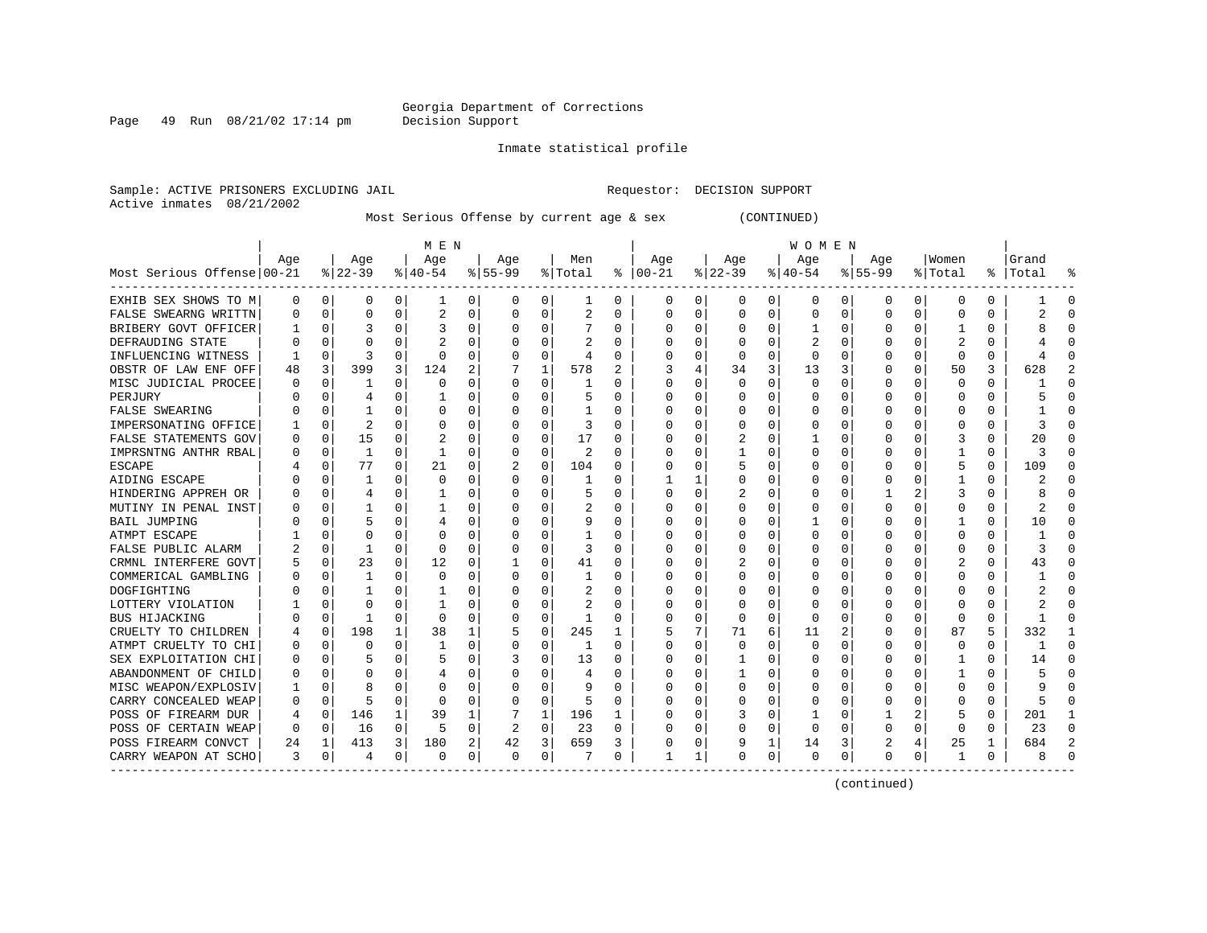Georgia Department of Corrections
Decision Support

Inmate statistical profile

Sample: ACTIVE PRISONERS EXCLUDING JAIL                Requestor: DECISION SUPPORT
Active inmates 08/21/2002

Most Serious Offense by current age & sex (CONTINUED)

| Most Serious Offense | MEN Age 00-21 | % | Age 22-39 | % | Age 40-54 | % | Age 55-99 | % | Men Total | % | WOMEN Age 00-21 | % | Age 22-39 | % | Age 40-54 | % | Age 55-99 | % | Women Total | % | Grand Total | % |
|---|---|---|---|---|---|---|---|---|---|---|---|---|---|---|---|---|---|---|---|---|---|---|
| EXHIB SEX SHOWS TO M | 0 | 0 | 0 | 0 | 1 | 0 | 0 | 0 | 1 | 0 | 0 | 0 | 0 | 0 | 0 | 0 | 0 | 0 | 0 | 0 | 1 | 0 |
| FALSE SWEARNG WRITTN | 0 | 0 | 0 | 0 | 2 | 0 | 0 | 0 | 2 | 0 | 0 | 0 | 0 | 0 | 0 | 0 | 0 | 0 | 0 | 0 | 2 | 0 |
| BRIBERY GOVT OFFICER | 1 | 0 | 3 | 0 | 3 | 0 | 0 | 0 | 7 | 0 | 0 | 0 | 0 | 0 | 1 | 0 | 0 | 0 | 1 | 0 | 8 | 0 |
| DEFRAUDING STATE | 0 | 0 | 0 | 0 | 2 | 0 | 0 | 0 | 2 | 0 | 0 | 0 | 0 | 0 | 2 | 0 | 0 | 0 | 2 | 0 | 4 | 0 |
| INFLUENCING WITNESS | 1 | 0 | 3 | 0 | 0 | 0 | 0 | 0 | 4 | 0 | 0 | 0 | 0 | 0 | 0 | 0 | 0 | 0 | 0 | 0 | 4 | 0 |
| OBSTR OF LAW ENF OFF | 48 | 3 | 399 | 3 | 124 | 2 | 7 | 1 | 578 | 2 | 3 | 4 | 34 | 3 | 13 | 3 | 0 | 0 | 50 | 3 | 628 | 2 |
| MISC JUDICIAL PROCEE | 0 | 0 | 1 | 0 | 0 | 0 | 0 | 0 | 1 | 0 | 0 | 0 | 0 | 0 | 0 | 0 | 0 | 0 | 0 | 0 | 1 | 0 |
| PERJURY | 0 | 0 | 4 | 0 | 1 | 0 | 0 | 0 | 5 | 0 | 0 | 0 | 0 | 0 | 0 | 0 | 0 | 0 | 0 | 0 | 5 | 0 |
| FALSE SWEARING | 0 | 0 | 1 | 0 | 0 | 0 | 0 | 0 | 1 | 0 | 0 | 0 | 0 | 0 | 0 | 0 | 0 | 0 | 0 | 0 | 1 | 0 |
| IMPERSONATING OFFICE | 1 | 0 | 2 | 0 | 0 | 0 | 0 | 0 | 3 | 0 | 0 | 0 | 0 | 0 | 0 | 0 | 0 | 0 | 0 | 0 | 3 | 0 |
| FALSE STATEMENTS GOV | 0 | 0 | 15 | 0 | 2 | 0 | 0 | 0 | 17 | 0 | 0 | 0 | 2 | 0 | 1 | 0 | 0 | 0 | 3 | 0 | 20 | 0 |
| IMPRSNTNG ANTHR RBAL | 0 | 0 | 1 | 0 | 1 | 0 | 0 | 0 | 2 | 0 | 0 | 0 | 1 | 0 | 0 | 0 | 0 | 0 | 1 | 0 | 3 | 0 |
| ESCAPE | 4 | 0 | 77 | 0 | 21 | 0 | 2 | 0 | 104 | 0 | 0 | 0 | 5 | 0 | 0 | 0 | 0 | 0 | 5 | 0 | 109 | 0 |
| AIDING ESCAPE | 0 | 0 | 1 | 0 | 0 | 0 | 0 | 0 | 1 | 0 | 1 | 1 | 0 | 0 | 0 | 0 | 0 | 0 | 1 | 0 | 2 | 0 |
| HINDERING APPREH OR | 0 | 0 | 4 | 0 | 1 | 0 | 0 | 0 | 5 | 0 | 0 | 0 | 2 | 0 | 0 | 0 | 1 | 2 | 3 | 0 | 8 | 0 |
| MUTINY IN PENAL INST | 0 | 0 | 1 | 0 | 1 | 0 | 0 | 0 | 2 | 0 | 0 | 0 | 0 | 0 | 0 | 0 | 0 | 0 | 0 | 0 | 2 | 0 |
| BAIL JUMPING | 0 | 0 | 5 | 0 | 4 | 0 | 0 | 0 | 9 | 0 | 0 | 0 | 0 | 0 | 1 | 0 | 0 | 0 | 1 | 0 | 10 | 0 |
| ATMPT ESCAPE | 1 | 0 | 0 | 0 | 0 | 0 | 0 | 0 | 1 | 0 | 0 | 0 | 0 | 0 | 0 | 0 | 0 | 0 | 0 | 0 | 1 | 0 |
| FALSE PUBLIC ALARM | 2 | 0 | 1 | 0 | 0 | 0 | 0 | 0 | 3 | 0 | 0 | 0 | 0 | 0 | 0 | 0 | 0 | 0 | 0 | 0 | 3 | 0 |
| CRMNL INTERFERE GOVT | 5 | 0 | 23 | 0 | 12 | 0 | 1 | 0 | 41 | 0 | 0 | 0 | 2 | 0 | 0 | 0 | 0 | 0 | 2 | 0 | 43 | 0 |
| COMMERICAL GAMBLING | 0 | 0 | 1 | 0 | 0 | 0 | 0 | 0 | 1 | 0 | 0 | 0 | 0 | 0 | 0 | 0 | 0 | 0 | 0 | 0 | 1 | 0 |
| DOGFIGHTING | 0 | 0 | 1 | 0 | 1 | 0 | 0 | 0 | 2 | 0 | 0 | 0 | 0 | 0 | 0 | 0 | 0 | 0 | 0 | 0 | 2 | 0 |
| LOTTERY VIOLATION | 1 | 0 | 0 | 0 | 1 | 0 | 0 | 0 | 2 | 0 | 0 | 0 | 0 | 0 | 0 | 0 | 0 | 0 | 0 | 0 | 2 | 0 |
| BUS HIJACKING | 0 | 0 | 1 | 0 | 0 | 0 | 0 | 0 | 1 | 0 | 0 | 0 | 0 | 0 | 0 | 0 | 0 | 0 | 0 | 0 | 1 | 0 |
| CRUELTY TO CHILDREN | 4 | 0 | 198 | 1 | 38 | 1 | 5 | 0 | 245 | 1 | 5 | 7 | 71 | 6 | 11 | 2 | 0 | 0 | 87 | 5 | 332 | 1 |
| ATMPT CRUELTY TO CHI | 0 | 0 | 0 | 0 | 1 | 0 | 0 | 0 | 1 | 0 | 0 | 0 | 0 | 0 | 0 | 0 | 0 | 0 | 0 | 0 | 1 | 0 |
| SEX EXPLOITATION CHI | 0 | 0 | 5 | 0 | 5 | 0 | 3 | 0 | 13 | 0 | 0 | 0 | 1 | 0 | 0 | 0 | 0 | 0 | 1 | 0 | 14 | 0 |
| ABANDONMENT OF CHILD | 0 | 0 | 0 | 0 | 4 | 0 | 0 | 0 | 4 | 0 | 0 | 0 | 1 | 0 | 0 | 0 | 0 | 0 | 1 | 0 | 5 | 0 |
| MISC WEAPON/EXPLOSIV | 1 | 0 | 8 | 0 | 0 | 0 | 0 | 0 | 9 | 0 | 0 | 0 | 0 | 0 | 0 | 0 | 0 | 0 | 0 | 0 | 9 | 0 |
| CARRY CONCEALED WEAP | 0 | 0 | 5 | 0 | 0 | 0 | 0 | 0 | 5 | 0 | 0 | 0 | 0 | 0 | 0 | 0 | 0 | 0 | 0 | 0 | 5 | 0 |
| POSS OF FIREARM DUR | 4 | 0 | 146 | 1 | 39 | 1 | 7 | 1 | 196 | 1 | 0 | 0 | 3 | 0 | 1 | 0 | 1 | 2 | 5 | 0 | 201 | 1 |
| POSS OF CERTAIN WEAP | 0 | 0 | 16 | 0 | 5 | 0 | 2 | 0 | 23 | 0 | 0 | 0 | 0 | 0 | 0 | 0 | 0 | 0 | 0 | 0 | 23 | 0 |
| POSS FIREARM CONVCT | 24 | 1 | 413 | 3 | 180 | 2 | 42 | 3 | 659 | 3 | 0 | 0 | 9 | 1 | 14 | 3 | 2 | 4 | 25 | 1 | 684 | 2 |
| CARRY WEAPON AT SCHO | 3 | 0 | 4 | 0 | 0 | 0 | 0 | 0 | 7 | 0 | 1 | 1 | 0 | 0 | 0 | 0 | 0 | 0 | 1 | 0 | 8 | 0 |

(continued)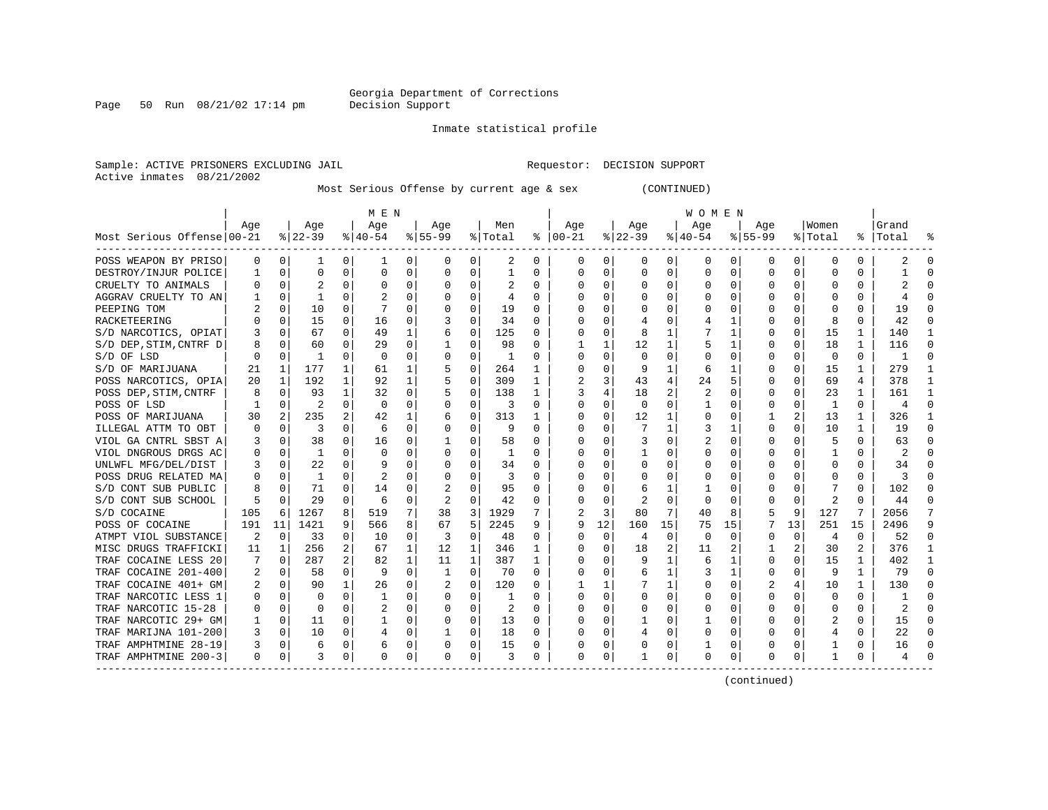Georgia Department of Corrections
Decision Support

Inmate statistical profile

Sample: ACTIVE PRISONERS EXCLUDING JAIL     Requestor: DECISION SUPPORT
Active inmates 08/21/2002

Most Serious Offense by current age & sex (CONTINUED)

| Most Serious Offense | MEN Age 00-21 | % | Age 22-39 | % | Age 40-54 | % | Age 55-99 | % | Men Total | % | WOMEN Age 00-21 | % | Age 22-39 | % | Age 40-54 | % | Age 55-99 | % | Women Total | % | Grand Total | % |
|---|---|---|---|---|---|---|---|---|---|---|---|---|---|---|---|---|---|---|---|---|---|---|
| POSS WEAPON BY PRISO | 0 | 0 | 1 | 0 | 1 | 0 | 0 | 0 | 2 | 0 | 0 | 0 | 0 | 0 | 0 | 0 | 0 | 0 | 0 | 0 | 2 | 0 |
| DESTROY/INJUR POLICE | 1 | 0 | 0 | 0 | 0 | 0 | 0 | 0 | 1 | 0 | 0 | 0 | 0 | 0 | 0 | 0 | 0 | 0 | 0 | 0 | 1 | 0 |
| CRUELTY TO ANIMALS | 0 | 0 | 2 | 0 | 0 | 0 | 0 | 0 | 2 | 0 | 0 | 0 | 0 | 0 | 0 | 0 | 0 | 0 | 0 | 0 | 2 | 0 |
| AGGRAV CRUELTY TO AN | 1 | 0 | 1 | 0 | 2 | 0 | 0 | 0 | 4 | 0 | 0 | 0 | 0 | 0 | 0 | 0 | 0 | 0 | 0 | 0 | 4 | 0 |
| PEEPING TOM | 2 | 0 | 10 | 0 | 7 | 0 | 0 | 0 | 19 | 0 | 0 | 0 | 0 | 0 | 0 | 0 | 0 | 0 | 0 | 0 | 19 | 0 |
| RACKETEERING | 0 | 0 | 15 | 0 | 16 | 0 | 3 | 0 | 34 | 0 | 0 | 0 | 4 | 0 | 4 | 1 | 0 | 0 | 8 | 0 | 42 | 0 |
| S/D NARCOTICS, OPIAT | 3 | 0 | 67 | 0 | 49 | 1 | 6 | 0 | 125 | 0 | 0 | 0 | 8 | 1 | 7 | 1 | 0 | 0 | 15 | 1 | 140 | 1 |
| S/D DEP,STIM,CNTRF D | 8 | 0 | 60 | 0 | 29 | 0 | 1 | 0 | 98 | 0 | 1 | 1 | 12 | 1 | 5 | 1 | 0 | 0 | 18 | 1 | 116 | 0 |
| S/D OF LSD | 0 | 0 | 1 | 0 | 0 | 0 | 0 | 0 | 1 | 0 | 0 | 0 | 0 | 0 | 0 | 0 | 0 | 0 | 0 | 0 | 1 | 0 |
| S/D OF MARIJUANA | 21 | 1 | 177 | 1 | 61 | 1 | 5 | 0 | 264 | 1 | 0 | 0 | 9 | 1 | 6 | 1 | 0 | 0 | 15 | 1 | 279 | 1 |
| POSS NARCOTICS, OPIA | 20 | 1 | 192 | 1 | 92 | 1 | 5 | 0 | 309 | 1 | 2 | 3 | 43 | 4 | 24 | 5 | 0 | 0 | 69 | 4 | 378 | 1 |
| POSS DEP,STIM,CNTRF | 8 | 0 | 93 | 1 | 32 | 0 | 5 | 0 | 138 | 1 | 3 | 4 | 18 | 2 | 2 | 0 | 0 | 0 | 23 | 1 | 161 | 1 |
| POSS OF LSD | 1 | 0 | 2 | 0 | 0 | 0 | 0 | 0 | 3 | 0 | 0 | 0 | 0 | 0 | 1 | 0 | 0 | 0 | 1 | 0 | 4 | 0 |
| POSS OF MARIJUANA | 30 | 2 | 235 | 2 | 42 | 1 | 6 | 0 | 313 | 1 | 0 | 0 | 12 | 1 | 0 | 0 | 1 | 2 | 13 | 1 | 326 | 1 |
| ILLEGAL ATTM TO OBT | 0 | 0 | 3 | 0 | 6 | 0 | 0 | 0 | 9 | 0 | 0 | 0 | 7 | 1 | 3 | 1 | 0 | 0 | 10 | 1 | 19 | 0 |
| VIOL GA CNTRL SBST A | 3 | 0 | 38 | 0 | 16 | 0 | 1 | 0 | 58 | 0 | 0 | 0 | 3 | 0 | 2 | 0 | 0 | 0 | 5 | 0 | 63 | 0 |
| VIOL DNGROUS DRGS AC | 0 | 0 | 1 | 0 | 0 | 0 | 0 | 0 | 1 | 0 | 0 | 0 | 1 | 0 | 0 | 0 | 0 | 0 | 1 | 0 | 2 | 0 |
| UNLWFL MFG/DEL/DIST | 3 | 0 | 22 | 0 | 9 | 0 | 0 | 0 | 34 | 0 | 0 | 0 | 0 | 0 | 0 | 0 | 0 | 0 | 0 | 0 | 34 | 0 |
| POSS DRUG RELATED MA | 0 | 0 | 1 | 0 | 2 | 0 | 0 | 0 | 3 | 0 | 0 | 0 | 0 | 0 | 0 | 0 | 0 | 0 | 0 | 0 | 3 | 0 |
| S/D CONT SUB PUBLIC | 8 | 0 | 71 | 0 | 14 | 0 | 2 | 0 | 95 | 0 | 0 | 0 | 6 | 1 | 1 | 0 | 0 | 0 | 7 | 0 | 102 | 0 |
| S/D CONT SUB SCHOOL | 5 | 0 | 29 | 0 | 6 | 0 | 2 | 0 | 42 | 0 | 0 | 0 | 2 | 0 | 0 | 0 | 0 | 0 | 2 | 0 | 44 | 0 |
| S/D COCAINE | 105 | 6 | 1267 | 8 | 519 | 7 | 38 | 3 | 1929 | 7 | 2 | 3 | 80 | 7 | 40 | 8 | 5 | 9 | 127 | 7 | 2056 | 7 |
| POSS OF COCAINE | 191 | 11 | 1421 | 9 | 566 | 8 | 67 | 5 | 2245 | 9 | 9 | 12 | 160 | 15 | 75 | 15 | 7 | 13 | 251 | 15 | 2496 | 9 |
| ATMPT VIOL SUBSTANCE | 2 | 0 | 33 | 0 | 10 | 0 | 3 | 0 | 48 | 0 | 0 | 0 | 4 | 0 | 0 | 0 | 0 | 0 | 4 | 0 | 52 | 0 |
| MISC DRUGS TRAFFICKI | 11 | 1 | 256 | 2 | 67 | 1 | 12 | 1 | 346 | 1 | 0 | 0 | 18 | 2 | 11 | 2 | 1 | 2 | 30 | 2 | 376 | 1 |
| TRAF COCAINE LESS 20 | 7 | 0 | 287 | 2 | 82 | 1 | 11 | 1 | 387 | 1 | 0 | 0 | 9 | 1 | 6 | 1 | 0 | 0 | 15 | 1 | 402 | 1 |
| TRAF COCAINE 201-400 | 2 | 0 | 58 | 0 | 9 | 0 | 1 | 0 | 70 | 0 | 0 | 0 | 6 | 1 | 3 | 1 | 0 | 0 | 9 | 1 | 79 | 0 |
| TRAF COCAINE 401+ GM | 2 | 0 | 90 | 1 | 26 | 0 | 2 | 0 | 120 | 0 | 1 | 1 | 7 | 1 | 0 | 0 | 2 | 4 | 10 | 1 | 130 | 0 |
| TRAF NARCOTIC LESS 1 | 0 | 0 | 0 | 0 | 1 | 0 | 0 | 0 | 1 | 0 | 0 | 0 | 0 | 0 | 0 | 0 | 0 | 0 | 0 | 0 | 1 | 0 |
| TRAF NARCOTIC 15-28 | 0 | 0 | 0 | 0 | 2 | 0 | 0 | 0 | 2 | 0 | 0 | 0 | 0 | 0 | 0 | 0 | 0 | 0 | 0 | 0 | 2 | 0 |
| TRAF NARCOTIC 29+ GM | 1 | 0 | 11 | 0 | 1 | 0 | 0 | 0 | 13 | 0 | 0 | 0 | 1 | 0 | 1 | 0 | 0 | 0 | 2 | 0 | 15 | 0 |
| TRAF MARIJNA 101-200 | 3 | 0 | 10 | 0 | 4 | 0 | 1 | 0 | 18 | 0 | 0 | 0 | 4 | 0 | 0 | 0 | 0 | 0 | 4 | 0 | 22 | 0 |
| TRAF AMPHTMINE 28-19 | 3 | 0 | 6 | 0 | 6 | 0 | 0 | 0 | 15 | 0 | 0 | 0 | 0 | 0 | 1 | 0 | 0 | 0 | 1 | 0 | 16 | 0 |
| TRAF AMPHTMINE 200-3 | 0 | 0 | 3 | 0 | 0 | 0 | 0 | 0 | 3 | 0 | 0 | 0 | 1 | 0 | 0 | 0 | 0 | 0 | 1 | 0 | 4 | 0 |

(continued)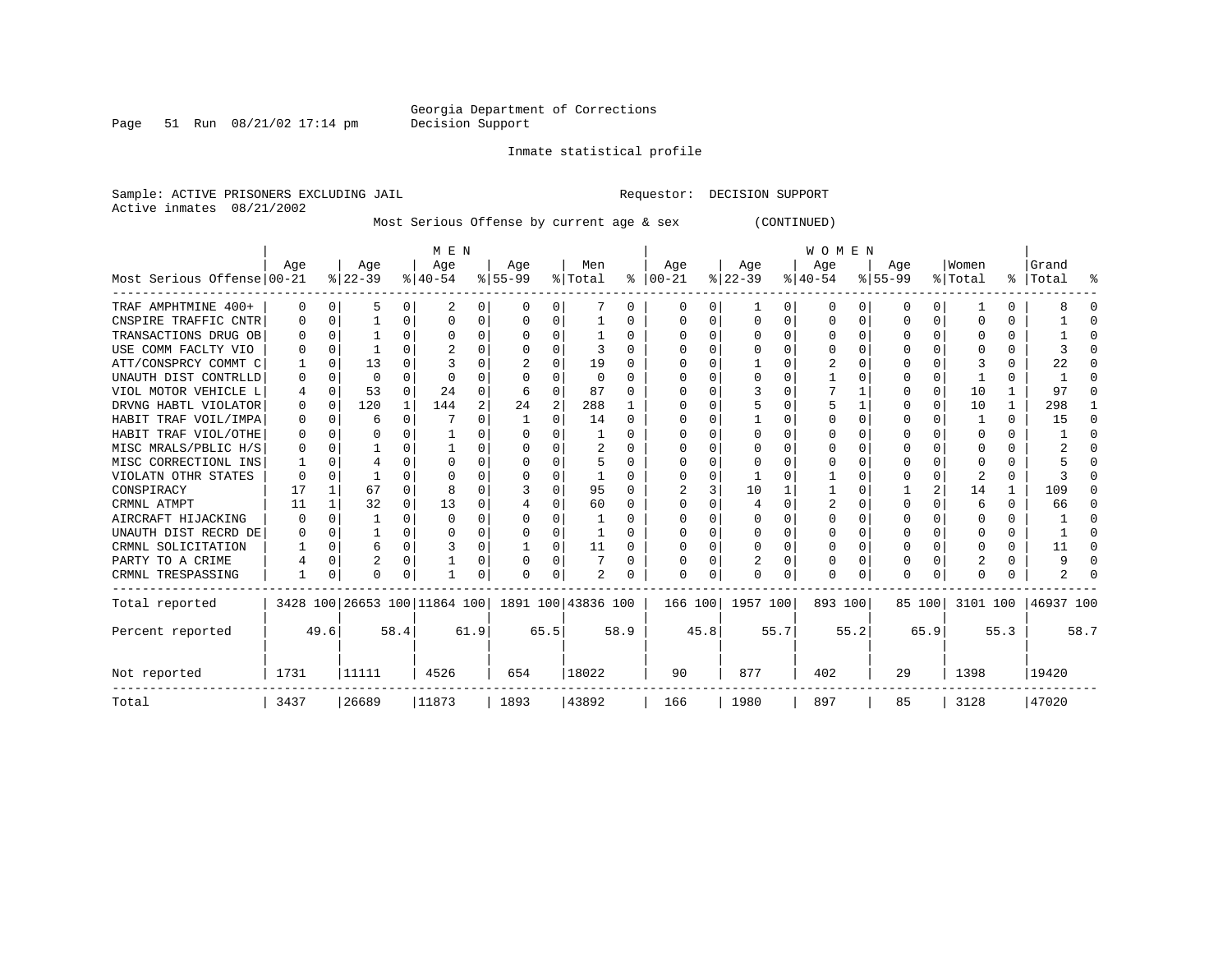Georgia Department of Corrections
Decision Support

Inmate statistical profile

Sample: ACTIVE PRISONERS EXCLUDING JAIL                    Requestor: DECISION SUPPORT
Active inmates 08/21/2002

Most Serious Offense by current age & sex          (CONTINUED)

| | MEN | | | | | | | | | | WOMEN | | | | | | | | | | | |
|---|---|---|---|---|---|---|---|---|---|---|---|---|---|---|---|---|---|---|---|---|---|---|
| Most Serious Offense | Age 00-21 | % | Age 22-39 | % | Age 40-54 | % | Age 55-99 | % | Men Total | % | Age 00-21 | % | Age 22-39 | % | Age 40-54 | % | Age 55-99 | % | Women Total | % | Grand Total | % |
| TRAF AMPHTMINE 400+ | 0 | 0 | 5 | 0 | 2 | 0 | 0 | 0 | 7 | 0 | 0 | 0 | 1 | 0 | 0 | 0 | 0 | 0 | 1 | 0 | 8 | 0 |
| CNSPIRE TRAFFIC CNTR | 0 | 0 | 1 | 0 | 0 | 0 | 0 | 0 | 1 | 0 | 0 | 0 | 0 | 0 | 0 | 0 | 0 | 0 | 0 | 0 | 1 | 0 |
| TRANSACTIONS DRUG OB | 0 | 0 | 1 | 0 | 0 | 0 | 0 | 0 | 1 | 0 | 0 | 0 | 0 | 0 | 0 | 0 | 0 | 0 | 0 | 0 | 1 | 0 |
| USE COMM FACLTY VIO | 0 | 0 | 1 | 0 | 2 | 0 | 0 | 0 | 3 | 0 | 0 | 0 | 0 | 0 | 0 | 0 | 0 | 0 | 0 | 0 | 3 | 0 |
| ATT/CONSPRCY COMMT C | 1 | 0 | 13 | 0 | 3 | 0 | 2 | 0 | 19 | 0 | 0 | 0 | 1 | 0 | 2 | 0 | 0 | 0 | 3 | 0 | 22 | 0 |
| UNAUTH DIST CONTRLLD | 0 | 0 | 0 | 0 | 0 | 0 | 0 | 0 | 0 | 0 | 0 | 0 | 0 | 0 | 1 | 0 | 0 | 0 | 1 | 0 | 1 | 0 |
| VIOL MOTOR VEHICLE L | 4 | 0 | 53 | 0 | 24 | 0 | 6 | 0 | 87 | 0 | 0 | 0 | 3 | 0 | 7 | 1 | 0 | 0 | 10 | 1 | 97 | 0 |
| DRVNG HABTL VIOLATOR | 0 | 0 | 120 | 1 | 144 | 2 | 24 | 2 | 288 | 1 | 0 | 0 | 5 | 0 | 5 | 1 | 0 | 0 | 10 | 1 | 298 | 1 |
| HABIT TRAF VOIL/IMPA | 0 | 0 | 6 | 0 | 7 | 0 | 1 | 0 | 14 | 0 | 0 | 0 | 1 | 0 | 0 | 0 | 0 | 0 | 1 | 0 | 15 | 0 |
| HABIT TRAF VIOL/OTHE | 0 | 0 | 0 | 0 | 1 | 0 | 0 | 0 | 1 | 0 | 0 | 0 | 0 | 0 | 0 | 0 | 0 | 0 | 0 | 0 | 1 | 0 |
| MISC MRALS/PBLIC H/S | 0 | 0 | 1 | 0 | 1 | 0 | 0 | 0 | 2 | 0 | 0 | 0 | 0 | 0 | 0 | 0 | 0 | 0 | 0 | 0 | 2 | 0 |
| MISC CORRECTIONL INS | 1 | 0 | 4 | 0 | 0 | 0 | 0 | 0 | 5 | 0 | 0 | 0 | 0 | 0 | 0 | 0 | 0 | 0 | 0 | 0 | 5 | 0 |
| VIOLATN OTHR STATES | 0 | 0 | 1 | 0 | 0 | 0 | 0 | 0 | 1 | 0 | 0 | 0 | 1 | 0 | 1 | 0 | 0 | 0 | 2 | 0 | 3 | 0 |
| CONSPIRACY | 17 | 1 | 67 | 0 | 8 | 0 | 3 | 0 | 95 | 0 | 2 | 3 | 10 | 1 | 1 | 0 | 1 | 2 | 14 | 1 | 109 | 0 |
| CRMNL ATMPT | 11 | 1 | 32 | 0 | 13 | 0 | 4 | 0 | 60 | 0 | 0 | 0 | 4 | 0 | 2 | 0 | 0 | 0 | 6 | 0 | 66 | 0 |
| AIRCRAFT HIJACKING | 0 | 0 | 1 | 0 | 0 | 0 | 0 | 0 | 1 | 0 | 0 | 0 | 0 | 0 | 0 | 0 | 0 | 0 | 0 | 0 | 1 | 0 |
| UNAUTH DIST RECRD DE | 0 | 0 | 1 | 0 | 0 | 0 | 0 | 0 | 1 | 0 | 0 | 0 | 0 | 0 | 0 | 0 | 0 | 0 | 0 | 0 | 1 | 0 |
| CRMNL SOLICITATION | 1 | 0 | 6 | 0 | 3 | 0 | 1 | 0 | 11 | 0 | 0 | 0 | 0 | 0 | 0 | 0 | 0 | 0 | 0 | 0 | 11 | 0 |
| PARTY TO A CRIME | 4 | 0 | 2 | 0 | 1 | 0 | 0 | 0 | 7 | 0 | 0 | 0 | 2 | 0 | 0 | 0 | 0 | 0 | 2 | 0 | 9 | 0 |
| CRMNL TRESPASSING | 1 | 0 | 0 | 0 | 1 | 0 | 0 | 0 | 2 | 0 | 0 | 0 | 0 | 0 | 0 | 0 | 0 | 0 | 0 | 0 | 2 | 0 |
| Total reported | 3428 | 100 | 26653 | 100 | 11864 | 100 | 1891 | 100 | 43836 | 100 | 166 | 100 | 1957 | 100 | 893 | 100 | 85 | 100 | 3101 | 100 | 46937 | 100 |
| Percent reported | | 49.6 | | 58.4 | | 61.9 | | 65.5 | | 58.9 | | 45.8 | | 55.7 | | 55.2 | | 65.9 | | 55.3 | | 58.7 |
| Not reported | 1731 | | 11111 | | 4526 | | 654 | | 18022 | | 90 | | 877 | | 402 | | 29 | | 1398 | | 19420 | |
| Total | 3437 | | 26689 | | 11873 | | 1893 | | 43892 | | 166 | | 1980 | | 897 | | 85 | | 3128 | | 47020 | |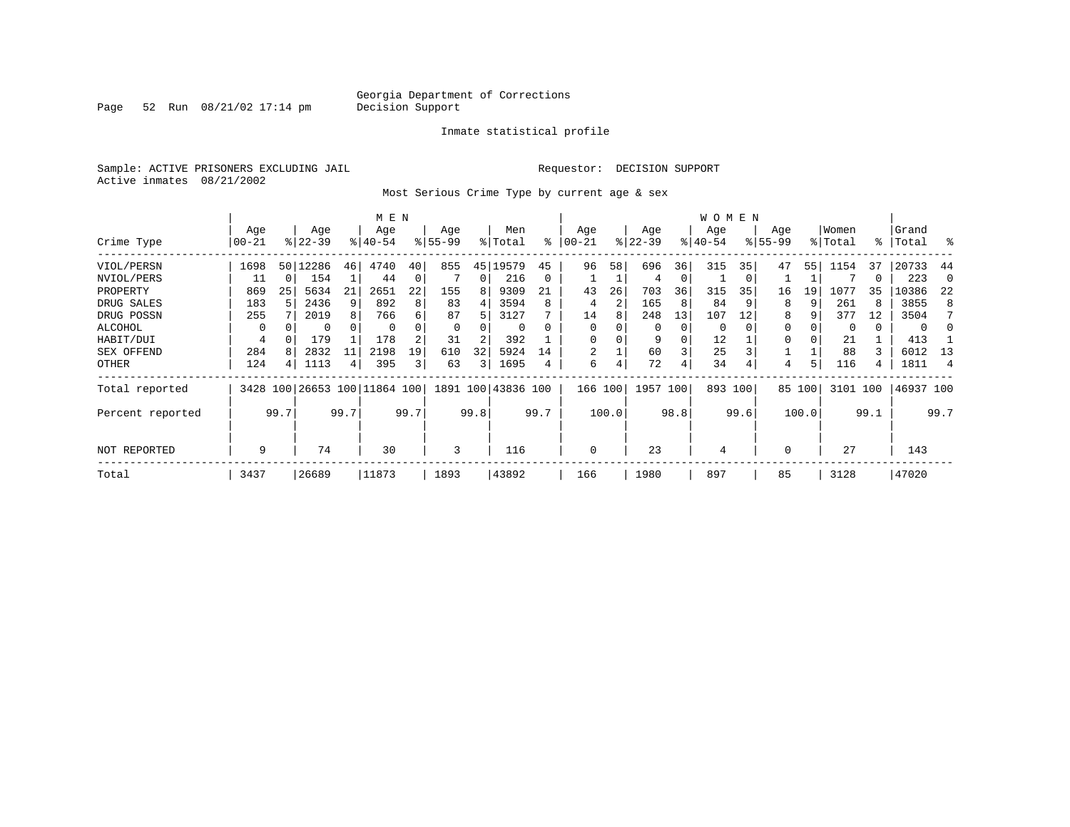Georgia Department of Corrections
Decision Support

Inmate statistical profile

Sample: ACTIVE PRISONERS EXCLUDING JAIL

Requestor: DECISION SUPPORT

Active inmates 08/21/2002

Most Serious Crime Type by current age & sex

| | MEN | | | | | | | | | | WOMEN | | | | | | | | | | | |
|---|---|---|---|---|---|---|---|---|---|---|---|---|---|---|---|---|---|---|---|---|---|---|
| Crime Type | Age 00-21 | % | Age 22-39 | % | Age 40-54 | % | Age 55-99 | % | Men Total | % | Age 00-21 | % | Age 22-39 | % | Age 40-54 | % | Age 55-99 | % | Women Total | % | Grand Total | % |
| VIOL/PERSN | 1698 | 50 | 12286 | 46 | 4740 | 40 | 855 | 45 | 19579 | 45 | 96 | 58 | 696 | 36 | 315 | 35 | 47 | 55 | 1154 | 37 | 20733 | 44 |
| NVIOL/PERS | 11 | 0 | 154 | 1 | 44 | 0 | 7 | 0 | 216 | 0 | 1 | 1 | 4 | 0 | 1 | 0 | 1 | 1 | 7 | 0 | 223 | 0 |
| PROPERTY | 869 | 25 | 5634 | 21 | 2651 | 22 | 155 | 8 | 9309 | 21 | 43 | 26 | 703 | 36 | 315 | 35 | 16 | 19 | 1077 | 35 | 10386 | 22 |
| DRUG SALES | 183 | 5 | 2436 | 9 | 892 | 8 | 83 | 4 | 3594 | 8 | 4 | 2 | 165 | 8 | 84 | 9 | 8 | 9 | 261 | 8 | 3855 | 8 |
| DRUG POSSN | 255 | 7 | 2019 | 8 | 766 | 6 | 87 | 5 | 3127 | 7 | 14 | 8 | 248 | 13 | 107 | 12 | 8 | 9 | 377 | 12 | 3504 | 7 |
| ALCOHOL | 0 | 0 | 0 | 0 | 0 | 0 | 0 | 0 | 0 | 0 | 0 | 0 | 0 | 0 | 0 | 0 | 0 | 0 | 0 | 0 | 0 | 0 |
| HABIT/DUI | 4 | 0 | 179 | 1 | 178 | 2 | 31 | 2 | 392 | 1 | 0 | 0 | 9 | 0 | 12 | 1 | 0 | 0 | 21 | 1 | 413 | 1 |
| SEX OFFEND | 284 | 8 | 2832 | 11 | 2198 | 19 | 610 | 32 | 5924 | 14 | 2 | 1 | 60 | 3 | 25 | 3 | 1 | 1 | 88 | 3 | 6012 | 13 |
| OTHER | 124 | 4 | 1113 | 4 | 395 | 3 | 63 | 3 | 1695 | 4 | 6 | 4 | 72 | 4 | 34 | 4 | 4 | 5 | 116 | 4 | 1811 | 4 |
| Total reported | 3428 | 100 | 26653 | 100 | 11864 | 100 | 1891 | 100 | 43836 | 100 | 166 | 100 | 1957 | 100 | 893 | 100 | 85 | 100 | 3101 | 100 | 46937 | 100 |
| Percent reported | | 99.7 | | 99.7 | | 99.7 | | 99.8 | | 99.7 | | 100.0 | | 98.8 | | 99.6 | | 100.0 | | 99.1 | | 99.7 |
| NOT REPORTED | 9 | | 74 | | 30 | | 3 | | 116 | | 0 | | 23 | | 4 | | 0 | | 27 | | 143 | |
| Total | 3437 | | 26689 | | 11873 | | 1893 | | 43892 | | 166 | | 1980 | | 897 | | 85 | | 3128 | | 47020 | |